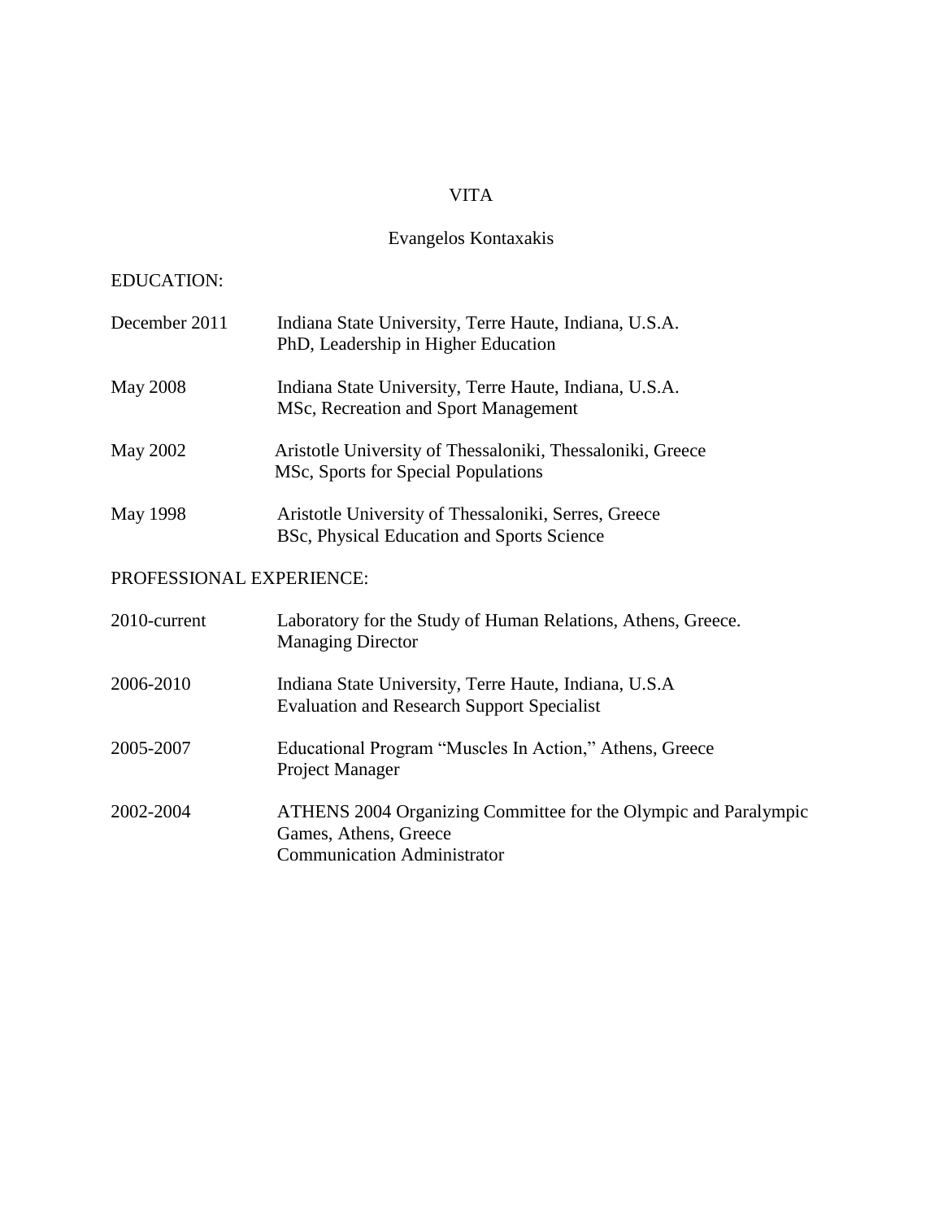# VITA

## Evangelos Kontaxakis

### EDUCATION:

| | |
|---|---|
| December 2011 | Indiana State University, Terre Haute, Indiana, U.S.A. PhD, Leadership in Higher Education |
| May 2008 | Indiana State University, Terre Haute, Indiana, U.S.A. MSc, Recreation and Sport Management |
| May 2002 | Aristotle University of Thessaloniki, Thessaloniki, Greece MSc, Sports for Special Populations |
| May 1998 | Aristotle University of Thessaloniki, Serres, Greece BSc, Physical Education and Sports Science |

### PROFESSIONAL EXPERIENCE:

| | |
|---|---|
| 2010-current | Laboratory for the Study of Human Relations, Athens, Greece. Managing Director |
| 2006-2010 | Indiana State University, Terre Haute, Indiana, U.S.A Evaluation and Research Support Specialist |
| 2005-2007 | Educational Program "Muscles In Action," Athens, Greece Project Manager |
| 2002-2004 | ATHENS 2004 Organizing Committee for the Olympic and Paralympic Games, Athens, Greece Communication Administrator |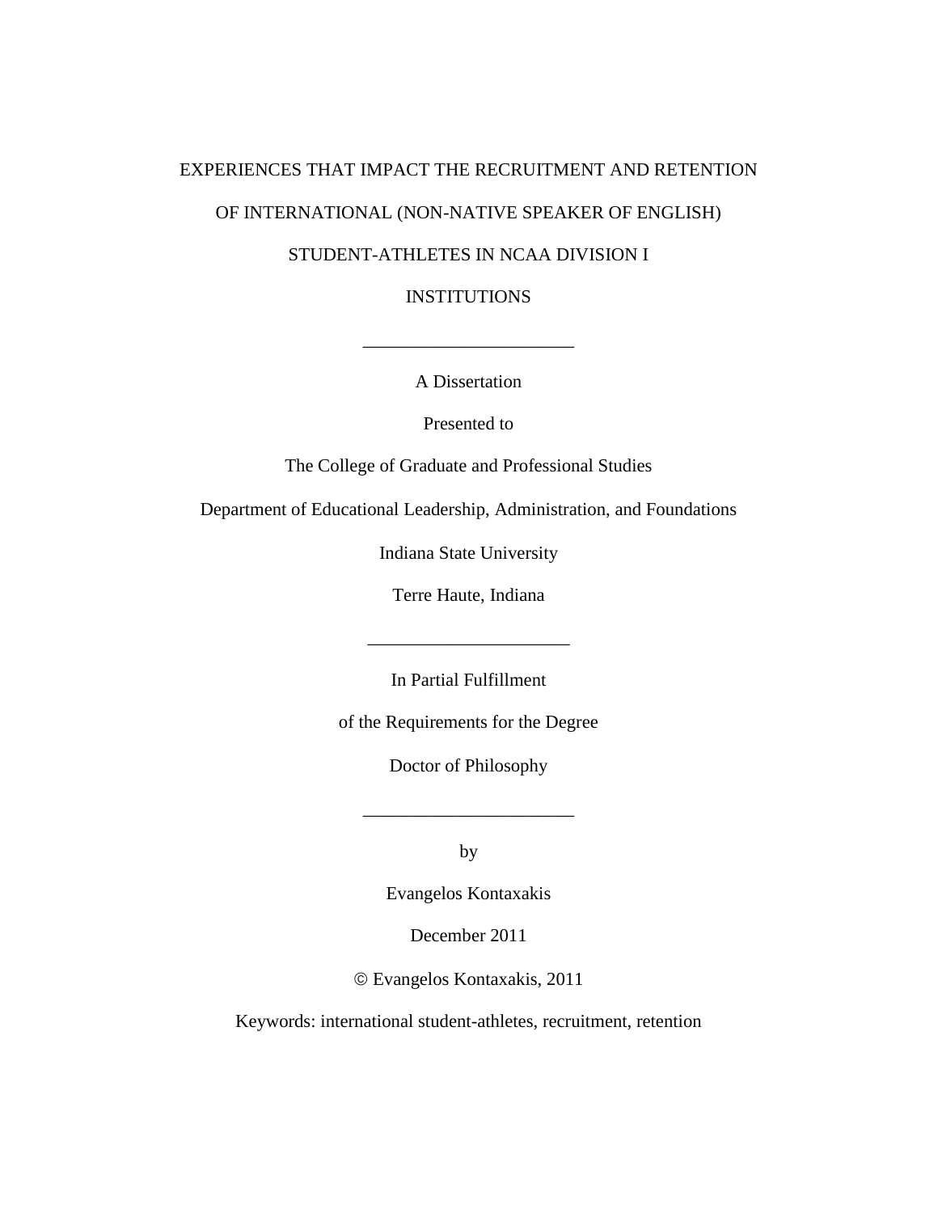EXPERIENCES THAT IMPACT THE RECRUITMENT AND RETENTION

OF INTERNATIONAL (NON-NATIVE SPEAKER OF ENGLISH)

STUDENT-ATHLETES IN NCAA DIVISION I

INSTITUTIONS

_______________________

A Dissertation

Presented to

The College of Graduate and Professional Studies

Department of Educational Leadership, Administration, and Foundations

Indiana State University

Terre Haute, Indiana

______________________

In Partial Fulfillment

of the Requirements for the Degree

Doctor of Philosophy

_______________________

by

Evangelos Kontaxakis

December 2011

© Evangelos Kontaxakis, 2011

Keywords: international student-athletes, recruitment, retention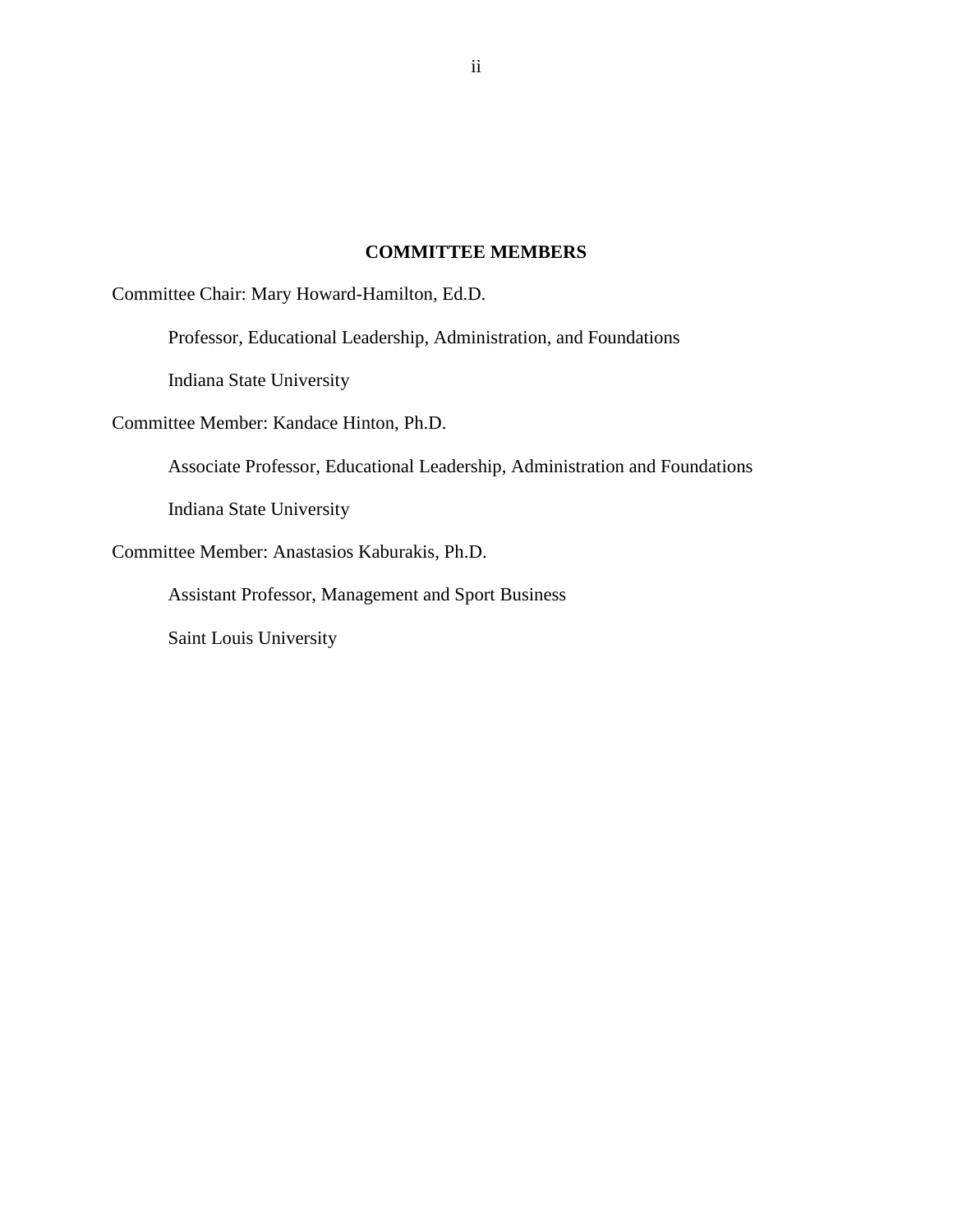## COMMITTEE MEMBERS

Committee Chair: Mary Howard-Hamilton, Ed.D.

Professor, Educational Leadership, Administration, and Foundations

Indiana State University

Committee Member: Kandace Hinton, Ph.D.

Associate Professor, Educational Leadership, Administration and Foundations

Indiana State University

Committee Member: Anastasios Kaburakis, Ph.D.

Assistant Professor, Management and Sport Business

Saint Louis University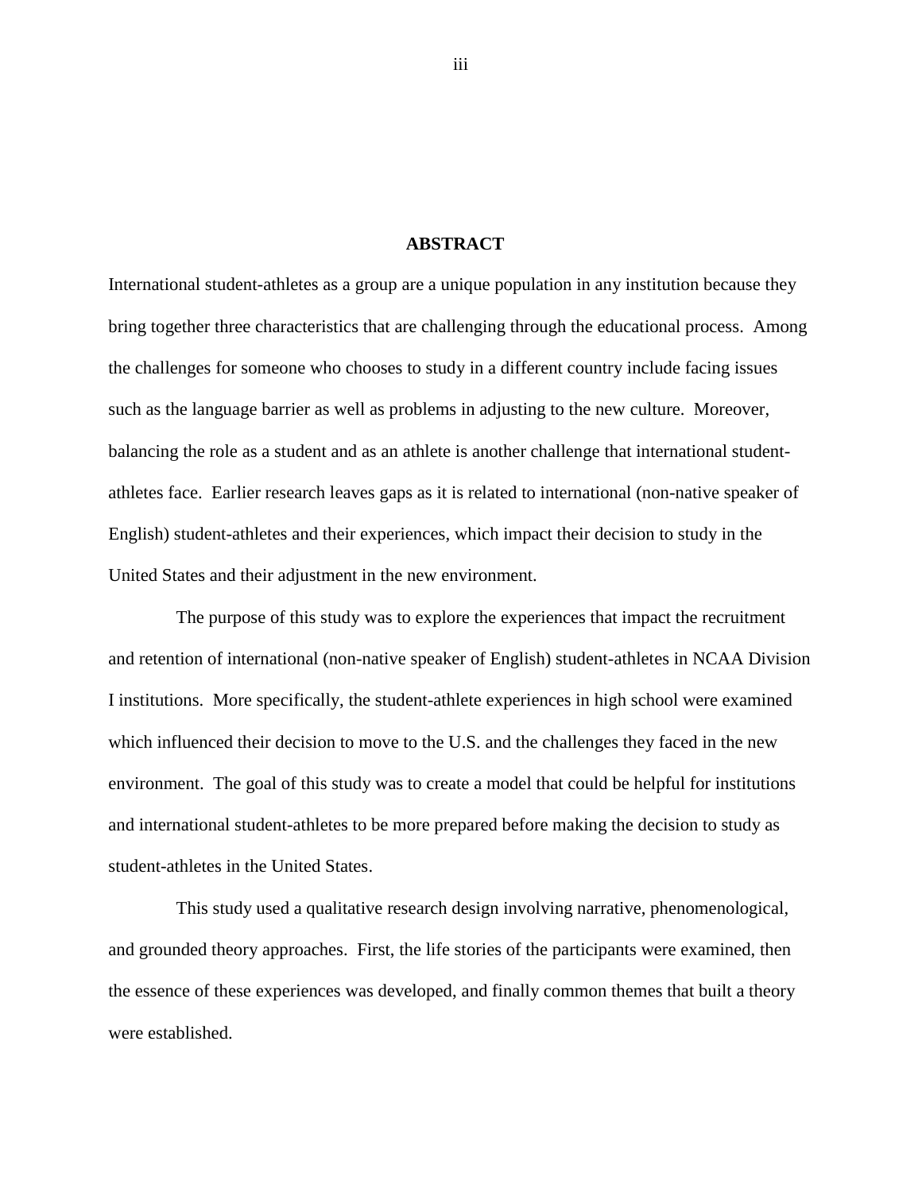## ABSTRACT

International student-athletes as a group are a unique population in any institution because they bring together three characteristics that are challenging through the educational process. Among the challenges for someone who chooses to study in a different country include facing issues such as the language barrier as well as problems in adjusting to the new culture. Moreover, balancing the role as a student and as an athlete is another challenge that international student-athletes face. Earlier research leaves gaps as it is related to international (non-native speaker of English) student-athletes and their experiences, which impact their decision to study in the United States and their adjustment in the new environment.

The purpose of this study was to explore the experiences that impact the recruitment and retention of international (non-native speaker of English) student-athletes in NCAA Division I institutions. More specifically, the student-athlete experiences in high school were examined which influenced their decision to move to the U.S. and the challenges they faced in the new environment. The goal of this study was to create a model that could be helpful for institutions and international student-athletes to be more prepared before making the decision to study as student-athletes in the United States.

This study used a qualitative research design involving narrative, phenomenological, and grounded theory approaches. First, the life stories of the participants were examined, then the essence of these experiences was developed, and finally common themes that built a theory were established.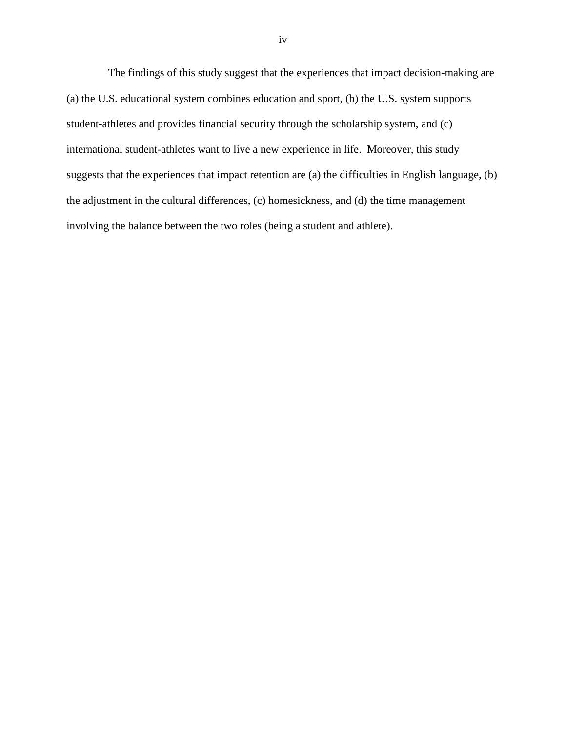The findings of this study suggest that the experiences that impact decision-making are (a) the U.S. educational system combines education and sport, (b) the U.S. system supports student-athletes and provides financial security through the scholarship system, and (c) international student-athletes want to live a new experience in life. Moreover, this study suggests that the experiences that impact retention are (a) the difficulties in English language, (b) the adjustment in the cultural differences, (c) homesickness, and (d) the time management involving the balance between the two roles (being a student and athlete).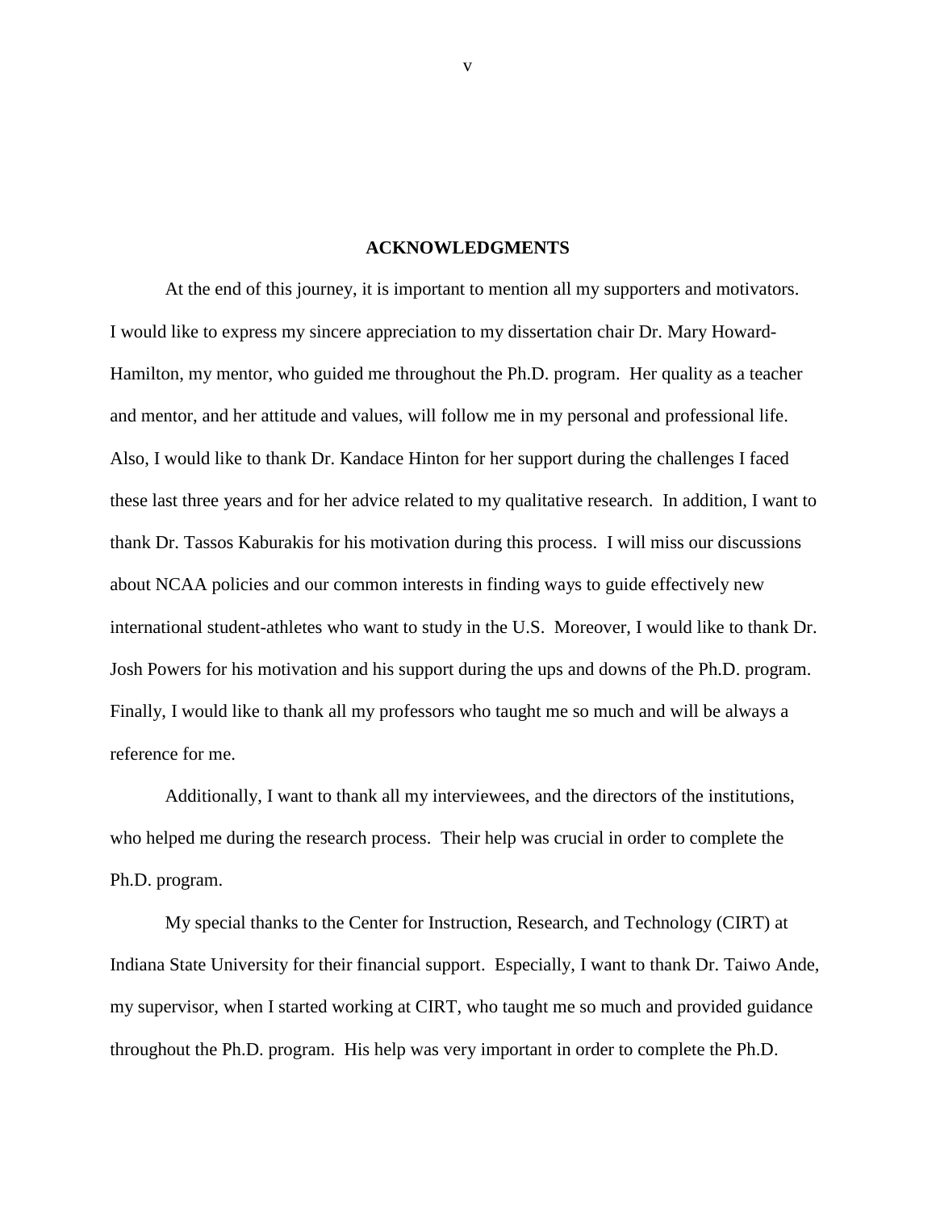## ACKNOWLEDGMENTS

At the end of this journey, it is important to mention all my supporters and motivators. I would like to express my sincere appreciation to my dissertation chair Dr. Mary Howard-Hamilton, my mentor, who guided me throughout the Ph.D. program. Her quality as a teacher and mentor, and her attitude and values, will follow me in my personal and professional life. Also, I would like to thank Dr. Kandace Hinton for her support during the challenges I faced these last three years and for her advice related to my qualitative research. In addition, I want to thank Dr. Tassos Kaburakis for his motivation during this process. I will miss our discussions about NCAA policies and our common interests in finding ways to guide effectively new international student-athletes who want to study in the U.S. Moreover, I would like to thank Dr. Josh Powers for his motivation and his support during the ups and downs of the Ph.D. program. Finally, I would like to thank all my professors who taught me so much and will be always a reference for me.

Additionally, I want to thank all my interviewees, and the directors of the institutions, who helped me during the research process. Their help was crucial in order to complete the Ph.D. program.

My special thanks to the Center for Instruction, Research, and Technology (CIRT) at Indiana State University for their financial support. Especially, I want to thank Dr. Taiwo Ande, my supervisor, when I started working at CIRT, who taught me so much and provided guidance throughout the Ph.D. program. His help was very important in order to complete the Ph.D.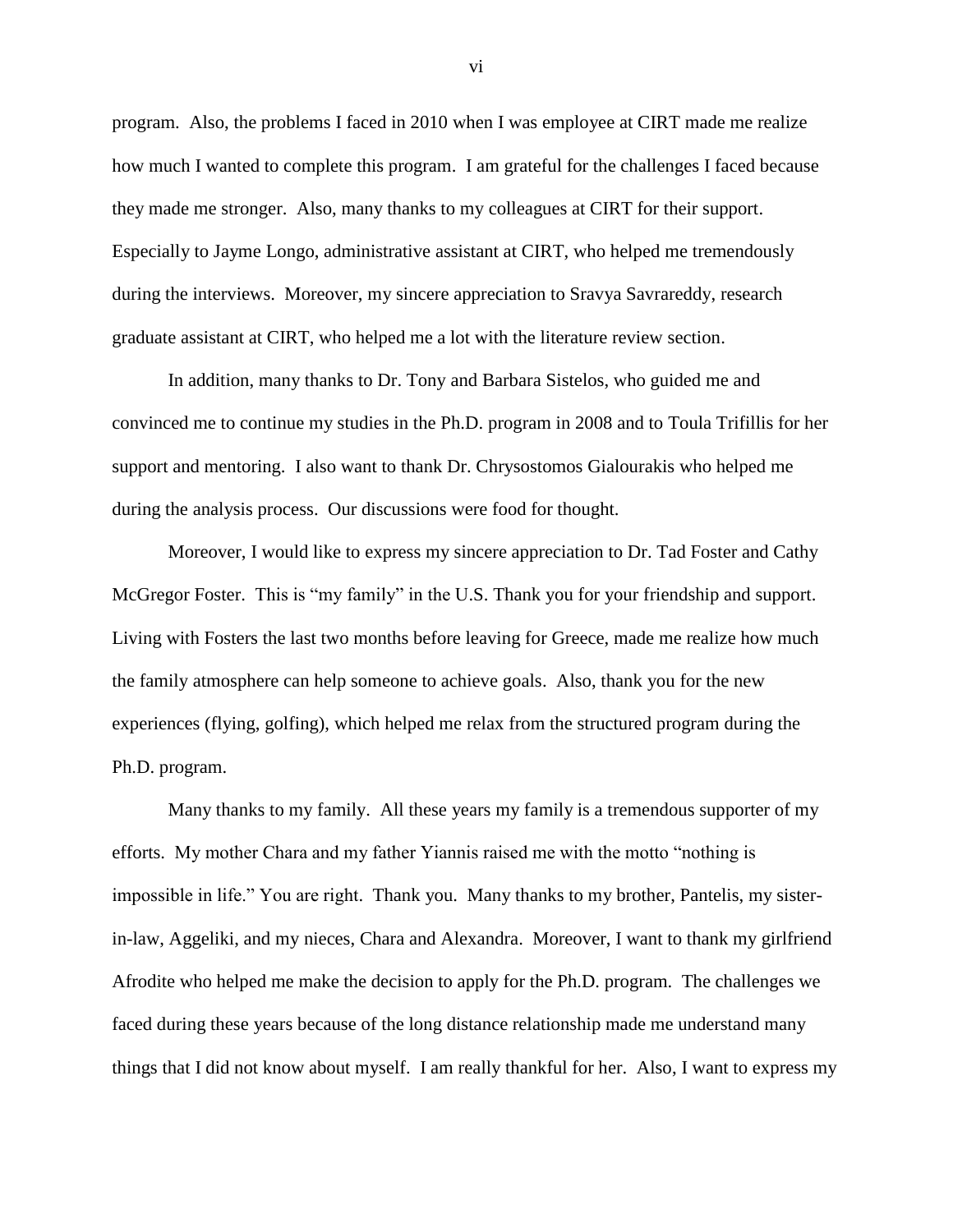program. Also, the problems I faced in 2010 when I was employee at CIRT made me realize how much I wanted to complete this program. I am grateful for the challenges I faced because they made me stronger. Also, many thanks to my colleagues at CIRT for their support. Especially to Jayme Longo, administrative assistant at CIRT, who helped me tremendously during the interviews. Moreover, my sincere appreciation to Sravya Savrareddy, research graduate assistant at CIRT, who helped me a lot with the literature review section.

In addition, many thanks to Dr. Tony and Barbara Sistelos, who guided me and convinced me to continue my studies in the Ph.D. program in 2008 and to Toula Trifillis for her support and mentoring. I also want to thank Dr. Chrysostomos Gialourakis who helped me during the analysis process. Our discussions were food for thought.

Moreover, I would like to express my sincere appreciation to Dr. Tad Foster and Cathy McGregor Foster. This is "my family" in the U.S. Thank you for your friendship and support. Living with Fosters the last two months before leaving for Greece, made me realize how much the family atmosphere can help someone to achieve goals. Also, thank you for the new experiences (flying, golfing), which helped me relax from the structured program during the Ph.D. program.

Many thanks to my family. All these years my family is a tremendous supporter of my efforts. My mother Chara and my father Yiannis raised me with the motto "nothing is impossible in life." You are right. Thank you. Many thanks to my brother, Pantelis, my sister-in-law, Aggeliki, and my nieces, Chara and Alexandra. Moreover, I want to thank my girlfriend Afrodite who helped me make the decision to apply for the Ph.D. program. The challenges we faced during these years because of the long distance relationship made me understand many things that I did not know about myself. I am really thankful for her. Also, I want to express my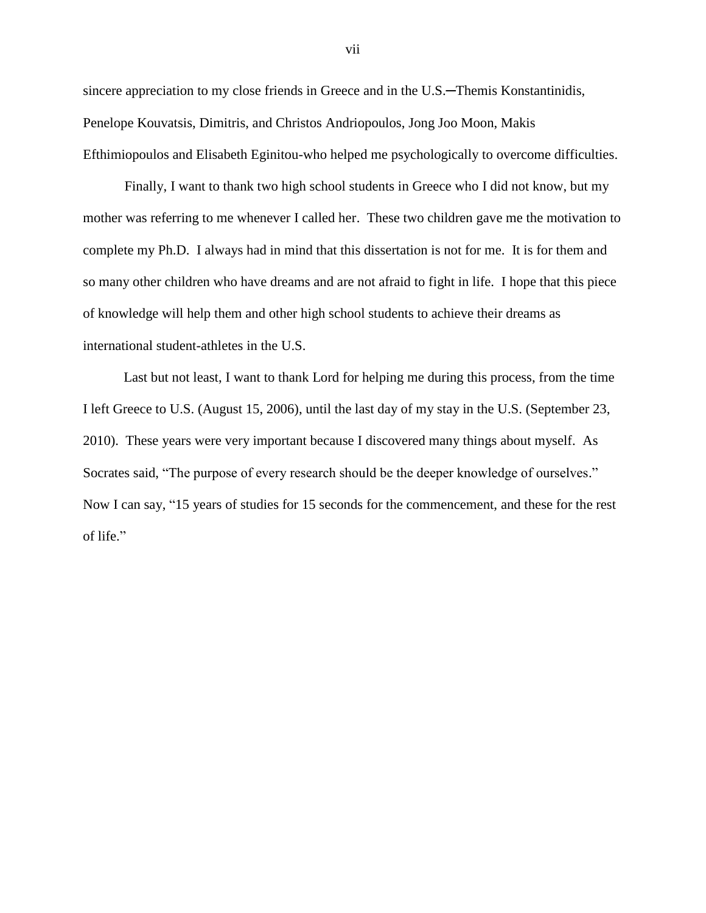sincere appreciation to my close friends in Greece and in the U.S.─Themis Konstantinidis, Penelope Kouvatsis, Dimitris, and Christos Andriopoulos, Jong Joo Moon, Makis Efthimiopoulos and Elisabeth Eginitou-who helped me psychologically to overcome difficulties.

Finally, I want to thank two high school students in Greece who I did not know, but my mother was referring to me whenever I called her. These two children gave me the motivation to complete my Ph.D. I always had in mind that this dissertation is not for me. It is for them and so many other children who have dreams and are not afraid to fight in life. I hope that this piece of knowledge will help them and other high school students to achieve their dreams as international student-athletes in the U.S.

Last but not least, I want to thank Lord for helping me during this process, from the time I left Greece to U.S. (August 15, 2006), until the last day of my stay in the U.S. (September 23, 2010). These years were very important because I discovered many things about myself. As Socrates said, "The purpose of every research should be the deeper knowledge of ourselves." Now I can say, "15 years of studies for 15 seconds for the commencement, and these for the rest of life."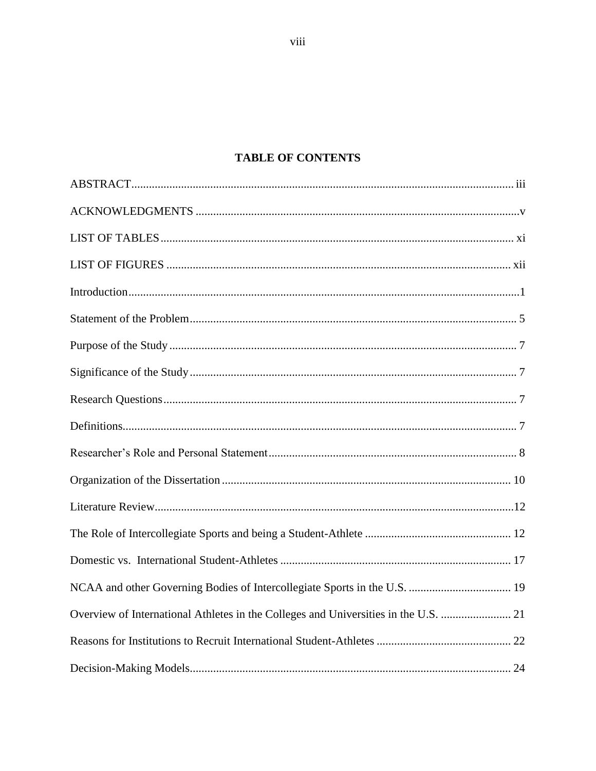# TABLE OF CONTENTS

ABSTRACT .......... iii

ACKNOWLEDGMENTS .......... v

LIST OF TABLES .......... xi

LIST OF FIGURES .......... xii

Introduction .......... 1

Statement of the Problem .......... 5

Purpose of the Study .......... 7

Significance of the Study .......... 7

Research Questions .......... 7

Definitions .......... 7

Researcher's Role and Personal Statement .......... 8

Organization of the Dissertation .......... 10

Literature Review .......... 12

The Role of Intercollegiate Sports and being a Student-Athlete .......... 12

Domestic vs. International Student-Athletes .......... 17

NCAA and other Governing Bodies of Intercollegiate Sports in the U.S. .......... 19

Overview of International Athletes in the Colleges and Universities in the U.S. .......... 21

Reasons for Institutions to Recruit International Student-Athletes .......... 22

Decision-Making Models .......... 24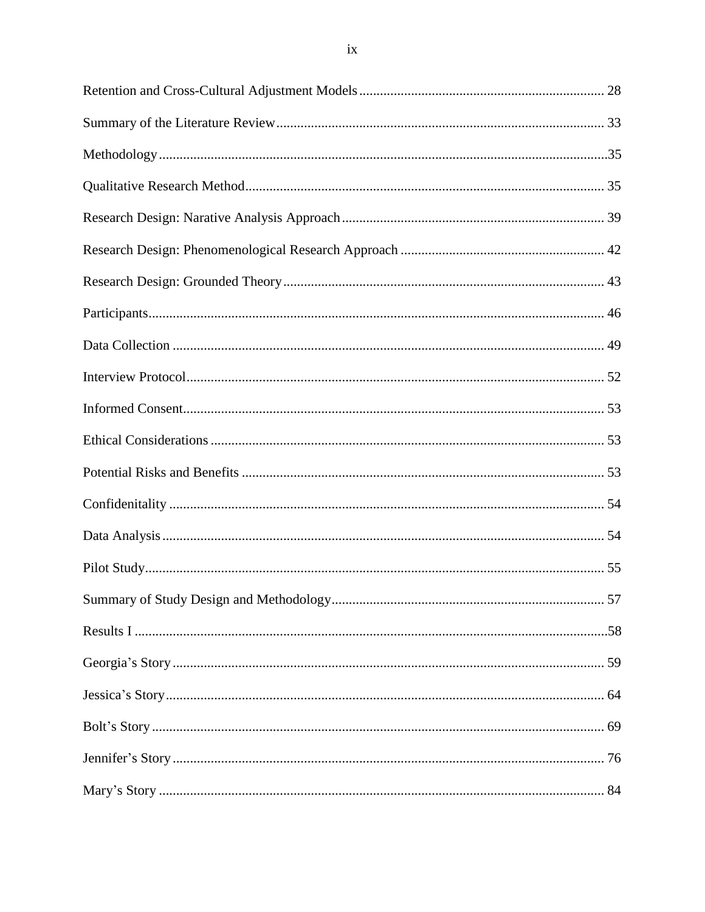Retention and Cross-Cultural Adjustment Models ........................................................................ 28

Summary of the Literature Review ................................................................................................ 33

Methodology ...................................................................................................................................35

Qualitative Research Method ......................................................................................................... 35

Research Design: Narative Analysis Approach ............................................................................ 39

Research Design: Phenomenological Research Approach ........................................................... 42

Research Design: Grounded Theory ............................................................................................. 43

Participants .................................................................................................................................... 46

Data Collection ............................................................................................................................. 49

Interview Protocol .......................................................................................................................... 52

Informed Consent .......................................................................................................................... 53

Ethical Considerations .................................................................................................................. 53

Potential Risks and Benefits ......................................................................................................... 53

Confidenitality .............................................................................................................................. 54

Data Analysis ................................................................................................................................ 54

Pilot Study ..................................................................................................................................... 55

Summary of Study Design and Methodology ............................................................................... 57

Results I .........................................................................................................................................58

Georgia's Story ............................................................................................................................. 59

Jessica's Story ............................................................................................................................... 64

Bolt's Story .................................................................................................................................... 69

Jennifer's Story ............................................................................................................................. 76

Mary's Story .................................................................................................................................. 84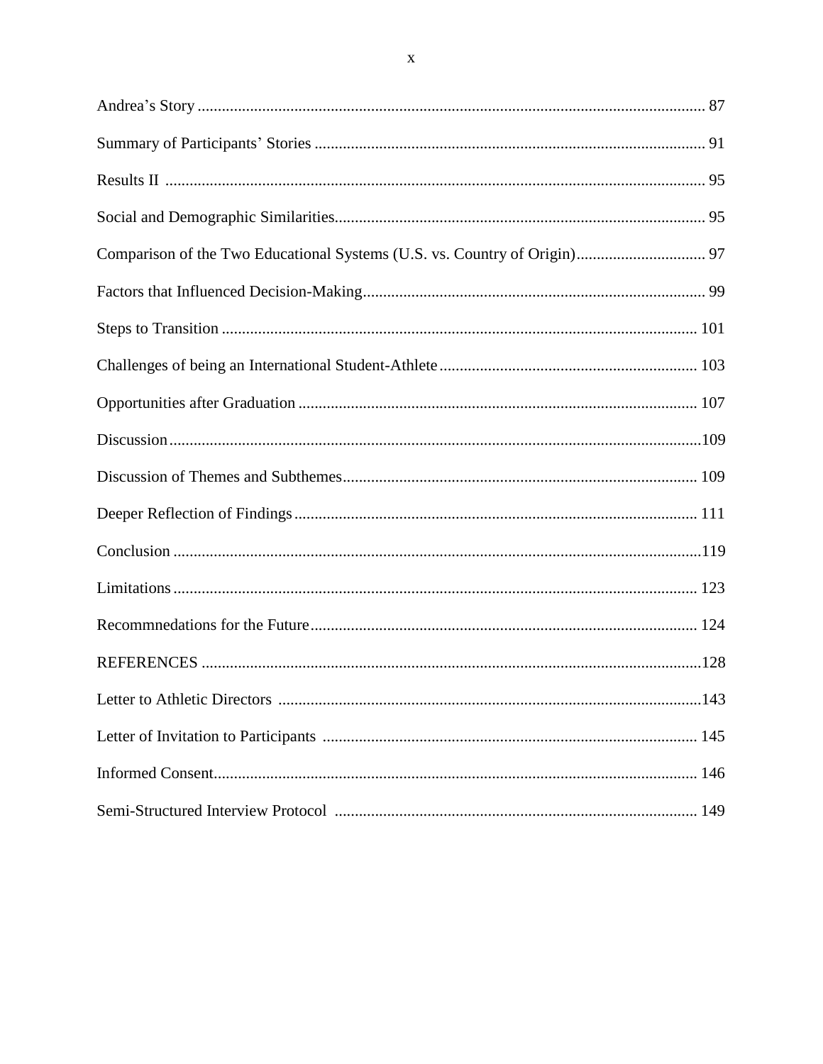Andrea’s Story ..... 87

Summary of Participants’ Stories ..... 91

Results II ..... 95

Social and Demographic Similarities..... 95

Comparison of the Two Educational Systems (U.S. vs. Country of Origin)..... 97

Factors that Influenced Decision-Making..... 99

Steps to Transition ..... 101

Challenges of being an International Student-Athlete ..... 103

Opportunities after Graduation ..... 107

Discussion..... 109

Discussion of Themes and Subthemes..... 109

Deeper Reflection of Findings ..... 111

Conclusion ..... 119

Limitations ..... 123

Recommnedations for the Future ..... 124

REFERENCES ..... 128

Letter to Athletic Directors ..... 143

Letter of Invitation to Participants ..... 145

Informed Consent..... 146

Semi-Structured Interview Protocol ..... 149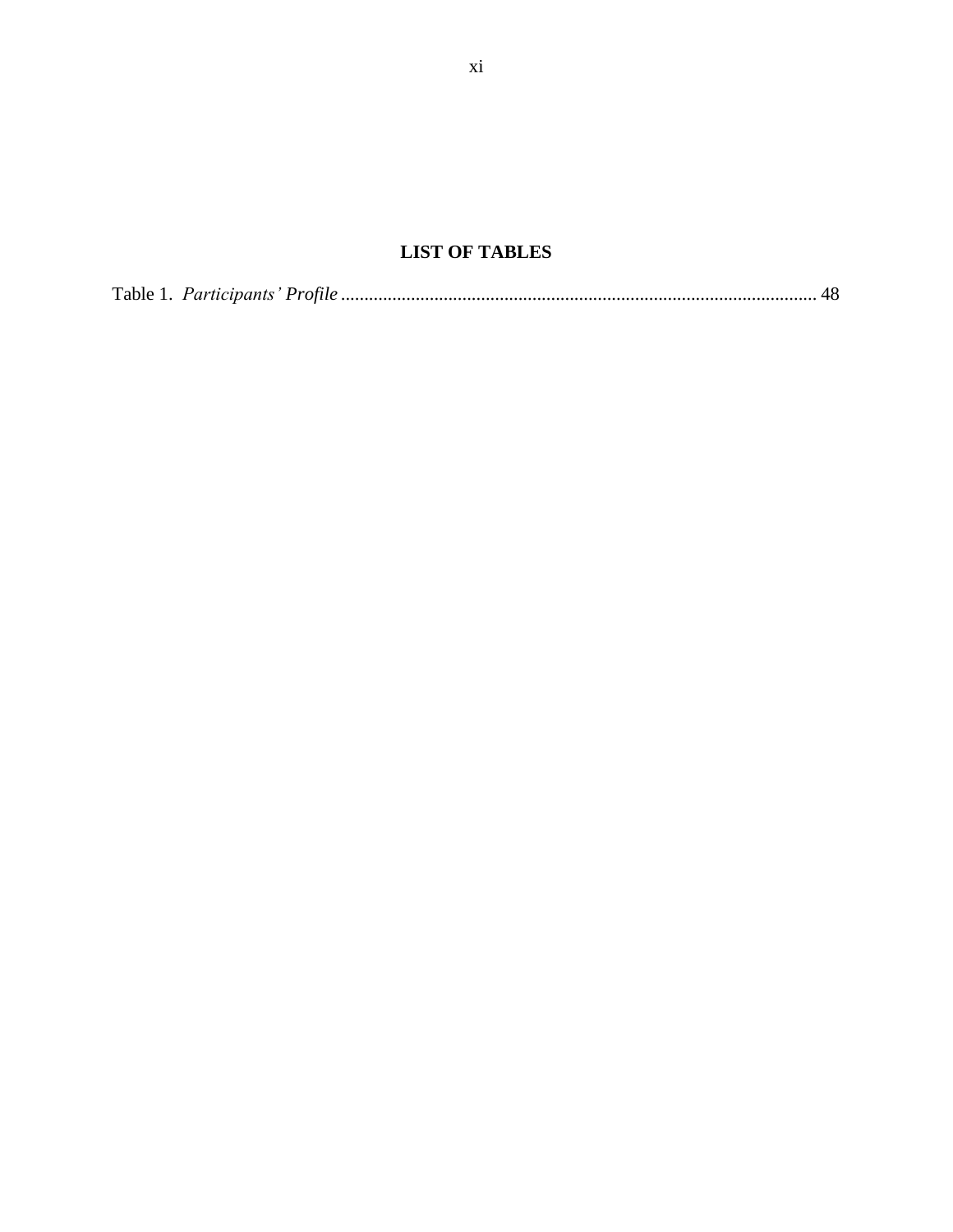# LIST OF TABLES

Table 1. *Participants' Profile* .................................................................................................... 48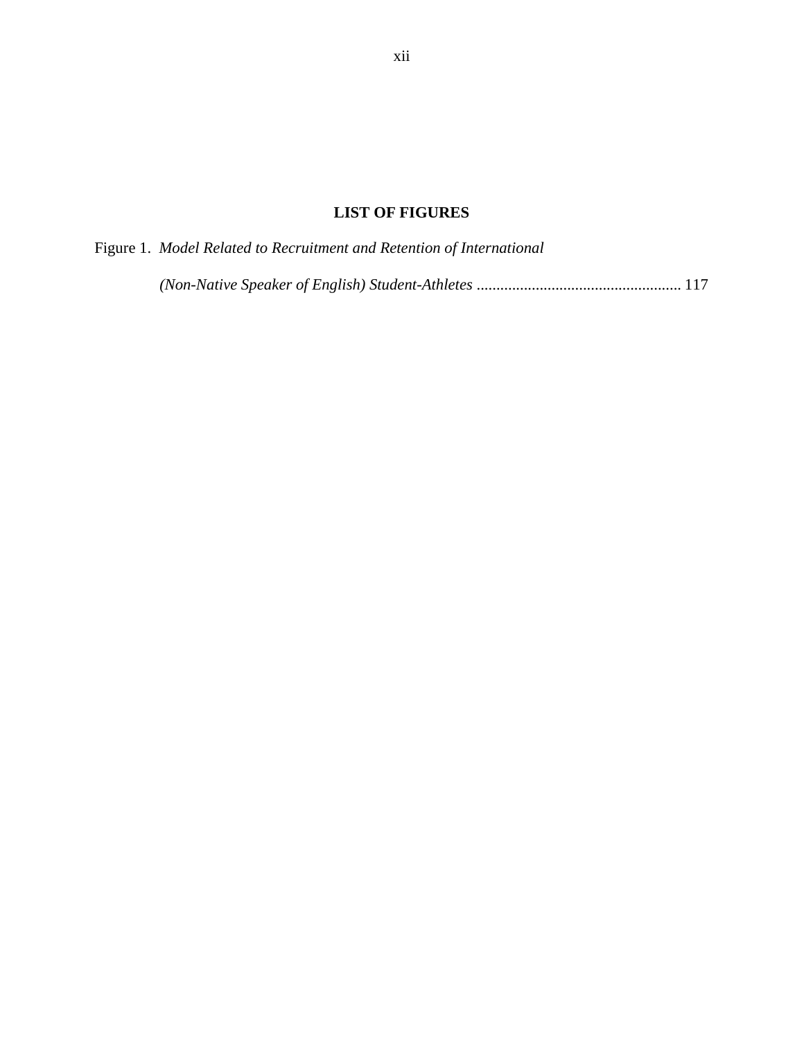## LIST OF FIGURES

Figure 1. *Model Related to Recruitment and Retention of International (Non-Native Speaker of English) Student-Athletes* .................................................... 117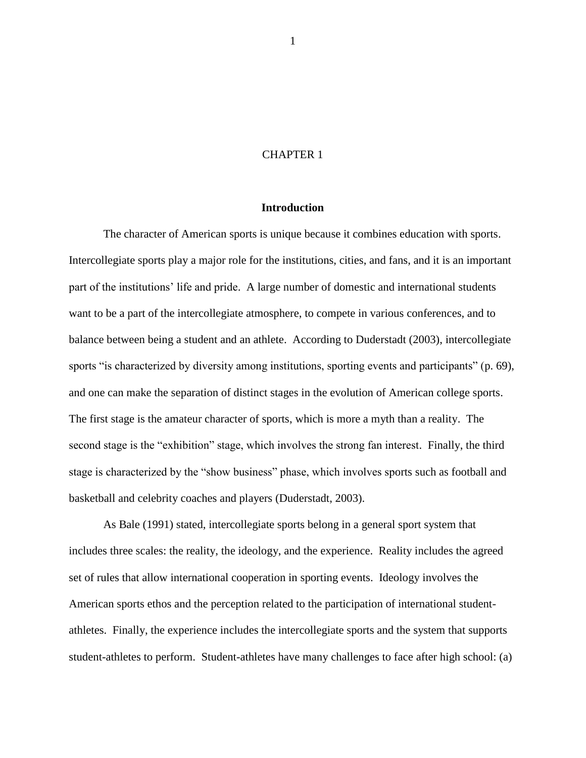# CHAPTER 1

## Introduction

The character of American sports is unique because it combines education with sports. Intercollegiate sports play a major role for the institutions, cities, and fans, and it is an important part of the institutions' life and pride. A large number of domestic and international students want to be a part of the intercollegiate atmosphere, to compete in various conferences, and to balance between being a student and an athlete. According to Duderstadt (2003), intercollegiate sports "is characterized by diversity among institutions, sporting events and participants" (p. 69), and one can make the separation of distinct stages in the evolution of American college sports. The first stage is the amateur character of sports, which is more a myth than a reality. The second stage is the "exhibition" stage, which involves the strong fan interest. Finally, the third stage is characterized by the "show business" phase, which involves sports such as football and basketball and celebrity coaches and players (Duderstadt, 2003).

As Bale (1991) stated, intercollegiate sports belong in a general sport system that includes three scales: the reality, the ideology, and the experience. Reality includes the agreed set of rules that allow international cooperation in sporting events. Ideology involves the American sports ethos and the perception related to the participation of international student-athletes. Finally, the experience includes the intercollegiate sports and the system that supports student-athletes to perform. Student-athletes have many challenges to face after high school: (a)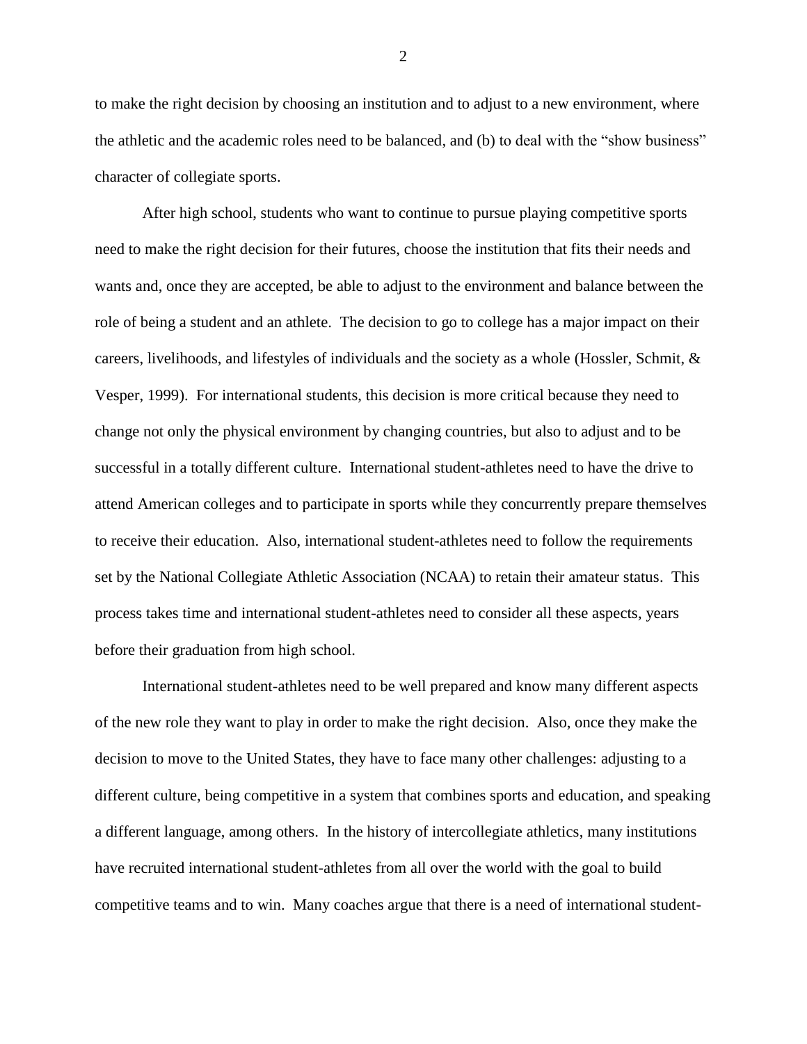to make the right decision by choosing an institution and to adjust to a new environment, where the athletic and the academic roles need to be balanced, and (b) to deal with the "show business" character of collegiate sports.

After high school, students who want to continue to pursue playing competitive sports need to make the right decision for their futures, choose the institution that fits their needs and wants and, once they are accepted, be able to adjust to the environment and balance between the role of being a student and an athlete. The decision to go to college has a major impact on their careers, livelihoods, and lifestyles of individuals and the society as a whole (Hossler, Schmit, & Vesper, 1999). For international students, this decision is more critical because they need to change not only the physical environment by changing countries, but also to adjust and to be successful in a totally different culture. International student-athletes need to have the drive to attend American colleges and to participate in sports while they concurrently prepare themselves to receive their education. Also, international student-athletes need to follow the requirements set by the National Collegiate Athletic Association (NCAA) to retain their amateur status. This process takes time and international student-athletes need to consider all these aspects, years before their graduation from high school.

International student-athletes need to be well prepared and know many different aspects of the new role they want to play in order to make the right decision. Also, once they make the decision to move to the United States, they have to face many other challenges: adjusting to a different culture, being competitive in a system that combines sports and education, and speaking a different language, among others. In the history of intercollegiate athletics, many institutions have recruited international student-athletes from all over the world with the goal to build competitive teams and to win. Many coaches argue that there is a need of international student-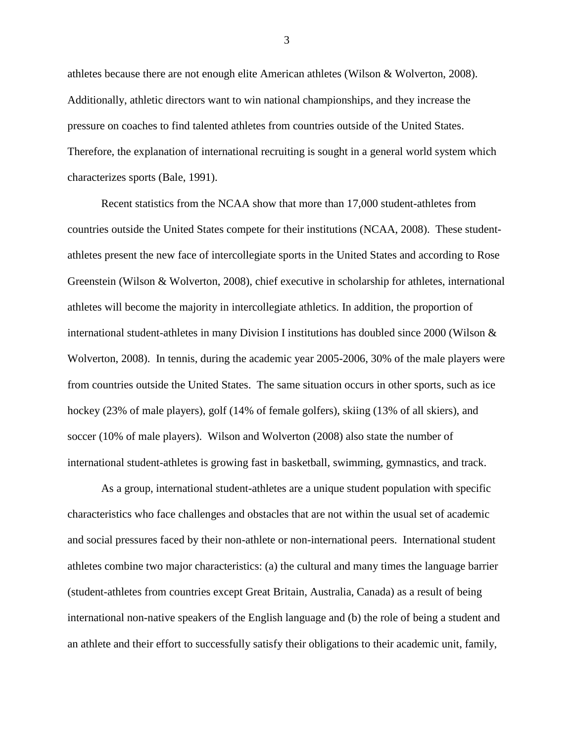athletes because there are not enough elite American athletes (Wilson & Wolverton, 2008). Additionally, athletic directors want to win national championships, and they increase the pressure on coaches to find talented athletes from countries outside of the United States. Therefore, the explanation of international recruiting is sought in a general world system which characterizes sports (Bale, 1991).

Recent statistics from the NCAA show that more than 17,000 student-athletes from countries outside the United States compete for their institutions (NCAA, 2008). These student-athletes present the new face of intercollegiate sports in the United States and according to Rose Greenstein (Wilson & Wolverton, 2008), chief executive in scholarship for athletes, international athletes will become the majority in intercollegiate athletics. In addition, the proportion of international student-athletes in many Division I institutions has doubled since 2000 (Wilson & Wolverton, 2008). In tennis, during the academic year 2005-2006, 30% of the male players were from countries outside the United States. The same situation occurs in other sports, such as ice hockey (23% of male players), golf (14% of female golfers), skiing (13% of all skiers), and soccer (10% of male players). Wilson and Wolverton (2008) also state the number of international student-athletes is growing fast in basketball, swimming, gymnastics, and track.

As a group, international student-athletes are a unique student population with specific characteristics who face challenges and obstacles that are not within the usual set of academic and social pressures faced by their non-athlete or non-international peers. International student athletes combine two major characteristics: (a) the cultural and many times the language barrier (student-athletes from countries except Great Britain, Australia, Canada) as a result of being international non-native speakers of the English language and (b) the role of being a student and an athlete and their effort to successfully satisfy their obligations to their academic unit, family,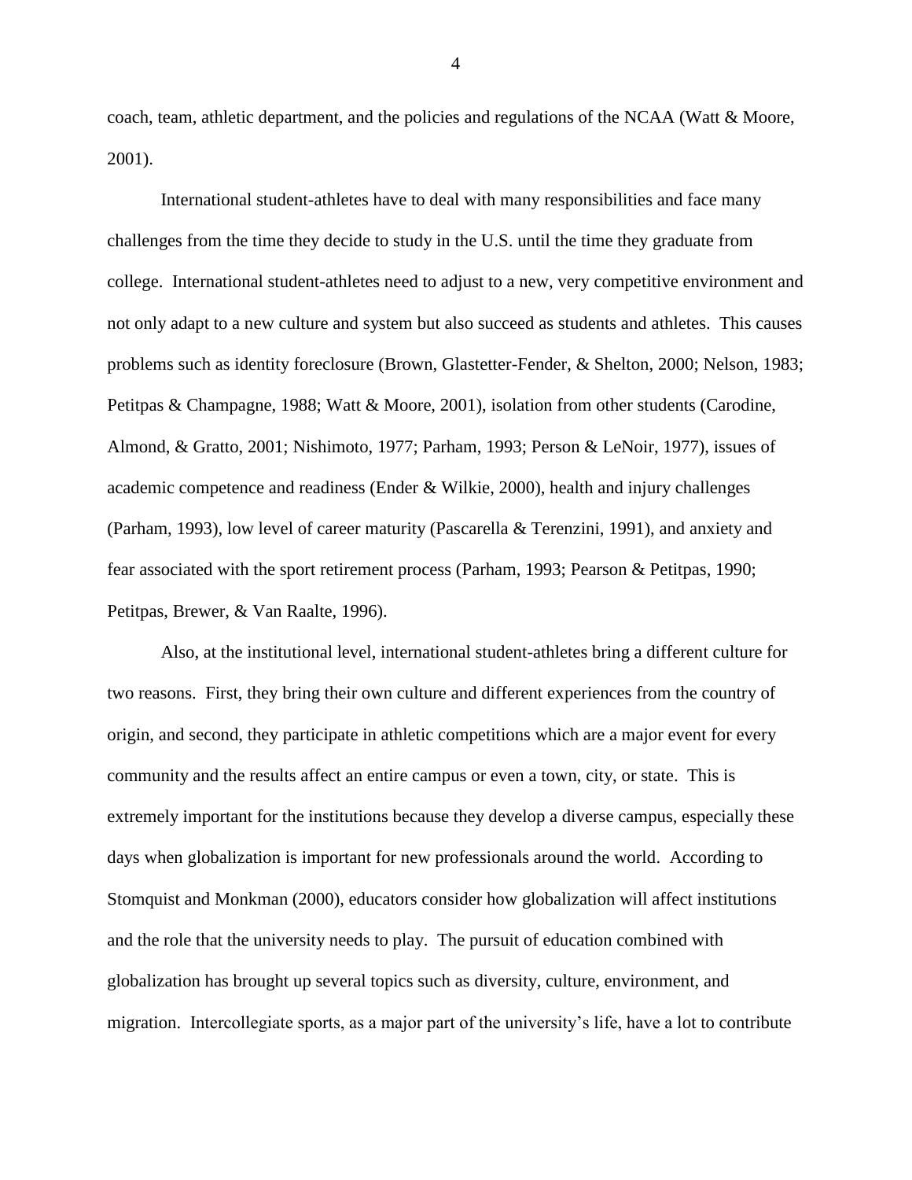coach, team, athletic department, and the policies and regulations of the NCAA (Watt & Moore, 2001).

International student-athletes have to deal with many responsibilities and face many challenges from the time they decide to study in the U.S. until the time they graduate from college. International student-athletes need to adjust to a new, very competitive environment and not only adapt to a new culture and system but also succeed as students and athletes. This causes problems such as identity foreclosure (Brown, Glastetter-Fender, & Shelton, 2000; Nelson, 1983; Petitpas & Champagne, 1988; Watt & Moore, 2001), isolation from other students (Carodine, Almond, & Gratto, 2001; Nishimoto, 1977; Parham, 1993; Person & LeNoir, 1977), issues of academic competence and readiness (Ender & Wilkie, 2000), health and injury challenges (Parham, 1993), low level of career maturity (Pascarella & Terenzini, 1991), and anxiety and fear associated with the sport retirement process (Parham, 1993; Pearson & Petitpas, 1990; Petitpas, Brewer, & Van Raalte, 1996).

Also, at the institutional level, international student-athletes bring a different culture for two reasons. First, they bring their own culture and different experiences from the country of origin, and second, they participate in athletic competitions which are a major event for every community and the results affect an entire campus or even a town, city, or state. This is extremely important for the institutions because they develop a diverse campus, especially these days when globalization is important for new professionals around the world. According to Stomquist and Monkman (2000), educators consider how globalization will affect institutions and the role that the university needs to play. The pursuit of education combined with globalization has brought up several topics such as diversity, culture, environment, and migration. Intercollegiate sports, as a major part of the university's life, have a lot to contribute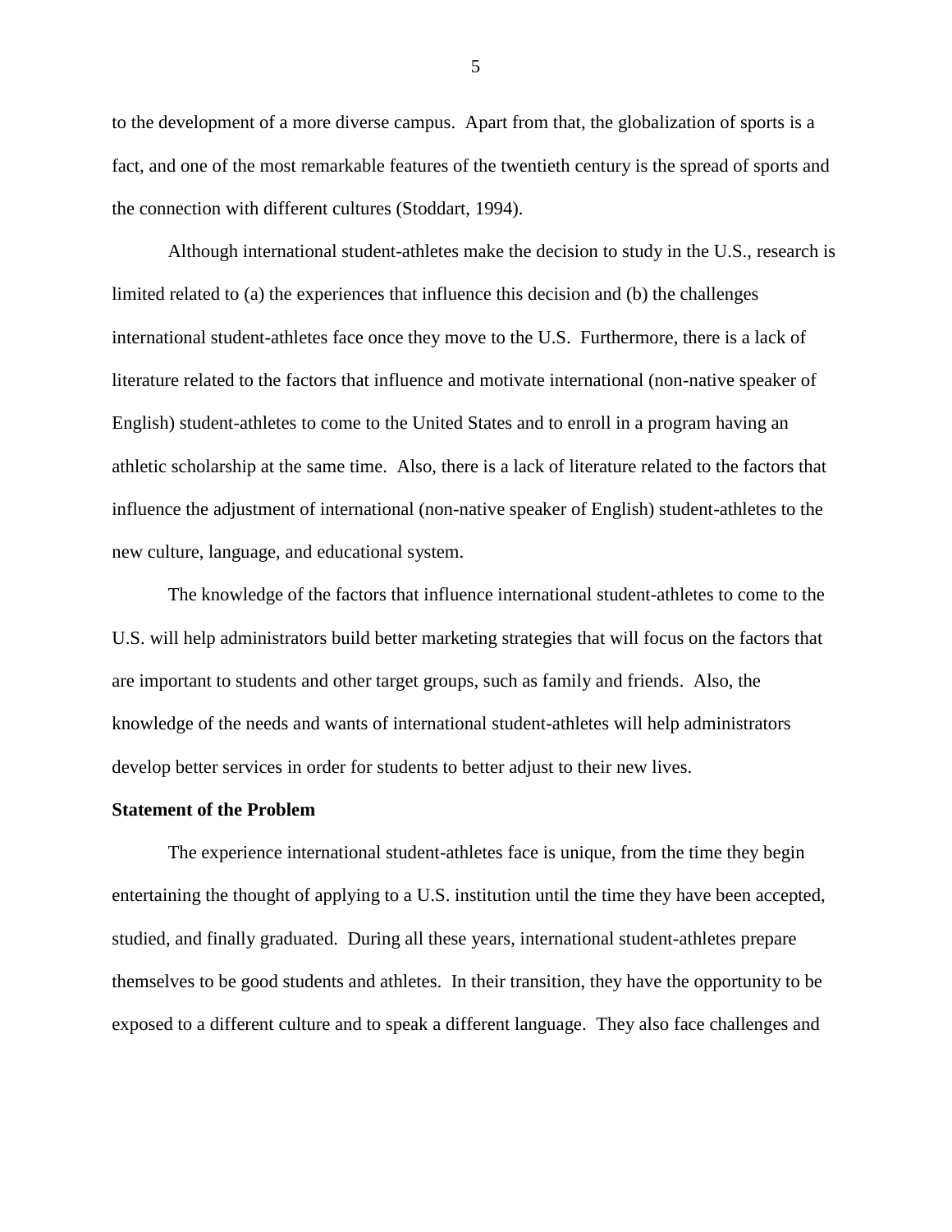to the development of a more diverse campus.  Apart from that, the globalization of sports is a fact, and one of the most remarkable features of the twentieth century is the spread of sports and the connection with different cultures (Stoddart, 1994).

Although international student-athletes make the decision to study in the U.S., research is limited related to (a) the experiences that influence this decision and (b) the challenges international student-athletes face once they move to the U.S.  Furthermore, there is a lack of literature related to the factors that influence and motivate international (non-native speaker of English) student-athletes to come to the United States and to enroll in a program having an athletic scholarship at the same time.  Also, there is a lack of literature related to the factors that influence the adjustment of international (non-native speaker of English) student-athletes to the new culture, language, and educational system.

The knowledge of the factors that influence international student-athletes to come to the U.S. will help administrators build better marketing strategies that will focus on the factors that are important to students and other target groups, such as family and friends.  Also, the knowledge of the needs and wants of international student-athletes will help administrators develop better services in order for students to better adjust to their new lives.

**Statement of the Problem**

The experience international student-athletes face is unique, from the time they begin entertaining the thought of applying to a U.S. institution until the time they have been accepted, studied, and finally graduated.  During all these years, international student-athletes prepare themselves to be good students and athletes.  In their transition, they have the opportunity to be exposed to a different culture and to speak a different language.  They also face challenges and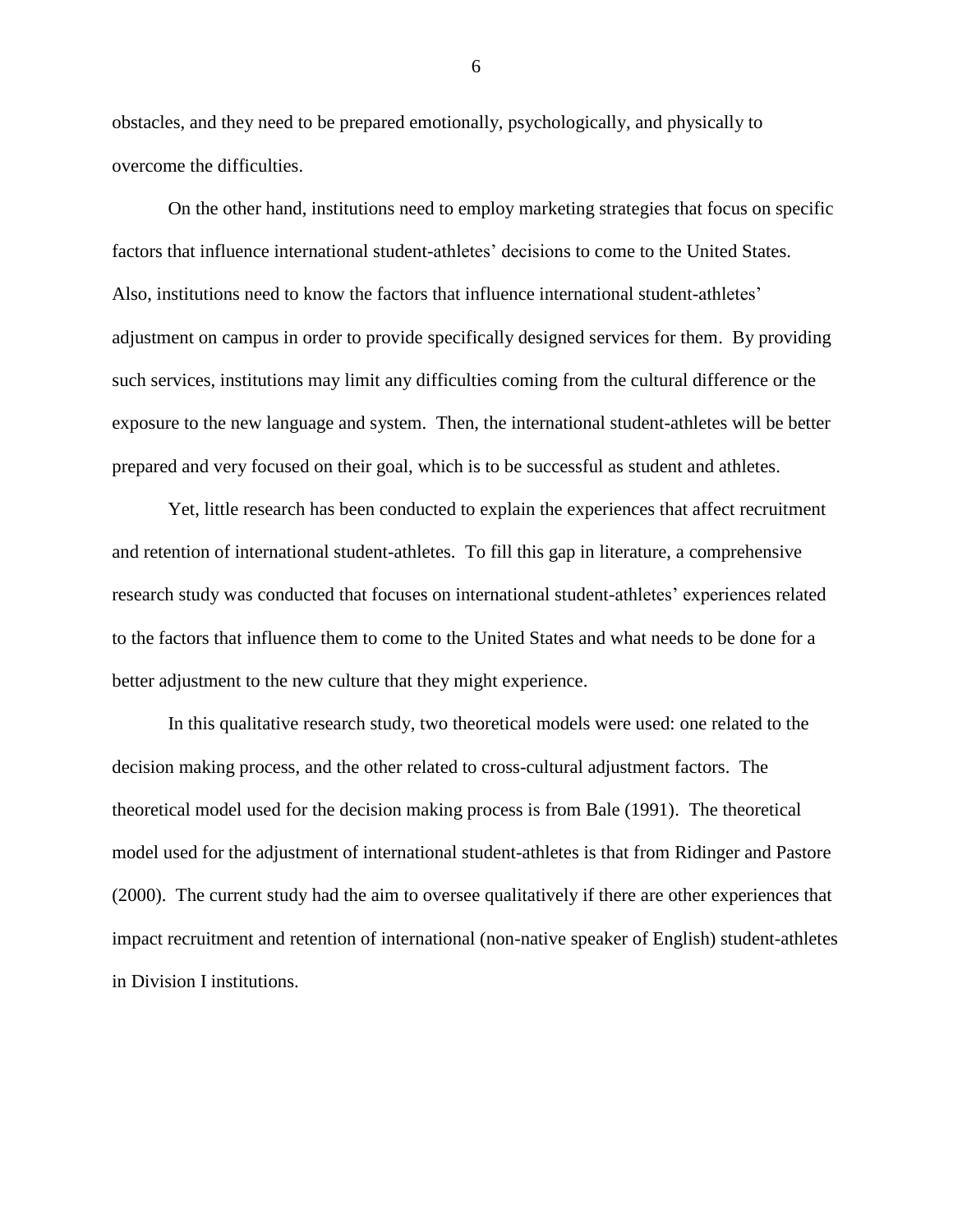obstacles, and they need to be prepared emotionally, psychologically, and physically to overcome the difficulties.

On the other hand, institutions need to employ marketing strategies that focus on specific factors that influence international student-athletes' decisions to come to the United States. Also, institutions need to know the factors that influence international student-athletes' adjustment on campus in order to provide specifically designed services for them. By providing such services, institutions may limit any difficulties coming from the cultural difference or the exposure to the new language and system. Then, the international student-athletes will be better prepared and very focused on their goal, which is to be successful as student and athletes.

Yet, little research has been conducted to explain the experiences that affect recruitment and retention of international student-athletes. To fill this gap in literature, a comprehensive research study was conducted that focuses on international student-athletes' experiences related to the factors that influence them to come to the United States and what needs to be done for a better adjustment to the new culture that they might experience.

In this qualitative research study, two theoretical models were used: one related to the decision making process, and the other related to cross-cultural adjustment factors. The theoretical model used for the decision making process is from Bale (1991). The theoretical model used for the adjustment of international student-athletes is that from Ridinger and Pastore (2000). The current study had the aim to oversee qualitatively if there are other experiences that impact recruitment and retention of international (non-native speaker of English) student-athletes in Division I institutions.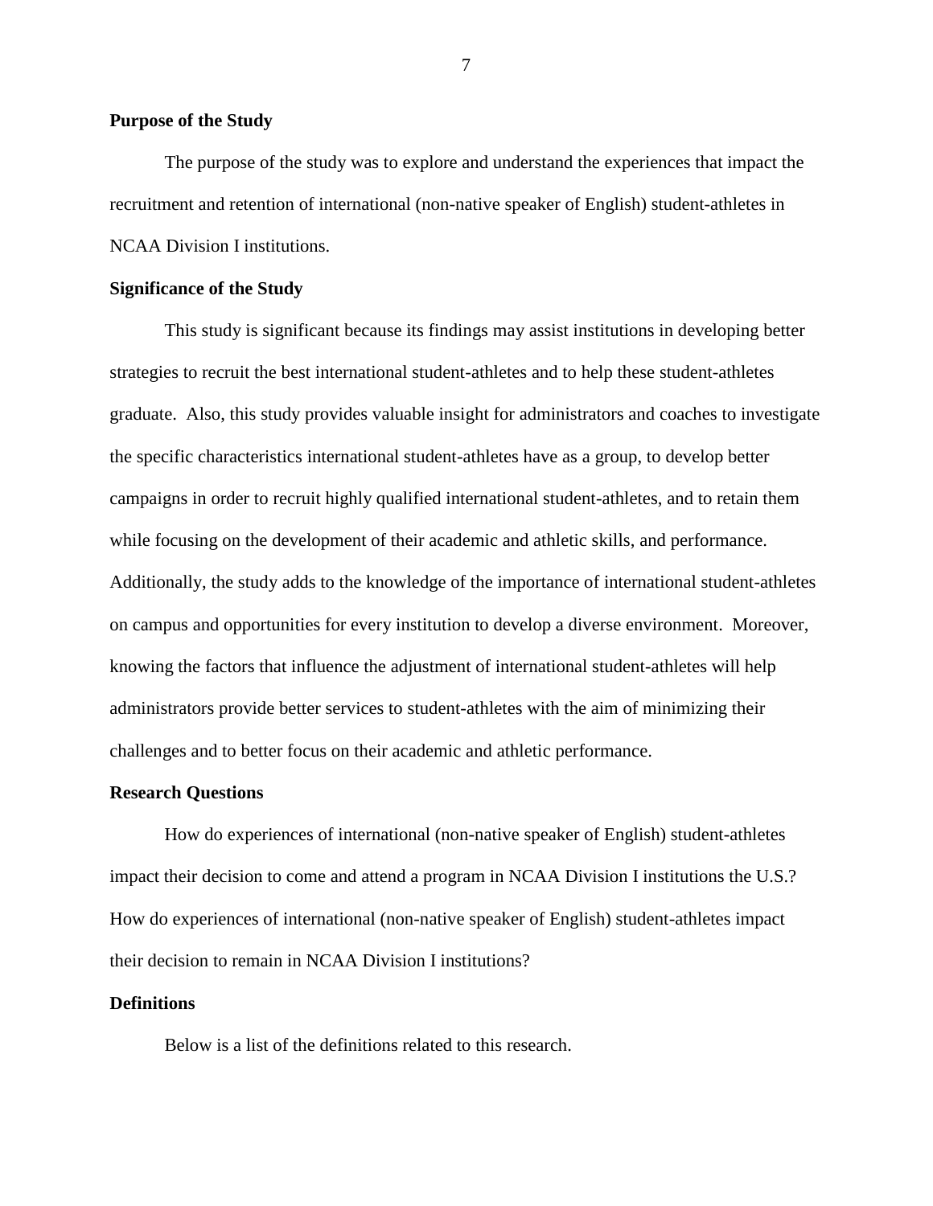### Purpose of the Study

The purpose of the study was to explore and understand the experiences that impact the recruitment and retention of international (non-native speaker of English) student-athletes in NCAA Division I institutions.

### Significance of the Study

This study is significant because its findings may assist institutions in developing better strategies to recruit the best international student-athletes and to help these student-athletes graduate. Also, this study provides valuable insight for administrators and coaches to investigate the specific characteristics international student-athletes have as a group, to develop better campaigns in order to recruit highly qualified international student-athletes, and to retain them while focusing on the development of their academic and athletic skills, and performance. Additionally, the study adds to the knowledge of the importance of international student-athletes on campus and opportunities for every institution to develop a diverse environment. Moreover, knowing the factors that influence the adjustment of international student-athletes will help administrators provide better services to student-athletes with the aim of minimizing their challenges and to better focus on their academic and athletic performance.

### Research Questions

How do experiences of international (non-native speaker of English) student-athletes impact their decision to come and attend a program in NCAA Division I institutions the U.S.? How do experiences of international (non-native speaker of English) student-athletes impact their decision to remain in NCAA Division I institutions?

### Definitions

Below is a list of the definitions related to this research.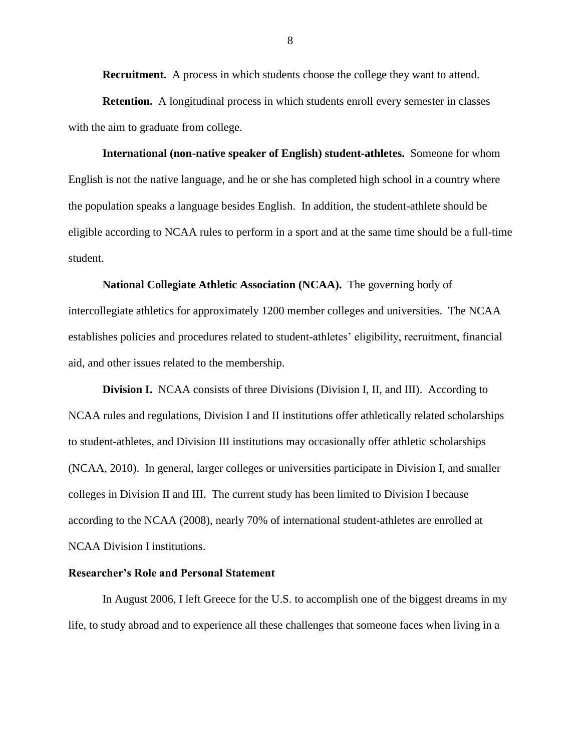**Recruitment.** A process in which students choose the college they want to attend.

**Retention.** A longitudinal process in which students enroll every semester in classes with the aim to graduate from college.

**International (non-native speaker of English) student-athletes.** Someone for whom English is not the native language, and he or she has completed high school in a country where the population speaks a language besides English. In addition, the student-athlete should be eligible according to NCAA rules to perform in a sport and at the same time should be a full-time student.

**National Collegiate Athletic Association (NCAA).** The governing body of intercollegiate athletics for approximately 1200 member colleges and universities. The NCAA establishes policies and procedures related to student-athletes' eligibility, recruitment, financial aid, and other issues related to the membership.

**Division I.** NCAA consists of three Divisions (Division I, II, and III). According to NCAA rules and regulations, Division I and II institutions offer athletically related scholarships to student-athletes, and Division III institutions may occasionally offer athletic scholarships (NCAA, 2010). In general, larger colleges or universities participate in Division I, and smaller colleges in Division II and III. The current study has been limited to Division I because according to the NCAA (2008), nearly 70% of international student-athletes are enrolled at NCAA Division I institutions.

## Researcher's Role and Personal Statement

In August 2006, I left Greece for the U.S. to accomplish one of the biggest dreams in my life, to study abroad and to experience all these challenges that someone faces when living in a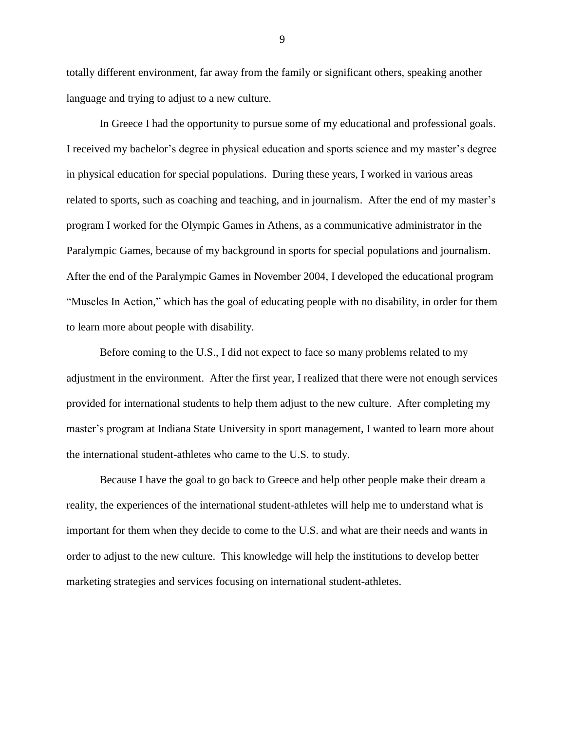totally different environment, far away from the family or significant others, speaking another language and trying to adjust to a new culture.

In Greece I had the opportunity to pursue some of my educational and professional goals. I received my bachelor's degree in physical education and sports science and my master's degree in physical education for special populations. During these years, I worked in various areas related to sports, such as coaching and teaching, and in journalism. After the end of my master's program I worked for the Olympic Games in Athens, as a communicative administrator in the Paralympic Games, because of my background in sports for special populations and journalism. After the end of the Paralympic Games in November 2004, I developed the educational program "Muscles In Action," which has the goal of educating people with no disability, in order for them to learn more about people with disability.

Before coming to the U.S., I did not expect to face so many problems related to my adjustment in the environment. After the first year, I realized that there were not enough services provided for international students to help them adjust to the new culture. After completing my master's program at Indiana State University in sport management, I wanted to learn more about the international student-athletes who came to the U.S. to study.

Because I have the goal to go back to Greece and help other people make their dream a reality, the experiences of the international student-athletes will help me to understand what is important for them when they decide to come to the U.S. and what are their needs and wants in order to adjust to the new culture. This knowledge will help the institutions to develop better marketing strategies and services focusing on international student-athletes.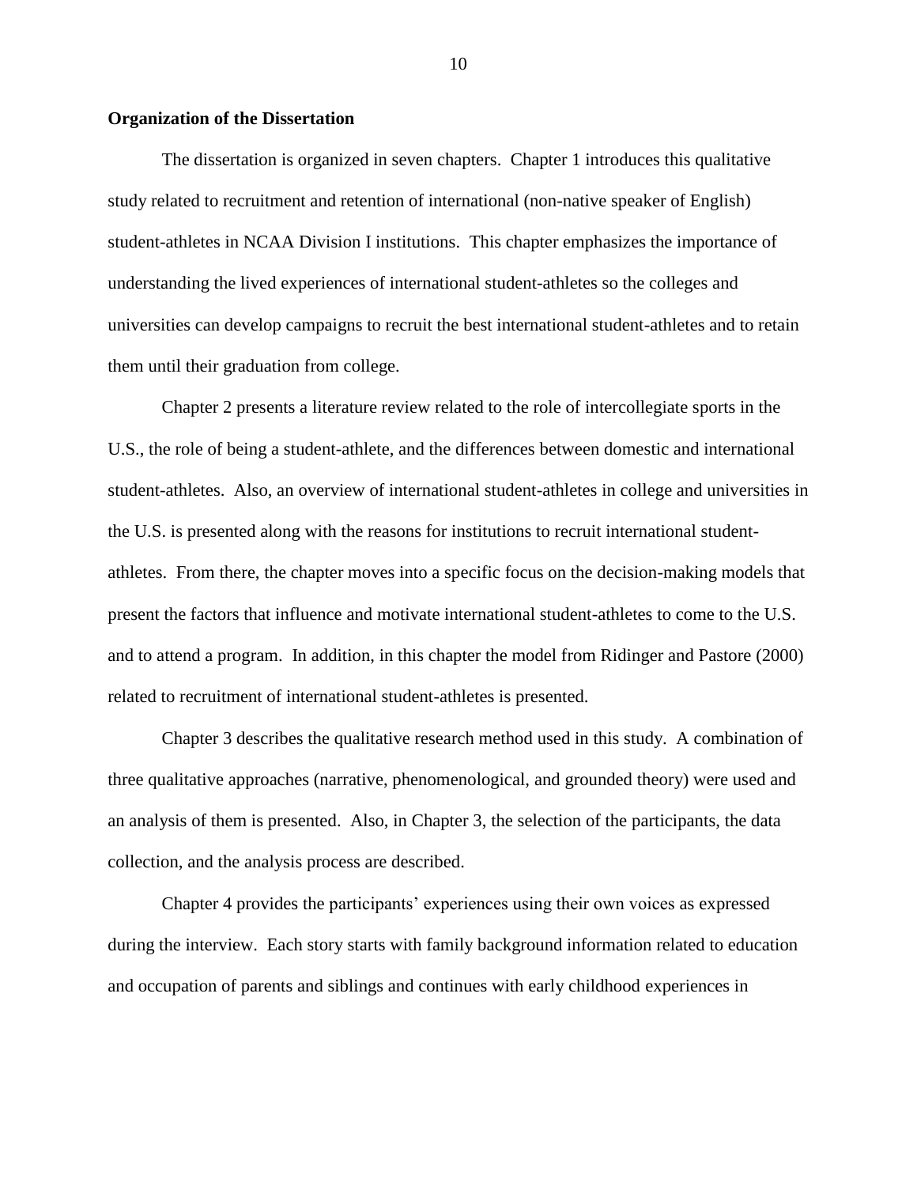**Organization of the Dissertation**

The dissertation is organized in seven chapters. Chapter 1 introduces this qualitative study related to recruitment and retention of international (non-native speaker of English) student-athletes in NCAA Division I institutions. This chapter emphasizes the importance of understanding the lived experiences of international student-athletes so the colleges and universities can develop campaigns to recruit the best international student-athletes and to retain them until their graduation from college.

Chapter 2 presents a literature review related to the role of intercollegiate sports in the U.S., the role of being a student-athlete, and the differences between domestic and international student-athletes. Also, an overview of international student-athletes in college and universities in the U.S. is presented along with the reasons for institutions to recruit international student-athletes. From there, the chapter moves into a specific focus on the decision-making models that present the factors that influence and motivate international student-athletes to come to the U.S. and to attend a program. In addition, in this chapter the model from Ridinger and Pastore (2000) related to recruitment of international student-athletes is presented.

Chapter 3 describes the qualitative research method used in this study. A combination of three qualitative approaches (narrative, phenomenological, and grounded theory) were used and an analysis of them is presented. Also, in Chapter 3, the selection of the participants, the data collection, and the analysis process are described.

Chapter 4 provides the participants' experiences using their own voices as expressed during the interview. Each story starts with family background information related to education and occupation of parents and siblings and continues with early childhood experiences in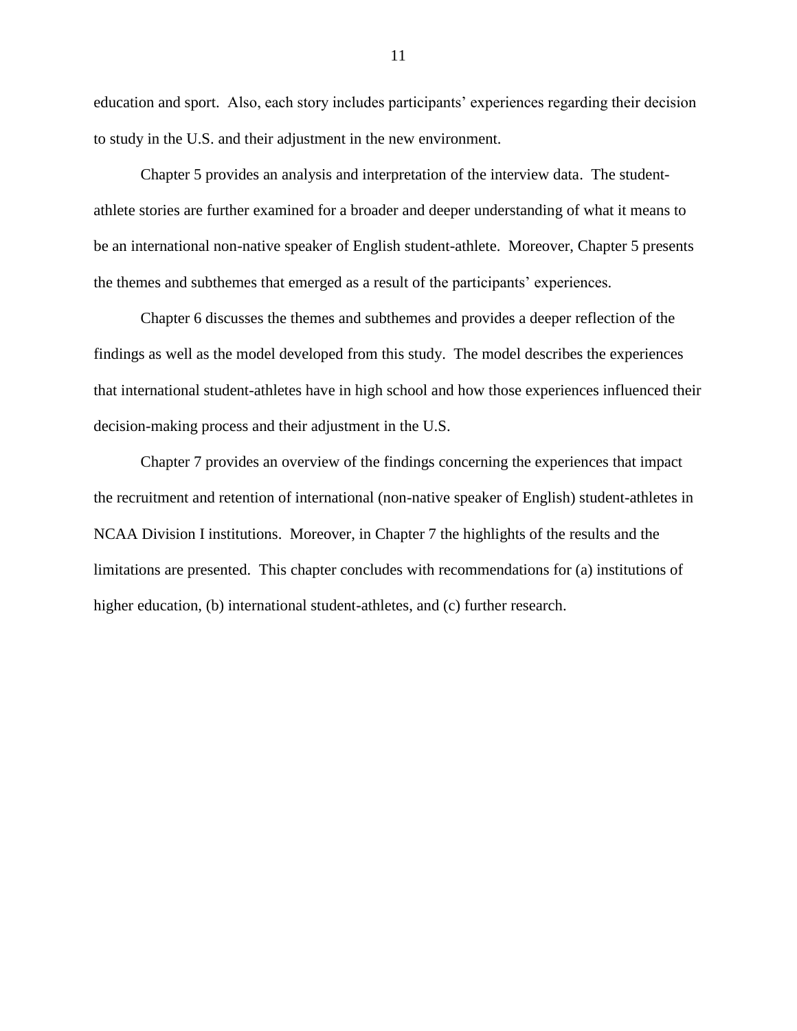education and sport. Also, each story includes participants' experiences regarding their decision to study in the U.S. and their adjustment in the new environment.

Chapter 5 provides an analysis and interpretation of the interview data. The student-athlete stories are further examined for a broader and deeper understanding of what it means to be an international non-native speaker of English student-athlete. Moreover, Chapter 5 presents the themes and subthemes that emerged as a result of the participants' experiences.

Chapter 6 discusses the themes and subthemes and provides a deeper reflection of the findings as well as the model developed from this study. The model describes the experiences that international student-athletes have in high school and how those experiences influenced their decision-making process and their adjustment in the U.S.

Chapter 7 provides an overview of the findings concerning the experiences that impact the recruitment and retention of international (non-native speaker of English) student-athletes in NCAA Division I institutions. Moreover, in Chapter 7 the highlights of the results and the limitations are presented. This chapter concludes with recommendations for (a) institutions of higher education, (b) international student-athletes, and (c) further research.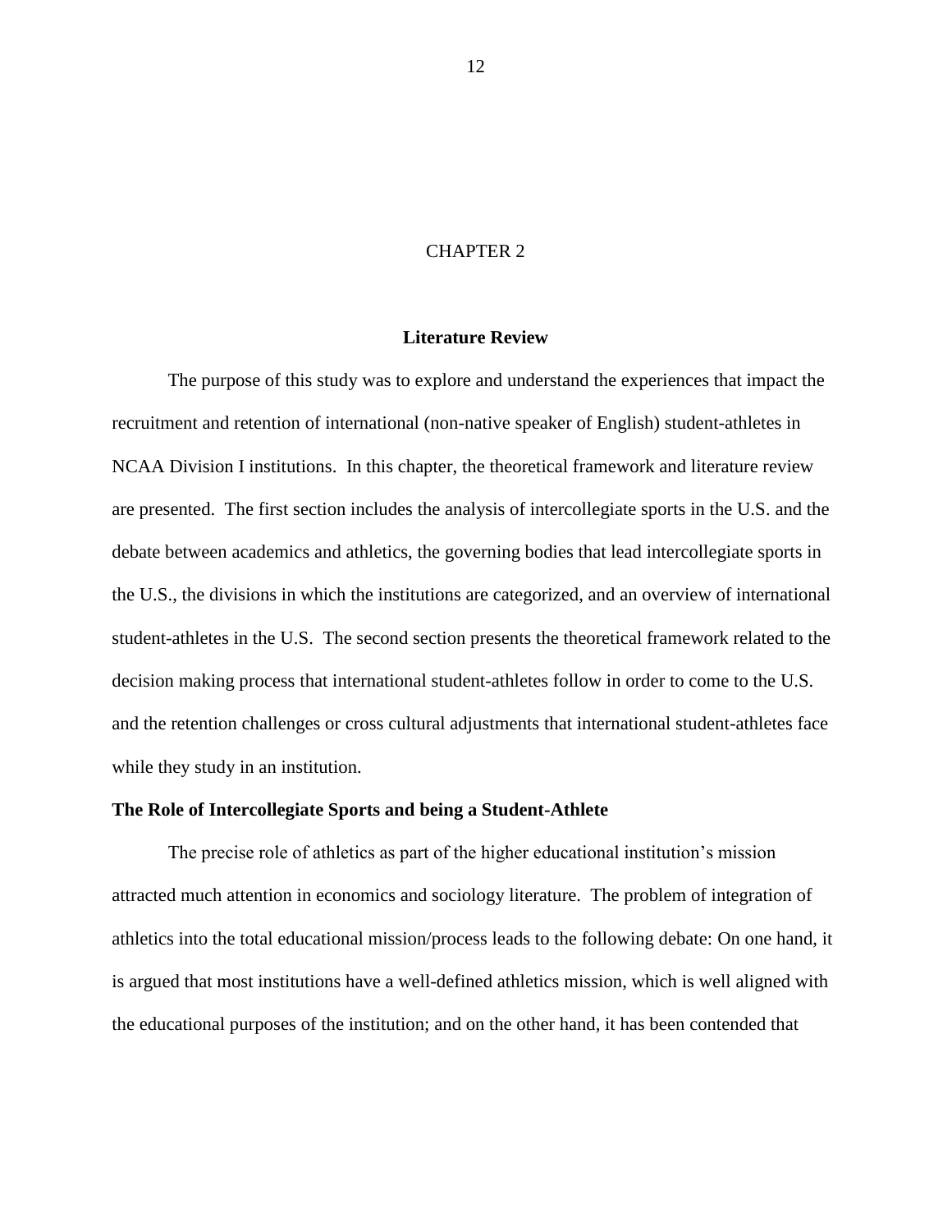# CHAPTER 2

## Literature Review

The purpose of this study was to explore and understand the experiences that impact the recruitment and retention of international (non-native speaker of English) student-athletes in NCAA Division I institutions. In this chapter, the theoretical framework and literature review are presented. The first section includes the analysis of intercollegiate sports in the U.S. and the debate between academics and athletics, the governing bodies that lead intercollegiate sports in the U.S., the divisions in which the institutions are categorized, and an overview of international student-athletes in the U.S. The second section presents the theoretical framework related to the decision making process that international student-athletes follow in order to come to the U.S. and the retention challenges or cross cultural adjustments that international student-athletes face while they study in an institution.

### The Role of Intercollegiate Sports and being a Student-Athlete

The precise role of athletics as part of the higher educational institution's mission attracted much attention in economics and sociology literature. The problem of integration of athletics into the total educational mission/process leads to the following debate: On one hand, it is argued that most institutions have a well-defined athletics mission, which is well aligned with the educational purposes of the institution; and on the other hand, it has been contended that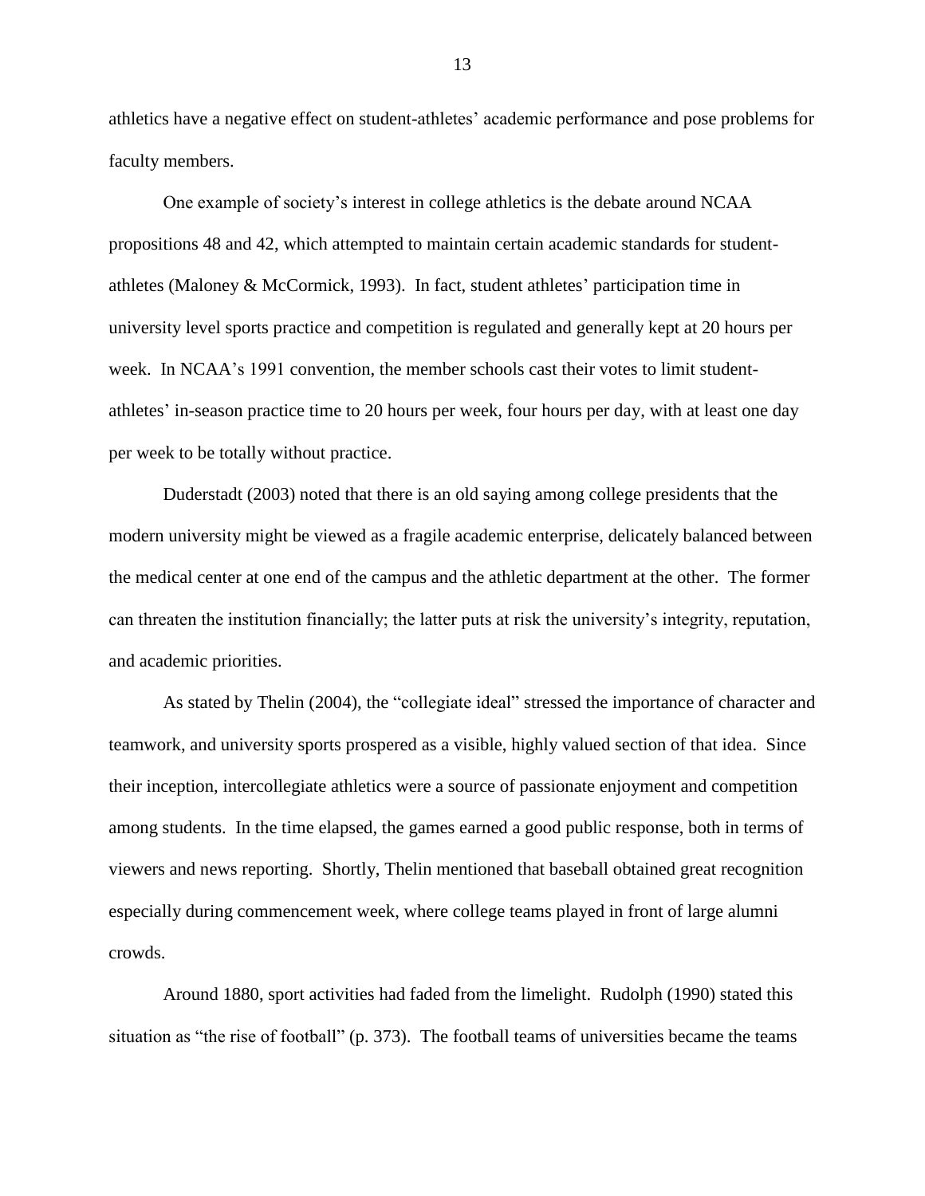athletics have a negative effect on student-athletes' academic performance and pose problems for faculty members.

One example of society's interest in college athletics is the debate around NCAA propositions 48 and 42, which attempted to maintain certain academic standards for student-athletes (Maloney & McCormick, 1993). In fact, student athletes' participation time in university level sports practice and competition is regulated and generally kept at 20 hours per week. In NCAA's 1991 convention, the member schools cast their votes to limit student-athletes' in-season practice time to 20 hours per week, four hours per day, with at least one day per week to be totally without practice.

Duderstadt (2003) noted that there is an old saying among college presidents that the modern university might be viewed as a fragile academic enterprise, delicately balanced between the medical center at one end of the campus and the athletic department at the other. The former can threaten the institution financially; the latter puts at risk the university's integrity, reputation, and academic priorities.

As stated by Thelin (2004), the "collegiate ideal" stressed the importance of character and teamwork, and university sports prospered as a visible, highly valued section of that idea. Since their inception, intercollegiate athletics were a source of passionate enjoyment and competition among students. In the time elapsed, the games earned a good public response, both in terms of viewers and news reporting. Shortly, Thelin mentioned that baseball obtained great recognition especially during commencement week, where college teams played in front of large alumni crowds.

Around 1880, sport activities had faded from the limelight. Rudolph (1990) stated this situation as "the rise of football" (p. 373). The football teams of universities became the teams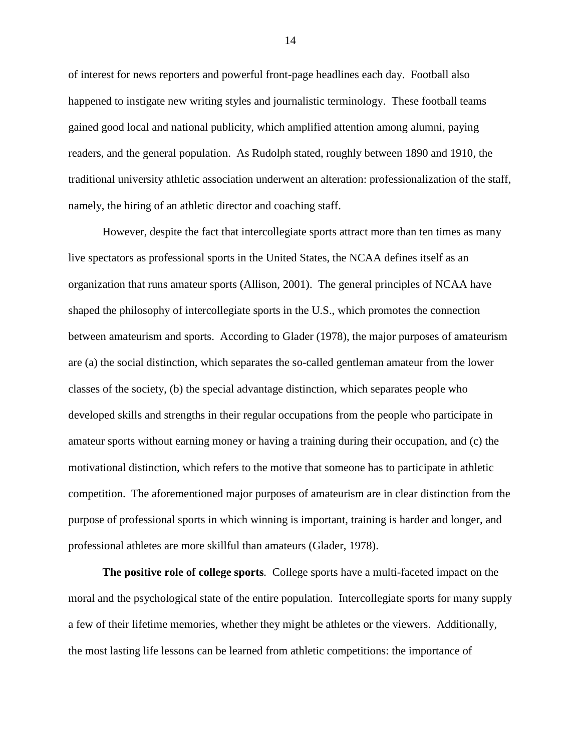of interest for news reporters and powerful front-page headlines each day. Football also happened to instigate new writing styles and journalistic terminology. These football teams gained good local and national publicity, which amplified attention among alumni, paying readers, and the general population. As Rudolph stated, roughly between 1890 and 1910, the traditional university athletic association underwent an alteration: professionalization of the staff, namely, the hiring of an athletic director and coaching staff.

However, despite the fact that intercollegiate sports attract more than ten times as many live spectators as professional sports in the United States, the NCAA defines itself as an organization that runs amateur sports (Allison, 2001). The general principles of NCAA have shaped the philosophy of intercollegiate sports in the U.S., which promotes the connection between amateurism and sports. According to Glader (1978), the major purposes of amateurism are (a) the social distinction, which separates the so-called gentleman amateur from the lower classes of the society, (b) the special advantage distinction, which separates people who developed skills and strengths in their regular occupations from the people who participate in amateur sports without earning money or having a training during their occupation, and (c) the motivational distinction, which refers to the motive that someone has to participate in athletic competition. The aforementioned major purposes of amateurism are in clear distinction from the purpose of professional sports in which winning is important, training is harder and longer, and professional athletes are more skillful than amateurs (Glader, 1978).

**The positive role of college sports.** College sports have a multi-faceted impact on the moral and the psychological state of the entire population. Intercollegiate sports for many supply a few of their lifetime memories, whether they might be athletes or the viewers. Additionally, the most lasting life lessons can be learned from athletic competitions: the importance of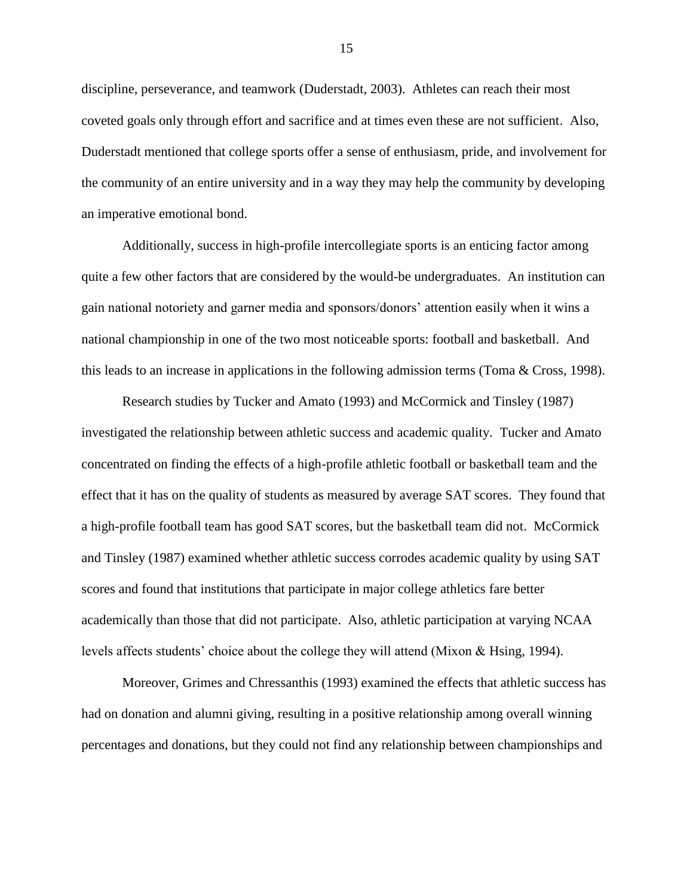discipline, perseverance, and teamwork (Duderstadt, 2003). Athletes can reach their most coveted goals only through effort and sacrifice and at times even these are not sufficient. Also, Duderstadt mentioned that college sports offer a sense of enthusiasm, pride, and involvement for the community of an entire university and in a way they may help the community by developing an imperative emotional bond.

Additionally, success in high-profile intercollegiate sports is an enticing factor among quite a few other factors that are considered by the would-be undergraduates. An institution can gain national notoriety and garner media and sponsors/donors' attention easily when it wins a national championship in one of the two most noticeable sports: football and basketball. And this leads to an increase in applications in the following admission terms (Toma & Cross, 1998).

Research studies by Tucker and Amato (1993) and McCormick and Tinsley (1987) investigated the relationship between athletic success and academic quality. Tucker and Amato concentrated on finding the effects of a high-profile athletic football or basketball team and the effect that it has on the quality of students as measured by average SAT scores. They found that a high-profile football team has good SAT scores, but the basketball team did not. McCormick and Tinsley (1987) examined whether athletic success corrodes academic quality by using SAT scores and found that institutions that participate in major college athletics fare better academically than those that did not participate. Also, athletic participation at varying NCAA levels affects students' choice about the college they will attend (Mixon & Hsing, 1994).

Moreover, Grimes and Chressanthis (1993) examined the effects that athletic success has had on donation and alumni giving, resulting in a positive relationship among overall winning percentages and donations, but they could not find any relationship between championships and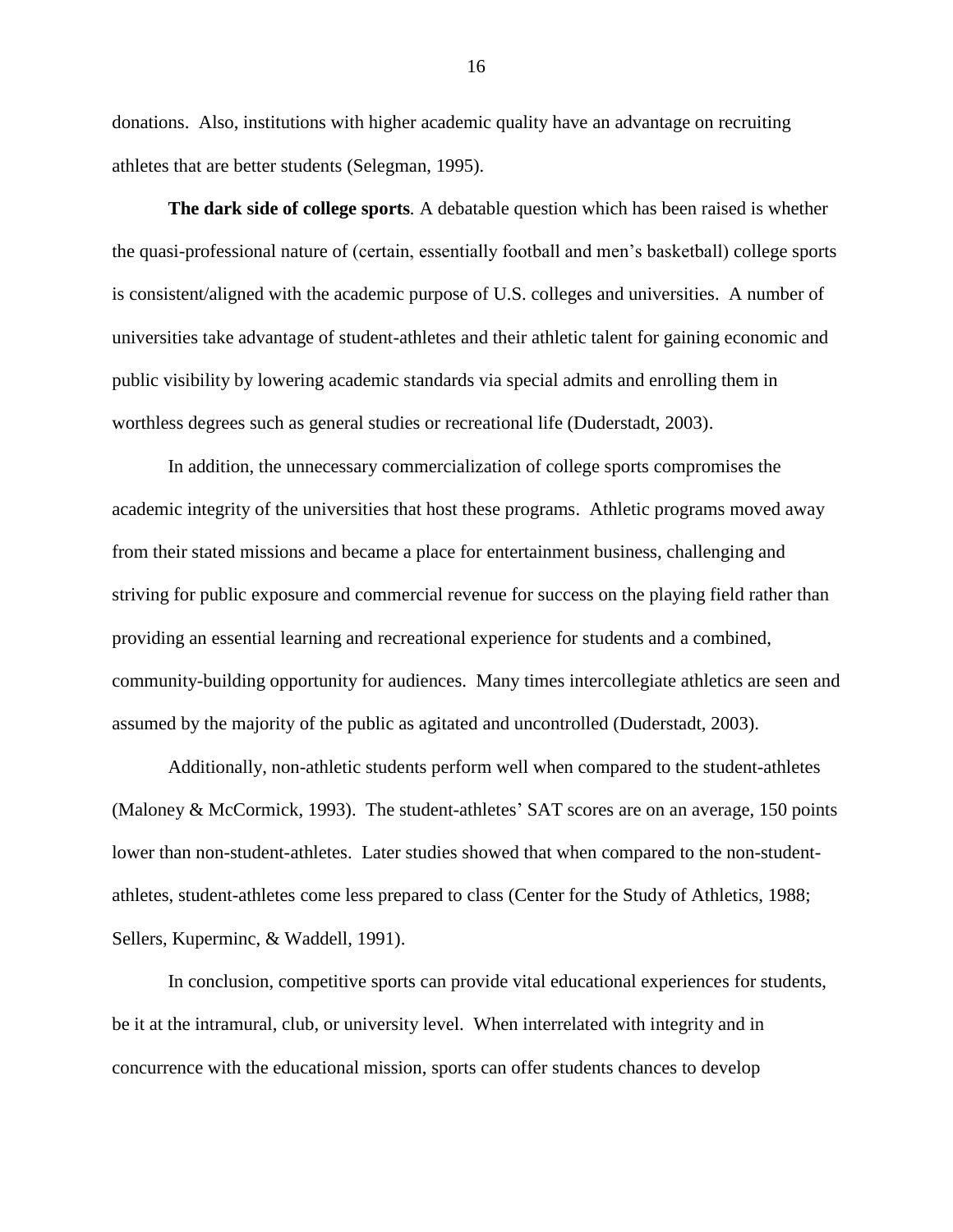donations. Also, institutions with higher academic quality have an advantage on recruiting athletes that are better students (Selegman, 1995).

**The dark side of college sports***.* A debatable question which has been raised is whether the quasi-professional nature of (certain, essentially football and men's basketball) college sports is consistent/aligned with the academic purpose of U.S. colleges and universities. A number of universities take advantage of student-athletes and their athletic talent for gaining economic and public visibility by lowering academic standards via special admits and enrolling them in worthless degrees such as general studies or recreational life (Duderstadt, 2003).

In addition, the unnecessary commercialization of college sports compromises the academic integrity of the universities that host these programs. Athletic programs moved away from their stated missions and became a place for entertainment business, challenging and striving for public exposure and commercial revenue for success on the playing field rather than providing an essential learning and recreational experience for students and a combined, community-building opportunity for audiences. Many times intercollegiate athletics are seen and assumed by the majority of the public as agitated and uncontrolled (Duderstadt, 2003).

Additionally, non-athletic students perform well when compared to the student-athletes (Maloney & McCormick, 1993). The student-athletes' SAT scores are on an average, 150 points lower than non-student-athletes. Later studies showed that when compared to the non-student-athletes, student-athletes come less prepared to class (Center for the Study of Athletics, 1988; Sellers, Kuperminc, & Waddell, 1991).

In conclusion, competitive sports can provide vital educational experiences for students, be it at the intramural, club, or university level. When interrelated with integrity and in concurrence with the educational mission, sports can offer students chances to develop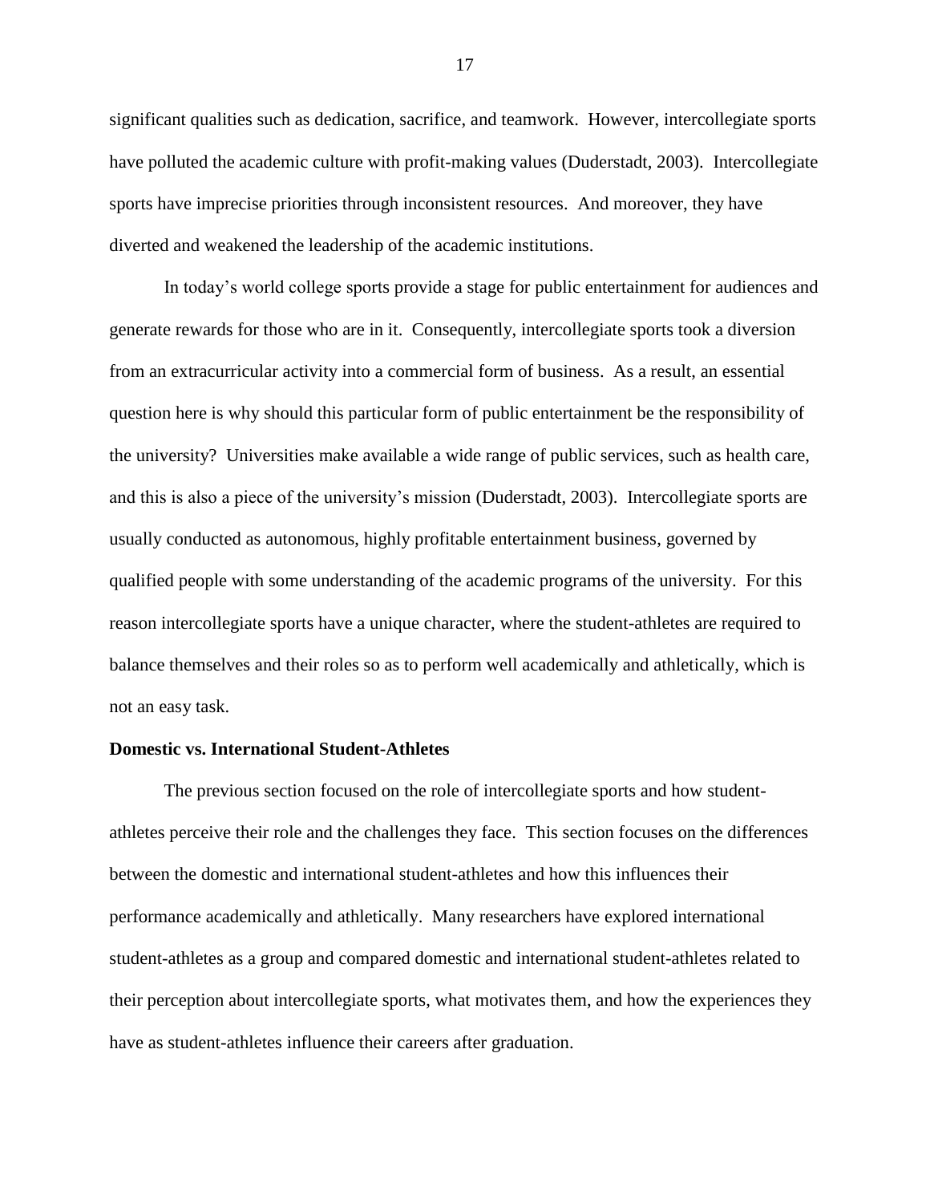significant qualities such as dedication, sacrifice, and teamwork. However, intercollegiate sports have polluted the academic culture with profit-making values (Duderstadt, 2003). Intercollegiate sports have imprecise priorities through inconsistent resources. And moreover, they have diverted and weakened the leadership of the academic institutions.

In today's world college sports provide a stage for public entertainment for audiences and generate rewards for those who are in it. Consequently, intercollegiate sports took a diversion from an extracurricular activity into a commercial form of business. As a result, an essential question here is why should this particular form of public entertainment be the responsibility of the university? Universities make available a wide range of public services, such as health care, and this is also a piece of the university's mission (Duderstadt, 2003). Intercollegiate sports are usually conducted as autonomous, highly profitable entertainment business, governed by qualified people with some understanding of the academic programs of the university. For this reason intercollegiate sports have a unique character, where the student-athletes are required to balance themselves and their roles so as to perform well academically and athletically, which is not an easy task.

**Domestic vs. International Student-Athletes**

The previous section focused on the role of intercollegiate sports and how student-athletes perceive their role and the challenges they face. This section focuses on the differences between the domestic and international student-athletes and how this influences their performance academically and athletically. Many researchers have explored international student-athletes as a group and compared domestic and international student-athletes related to their perception about intercollegiate sports, what motivates them, and how the experiences they have as student-athletes influence their careers after graduation.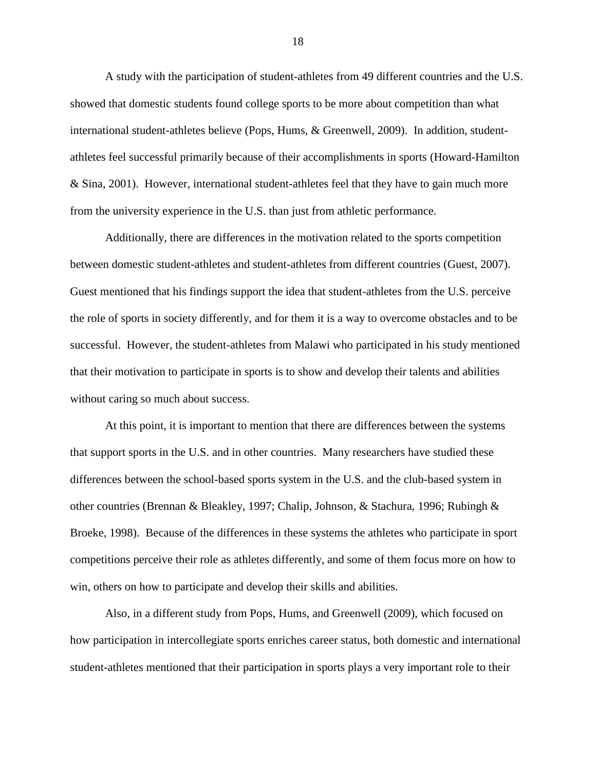A study with the participation of student-athletes from 49 different countries and the U.S. showed that domestic students found college sports to be more about competition than what international student-athletes believe (Pops, Hums, & Greenwell, 2009). In addition, student-athletes feel successful primarily because of their accomplishments in sports (Howard-Hamilton & Sina, 2001). However, international student-athletes feel that they have to gain much more from the university experience in the U.S. than just from athletic performance.

Additionally, there are differences in the motivation related to the sports competition between domestic student-athletes and student-athletes from different countries (Guest, 2007). Guest mentioned that his findings support the idea that student-athletes from the U.S. perceive the role of sports in society differently, and for them it is a way to overcome obstacles and to be successful. However, the student-athletes from Malawi who participated in his study mentioned that their motivation to participate in sports is to show and develop their talents and abilities without caring so much about success.

At this point, it is important to mention that there are differences between the systems that support sports in the U.S. and in other countries. Many researchers have studied these differences between the school-based sports system in the U.S. and the club-based system in other countries (Brennan & Bleakley, 1997; Chalip, Johnson, & Stachura, 1996; Rubingh & Broeke, 1998). Because of the differences in these systems the athletes who participate in sport competitions perceive their role as athletes differently, and some of them focus more on how to win, others on how to participate and develop their skills and abilities.

Also, in a different study from Pops, Hums, and Greenwell (2009), which focused on how participation in intercollegiate sports enriches career status, both domestic and international student-athletes mentioned that their participation in sports plays a very important role to their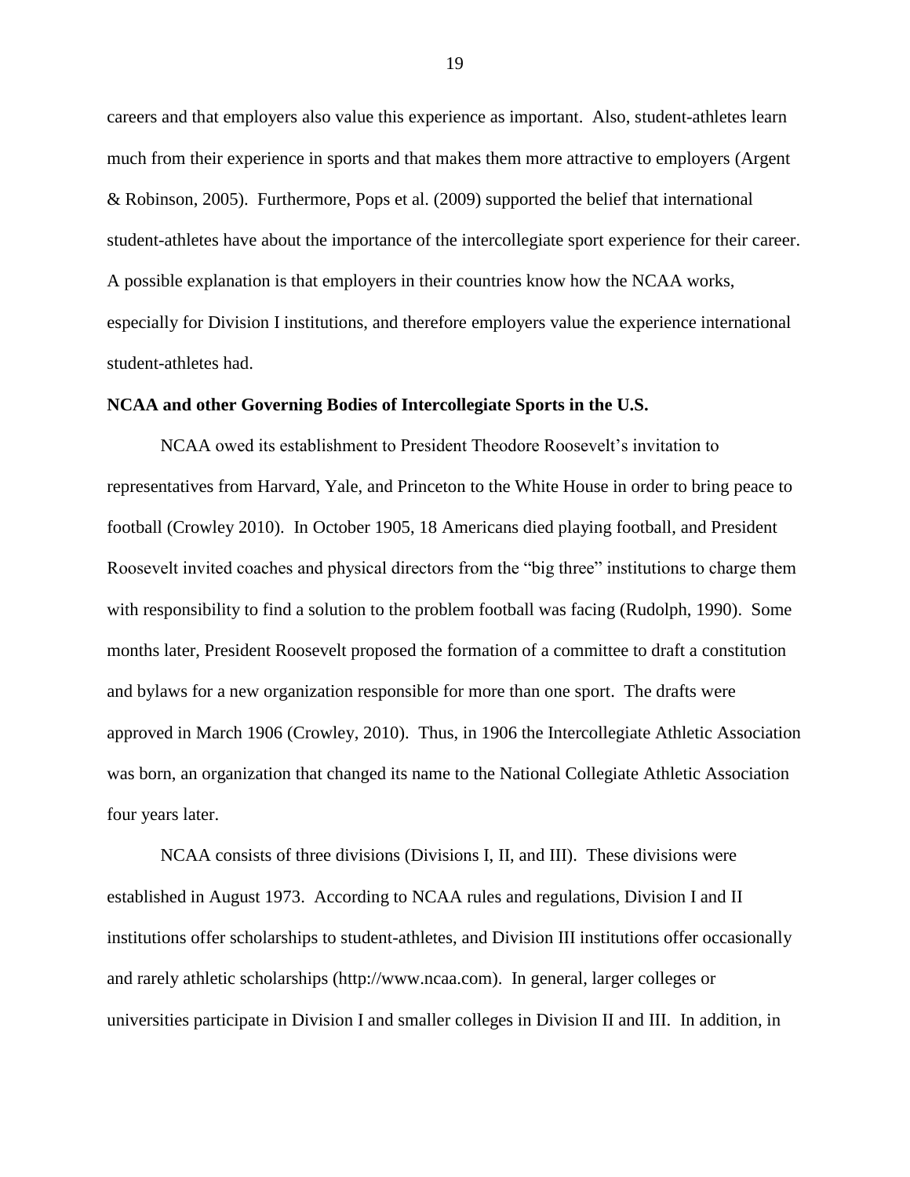careers and that employers also value this experience as important. Also, student-athletes learn much from their experience in sports and that makes them more attractive to employers (Argent & Robinson, 2005). Furthermore, Pops et al. (2009) supported the belief that international student-athletes have about the importance of the intercollegiate sport experience for their career. A possible explanation is that employers in their countries know how the NCAA works, especially for Division I institutions, and therefore employers value the experience international student-athletes had.

**NCAA and other Governing Bodies of Intercollegiate Sports in the U.S.**

NCAA owed its establishment to President Theodore Roosevelt's invitation to representatives from Harvard, Yale, and Princeton to the White House in order to bring peace to football (Crowley 2010). In October 1905, 18 Americans died playing football, and President Roosevelt invited coaches and physical directors from the "big three" institutions to charge them with responsibility to find a solution to the problem football was facing (Rudolph, 1990). Some months later, President Roosevelt proposed the formation of a committee to draft a constitution and bylaws for a new organization responsible for more than one sport. The drafts were approved in March 1906 (Crowley, 2010). Thus, in 1906 the Intercollegiate Athletic Association was born, an organization that changed its name to the National Collegiate Athletic Association four years later.

NCAA consists of three divisions (Divisions I, II, and III). These divisions were established in August 1973. According to NCAA rules and regulations, Division I and II institutions offer scholarships to student-athletes, and Division III institutions offer occasionally and rarely athletic scholarships (http://www.ncaa.com). In general, larger colleges or universities participate in Division I and smaller colleges in Division II and III. In addition, in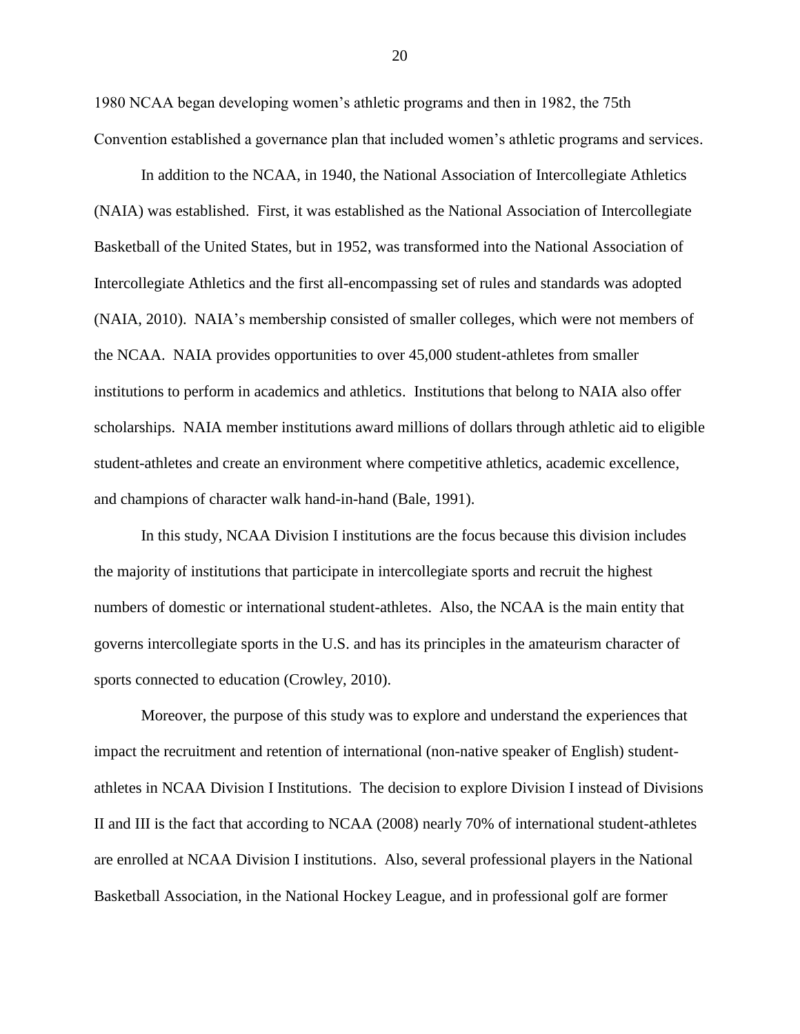1980 NCAA began developing women's athletic programs and then in 1982, the 75th Convention established a governance plan that included women's athletic programs and services.

In addition to the NCAA, in 1940, the National Association of Intercollegiate Athletics (NAIA) was established. First, it was established as the National Association of Intercollegiate Basketball of the United States, but in 1952, was transformed into the National Association of Intercollegiate Athletics and the first all-encompassing set of rules and standards was adopted (NAIA, 2010). NAIA's membership consisted of smaller colleges, which were not members of the NCAA. NAIA provides opportunities to over 45,000 student-athletes from smaller institutions to perform in academics and athletics. Institutions that belong to NAIA also offer scholarships. NAIA member institutions award millions of dollars through athletic aid to eligible student-athletes and create an environment where competitive athletics, academic excellence, and champions of character walk hand-in-hand (Bale, 1991).

In this study, NCAA Division I institutions are the focus because this division includes the majority of institutions that participate in intercollegiate sports and recruit the highest numbers of domestic or international student-athletes. Also, the NCAA is the main entity that governs intercollegiate sports in the U.S. and has its principles in the amateurism character of sports connected to education (Crowley, 2010).

Moreover, the purpose of this study was to explore and understand the experiences that impact the recruitment and retention of international (non-native speaker of English) student-athletes in NCAA Division I Institutions. The decision to explore Division I instead of Divisions II and III is the fact that according to NCAA (2008) nearly 70% of international student-athletes are enrolled at NCAA Division I institutions. Also, several professional players in the National Basketball Association, in the National Hockey League, and in professional golf are former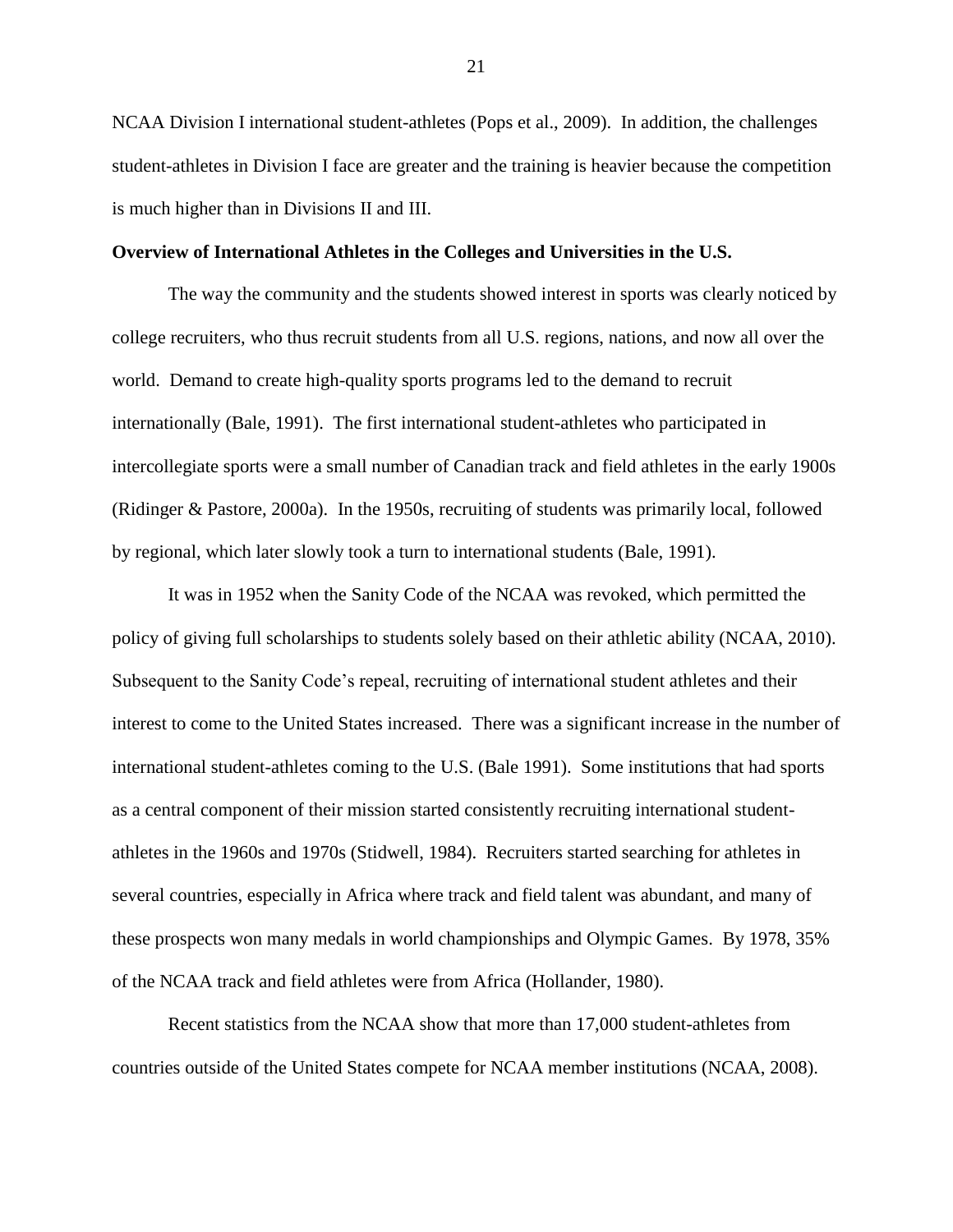NCAA Division I international student-athletes (Pops et al., 2009). In addition, the challenges student-athletes in Division I face are greater and the training is heavier because the competition is much higher than in Divisions II and III.

**Overview of International Athletes in the Colleges and Universities in the U.S.**

The way the community and the students showed interest in sports was clearly noticed by college recruiters, who thus recruit students from all U.S. regions, nations, and now all over the world. Demand to create high-quality sports programs led to the demand to recruit internationally (Bale, 1991). The first international student-athletes who participated in intercollegiate sports were a small number of Canadian track and field athletes in the early 1900s (Ridinger & Pastore, 2000a). In the 1950s, recruiting of students was primarily local, followed by regional, which later slowly took a turn to international students (Bale, 1991).

It was in 1952 when the Sanity Code of the NCAA was revoked, which permitted the policy of giving full scholarships to students solely based on their athletic ability (NCAA, 2010). Subsequent to the Sanity Code's repeal, recruiting of international student athletes and their interest to come to the United States increased. There was a significant increase in the number of international student-athletes coming to the U.S. (Bale 1991). Some institutions that had sports as a central component of their mission started consistently recruiting international student-athletes in the 1960s and 1970s (Stidwell, 1984). Recruiters started searching for athletes in several countries, especially in Africa where track and field talent was abundant, and many of these prospects won many medals in world championships and Olympic Games. By 1978, 35% of the NCAA track and field athletes were from Africa (Hollander, 1980).

Recent statistics from the NCAA show that more than 17,000 student-athletes from countries outside of the United States compete for NCAA member institutions (NCAA, 2008).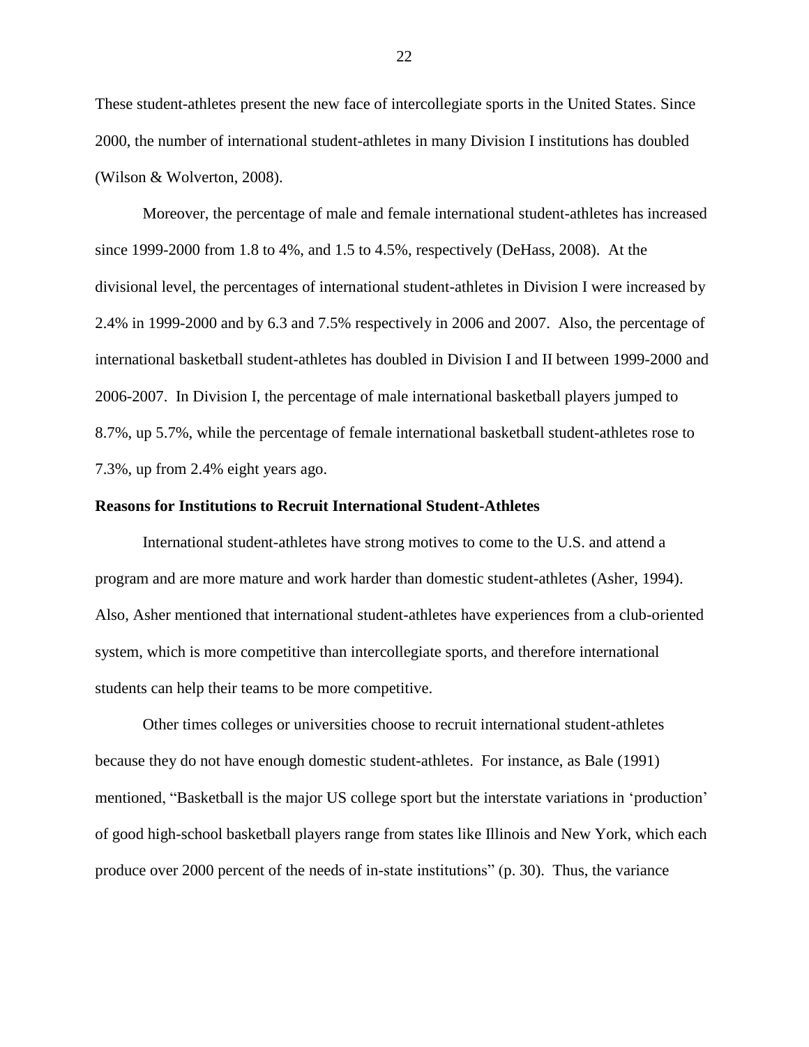These student-athletes present the new face of intercollegiate sports in the United States. Since 2000, the number of international student-athletes in many Division I institutions has doubled (Wilson & Wolverton, 2008).

Moreover, the percentage of male and female international student-athletes has increased since 1999-2000 from 1.8 to 4%, and 1.5 to 4.5%, respectively (DeHass, 2008). At the divisional level, the percentages of international student-athletes in Division I were increased by 2.4% in 1999-2000 and by 6.3 and 7.5% respectively in 2006 and 2007. Also, the percentage of international basketball student-athletes has doubled in Division I and II between 1999-2000 and 2006-2007. In Division I, the percentage of male international basketball players jumped to 8.7%, up 5.7%, while the percentage of female international basketball student-athletes rose to 7.3%, up from 2.4% eight years ago.

**Reasons for Institutions to Recruit International Student-Athletes**

International student-athletes have strong motives to come to the U.S. and attend a program and are more mature and work harder than domestic student-athletes (Asher, 1994). Also, Asher mentioned that international student-athletes have experiences from a club-oriented system, which is more competitive than intercollegiate sports, and therefore international students can help their teams to be more competitive.

Other times colleges or universities choose to recruit international student-athletes because they do not have enough domestic student-athletes. For instance, as Bale (1991) mentioned, "Basketball is the major US college sport but the interstate variations in 'production' of good high-school basketball players range from states like Illinois and New York, which each produce over 2000 percent of the needs of in-state institutions" (p. 30). Thus, the variance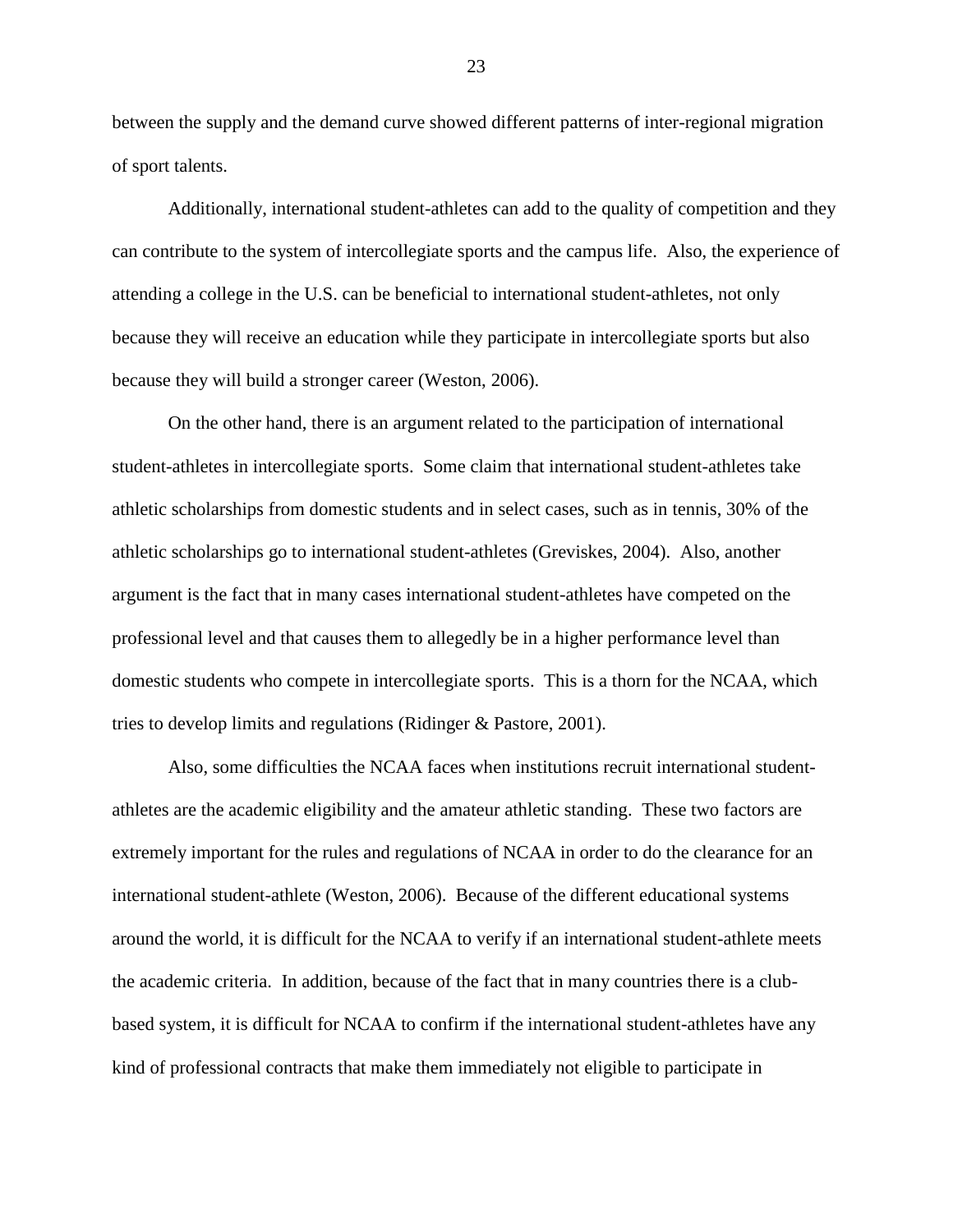between the supply and the demand curve showed different patterns of inter-regional migration of sport talents.

Additionally, international student-athletes can add to the quality of competition and they can contribute to the system of intercollegiate sports and the campus life. Also, the experience of attending a college in the U.S. can be beneficial to international student-athletes, not only because they will receive an education while they participate in intercollegiate sports but also because they will build a stronger career (Weston, 2006).

On the other hand, there is an argument related to the participation of international student-athletes in intercollegiate sports. Some claim that international student-athletes take athletic scholarships from domestic students and in select cases, such as in tennis, 30% of the athletic scholarships go to international student-athletes (Greviskes, 2004). Also, another argument is the fact that in many cases international student-athletes have competed on the professional level and that causes them to allegedly be in a higher performance level than domestic students who compete in intercollegiate sports. This is a thorn for the NCAA, which tries to develop limits and regulations (Ridinger & Pastore, 2001).

Also, some difficulties the NCAA faces when institutions recruit international student-athletes are the academic eligibility and the amateur athletic standing. These two factors are extremely important for the rules and regulations of NCAA in order to do the clearance for an international student-athlete (Weston, 2006). Because of the different educational systems around the world, it is difficult for the NCAA to verify if an international student-athlete meets the academic criteria. In addition, because of the fact that in many countries there is a club-based system, it is difficult for NCAA to confirm if the international student-athletes have any kind of professional contracts that make them immediately not eligible to participate in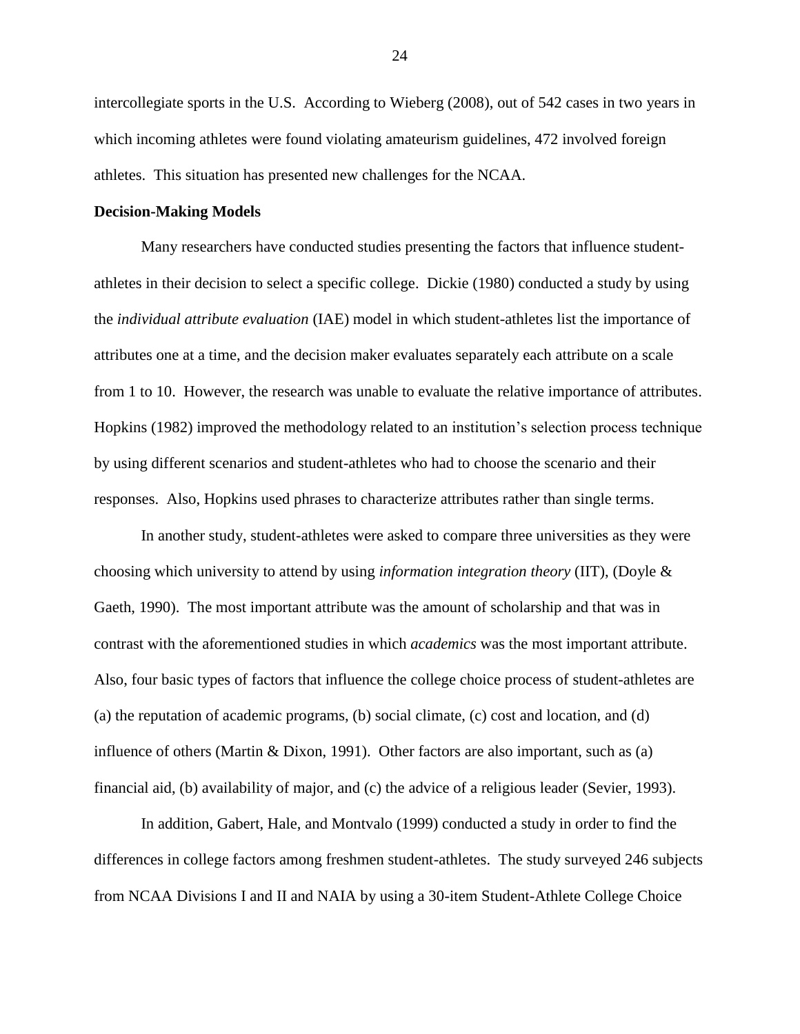intercollegiate sports in the U.S. According to Wieberg (2008), out of 542 cases in two years in which incoming athletes were found violating amateurism guidelines, 472 involved foreign athletes. This situation has presented new challenges for the NCAA.

**Decision-Making Models**

Many researchers have conducted studies presenting the factors that influence student-athletes in their decision to select a specific college. Dickie (1980) conducted a study by using the *individual attribute evaluation* (IAE) model in which student-athletes list the importance of attributes one at a time, and the decision maker evaluates separately each attribute on a scale from 1 to 10. However, the research was unable to evaluate the relative importance of attributes. Hopkins (1982) improved the methodology related to an institution's selection process technique by using different scenarios and student-athletes who had to choose the scenario and their responses. Also, Hopkins used phrases to characterize attributes rather than single terms.

In another study, student-athletes were asked to compare three universities as they were choosing which university to attend by using *information integration theory* (IIT), (Doyle & Gaeth, 1990). The most important attribute was the amount of scholarship and that was in contrast with the aforementioned studies in which *academics* was the most important attribute. Also, four basic types of factors that influence the college choice process of student-athletes are (a) the reputation of academic programs, (b) social climate, (c) cost and location, and (d) influence of others (Martin & Dixon, 1991). Other factors are also important, such as (a) financial aid, (b) availability of major, and (c) the advice of a religious leader (Sevier, 1993).

In addition, Gabert, Hale, and Montvalo (1999) conducted a study in order to find the differences in college factors among freshmen student-athletes. The study surveyed 246 subjects from NCAA Divisions I and II and NAIA by using a 30-item Student-Athlete College Choice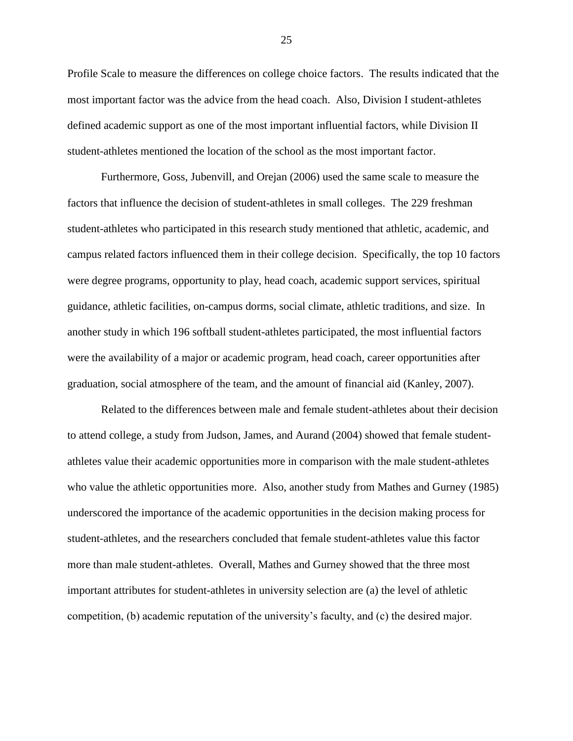Profile Scale to measure the differences on college choice factors. The results indicated that the most important factor was the advice from the head coach. Also, Division I student-athletes defined academic support as one of the most important influential factors, while Division II student-athletes mentioned the location of the school as the most important factor.

Furthermore, Goss, Jubenvill, and Orejan (2006) used the same scale to measure the factors that influence the decision of student-athletes in small colleges. The 229 freshman student-athletes who participated in this research study mentioned that athletic, academic, and campus related factors influenced them in their college decision. Specifically, the top 10 factors were degree programs, opportunity to play, head coach, academic support services, spiritual guidance, athletic facilities, on-campus dorms, social climate, athletic traditions, and size. In another study in which 196 softball student-athletes participated, the most influential factors were the availability of a major or academic program, head coach, career opportunities after graduation, social atmosphere of the team, and the amount of financial aid (Kanley, 2007).

Related to the differences between male and female student-athletes about their decision to attend college, a study from Judson, James, and Aurand (2004) showed that female student-athletes value their academic opportunities more in comparison with the male student-athletes who value the athletic opportunities more. Also, another study from Mathes and Gurney (1985) underscored the importance of the academic opportunities in the decision making process for student-athletes, and the researchers concluded that female student-athletes value this factor more than male student-athletes. Overall, Mathes and Gurney showed that the three most important attributes for student-athletes in university selection are (a) the level of athletic competition, (b) academic reputation of the university's faculty, and (c) the desired major.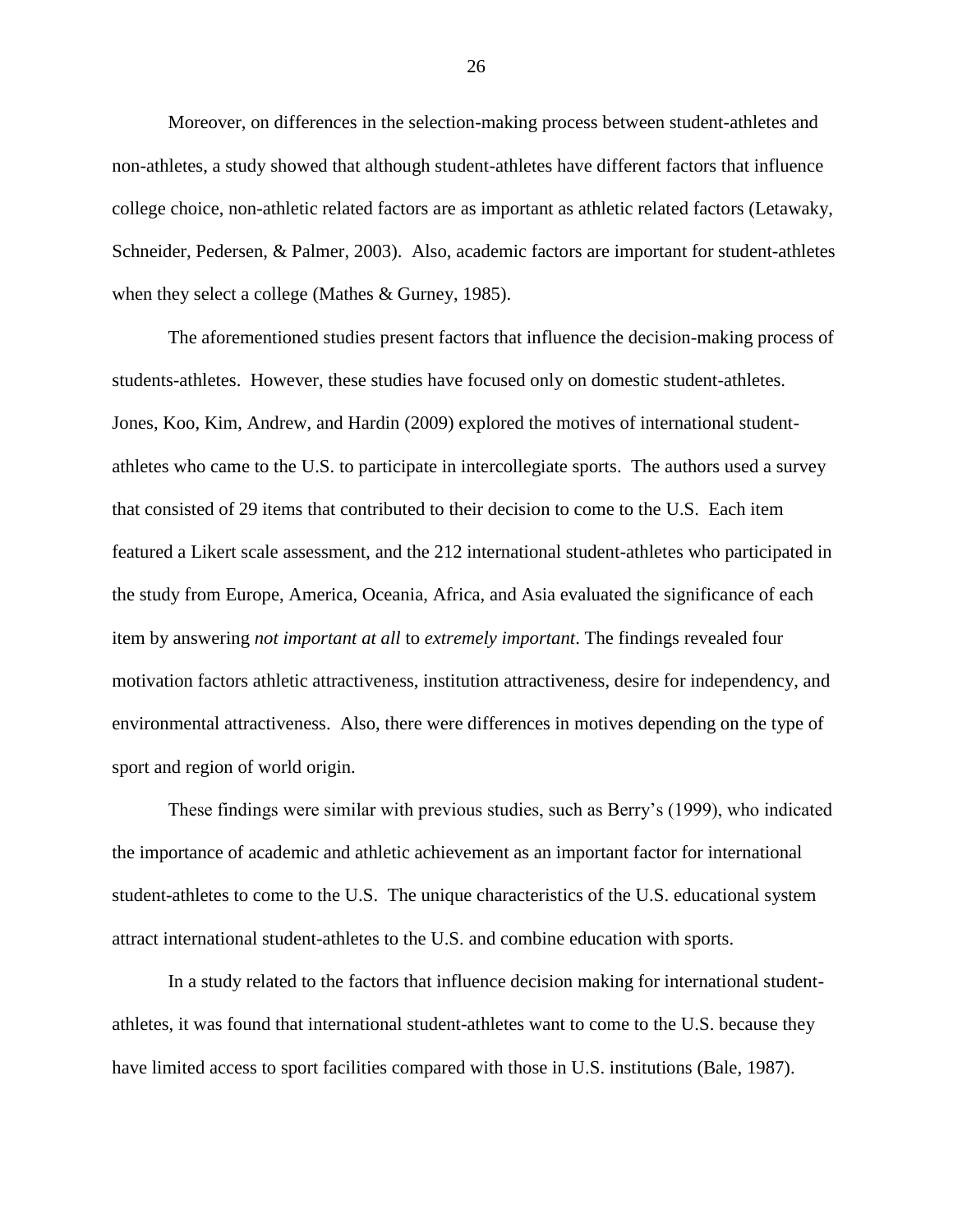Moreover, on differences in the selection-making process between student-athletes and non-athletes, a study showed that although student-athletes have different factors that influence college choice, non-athletic related factors are as important as athletic related factors (Letawaky, Schneider, Pedersen, & Palmer, 2003). Also, academic factors are important for student-athletes when they select a college (Mathes & Gurney, 1985).

The aforementioned studies present factors that influence the decision-making process of students-athletes. However, these studies have focused only on domestic student-athletes. Jones, Koo, Kim, Andrew, and Hardin (2009) explored the motives of international student-athletes who came to the U.S. to participate in intercollegiate sports. The authors used a survey that consisted of 29 items that contributed to their decision to come to the U.S. Each item featured a Likert scale assessment, and the 212 international student-athletes who participated in the study from Europe, America, Oceania, Africa, and Asia evaluated the significance of each item by answering *not important at all* to *extremely important*. The findings revealed four motivation factors athletic attractiveness, institution attractiveness, desire for independency, and environmental attractiveness. Also, there were differences in motives depending on the type of sport and region of world origin.

These findings were similar with previous studies, such as Berry's (1999), who indicated the importance of academic and athletic achievement as an important factor for international student-athletes to come to the U.S. The unique characteristics of the U.S. educational system attract international student-athletes to the U.S. and combine education with sports.

In a study related to the factors that influence decision making for international student-athletes, it was found that international student-athletes want to come to the U.S. because they have limited access to sport facilities compared with those in U.S. institutions (Bale, 1987).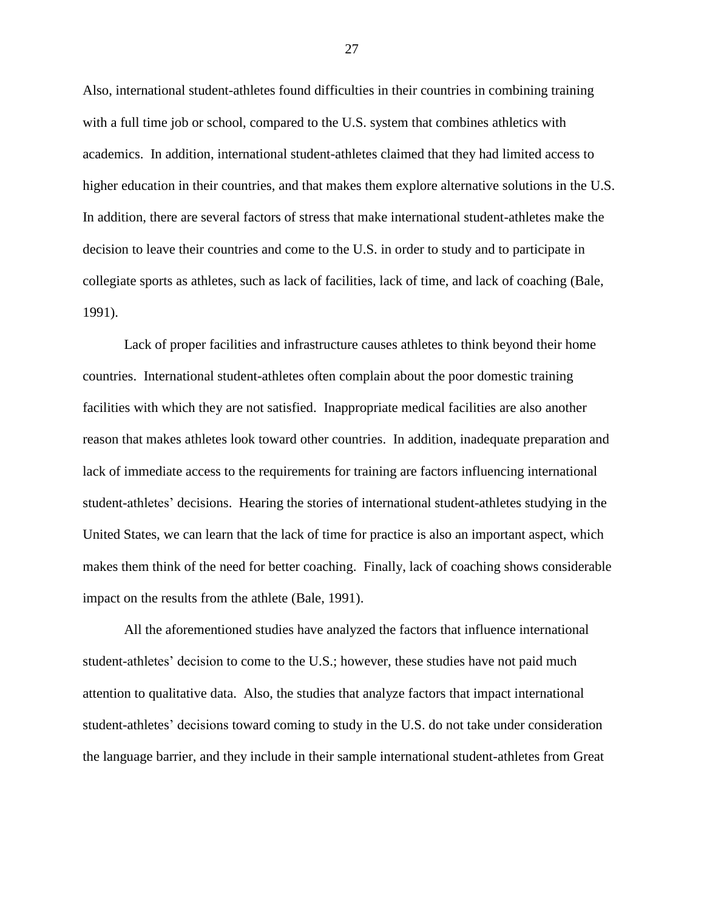Also, international student-athletes found difficulties in their countries in combining training with a full time job or school, compared to the U.S. system that combines athletics with academics. In addition, international student-athletes claimed that they had limited access to higher education in their countries, and that makes them explore alternative solutions in the U.S. In addition, there are several factors of stress that make international student-athletes make the decision to leave their countries and come to the U.S. in order to study and to participate in collegiate sports as athletes, such as lack of facilities, lack of time, and lack of coaching (Bale, 1991).

Lack of proper facilities and infrastructure causes athletes to think beyond their home countries. International student-athletes often complain about the poor domestic training facilities with which they are not satisfied. Inappropriate medical facilities are also another reason that makes athletes look toward other countries. In addition, inadequate preparation and lack of immediate access to the requirements for training are factors influencing international student-athletes' decisions. Hearing the stories of international student-athletes studying in the United States, we can learn that the lack of time for practice is also an important aspect, which makes them think of the need for better coaching. Finally, lack of coaching shows considerable impact on the results from the athlete (Bale, 1991).

All the aforementioned studies have analyzed the factors that influence international student-athletes' decision to come to the U.S.; however, these studies have not paid much attention to qualitative data. Also, the studies that analyze factors that impact international student-athletes' decisions toward coming to study in the U.S. do not take under consideration the language barrier, and they include in their sample international student-athletes from Great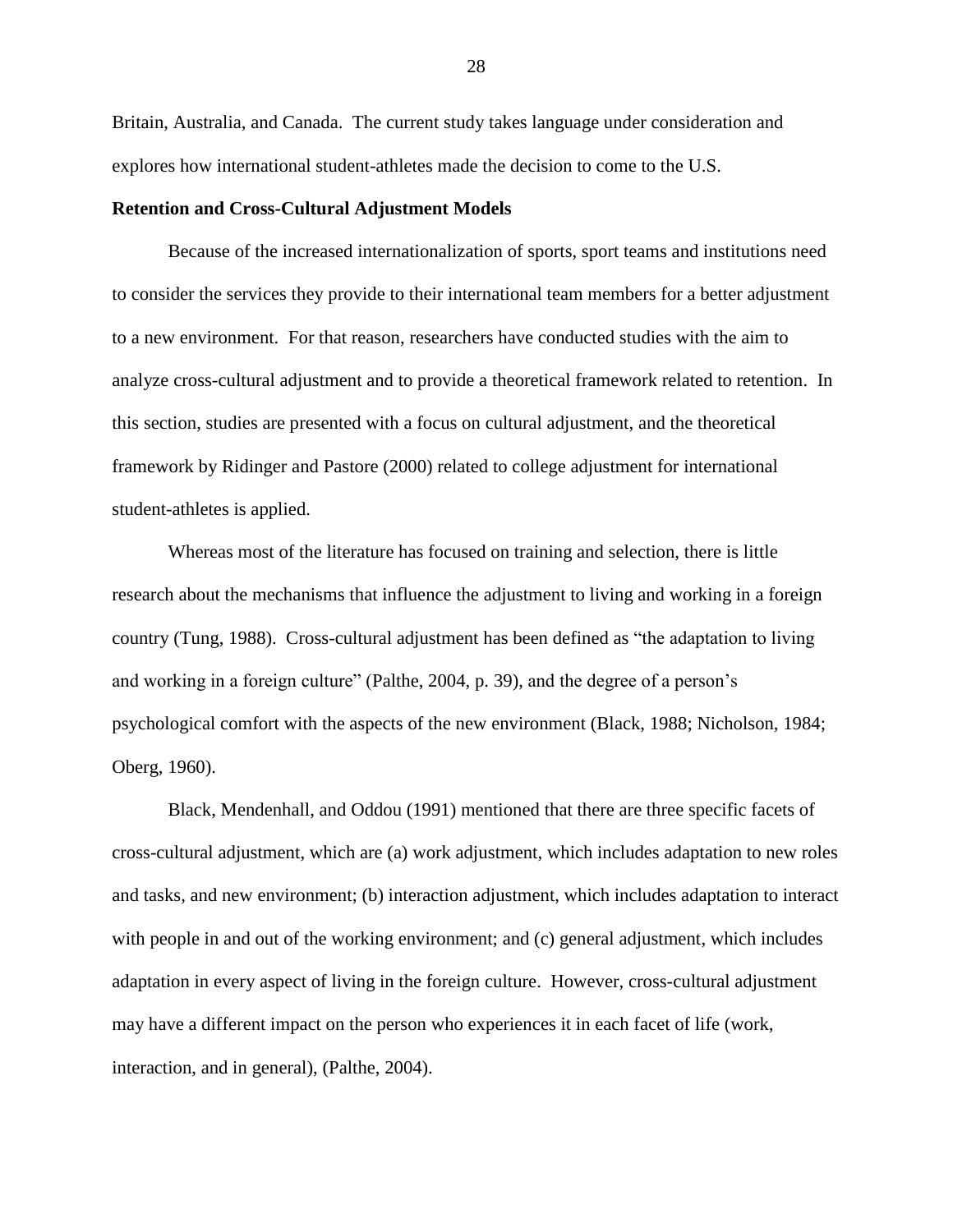Britain, Australia, and Canada. The current study takes language under consideration and explores how international student-athletes made the decision to come to the U.S.

**Retention and Cross-Cultural Adjustment Models**

Because of the increased internationalization of sports, sport teams and institutions need to consider the services they provide to their international team members for a better adjustment to a new environment. For that reason, researchers have conducted studies with the aim to analyze cross-cultural adjustment and to provide a theoretical framework related to retention. In this section, studies are presented with a focus on cultural adjustment, and the theoretical framework by Ridinger and Pastore (2000) related to college adjustment for international student-athletes is applied.

Whereas most of the literature has focused on training and selection, there is little research about the mechanisms that influence the adjustment to living and working in a foreign country (Tung, 1988). Cross-cultural adjustment has been defined as "the adaptation to living and working in a foreign culture" (Palthe, 2004, p. 39), and the degree of a person's psychological comfort with the aspects of the new environment (Black, 1988; Nicholson, 1984; Oberg, 1960).

Black, Mendenhall, and Oddou (1991) mentioned that there are three specific facets of cross-cultural adjustment, which are (a) work adjustment, which includes adaptation to new roles and tasks, and new environment; (b) interaction adjustment, which includes adaptation to interact with people in and out of the working environment; and (c) general adjustment, which includes adaptation in every aspect of living in the foreign culture. However, cross-cultural adjustment may have a different impact on the person who experiences it in each facet of life (work, interaction, and in general), (Palthe, 2004).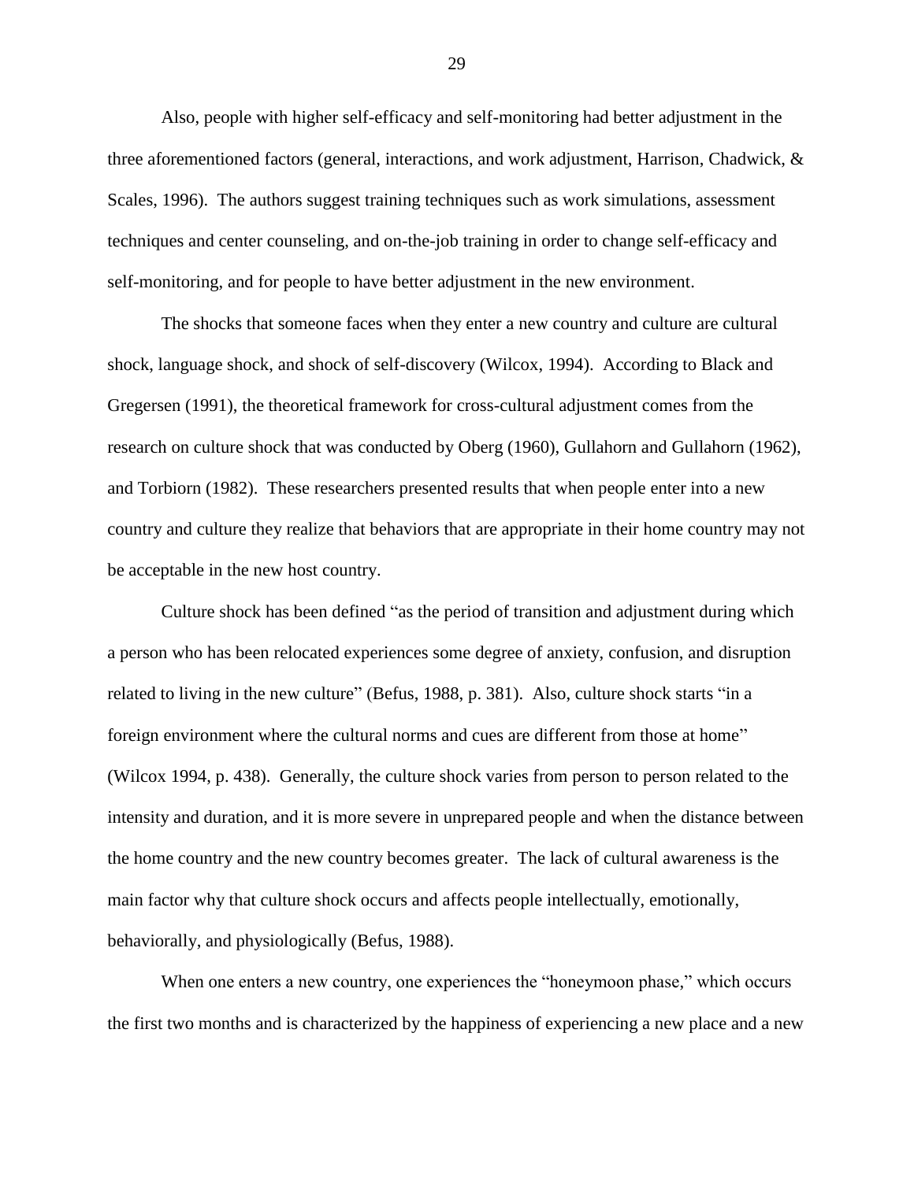Also, people with higher self-efficacy and self-monitoring had better adjustment in the three aforementioned factors (general, interactions, and work adjustment, Harrison, Chadwick, & Scales, 1996). The authors suggest training techniques such as work simulations, assessment techniques and center counseling, and on-the-job training in order to change self-efficacy and self-monitoring, and for people to have better adjustment in the new environment.

The shocks that someone faces when they enter a new country and culture are cultural shock, language shock, and shock of self-discovery (Wilcox, 1994). According to Black and Gregersen (1991), the theoretical framework for cross-cultural adjustment comes from the research on culture shock that was conducted by Oberg (1960), Gullahorn and Gullahorn (1962), and Torbiorn (1982). These researchers presented results that when people enter into a new country and culture they realize that behaviors that are appropriate in their home country may not be acceptable in the new host country.

Culture shock has been defined "as the period of transition and adjustment during which a person who has been relocated experiences some degree of anxiety, confusion, and disruption related to living in the new culture" (Befus, 1988, p. 381). Also, culture shock starts "in a foreign environment where the cultural norms and cues are different from those at home" (Wilcox 1994, p. 438). Generally, the culture shock varies from person to person related to the intensity and duration, and it is more severe in unprepared people and when the distance between the home country and the new country becomes greater. The lack of cultural awareness is the main factor why that culture shock occurs and affects people intellectually, emotionally, behaviorally, and physiologically (Befus, 1988).

When one enters a new country, one experiences the "honeymoon phase," which occurs the first two months and is characterized by the happiness of experiencing a new place and a new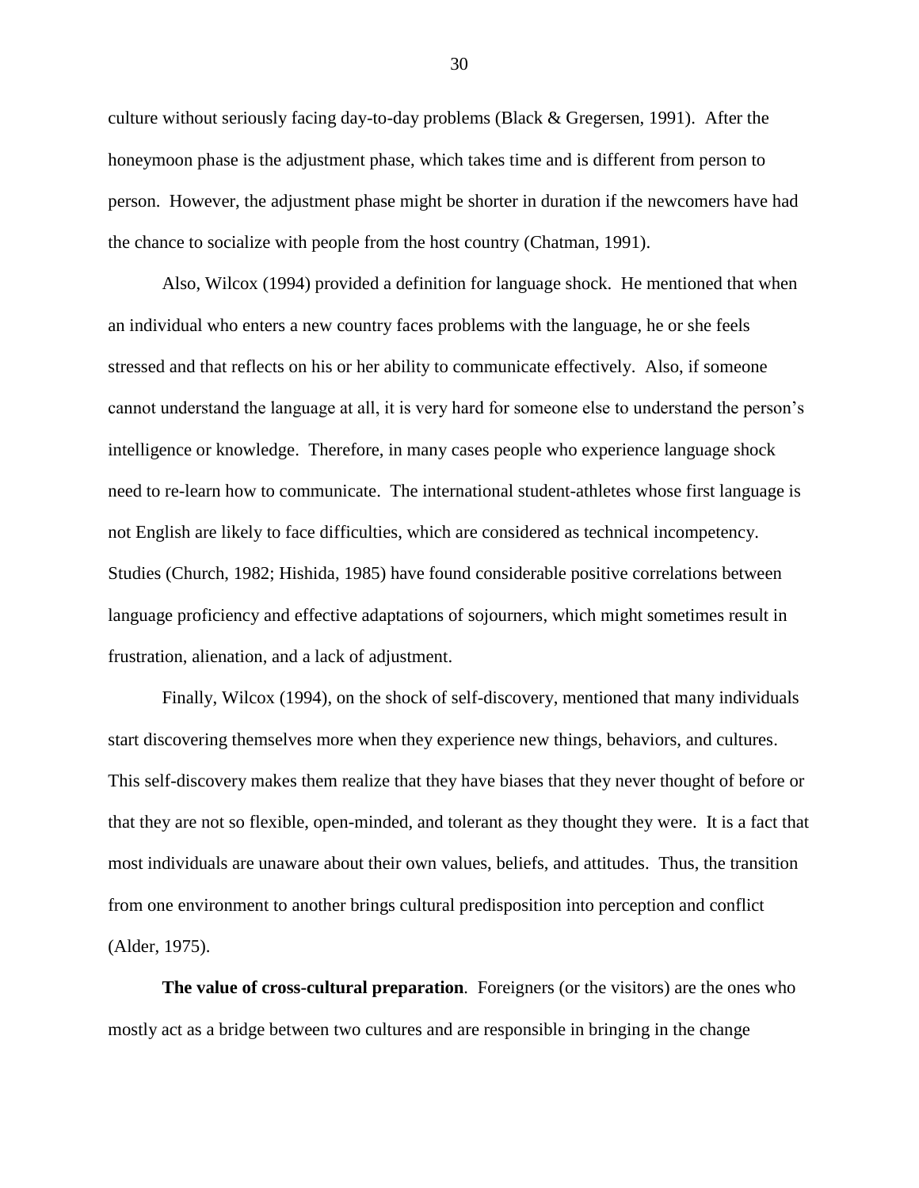culture without seriously facing day-to-day problems (Black & Gregersen, 1991). After the honeymoon phase is the adjustment phase, which takes time and is different from person to person. However, the adjustment phase might be shorter in duration if the newcomers have had the chance to socialize with people from the host country (Chatman, 1991).

Also, Wilcox (1994) provided a definition for language shock. He mentioned that when an individual who enters a new country faces problems with the language, he or she feels stressed and that reflects on his or her ability to communicate effectively. Also, if someone cannot understand the language at all, it is very hard for someone else to understand the person's intelligence or knowledge. Therefore, in many cases people who experience language shock need to re-learn how to communicate. The international student-athletes whose first language is not English are likely to face difficulties, which are considered as technical incompetency. Studies (Church, 1982; Hishida, 1985) have found considerable positive correlations between language proficiency and effective adaptations of sojourners, which might sometimes result in frustration, alienation, and a lack of adjustment.

Finally, Wilcox (1994), on the shock of self-discovery, mentioned that many individuals start discovering themselves more when they experience new things, behaviors, and cultures. This self-discovery makes them realize that they have biases that they never thought of before or that they are not so flexible, open-minded, and tolerant as they thought they were. It is a fact that most individuals are unaware about their own values, beliefs, and attitudes. Thus, the transition from one environment to another brings cultural predisposition into perception and conflict (Alder, 1975).

**The value of cross-cultural preparation**. Foreigners (or the visitors) are the ones who mostly act as a bridge between two cultures and are responsible in bringing in the change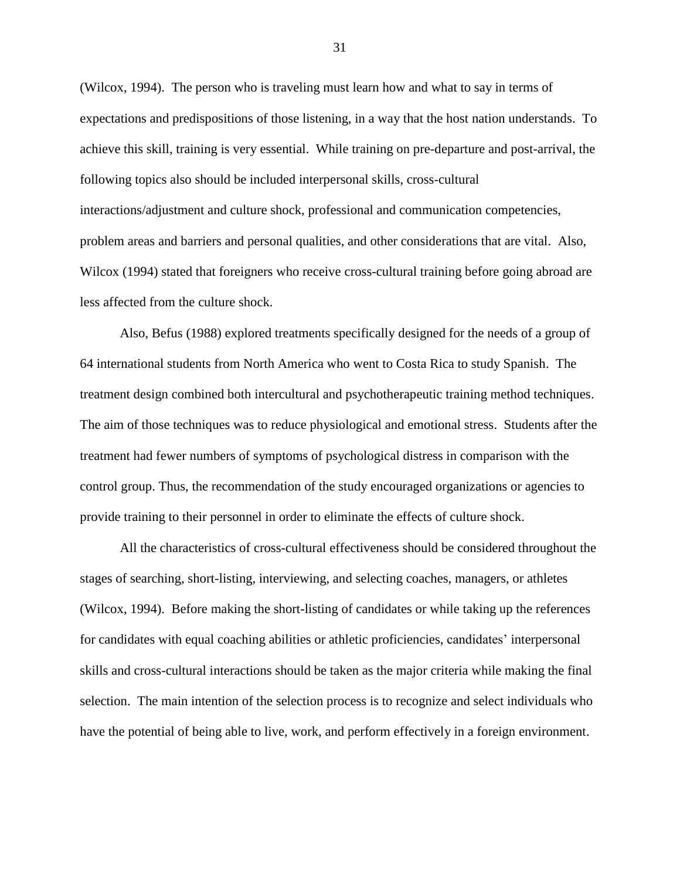(Wilcox, 1994). The person who is traveling must learn how and what to say in terms of expectations and predispositions of those listening, in a way that the host nation understands. To achieve this skill, training is very essential. While training on pre-departure and post-arrival, the following topics also should be included interpersonal skills, cross-cultural interactions/adjustment and culture shock, professional and communication competencies, problem areas and barriers and personal qualities, and other considerations that are vital. Also, Wilcox (1994) stated that foreigners who receive cross-cultural training before going abroad are less affected from the culture shock.

Also, Befus (1988) explored treatments specifically designed for the needs of a group of 64 international students from North America who went to Costa Rica to study Spanish. The treatment design combined both intercultural and psychotherapeutic training method techniques. The aim of those techniques was to reduce physiological and emotional stress. Students after the treatment had fewer numbers of symptoms of psychological distress in comparison with the control group. Thus, the recommendation of the study encouraged organizations or agencies to provide training to their personnel in order to eliminate the effects of culture shock.

All the characteristics of cross-cultural effectiveness should be considered throughout the stages of searching, short-listing, interviewing, and selecting coaches, managers, or athletes (Wilcox, 1994). Before making the short-listing of candidates or while taking up the references for candidates with equal coaching abilities or athletic proficiencies, candidates' interpersonal skills and cross-cultural interactions should be taken as the major criteria while making the final selection. The main intention of the selection process is to recognize and select individuals who have the potential of being able to live, work, and perform effectively in a foreign environment.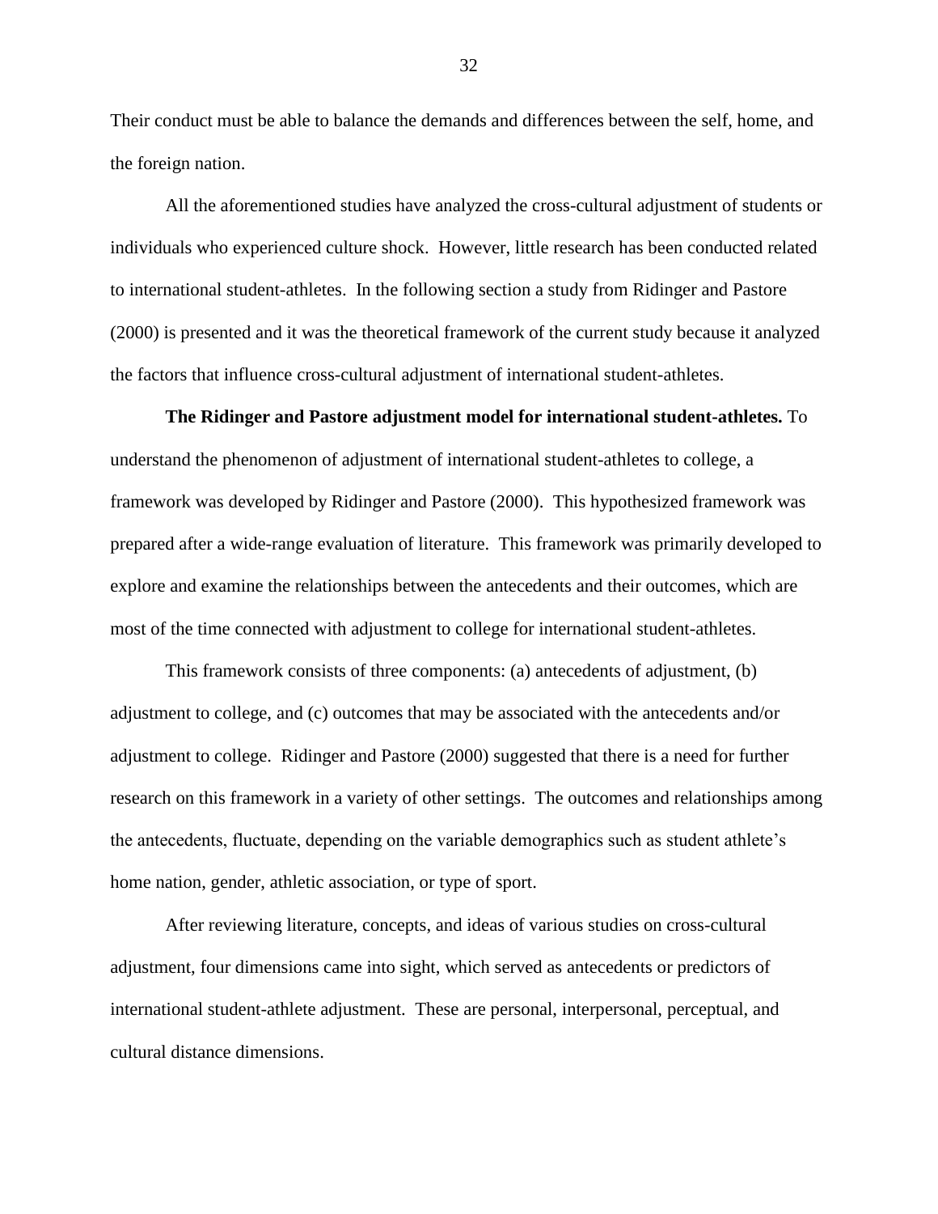Their conduct must be able to balance the demands and differences between the self, home, and the foreign nation.

All the aforementioned studies have analyzed the cross-cultural adjustment of students or individuals who experienced culture shock. However, little research has been conducted related to international student-athletes. In the following section a study from Ridinger and Pastore (2000) is presented and it was the theoretical framework of the current study because it analyzed the factors that influence cross-cultural adjustment of international student-athletes.

**The Ridinger and Pastore adjustment model for international student-athletes.** To understand the phenomenon of adjustment of international student-athletes to college, a framework was developed by Ridinger and Pastore (2000). This hypothesized framework was prepared after a wide-range evaluation of literature. This framework was primarily developed to explore and examine the relationships between the antecedents and their outcomes, which are most of the time connected with adjustment to college for international student-athletes.

This framework consists of three components: (a) antecedents of adjustment, (b) adjustment to college, and (c) outcomes that may be associated with the antecedents and/or adjustment to college. Ridinger and Pastore (2000) suggested that there is a need for further research on this framework in a variety of other settings. The outcomes and relationships among the antecedents, fluctuate, depending on the variable demographics such as student athlete's home nation, gender, athletic association, or type of sport.

After reviewing literature, concepts, and ideas of various studies on cross-cultural adjustment, four dimensions came into sight, which served as antecedents or predictors of international student-athlete adjustment. These are personal, interpersonal, perceptual, and cultural distance dimensions.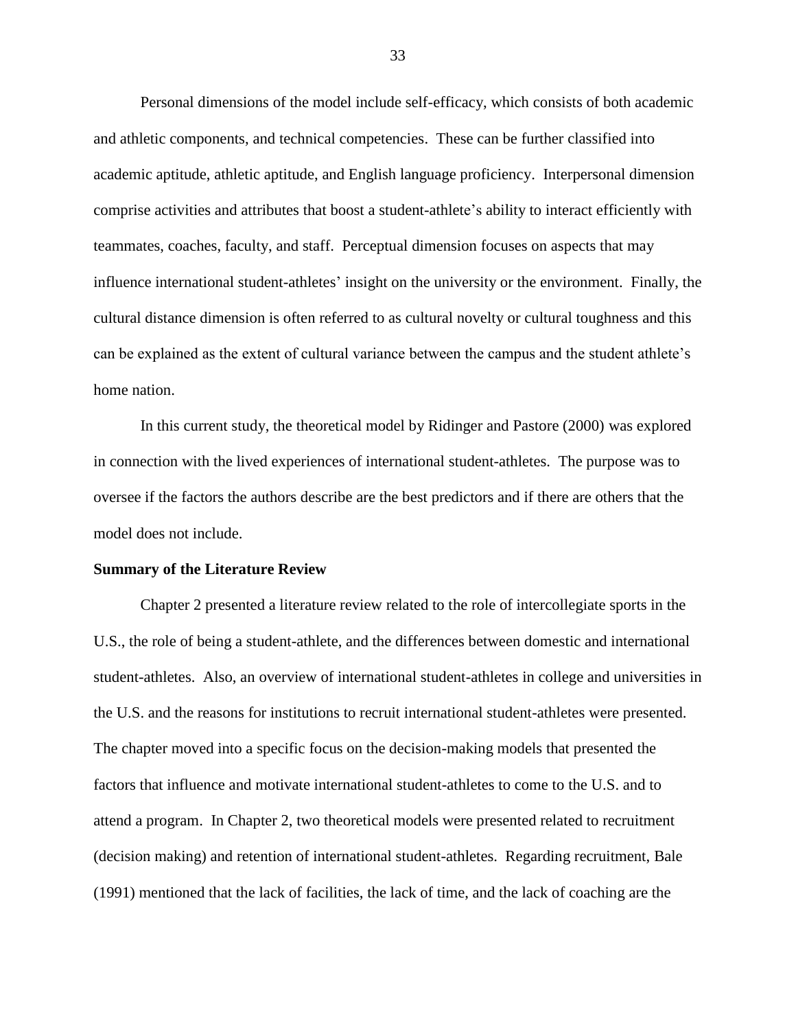Personal dimensions of the model include self-efficacy, which consists of both academic and athletic components, and technical competencies. These can be further classified into academic aptitude, athletic aptitude, and English language proficiency. Interpersonal dimension comprise activities and attributes that boost a student-athlete's ability to interact efficiently with teammates, coaches, faculty, and staff. Perceptual dimension focuses on aspects that may influence international student-athletes' insight on the university or the environment. Finally, the cultural distance dimension is often referred to as cultural novelty or cultural toughness and this can be explained as the extent of cultural variance between the campus and the student athlete's home nation.

In this current study, the theoretical model by Ridinger and Pastore (2000) was explored in connection with the lived experiences of international student-athletes. The purpose was to oversee if the factors the authors describe are the best predictors and if there are others that the model does not include.

**Summary of the Literature Review**

Chapter 2 presented a literature review related to the role of intercollegiate sports in the U.S., the role of being a student-athlete, and the differences between domestic and international student-athletes. Also, an overview of international student-athletes in college and universities in the U.S. and the reasons for institutions to recruit international student-athletes were presented. The chapter moved into a specific focus on the decision-making models that presented the factors that influence and motivate international student-athletes to come to the U.S. and to attend a program. In Chapter 2, two theoretical models were presented related to recruitment (decision making) and retention of international student-athletes. Regarding recruitment, Bale (1991) mentioned that the lack of facilities, the lack of time, and the lack of coaching are the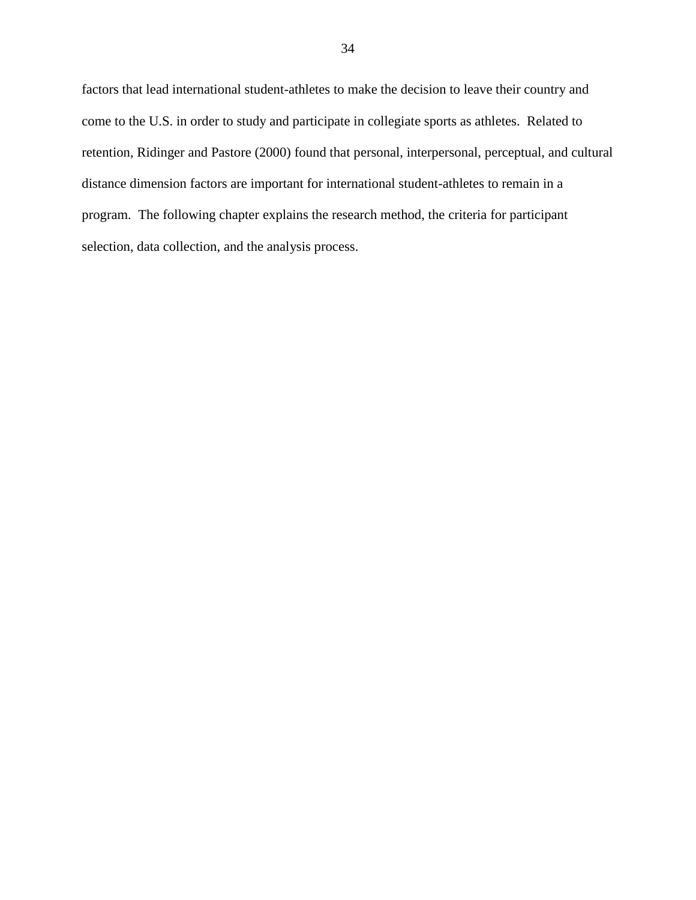factors that lead international student-athletes to make the decision to leave their country and come to the U.S. in order to study and participate in collegiate sports as athletes. Related to retention, Ridinger and Pastore (2000) found that personal, interpersonal, perceptual, and cultural distance dimension factors are important for international student-athletes to remain in a program. The following chapter explains the research method, the criteria for participant selection, data collection, and the analysis process.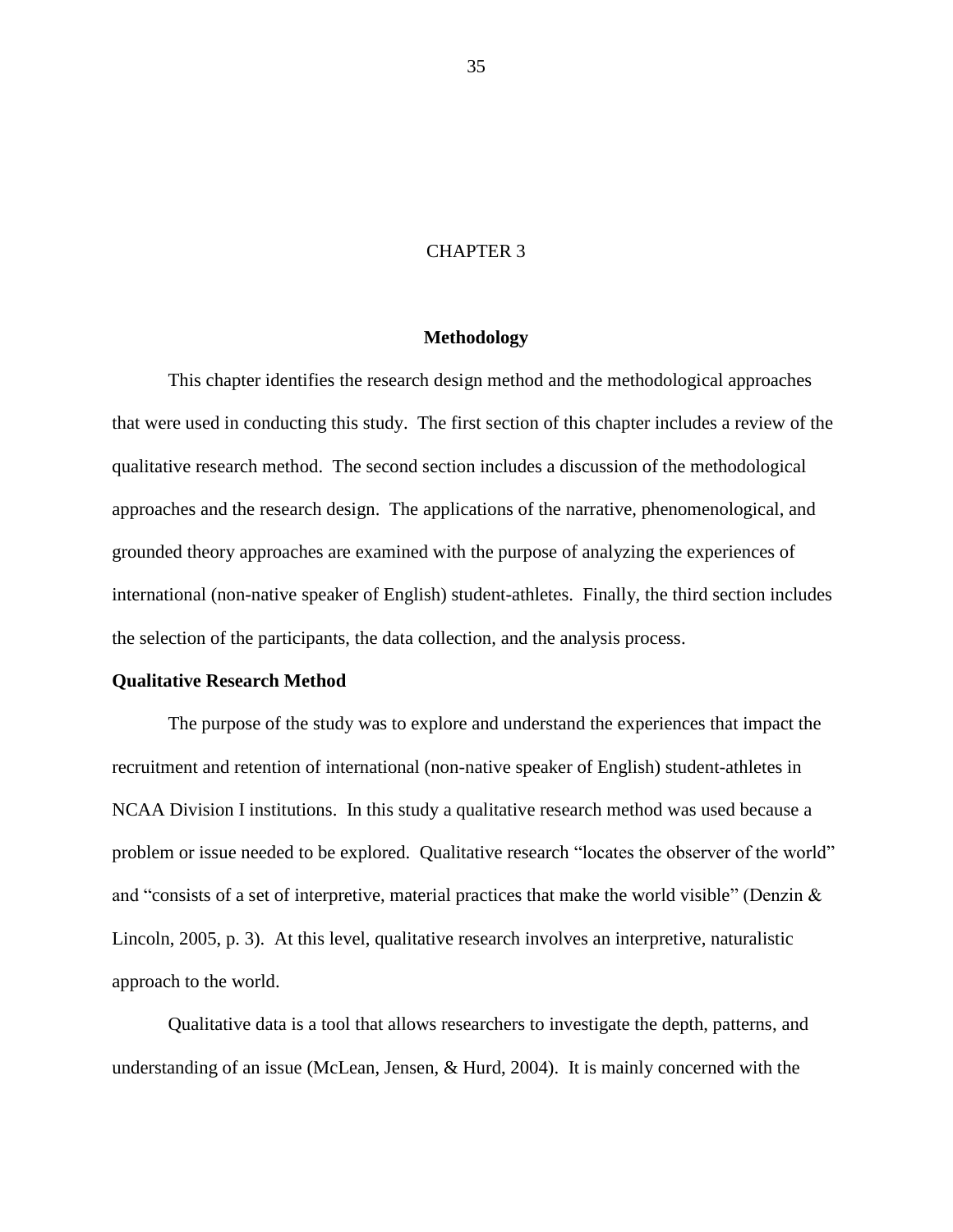# CHAPTER 3

## Methodology

This chapter identifies the research design method and the methodological approaches that were used in conducting this study. The first section of this chapter includes a review of the qualitative research method. The second section includes a discussion of the methodological approaches and the research design. The applications of the narrative, phenomenological, and grounded theory approaches are examined with the purpose of analyzing the experiences of international (non-native speaker of English) student-athletes. Finally, the third section includes the selection of the participants, the data collection, and the analysis process.

### Qualitative Research Method

The purpose of the study was to explore and understand the experiences that impact the recruitment and retention of international (non-native speaker of English) student-athletes in NCAA Division I institutions. In this study a qualitative research method was used because a problem or issue needed to be explored. Qualitative research "locates the observer of the world" and "consists of a set of interpretive, material practices that make the world visible" (Denzin & Lincoln, 2005, p. 3). At this level, qualitative research involves an interpretive, naturalistic approach to the world.

Qualitative data is a tool that allows researchers to investigate the depth, patterns, and understanding of an issue (McLean, Jensen, & Hurd, 2004). It is mainly concerned with the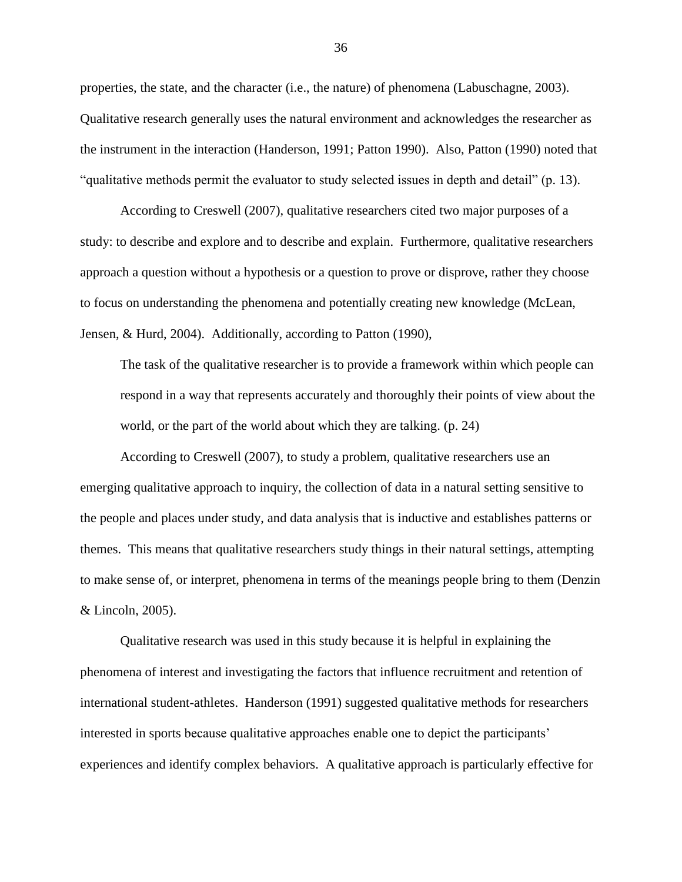properties, the state, and the character (i.e., the nature) of phenomena (Labuschagne, 2003). Qualitative research generally uses the natural environment and acknowledges the researcher as the instrument in the interaction (Handerson, 1991; Patton 1990). Also, Patton (1990) noted that "qualitative methods permit the evaluator to study selected issues in depth and detail" (p. 13).

According to Creswell (2007), qualitative researchers cited two major purposes of a study: to describe and explore and to describe and explain. Furthermore, qualitative researchers approach a question without a hypothesis or a question to prove or disprove, rather they choose to focus on understanding the phenomena and potentially creating new knowledge (McLean, Jensen, & Hurd, 2004). Additionally, according to Patton (1990),

> The task of the qualitative researcher is to provide a framework within which people can respond in a way that represents accurately and thoroughly their points of view about the world, or the part of the world about which they are talking. (p. 24)

According to Creswell (2007), to study a problem, qualitative researchers use an emerging qualitative approach to inquiry, the collection of data in a natural setting sensitive to the people and places under study, and data analysis that is inductive and establishes patterns or themes. This means that qualitative researchers study things in their natural settings, attempting to make sense of, or interpret, phenomena in terms of the meanings people bring to them (Denzin & Lincoln, 2005).

Qualitative research was used in this study because it is helpful in explaining the phenomena of interest and investigating the factors that influence recruitment and retention of international student-athletes. Handerson (1991) suggested qualitative methods for researchers interested in sports because qualitative approaches enable one to depict the participants' experiences and identify complex behaviors. A qualitative approach is particularly effective for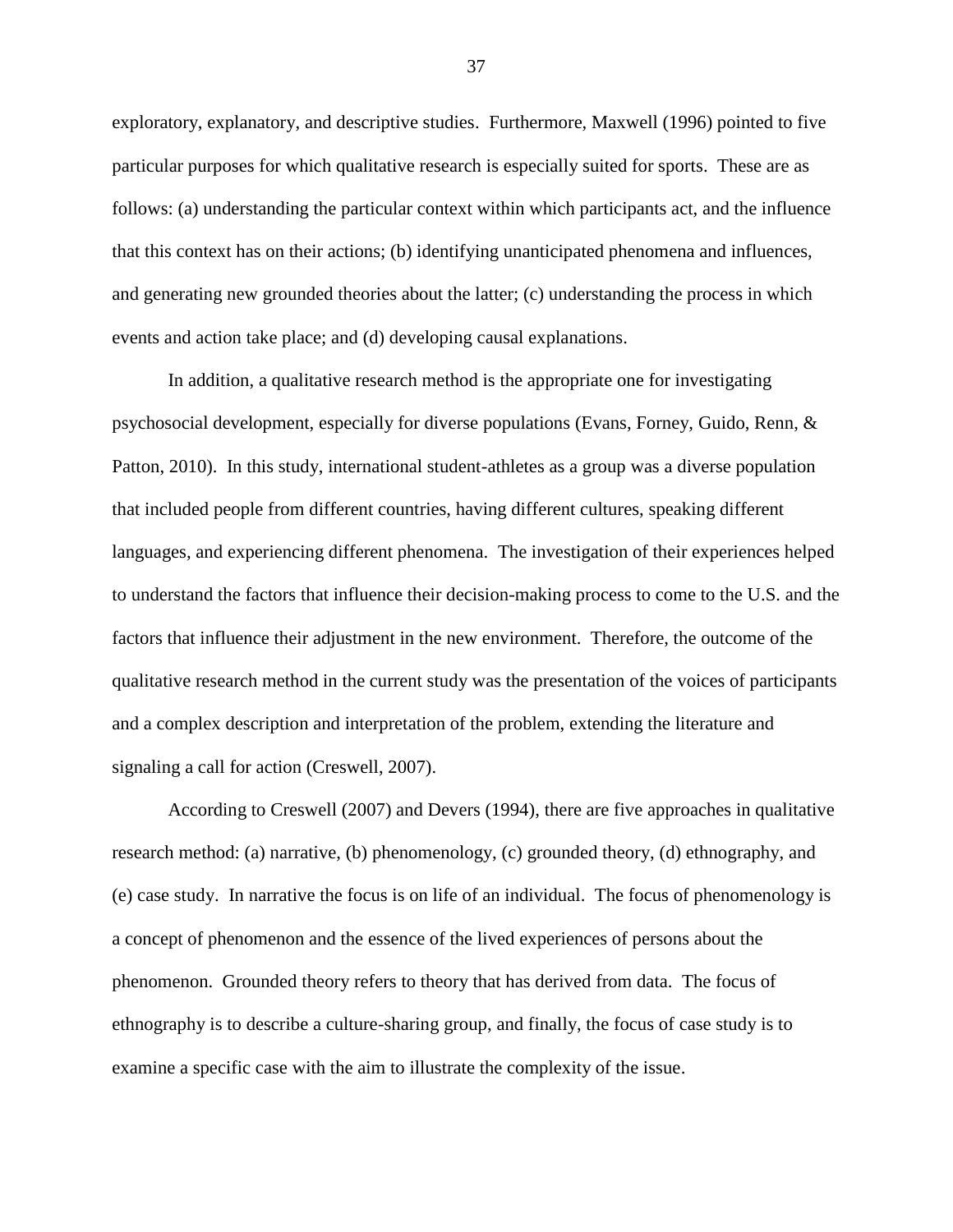exploratory, explanatory, and descriptive studies. Furthermore, Maxwell (1996) pointed to five particular purposes for which qualitative research is especially suited for sports. These are as follows: (a) understanding the particular context within which participants act, and the influence that this context has on their actions; (b) identifying unanticipated phenomena and influences, and generating new grounded theories about the latter; (c) understanding the process in which events and action take place; and (d) developing causal explanations.

In addition, a qualitative research method is the appropriate one for investigating psychosocial development, especially for diverse populations (Evans, Forney, Guido, Renn, & Patton, 2010). In this study, international student-athletes as a group was a diverse population that included people from different countries, having different cultures, speaking different languages, and experiencing different phenomena. The investigation of their experiences helped to understand the factors that influence their decision-making process to come to the U.S. and the factors that influence their adjustment in the new environment. Therefore, the outcome of the qualitative research method in the current study was the presentation of the voices of participants and a complex description and interpretation of the problem, extending the literature and signaling a call for action (Creswell, 2007).

According to Creswell (2007) and Devers (1994), there are five approaches in qualitative research method: (a) narrative, (b) phenomenology, (c) grounded theory, (d) ethnography, and (e) case study. In narrative the focus is on life of an individual. The focus of phenomenology is a concept of phenomenon and the essence of the lived experiences of persons about the phenomenon. Grounded theory refers to theory that has derived from data. The focus of ethnography is to describe a culture-sharing group, and finally, the focus of case study is to examine a specific case with the aim to illustrate the complexity of the issue.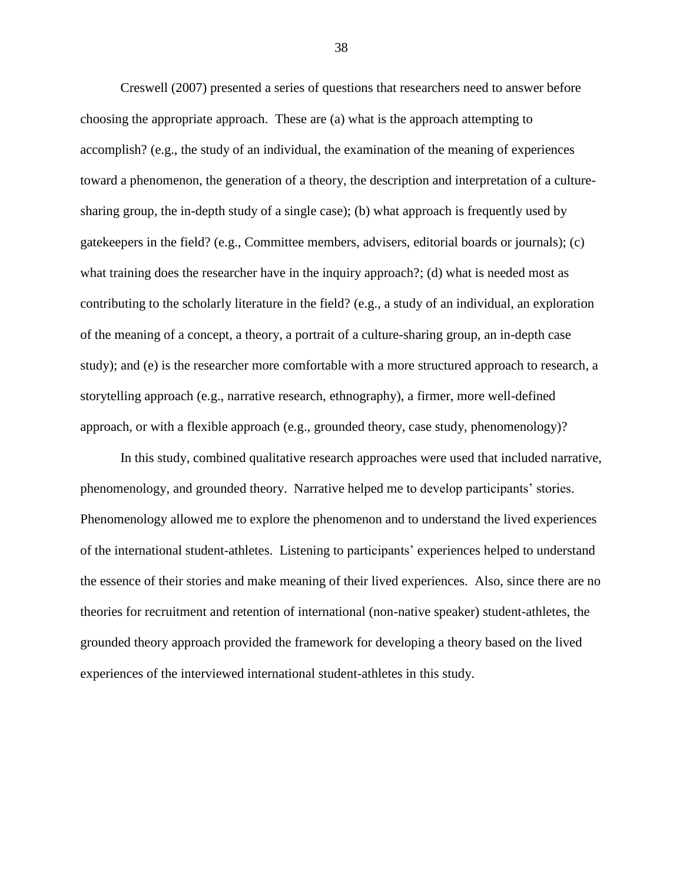Creswell (2007) presented a series of questions that researchers need to answer before choosing the appropriate approach. These are (a) what is the approach attempting to accomplish? (e.g., the study of an individual, the examination of the meaning of experiences toward a phenomenon, the generation of a theory, the description and interpretation of a culture-sharing group, the in-depth study of a single case); (b) what approach is frequently used by gatekeepers in the field? (e.g., Committee members, advisers, editorial boards or journals); (c) what training does the researcher have in the inquiry approach?; (d) what is needed most as contributing to the scholarly literature in the field? (e.g., a study of an individual, an exploration of the meaning of a concept, a theory, a portrait of a culture-sharing group, an in-depth case study); and (e) is the researcher more comfortable with a more structured approach to research, a storytelling approach (e.g., narrative research, ethnography), a firmer, more well-defined approach, or with a flexible approach (e.g., grounded theory, case study, phenomenology)?

In this study, combined qualitative research approaches were used that included narrative, phenomenology, and grounded theory. Narrative helped me to develop participants' stories. Phenomenology allowed me to explore the phenomenon and to understand the lived experiences of the international student-athletes. Listening to participants' experiences helped to understand the essence of their stories and make meaning of their lived experiences. Also, since there are no theories for recruitment and retention of international (non-native speaker) student-athletes, the grounded theory approach provided the framework for developing a theory based on the lived experiences of the interviewed international student-athletes in this study.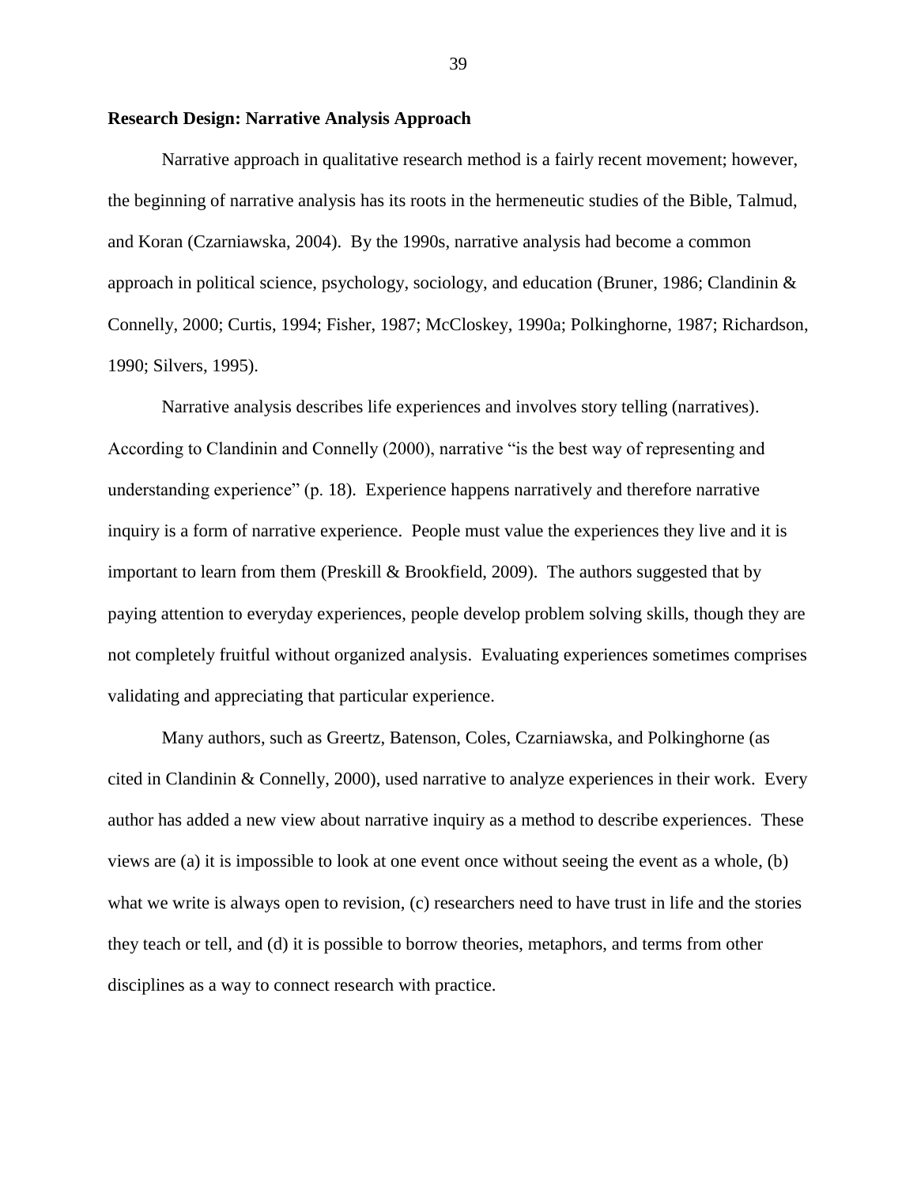**Research Design: Narrative Analysis Approach**

Narrative approach in qualitative research method is a fairly recent movement; however, the beginning of narrative analysis has its roots in the hermeneutic studies of the Bible, Talmud, and Koran (Czarniawska, 2004). By the 1990s, narrative analysis had become a common approach in political science, psychology, sociology, and education (Bruner, 1986; Clandinin & Connelly, 2000; Curtis, 1994; Fisher, 1987; McCloskey, 1990a; Polkinghorne, 1987; Richardson, 1990; Silvers, 1995).

Narrative analysis describes life experiences and involves story telling (narratives). According to Clandinin and Connelly (2000), narrative "is the best way of representing and understanding experience" (p. 18). Experience happens narratively and therefore narrative inquiry is a form of narrative experience. People must value the experiences they live and it is important to learn from them (Preskill & Brookfield, 2009). The authors suggested that by paying attention to everyday experiences, people develop problem solving skills, though they are not completely fruitful without organized analysis. Evaluating experiences sometimes comprises validating and appreciating that particular experience.

Many authors, such as Greertz, Batenson, Coles, Czarniawska, and Polkinghorne (as cited in Clandinin & Connelly, 2000), used narrative to analyze experiences in their work. Every author has added a new view about narrative inquiry as a method to describe experiences. These views are (a) it is impossible to look at one event once without seeing the event as a whole, (b) what we write is always open to revision, (c) researchers need to have trust in life and the stories they teach or tell, and (d) it is possible to borrow theories, metaphors, and terms from other disciplines as a way to connect research with practice.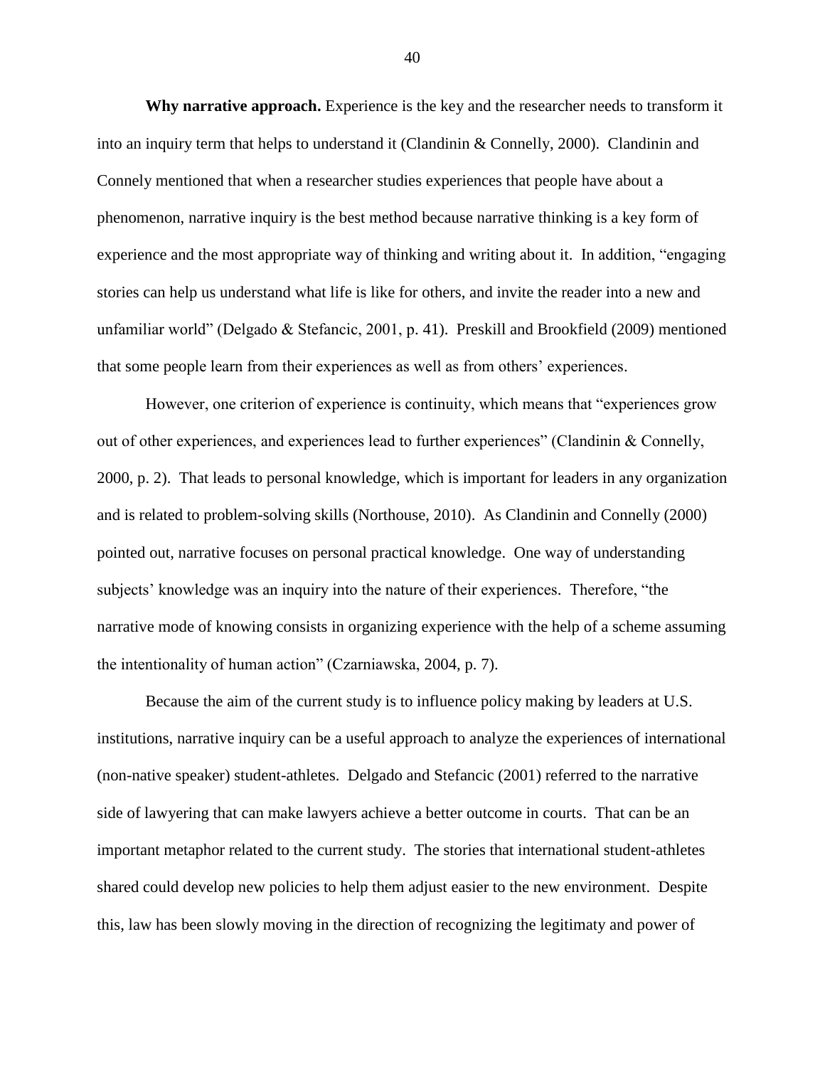**Why narrative approach.** Experience is the key and the researcher needs to transform it into an inquiry term that helps to understand it (Clandinin & Connelly, 2000). Clandinin and Connely mentioned that when a researcher studies experiences that people have about a phenomenon, narrative inquiry is the best method because narrative thinking is a key form of experience and the most appropriate way of thinking and writing about it. In addition, "engaging stories can help us understand what life is like for others, and invite the reader into a new and unfamiliar world" (Delgado & Stefancic, 2001, p. 41). Preskill and Brookfield (2009) mentioned that some people learn from their experiences as well as from others' experiences.

However, one criterion of experience is continuity, which means that "experiences grow out of other experiences, and experiences lead to further experiences" (Clandinin & Connelly, 2000, p. 2). That leads to personal knowledge, which is important for leaders in any organization and is related to problem-solving skills (Northouse, 2010). As Clandinin and Connelly (2000) pointed out, narrative focuses on personal practical knowledge. One way of understanding subjects' knowledge was an inquiry into the nature of their experiences. Therefore, "the narrative mode of knowing consists in organizing experience with the help of a scheme assuming the intentionality of human action" (Czarniawska, 2004, p. 7).

Because the aim of the current study is to influence policy making by leaders at U.S. institutions, narrative inquiry can be a useful approach to analyze the experiences of international (non-native speaker) student-athletes. Delgado and Stefancic (2001) referred to the narrative side of lawyering that can make lawyers achieve a better outcome in courts. That can be an important metaphor related to the current study. The stories that international student-athletes shared could develop new policies to help them adjust easier to the new environment. Despite this, law has been slowly moving in the direction of recognizing the legitimaty and power of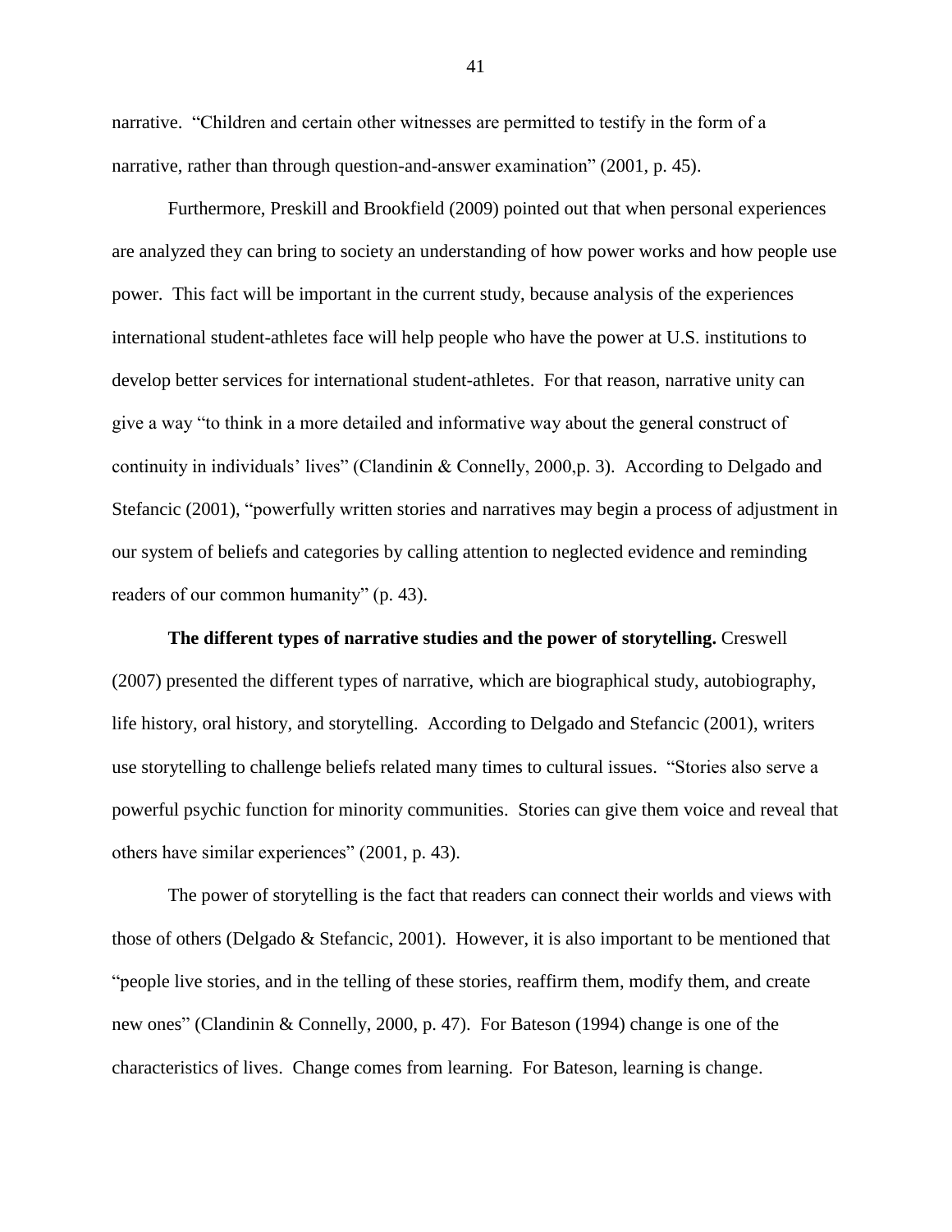narrative. "Children and certain other witnesses are permitted to testify in the form of a narrative, rather than through question-and-answer examination" (2001, p. 45).

Furthermore, Preskill and Brookfield (2009) pointed out that when personal experiences are analyzed they can bring to society an understanding of how power works and how people use power. This fact will be important in the current study, because analysis of the experiences international student-athletes face will help people who have the power at U.S. institutions to develop better services for international student-athletes. For that reason, narrative unity can give a way "to think in a more detailed and informative way about the general construct of continuity in individuals' lives" (Clandinin & Connelly, 2000,p. 3). According to Delgado and Stefancic (2001), "powerfully written stories and narratives may begin a process of adjustment in our system of beliefs and categories by calling attention to neglected evidence and reminding readers of our common humanity" (p. 43).

**The different types of narrative studies and the power of storytelling.** Creswell (2007) presented the different types of narrative, which are biographical study, autobiography, life history, oral history, and storytelling. According to Delgado and Stefancic (2001), writers use storytelling to challenge beliefs related many times to cultural issues. "Stories also serve a powerful psychic function for minority communities. Stories can give them voice and reveal that others have similar experiences" (2001, p. 43).

The power of storytelling is the fact that readers can connect their worlds and views with those of others (Delgado & Stefancic, 2001). However, it is also important to be mentioned that "people live stories, and in the telling of these stories, reaffirm them, modify them, and create new ones" (Clandinin & Connelly, 2000, p. 47). For Bateson (1994) change is one of the characteristics of lives. Change comes from learning. For Bateson, learning is change.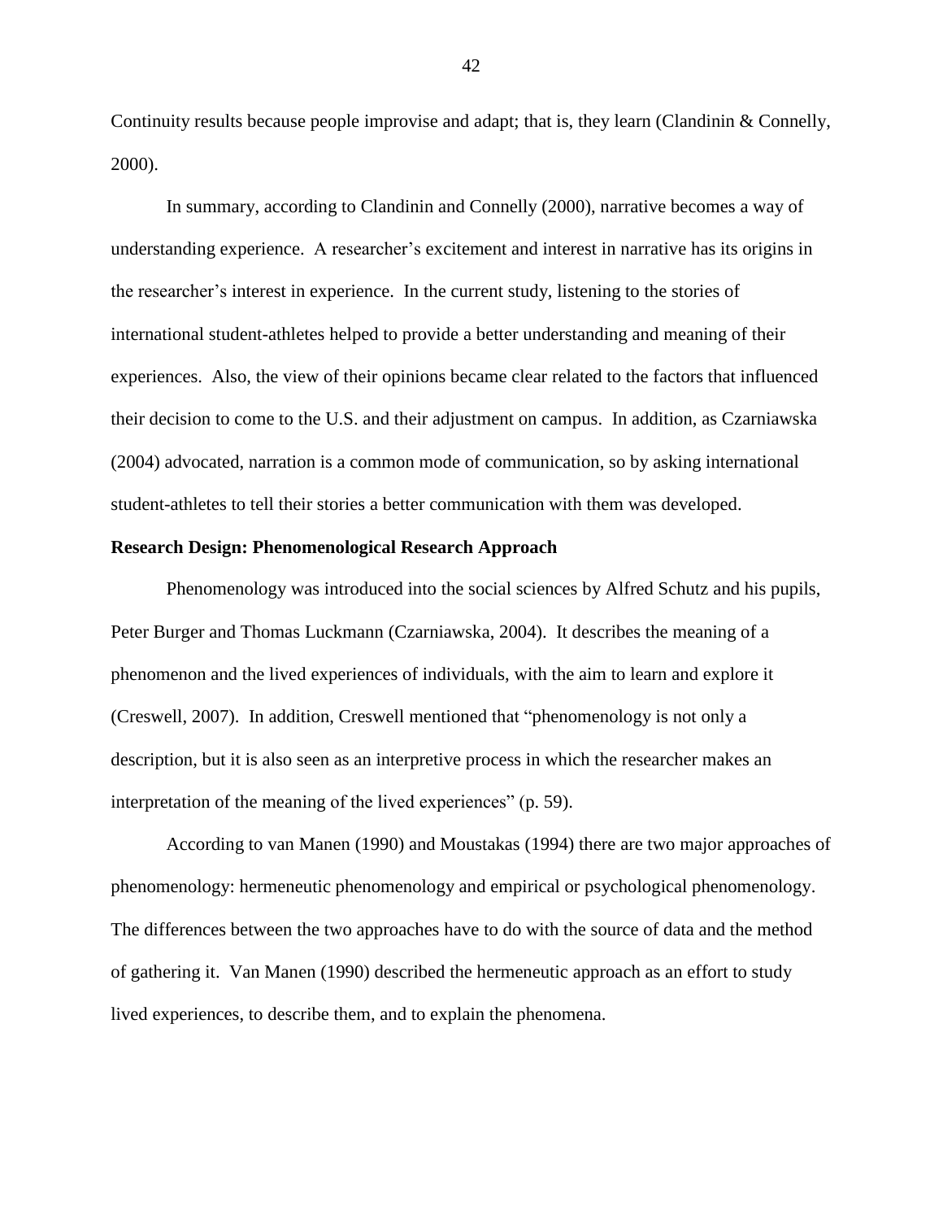Continuity results because people improvise and adapt; that is, they learn (Clandinin & Connelly, 2000).

In summary, according to Clandinin and Connelly (2000), narrative becomes a way of understanding experience. A researcher's excitement and interest in narrative has its origins in the researcher's interest in experience. In the current study, listening to the stories of international student-athletes helped to provide a better understanding and meaning of their experiences. Also, the view of their opinions became clear related to the factors that influenced their decision to come to the U.S. and their adjustment on campus. In addition, as Czarniawska (2004) advocated, narration is a common mode of communication, so by asking international student-athletes to tell their stories a better communication with them was developed.

**Research Design: Phenomenological Research Approach**

Phenomenology was introduced into the social sciences by Alfred Schutz and his pupils, Peter Burger and Thomas Luckmann (Czarniawska, 2004). It describes the meaning of a phenomenon and the lived experiences of individuals, with the aim to learn and explore it (Creswell, 2007). In addition, Creswell mentioned that "phenomenology is not only a description, but it is also seen as an interpretive process in which the researcher makes an interpretation of the meaning of the lived experiences" (p. 59).

According to van Manen (1990) and Moustakas (1994) there are two major approaches of phenomenology: hermeneutic phenomenology and empirical or psychological phenomenology. The differences between the two approaches have to do with the source of data and the method of gathering it. Van Manen (1990) described the hermeneutic approach as an effort to study lived experiences, to describe them, and to explain the phenomena.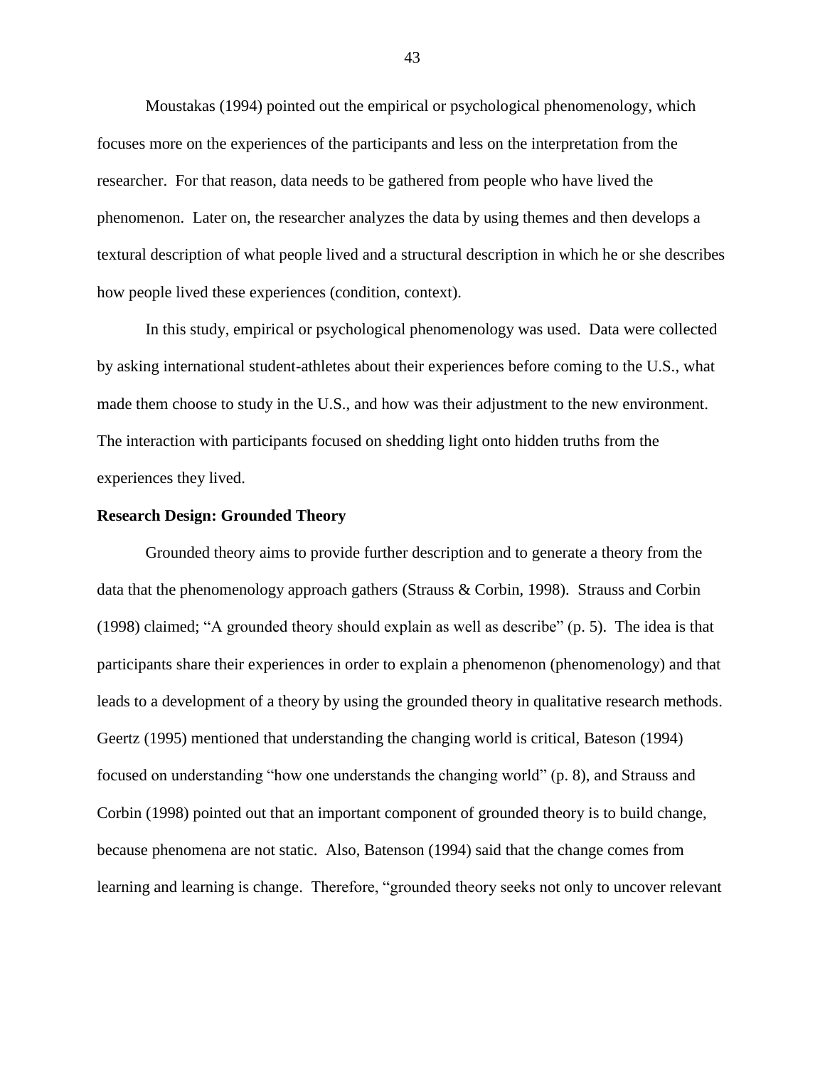Moustakas (1994) pointed out the empirical or psychological phenomenology, which focuses more on the experiences of the participants and less on the interpretation from the researcher. For that reason, data needs to be gathered from people who have lived the phenomenon. Later on, the researcher analyzes the data by using themes and then develops a textural description of what people lived and a structural description in which he or she describes how people lived these experiences (condition, context).

In this study, empirical or psychological phenomenology was used. Data were collected by asking international student-athletes about their experiences before coming to the U.S., what made them choose to study in the U.S., and how was their adjustment to the new environment. The interaction with participants focused on shedding light onto hidden truths from the experiences they lived.

**Research Design: Grounded Theory**

Grounded theory aims to provide further description and to generate a theory from the data that the phenomenology approach gathers (Strauss & Corbin, 1998). Strauss and Corbin (1998) claimed; "A grounded theory should explain as well as describe" (p. 5). The idea is that participants share their experiences in order to explain a phenomenon (phenomenology) and that leads to a development of a theory by using the grounded theory in qualitative research methods. Geertz (1995) mentioned that understanding the changing world is critical, Bateson (1994) focused on understanding "how one understands the changing world" (p. 8), and Strauss and Corbin (1998) pointed out that an important component of grounded theory is to build change, because phenomena are not static. Also, Batenson (1994) said that the change comes from learning and learning is change. Therefore, "grounded theory seeks not only to uncover relevant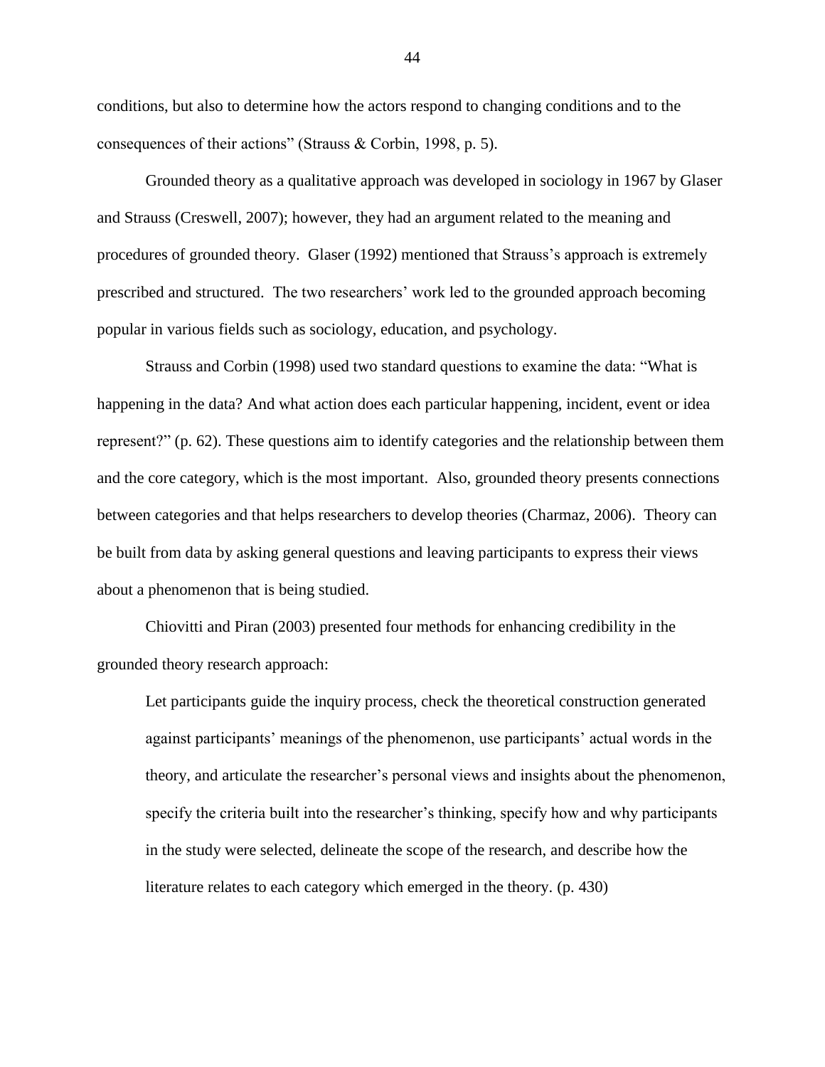conditions, but also to determine how the actors respond to changing conditions and to the consequences of their actions" (Strauss & Corbin, 1998, p. 5).

Grounded theory as a qualitative approach was developed in sociology in 1967 by Glaser and Strauss (Creswell, 2007); however, they had an argument related to the meaning and procedures of grounded theory. Glaser (1992) mentioned that Strauss's approach is extremely prescribed and structured. The two researchers' work led to the grounded approach becoming popular in various fields such as sociology, education, and psychology.

Strauss and Corbin (1998) used two standard questions to examine the data: "What is happening in the data? And what action does each particular happening, incident, event or idea represent?" (p. 62). These questions aim to identify categories and the relationship between them and the core category, which is the most important. Also, grounded theory presents connections between categories and that helps researchers to develop theories (Charmaz, 2006). Theory can be built from data by asking general questions and leaving participants to express their views about a phenomenon that is being studied.

Chiovitti and Piran (2003) presented four methods for enhancing credibility in the grounded theory research approach:

> Let participants guide the inquiry process, check the theoretical construction generated against participants' meanings of the phenomenon, use participants' actual words in the theory, and articulate the researcher's personal views and insights about the phenomenon, specify the criteria built into the researcher's thinking, specify how and why participants in the study were selected, delineate the scope of the research, and describe how the literature relates to each category which emerged in the theory. (p. 430)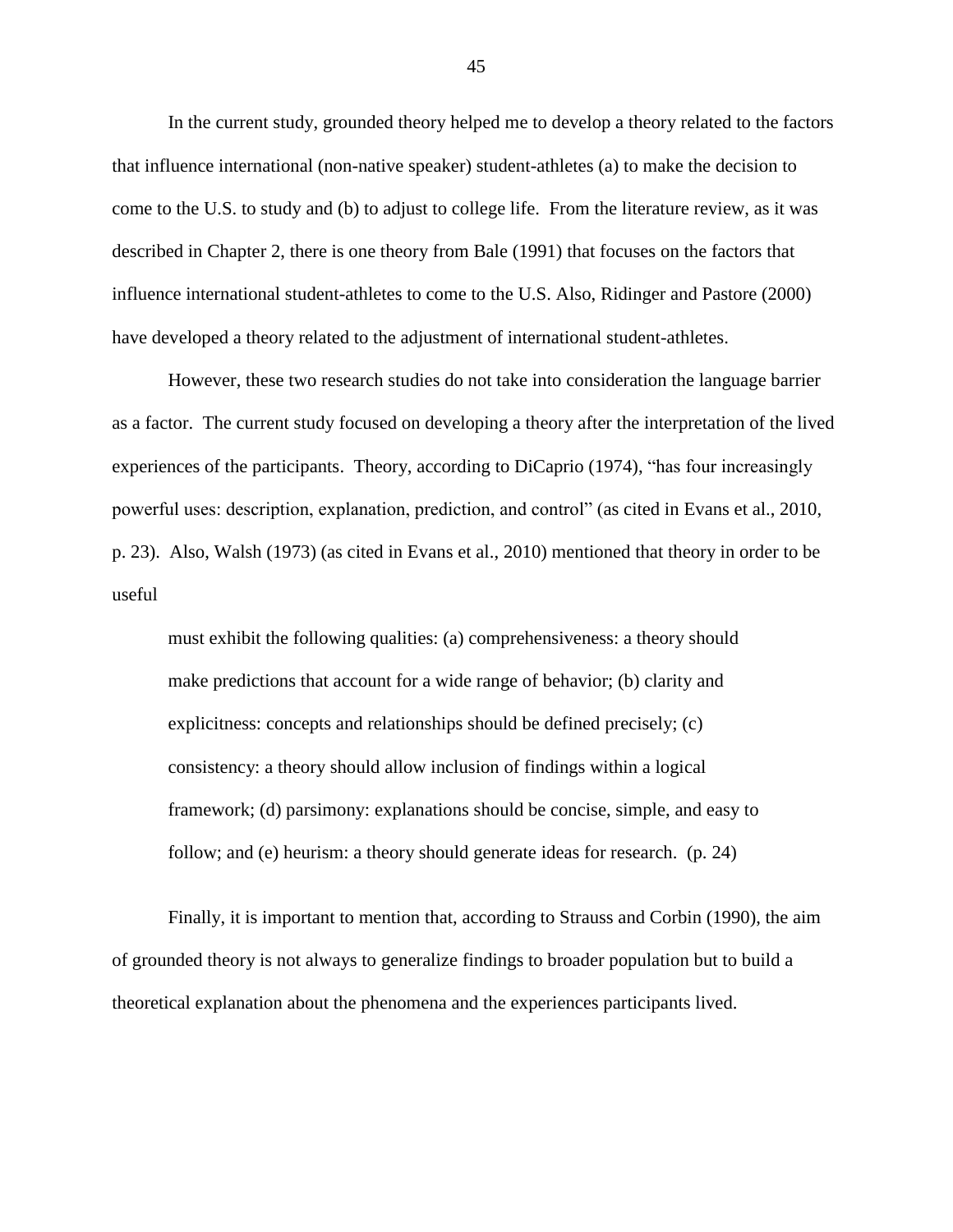In the current study, grounded theory helped me to develop a theory related to the factors that influence international (non-native speaker) student-athletes (a) to make the decision to come to the U.S. to study and (b) to adjust to college life. From the literature review, as it was described in Chapter 2, there is one theory from Bale (1991) that focuses on the factors that influence international student-athletes to come to the U.S. Also, Ridinger and Pastore (2000) have developed a theory related to the adjustment of international student-athletes.

However, these two research studies do not take into consideration the language barrier as a factor. The current study focused on developing a theory after the interpretation of the lived experiences of the participants. Theory, according to DiCaprio (1974), "has four increasingly powerful uses: description, explanation, prediction, and control" (as cited in Evans et al., 2010, p. 23). Also, Walsh (1973) (as cited in Evans et al., 2010) mentioned that theory in order to be useful

> must exhibit the following qualities: (a) comprehensiveness: a theory should make predictions that account for a wide range of behavior; (b) clarity and explicitness: concepts and relationships should be defined precisely; (c) consistency: a theory should allow inclusion of findings within a logical framework; (d) parsimony: explanations should be concise, simple, and easy to follow; and (e) heurism: a theory should generate ideas for research. (p. 24)

Finally, it is important to mention that, according to Strauss and Corbin (1990), the aim of grounded theory is not always to generalize findings to broader population but to build a theoretical explanation about the phenomena and the experiences participants lived.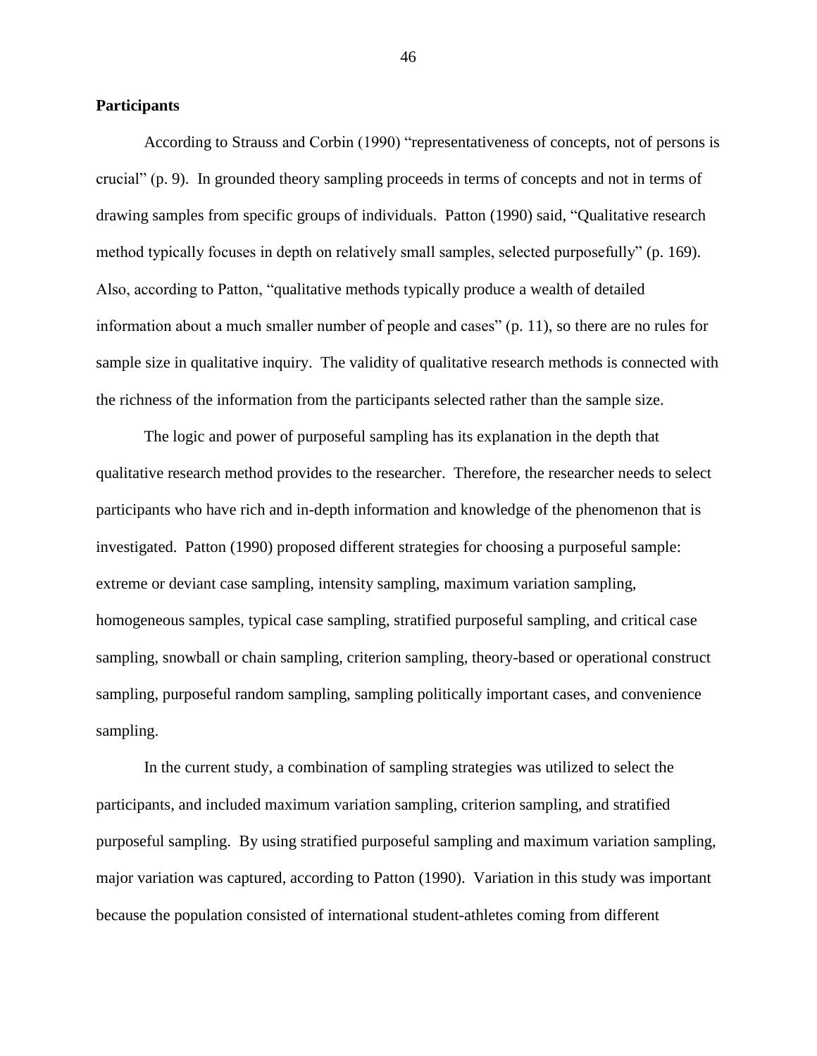**Participants**

According to Strauss and Corbin (1990) "representativeness of concepts, not of persons is crucial" (p. 9). In grounded theory sampling proceeds in terms of concepts and not in terms of drawing samples from specific groups of individuals. Patton (1990) said, "Qualitative research method typically focuses in depth on relatively small samples, selected purposefully" (p. 169). Also, according to Patton, "qualitative methods typically produce a wealth of detailed information about a much smaller number of people and cases" (p. 11), so there are no rules for sample size in qualitative inquiry. The validity of qualitative research methods is connected with the richness of the information from the participants selected rather than the sample size.

The logic and power of purposeful sampling has its explanation in the depth that qualitative research method provides to the researcher. Therefore, the researcher needs to select participants who have rich and in-depth information and knowledge of the phenomenon that is investigated. Patton (1990) proposed different strategies for choosing a purposeful sample: extreme or deviant case sampling, intensity sampling, maximum variation sampling, homogeneous samples, typical case sampling, stratified purposeful sampling, and critical case sampling, snowball or chain sampling, criterion sampling, theory-based or operational construct sampling, purposeful random sampling, sampling politically important cases, and convenience sampling.

In the current study, a combination of sampling strategies was utilized to select the participants, and included maximum variation sampling, criterion sampling, and stratified purposeful sampling. By using stratified purposeful sampling and maximum variation sampling, major variation was captured, according to Patton (1990). Variation in this study was important because the population consisted of international student-athletes coming from different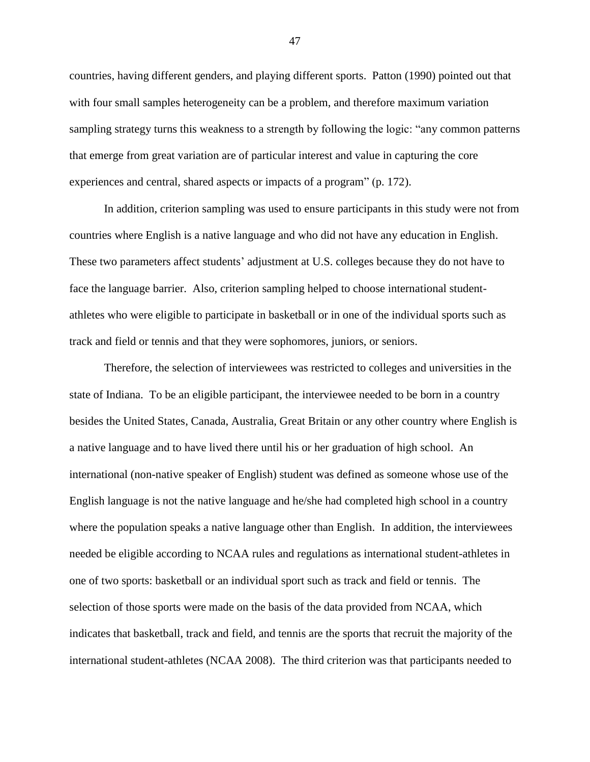countries, having different genders, and playing different sports. Patton (1990) pointed out that with four small samples heterogeneity can be a problem, and therefore maximum variation sampling strategy turns this weakness to a strength by following the logic: "any common patterns that emerge from great variation are of particular interest and value in capturing the core experiences and central, shared aspects or impacts of a program" (p. 172).

In addition, criterion sampling was used to ensure participants in this study were not from countries where English is a native language and who did not have any education in English. These two parameters affect students' adjustment at U.S. colleges because they do not have to face the language barrier. Also, criterion sampling helped to choose international student-athletes who were eligible to participate in basketball or in one of the individual sports such as track and field or tennis and that they were sophomores, juniors, or seniors.

Therefore, the selection of interviewees was restricted to colleges and universities in the state of Indiana. To be an eligible participant, the interviewee needed to be born in a country besides the United States, Canada, Australia, Great Britain or any other country where English is a native language and to have lived there until his or her graduation of high school. An international (non-native speaker of English) student was defined as someone whose use of the English language is not the native language and he/she had completed high school in a country where the population speaks a native language other than English. In addition, the interviewees needed be eligible according to NCAA rules and regulations as international student-athletes in one of two sports: basketball or an individual sport such as track and field or tennis. The selection of those sports were made on the basis of the data provided from NCAA, which indicates that basketball, track and field, and tennis are the sports that recruit the majority of the international student-athletes (NCAA 2008). The third criterion was that participants needed to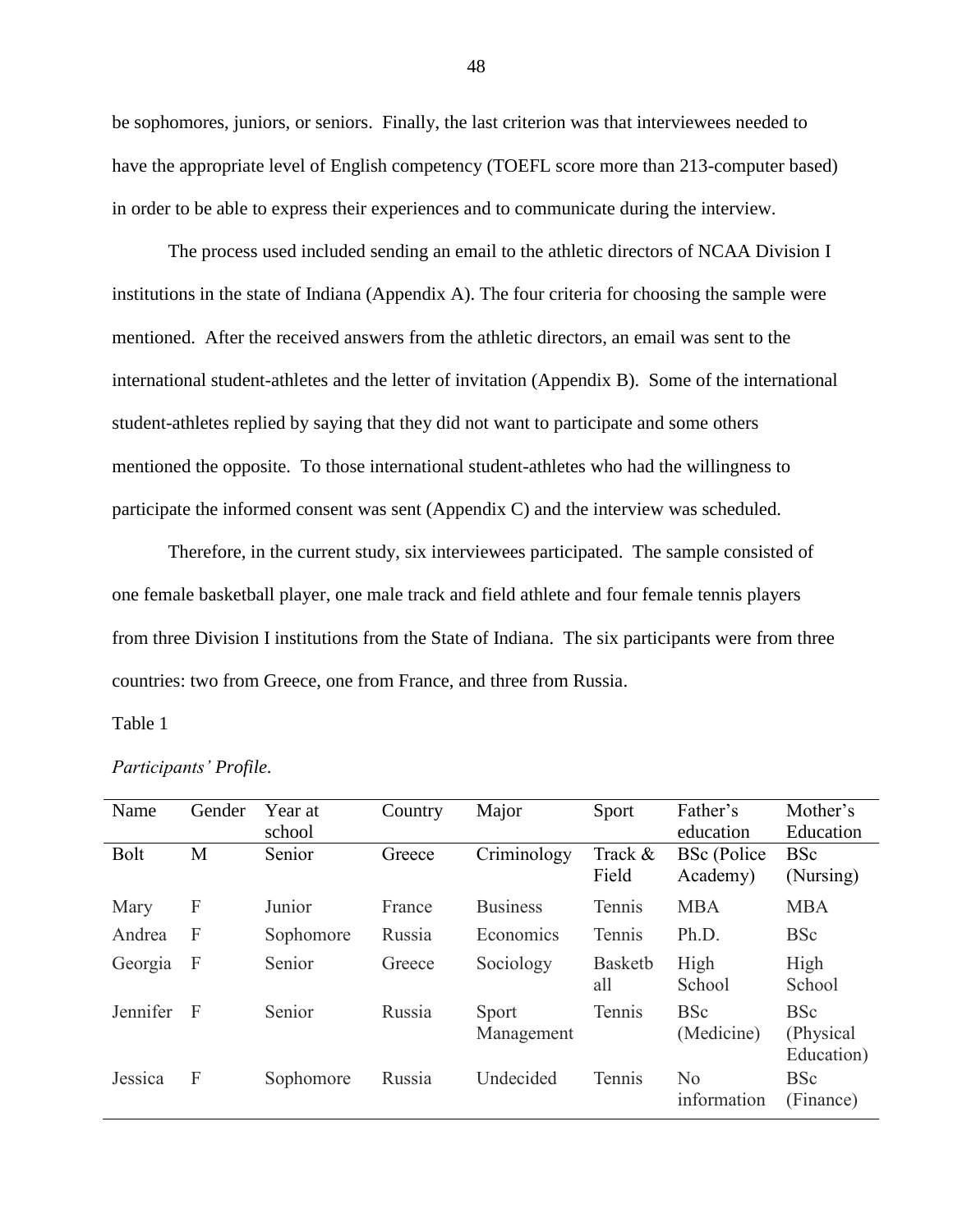be sophomores, juniors, or seniors. Finally, the last criterion was that interviewees needed to have the appropriate level of English competency (TOEFL score more than 213-computer based) in order to be able to express their experiences and to communicate during the interview.

The process used included sending an email to the athletic directors of NCAA Division I institutions in the state of Indiana (Appendix A). The four criteria for choosing the sample were mentioned. After the received answers from the athletic directors, an email was sent to the international student-athletes and the letter of invitation (Appendix B). Some of the international student-athletes replied by saying that they did not want to participate and some others mentioned the opposite. To those international student-athletes who had the willingness to participate the informed consent was sent (Appendix C) and the interview was scheduled.

Therefore, in the current study, six interviewees participated. The sample consisted of one female basketball player, one male track and field athlete and four female tennis players from three Division I institutions from the State of Indiana. The six participants were from three countries: two from Greece, one from France, and three from Russia.

Table 1

*Participants' Profile.*

| Name | Gender | Year at school | Country | Major | Sport | Father's education | Mother's Education |
|---|---|---|---|---|---|---|---|
| Bolt | M | Senior | Greece | Criminology | Track & Field | BSc (Police Academy) | BSc (Nursing) |
| Mary | F | Junior | France | Business | Tennis | MBA | MBA |
| Andrea | F | Sophomore | Russia | Economics | Tennis | Ph.D. | BSc |
| Georgia | F | Senior | Greece | Sociology | Basketball | High School | High School |
| Jennifer | F | Senior | Russia | Sport Management | Tennis | BSc (Medicine) | BSc (Physical Education) |
| Jessica | F | Sophomore | Russia | Undecided | Tennis | No information | BSc (Finance) |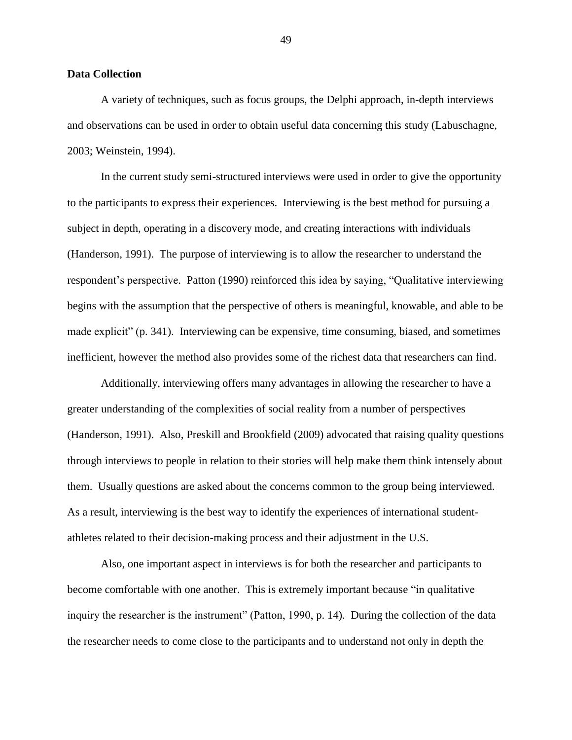**Data Collection**

A variety of techniques, such as focus groups, the Delphi approach, in-depth interviews and observations can be used in order to obtain useful data concerning this study (Labuschagne, 2003; Weinstein, 1994).

In the current study semi-structured interviews were used in order to give the opportunity to the participants to express their experiences. Interviewing is the best method for pursuing a subject in depth, operating in a discovery mode, and creating interactions with individuals (Handerson, 1991). The purpose of interviewing is to allow the researcher to understand the respondent's perspective. Patton (1990) reinforced this idea by saying, "Qualitative interviewing begins with the assumption that the perspective of others is meaningful, knowable, and able to be made explicit" (p. 341). Interviewing can be expensive, time consuming, biased, and sometimes inefficient, however the method also provides some of the richest data that researchers can find.

Additionally, interviewing offers many advantages in allowing the researcher to have a greater understanding of the complexities of social reality from a number of perspectives (Handerson, 1991). Also, Preskill and Brookfield (2009) advocated that raising quality questions through interviews to people in relation to their stories will help make them think intensely about them. Usually questions are asked about the concerns common to the group being interviewed. As a result, interviewing is the best way to identify the experiences of international student-athletes related to their decision-making process and their adjustment in the U.S.

Also, one important aspect in interviews is for both the researcher and participants to become comfortable with one another. This is extremely important because "in qualitative inquiry the researcher is the instrument" (Patton, 1990, p. 14). During the collection of the data the researcher needs to come close to the participants and to understand not only in depth the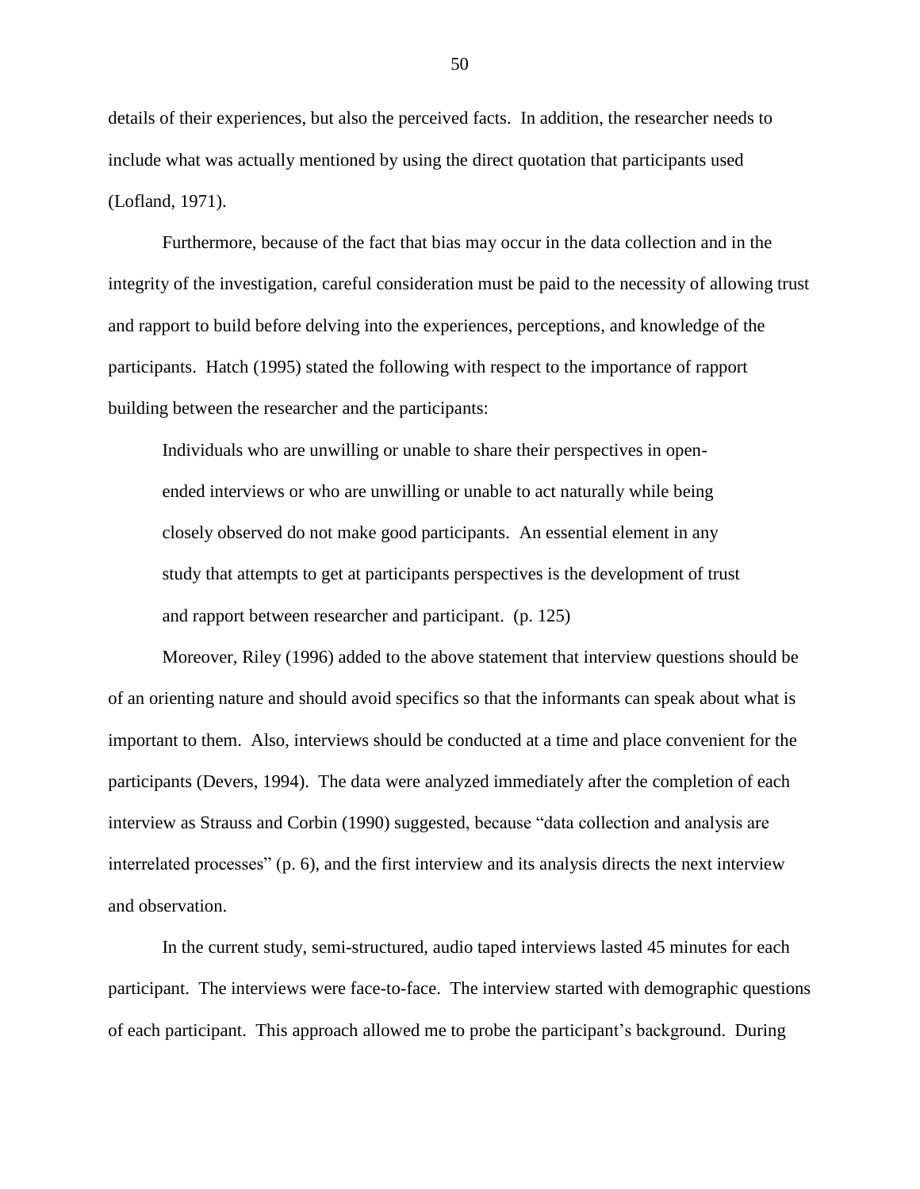details of their experiences, but also the perceived facts. In addition, the researcher needs to include what was actually mentioned by using the direct quotation that participants used (Lofland, 1971).

Furthermore, because of the fact that bias may occur in the data collection and in the integrity of the investigation, careful consideration must be paid to the necessity of allowing trust and rapport to build before delving into the experiences, perceptions, and knowledge of the participants. Hatch (1995) stated the following with respect to the importance of rapport building between the researcher and the participants:

> Individuals who are unwilling or unable to share their perspectives in open-ended interviews or who are unwilling or unable to act naturally while being closely observed do not make good participants. An essential element in any study that attempts to get at participants perspectives is the development of trust and rapport between researcher and participant. (p. 125)

Moreover, Riley (1996) added to the above statement that interview questions should be of an orienting nature and should avoid specifics so that the informants can speak about what is important to them. Also, interviews should be conducted at a time and place convenient for the participants (Devers, 1994). The data were analyzed immediately after the completion of each interview as Strauss and Corbin (1990) suggested, because "data collection and analysis are interrelated processes" (p. 6), and the first interview and its analysis directs the next interview and observation.

In the current study, semi-structured, audio taped interviews lasted 45 minutes for each participant. The interviews were face-to-face. The interview started with demographic questions of each participant. This approach allowed me to probe the participant's background. During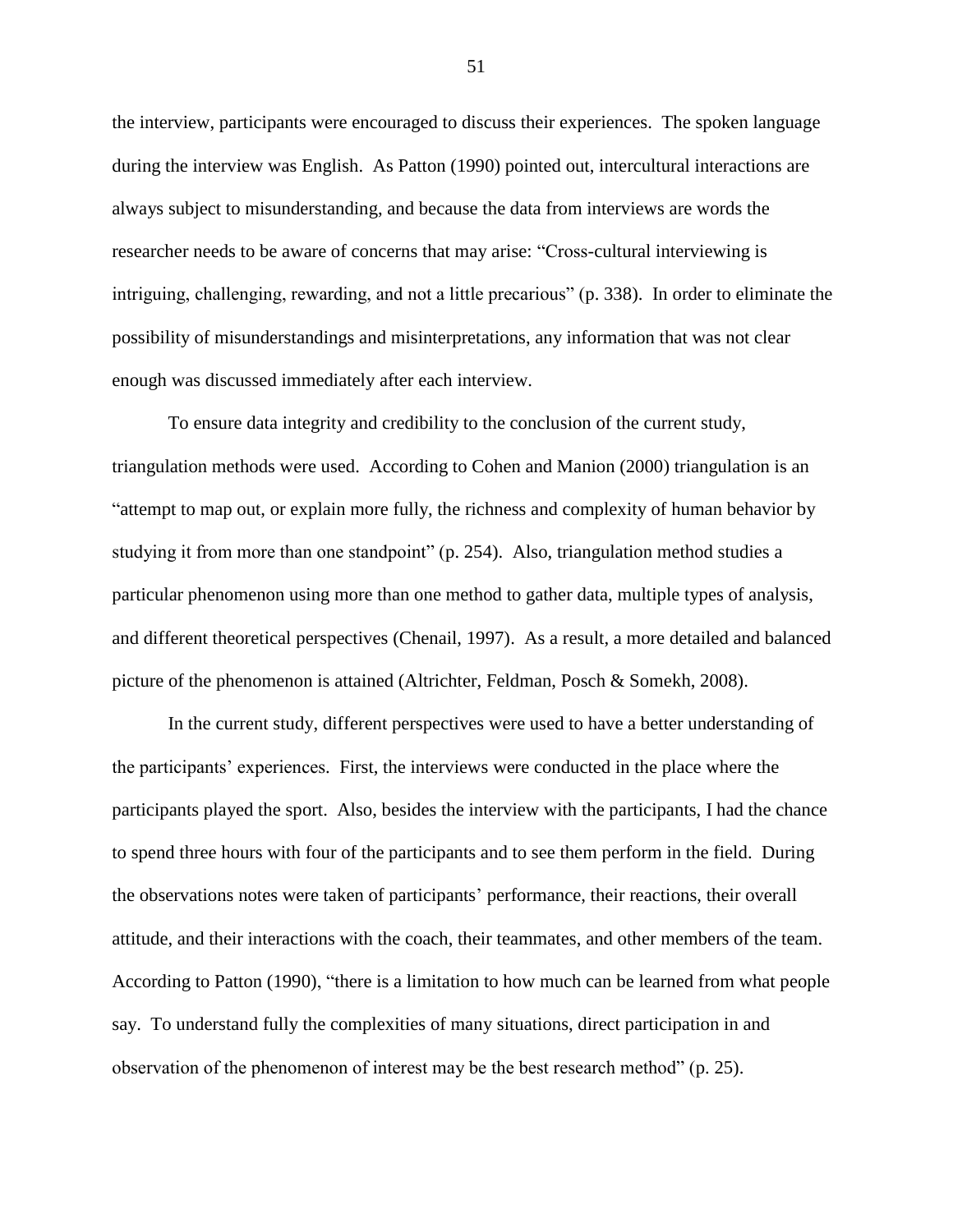the interview, participants were encouraged to discuss their experiences. The spoken language during the interview was English. As Patton (1990) pointed out, intercultural interactions are always subject to misunderstanding, and because the data from interviews are words the researcher needs to be aware of concerns that may arise: "Cross-cultural interviewing is intriguing, challenging, rewarding, and not a little precarious" (p. 338). In order to eliminate the possibility of misunderstandings and misinterpretations, any information that was not clear enough was discussed immediately after each interview.

To ensure data integrity and credibility to the conclusion of the current study, triangulation methods were used. According to Cohen and Manion (2000) triangulation is an "attempt to map out, or explain more fully, the richness and complexity of human behavior by studying it from more than one standpoint" (p. 254). Also, triangulation method studies a particular phenomenon using more than one method to gather data, multiple types of analysis, and different theoretical perspectives (Chenail, 1997). As a result, a more detailed and balanced picture of the phenomenon is attained (Altrichter, Feldman, Posch & Somekh, 2008).

In the current study, different perspectives were used to have a better understanding of the participants' experiences. First, the interviews were conducted in the place where the participants played the sport. Also, besides the interview with the participants, I had the chance to spend three hours with four of the participants and to see them perform in the field. During the observations notes were taken of participants' performance, their reactions, their overall attitude, and their interactions with the coach, their teammates, and other members of the team. According to Patton (1990), "there is a limitation to how much can be learned from what people say. To understand fully the complexities of many situations, direct participation in and observation of the phenomenon of interest may be the best research method" (p. 25).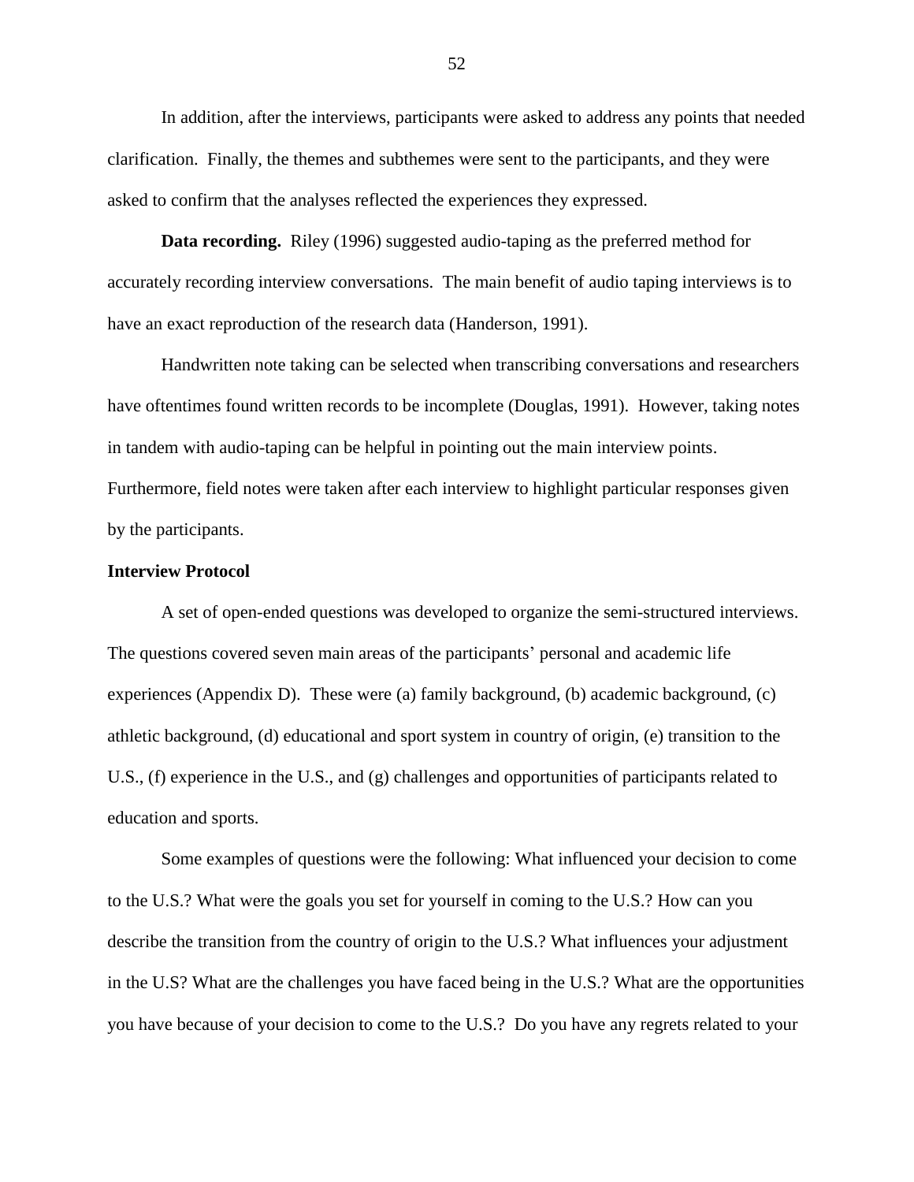In addition, after the interviews, participants were asked to address any points that needed clarification. Finally, the themes and subthemes were sent to the participants, and they were asked to confirm that the analyses reflected the experiences they expressed.

**Data recording.** Riley (1996) suggested audio-taping as the preferred method for accurately recording interview conversations. The main benefit of audio taping interviews is to have an exact reproduction of the research data (Handerson, 1991).

Handwritten note taking can be selected when transcribing conversations and researchers have oftentimes found written records to be incomplete (Douglas, 1991). However, taking notes in tandem with audio-taping can be helpful in pointing out the main interview points. Furthermore, field notes were taken after each interview to highlight particular responses given by the participants.

### Interview Protocol

A set of open-ended questions was developed to organize the semi-structured interviews. The questions covered seven main areas of the participants' personal and academic life experiences (Appendix D). These were (a) family background, (b) academic background, (c) athletic background, (d) educational and sport system in country of origin, (e) transition to the U.S., (f) experience in the U.S., and (g) challenges and opportunities of participants related to education and sports.

Some examples of questions were the following: What influenced your decision to come to the U.S.? What were the goals you set for yourself in coming to the U.S.? How can you describe the transition from the country of origin to the U.S.? What influences your adjustment in the U.S? What are the challenges you have faced being in the U.S.? What are the opportunities you have because of your decision to come to the U.S.? Do you have any regrets related to your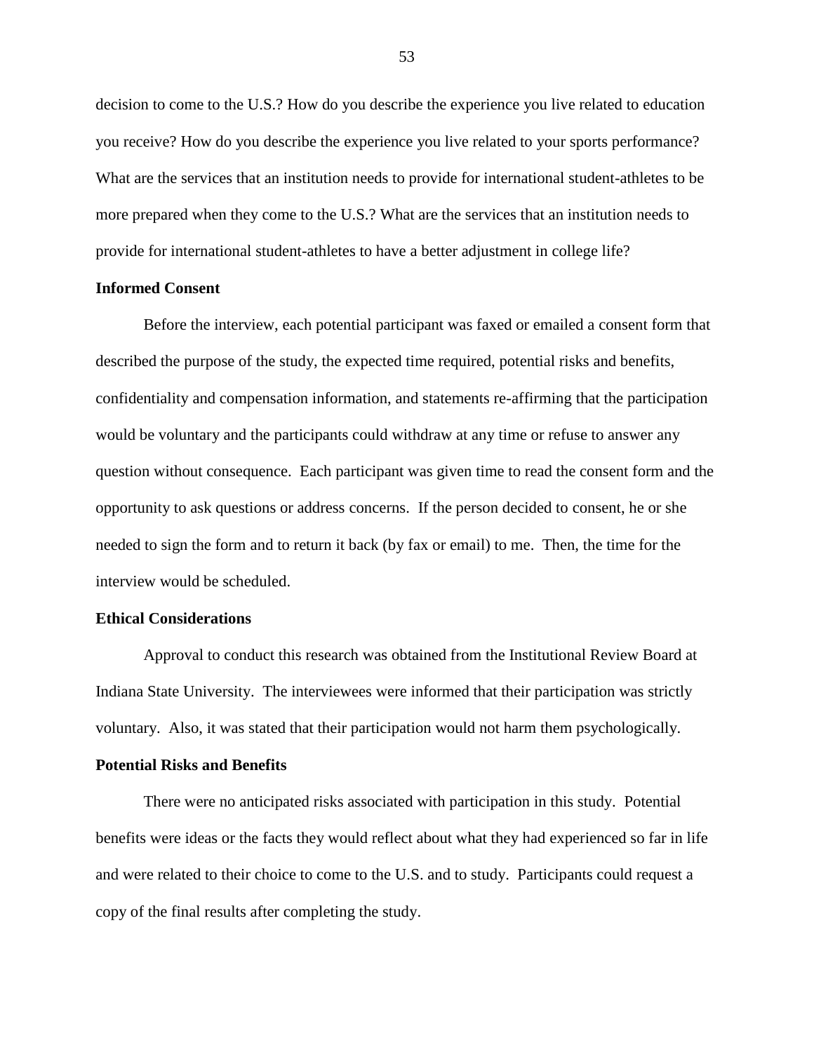decision to come to the U.S.? How do you describe the experience you live related to education you receive? How do you describe the experience you live related to your sports performance? What are the services that an institution needs to provide for international student-athletes to be more prepared when they come to the U.S.? What are the services that an institution needs to provide for international student-athletes to have a better adjustment in college life?

**Informed Consent**

Before the interview, each potential participant was faxed or emailed a consent form that described the purpose of the study, the expected time required, potential risks and benefits, confidentiality and compensation information, and statements re-affirming that the participation would be voluntary and the participants could withdraw at any time or refuse to answer any question without consequence. Each participant was given time to read the consent form and the opportunity to ask questions or address concerns. If the person decided to consent, he or she needed to sign the form and to return it back (by fax or email) to me. Then, the time for the interview would be scheduled.

**Ethical Considerations**

Approval to conduct this research was obtained from the Institutional Review Board at Indiana State University. The interviewees were informed that their participation was strictly voluntary. Also, it was stated that their participation would not harm them psychologically.

**Potential Risks and Benefits**

There were no anticipated risks associated with participation in this study. Potential benefits were ideas or the facts they would reflect about what they had experienced so far in life and were related to their choice to come to the U.S. and to study. Participants could request a copy of the final results after completing the study.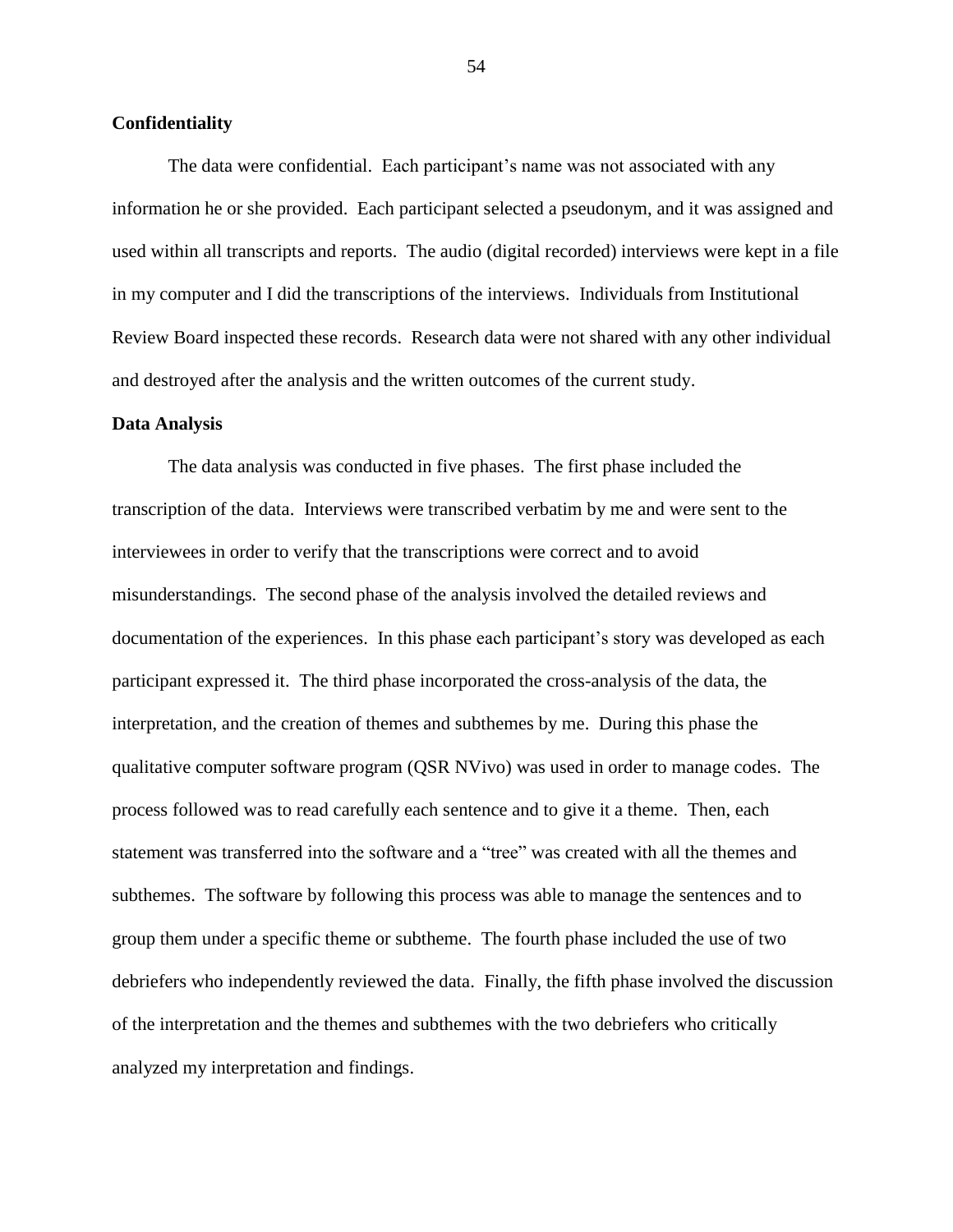**Confidentiality**

The data were confidential. Each participant's name was not associated with any information he or she provided. Each participant selected a pseudonym, and it was assigned and used within all transcripts and reports. The audio (digital recorded) interviews were kept in a file in my computer and I did the transcriptions of the interviews. Individuals from Institutional Review Board inspected these records. Research data were not shared with any other individual and destroyed after the analysis and the written outcomes of the current study.

**Data Analysis**

The data analysis was conducted in five phases. The first phase included the transcription of the data. Interviews were transcribed verbatim by me and were sent to the interviewees in order to verify that the transcriptions were correct and to avoid misunderstandings. The second phase of the analysis involved the detailed reviews and documentation of the experiences. In this phase each participant's story was developed as each participant expressed it. The third phase incorporated the cross-analysis of the data, the interpretation, and the creation of themes and subthemes by me. During this phase the qualitative computer software program (QSR NVivo) was used in order to manage codes. The process followed was to read carefully each sentence and to give it a theme. Then, each statement was transferred into the software and a "tree" was created with all the themes and subthemes. The software by following this process was able to manage the sentences and to group them under a specific theme or subtheme. The fourth phase included the use of two debriefers who independently reviewed the data. Finally, the fifth phase involved the discussion of the interpretation and the themes and subthemes with the two debriefers who critically analyzed my interpretation and findings.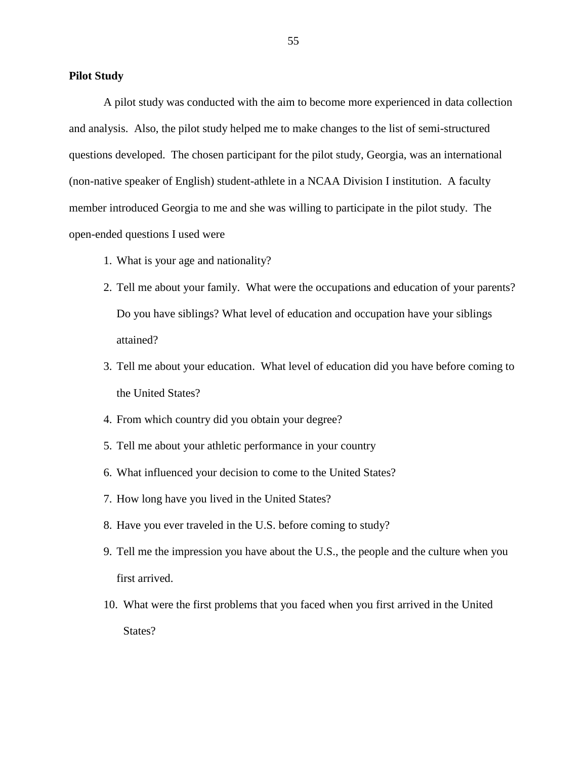**Pilot Study**

A pilot study was conducted with the aim to become more experienced in data collection and analysis. Also, the pilot study helped me to make changes to the list of semi-structured questions developed. The chosen participant for the pilot study, Georgia, was an international (non-native speaker of English) student-athlete in a NCAA Division I institution. A faculty member introduced Georgia to me and she was willing to participate in the pilot study. The open-ended questions I used were

1. What is your age and nationality?
2. Tell me about your family. What were the occupations and education of your parents? Do you have siblings? What level of education and occupation have your siblings attained?
3. Tell me about your education. What level of education did you have before coming to the United States?
4. From which country did you obtain your degree?
5. Tell me about your athletic performance in your country
6. What influenced your decision to come to the United States?
7. How long have you lived in the United States?
8. Have you ever traveled in the U.S. before coming to study?
9. Tell me the impression you have about the U.S., the people and the culture when you first arrived.
10. What were the first problems that you faced when you first arrived in the United States?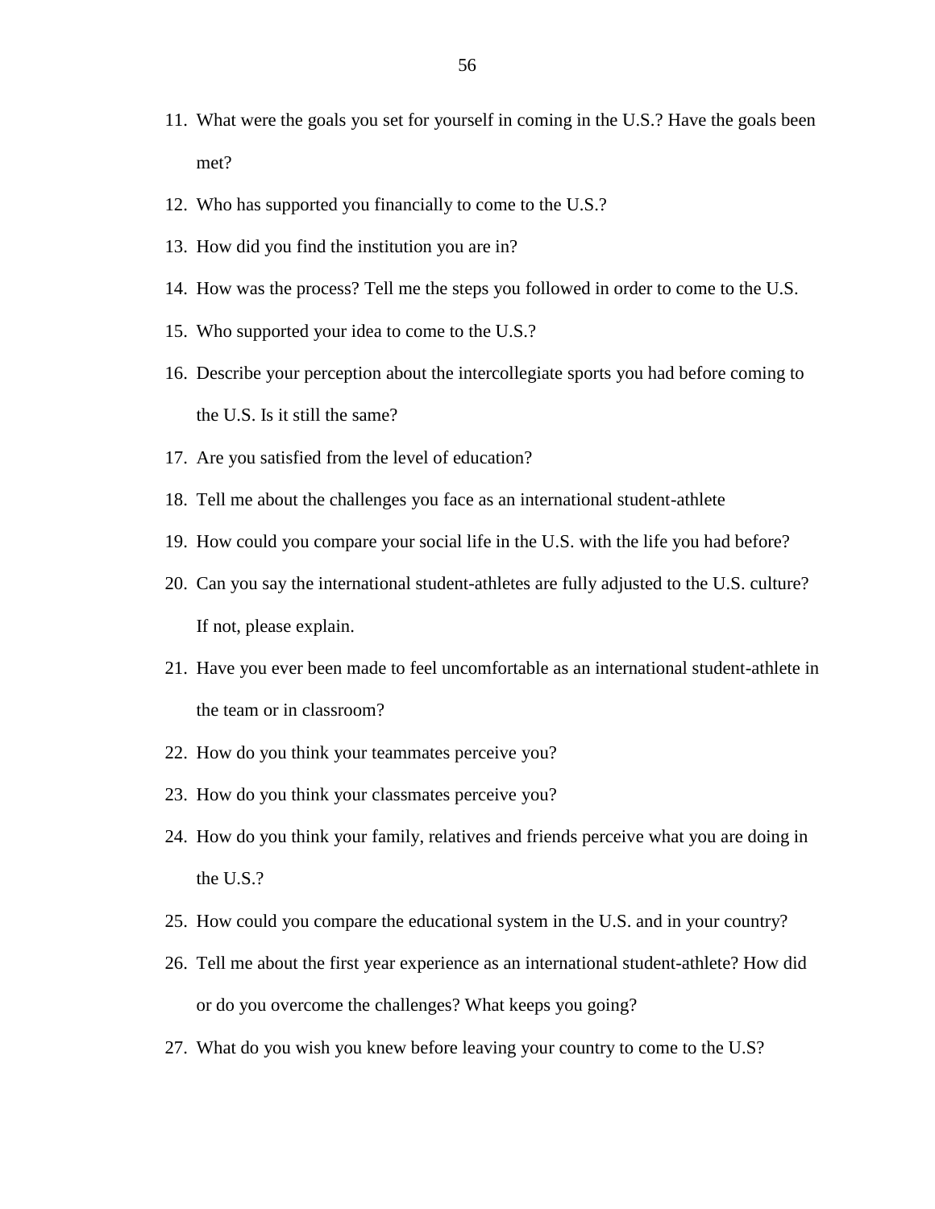11. What were the goals you set for yourself in coming in the U.S.? Have the goals been met?
12. Who has supported you financially to come to the U.S.?
13. How did you find the institution you are in?
14. How was the process? Tell me the steps you followed in order to come to the U.S.
15. Who supported your idea to come to the U.S.?
16. Describe your perception about the intercollegiate sports you had before coming to the U.S. Is it still the same?
17. Are you satisfied from the level of education?
18. Tell me about the challenges you face as an international student-athlete
19. How could you compare your social life in the U.S. with the life you had before?
20. Can you say the international student-athletes are fully adjusted to the U.S. culture? If not, please explain.
21. Have you ever been made to feel uncomfortable as an international student-athlete in the team or in classroom?
22. How do you think your teammates perceive you?
23. How do you think your classmates perceive you?
24. How do you think your family, relatives and friends perceive what you are doing in the U.S.?
25. How could you compare the educational system in the U.S. and in your country?
26. Tell me about the first year experience as an international student-athlete? How did or do you overcome the challenges? What keeps you going?
27. What do you wish you knew before leaving your country to come to the U.S?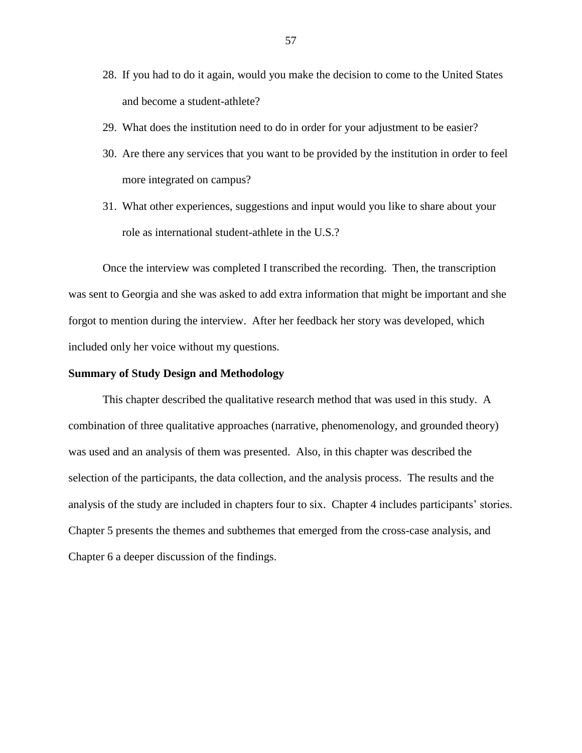28. If you had to do it again, would you make the decision to come to the United States and become a student-athlete?
29. What does the institution need to do in order for your adjustment to be easier?
30. Are there any services that you want to be provided by the institution in order to feel more integrated on campus?
31. What other experiences, suggestions and input would you like to share about your role as international student-athlete in the U.S.?

Once the interview was completed I transcribed the recording. Then, the transcription was sent to Georgia and she was asked to add extra information that might be important and she forgot to mention during the interview. After her feedback her story was developed, which included only her voice without my questions.

**Summary of Study Design and Methodology**

This chapter described the qualitative research method that was used in this study. A combination of three qualitative approaches (narrative, phenomenology, and grounded theory) was used and an analysis of them was presented. Also, in this chapter was described the selection of the participants, the data collection, and the analysis process. The results and the analysis of the study are included in chapters four to six. Chapter 4 includes participants' stories. Chapter 5 presents the themes and subthemes that emerged from the cross-case analysis, and Chapter 6 a deeper discussion of the findings.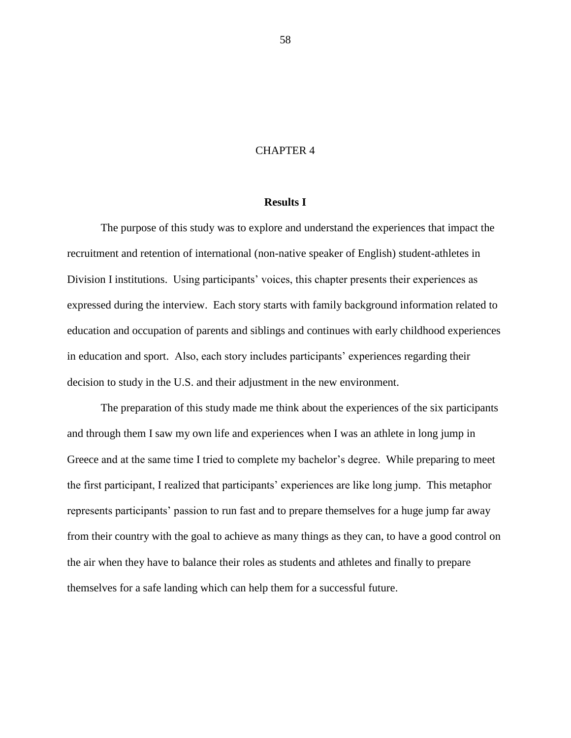# CHAPTER 4

## Results I

The purpose of this study was to explore and understand the experiences that impact the recruitment and retention of international (non-native speaker of English) student-athletes in Division I institutions. Using participants' voices, this chapter presents their experiences as expressed during the interview. Each story starts with family background information related to education and occupation of parents and siblings and continues with early childhood experiences in education and sport. Also, each story includes participants' experiences regarding their decision to study in the U.S. and their adjustment in the new environment.

The preparation of this study made me think about the experiences of the six participants and through them I saw my own life and experiences when I was an athlete in long jump in Greece and at the same time I tried to complete my bachelor's degree. While preparing to meet the first participant, I realized that participants' experiences are like long jump. This metaphor represents participants' passion to run fast and to prepare themselves for a huge jump far away from their country with the goal to achieve as many things as they can, to have a good control on the air when they have to balance their roles as students and athletes and finally to prepare themselves for a safe landing which can help them for a successful future.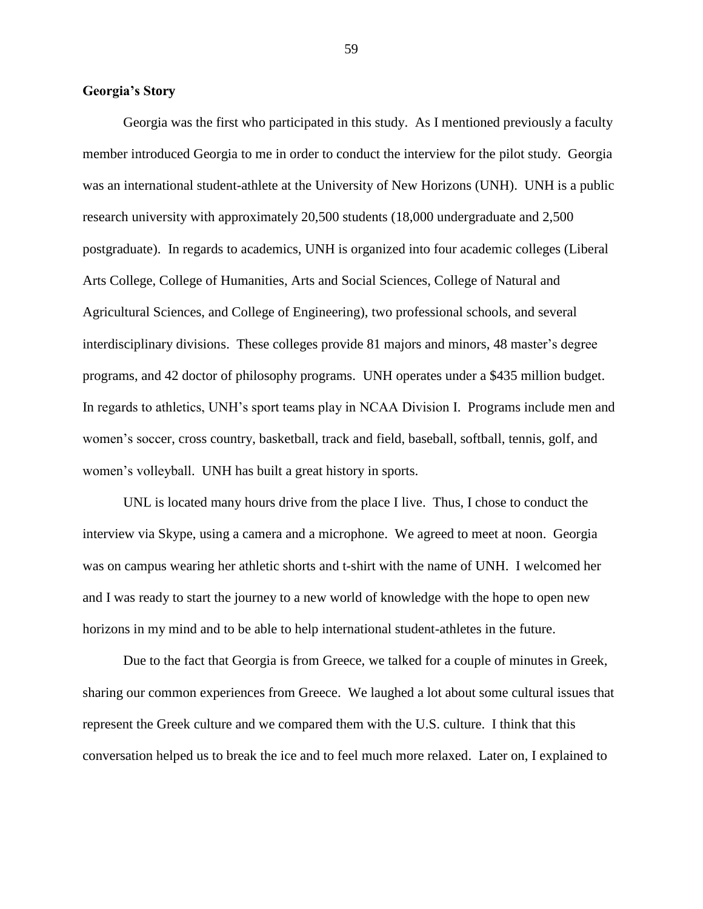**Georgia's Story**

Georgia was the first who participated in this study. As I mentioned previously a faculty member introduced Georgia to me in order to conduct the interview for the pilot study. Georgia was an international student-athlete at the University of New Horizons (UNH). UNH is a public research university with approximately 20,500 students (18,000 undergraduate and 2,500 postgraduate). In regards to academics, UNH is organized into four academic colleges (Liberal Arts College, College of Humanities, Arts and Social Sciences, College of Natural and Agricultural Sciences, and College of Engineering), two professional schools, and several interdisciplinary divisions. These colleges provide 81 majors and minors, 48 master's degree programs, and 42 doctor of philosophy programs. UNH operates under a $435 million budget. In regards to athletics, UNH's sport teams play in NCAA Division I. Programs include men and women's soccer, cross country, basketball, track and field, baseball, softball, tennis, golf, and women's volleyball. UNH has built a great history in sports.

UNL is located many hours drive from the place I live. Thus, I chose to conduct the interview via Skype, using a camera and a microphone. We agreed to meet at noon. Georgia was on campus wearing her athletic shorts and t-shirt with the name of UNH. I welcomed her and I was ready to start the journey to a new world of knowledge with the hope to open new horizons in my mind and to be able to help international student-athletes in the future.

Due to the fact that Georgia is from Greece, we talked for a couple of minutes in Greek, sharing our common experiences from Greece. We laughed a lot about some cultural issues that represent the Greek culture and we compared them with the U.S. culture. I think that this conversation helped us to break the ice and to feel much more relaxed. Later on, I explained to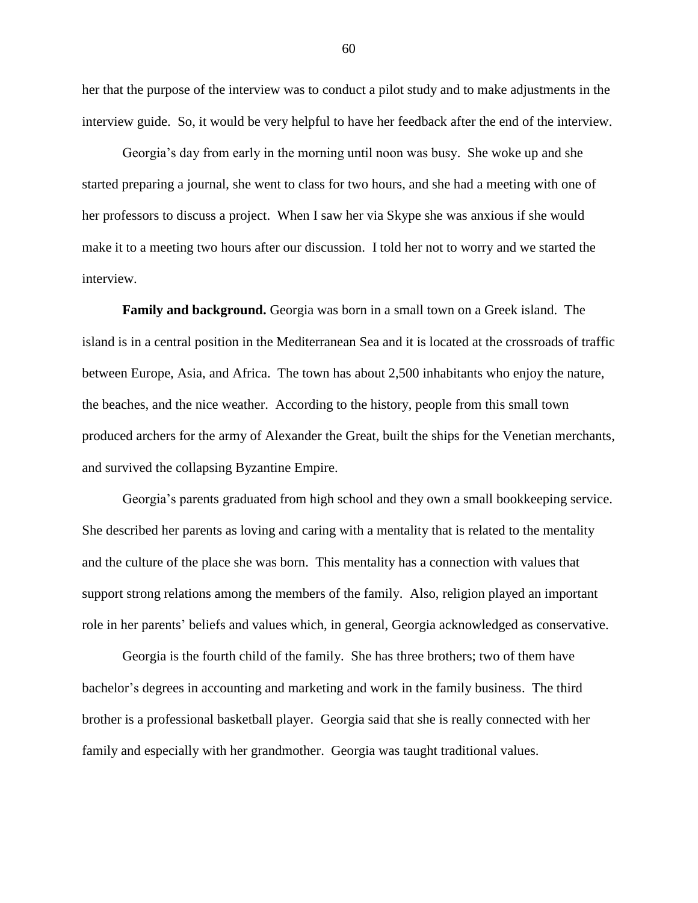her that the purpose of the interview was to conduct a pilot study and to make adjustments in the interview guide. So, it would be very helpful to have her feedback after the end of the interview.

Georgia's day from early in the morning until noon was busy. She woke up and she started preparing a journal, she went to class for two hours, and she had a meeting with one of her professors to discuss a project. When I saw her via Skype she was anxious if she would make it to a meeting two hours after our discussion. I told her not to worry and we started the interview.

**Family and background.** Georgia was born in a small town on a Greek island. The island is in a central position in the Mediterranean Sea and it is located at the crossroads of traffic between Europe, Asia, and Africa. The town has about 2,500 inhabitants who enjoy the nature, the beaches, and the nice weather. According to the history, people from this small town produced archers for the army of Alexander the Great, built the ships for the Venetian merchants, and survived the collapsing Byzantine Empire.

Georgia's parents graduated from high school and they own a small bookkeeping service. She described her parents as loving and caring with a mentality that is related to the mentality and the culture of the place she was born. This mentality has a connection with values that support strong relations among the members of the family. Also, religion played an important role in her parents' beliefs and values which, in general, Georgia acknowledged as conservative.

Georgia is the fourth child of the family. She has three brothers; two of them have bachelor's degrees in accounting and marketing and work in the family business. The third brother is a professional basketball player. Georgia said that she is really connected with her family and especially with her grandmother. Georgia was taught traditional values.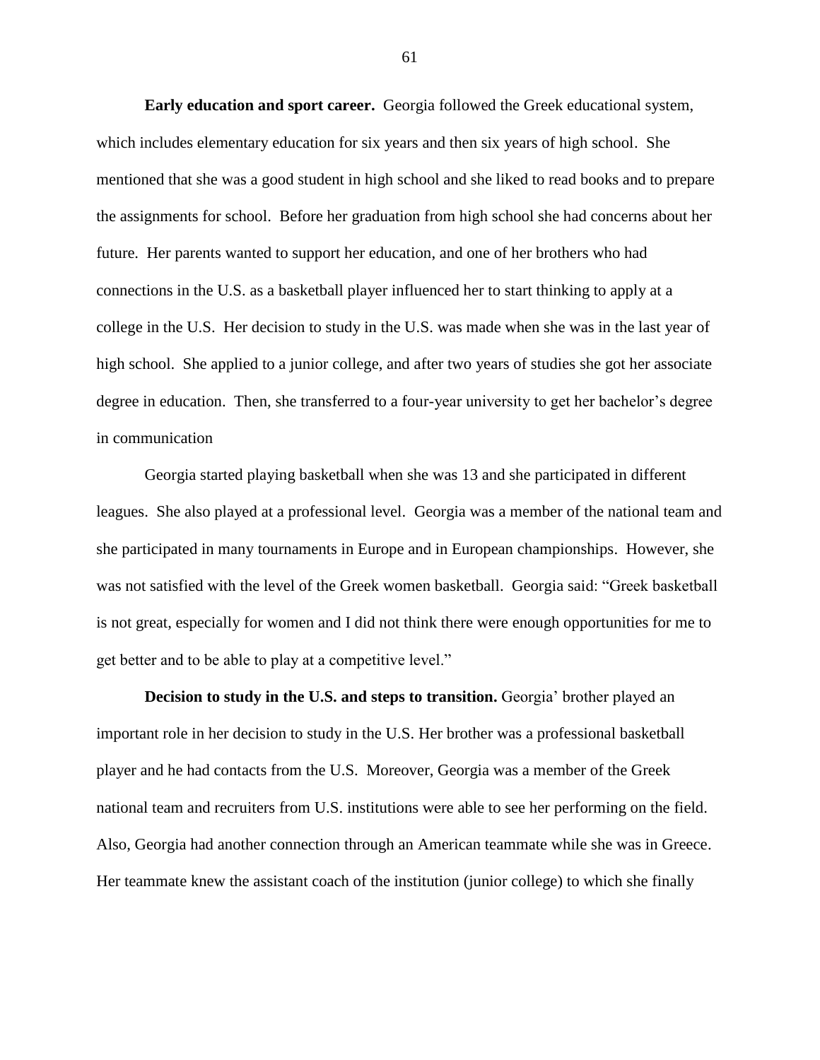**Early education and sport career.** Georgia followed the Greek educational system, which includes elementary education for six years and then six years of high school. She mentioned that she was a good student in high school and she liked to read books and to prepare the assignments for school. Before her graduation from high school she had concerns about her future. Her parents wanted to support her education, and one of her brothers who had connections in the U.S. as a basketball player influenced her to start thinking to apply at a college in the U.S. Her decision to study in the U.S. was made when she was in the last year of high school. She applied to a junior college, and after two years of studies she got her associate degree in education. Then, she transferred to a four-year university to get her bachelor's degree in communication

Georgia started playing basketball when she was 13 and she participated in different leagues. She also played at a professional level. Georgia was a member of the national team and she participated in many tournaments in Europe and in European championships. However, she was not satisfied with the level of the Greek women basketball. Georgia said: "Greek basketball is not great, especially for women and I did not think there were enough opportunities for me to get better and to be able to play at a competitive level."

**Decision to study in the U.S. and steps to transition.** Georgia' brother played an important role in her decision to study in the U.S. Her brother was a professional basketball player and he had contacts from the U.S. Moreover, Georgia was a member of the Greek national team and recruiters from U.S. institutions were able to see her performing on the field. Also, Georgia had another connection through an American teammate while she was in Greece. Her teammate knew the assistant coach of the institution (junior college) to which she finally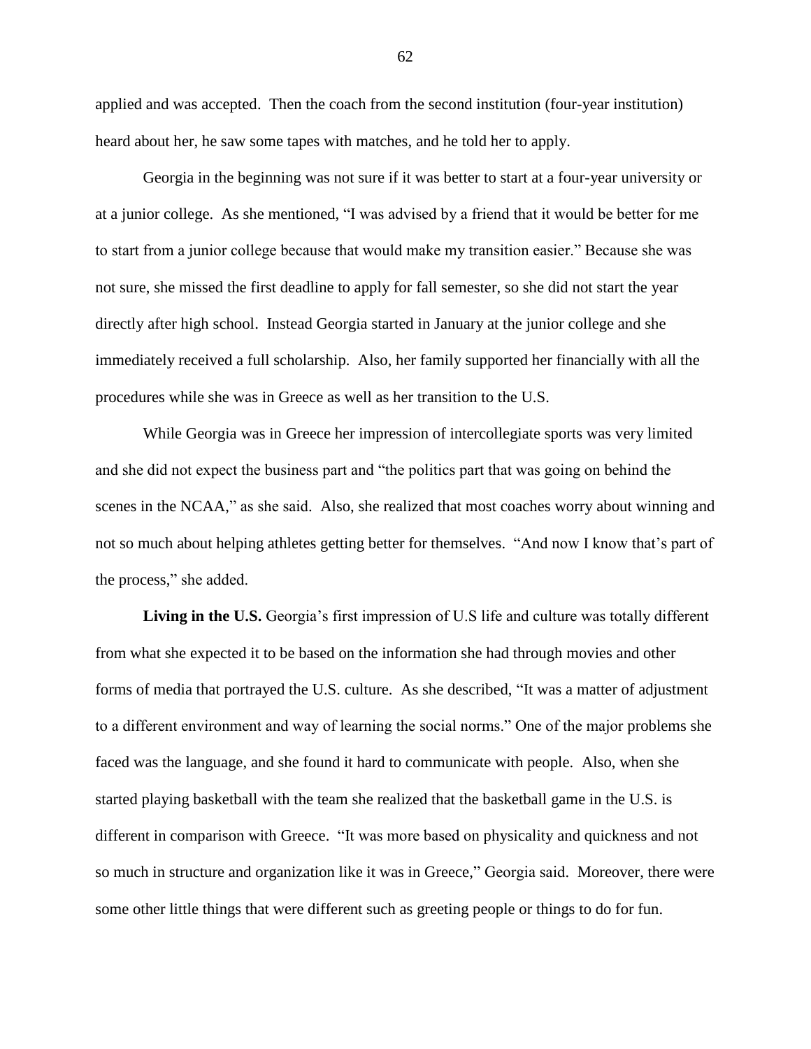applied and was accepted. Then the coach from the second institution (four-year institution) heard about her, he saw some tapes with matches, and he told her to apply.

Georgia in the beginning was not sure if it was better to start at a four-year university or at a junior college. As she mentioned, "I was advised by a friend that it would be better for me to start from a junior college because that would make my transition easier." Because she was not sure, she missed the first deadline to apply for fall semester, so she did not start the year directly after high school. Instead Georgia started in January at the junior college and she immediately received a full scholarship. Also, her family supported her financially with all the procedures while she was in Greece as well as her transition to the U.S.

While Georgia was in Greece her impression of intercollegiate sports was very limited and she did not expect the business part and "the politics part that was going on behind the scenes in the NCAA," as she said. Also, she realized that most coaches worry about winning and not so much about helping athletes getting better for themselves. "And now I know that's part of the process," she added.

**Living in the U.S.** Georgia's first impression of U.S life and culture was totally different from what she expected it to be based on the information she had through movies and other forms of media that portrayed the U.S. culture. As she described, "It was a matter of adjustment to a different environment and way of learning the social norms." One of the major problems she faced was the language, and she found it hard to communicate with people. Also, when she started playing basketball with the team she realized that the basketball game in the U.S. is different in comparison with Greece. "It was more based on physicality and quickness and not so much in structure and organization like it was in Greece," Georgia said. Moreover, there were some other little things that were different such as greeting people or things to do for fun.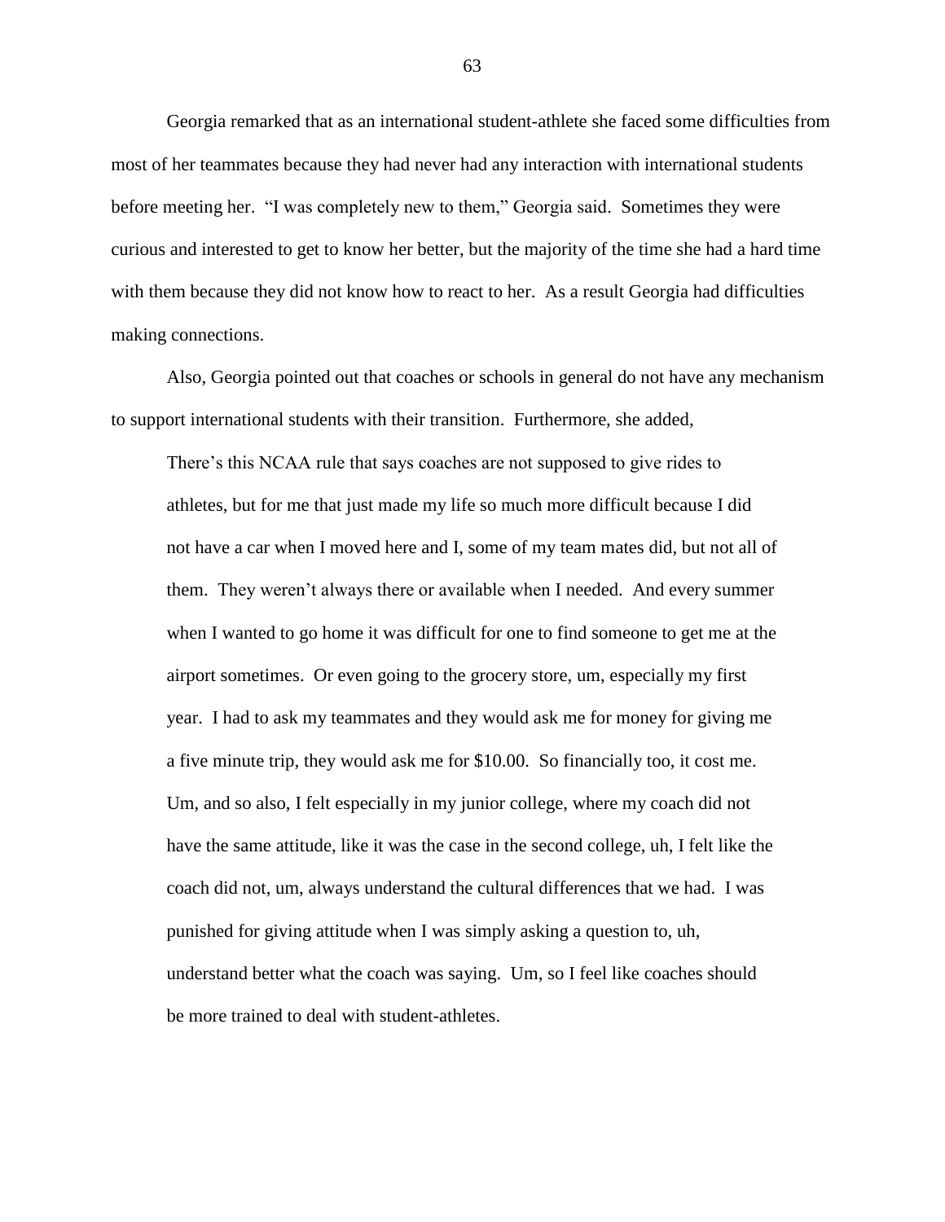Georgia remarked that as an international student-athlete she faced some difficulties from most of her teammates because they had never had any interaction with international students before meeting her. "I was completely new to them," Georgia said. Sometimes they were curious and interested to get to know her better, but the majority of the time she had a hard time with them because they did not know how to react to her. As a result Georgia had difficulties making connections.

Also, Georgia pointed out that coaches or schools in general do not have any mechanism to support international students with their transition. Furthermore, she added,

> There's this NCAA rule that says coaches are not supposed to give rides to athletes, but for me that just made my life so much more difficult because I did not have a car when I moved here and I, some of my team mates did, but not all of them. They weren't always there or available when I needed. And every summer when I wanted to go home it was difficult for one to find someone to get me at the airport sometimes. Or even going to the grocery store, um, especially my first year. I had to ask my teammates and they would ask me for money for giving me a five minute trip, they would ask me for $10.00. So financially too, it cost me. Um, and so also, I felt especially in my junior college, where my coach did not have the same attitude, like it was the case in the second college, uh, I felt like the coach did not, um, always understand the cultural differences that we had. I was punished for giving attitude when I was simply asking a question to, uh, understand better what the coach was saying. Um, so I feel like coaches should be more trained to deal with student-athletes.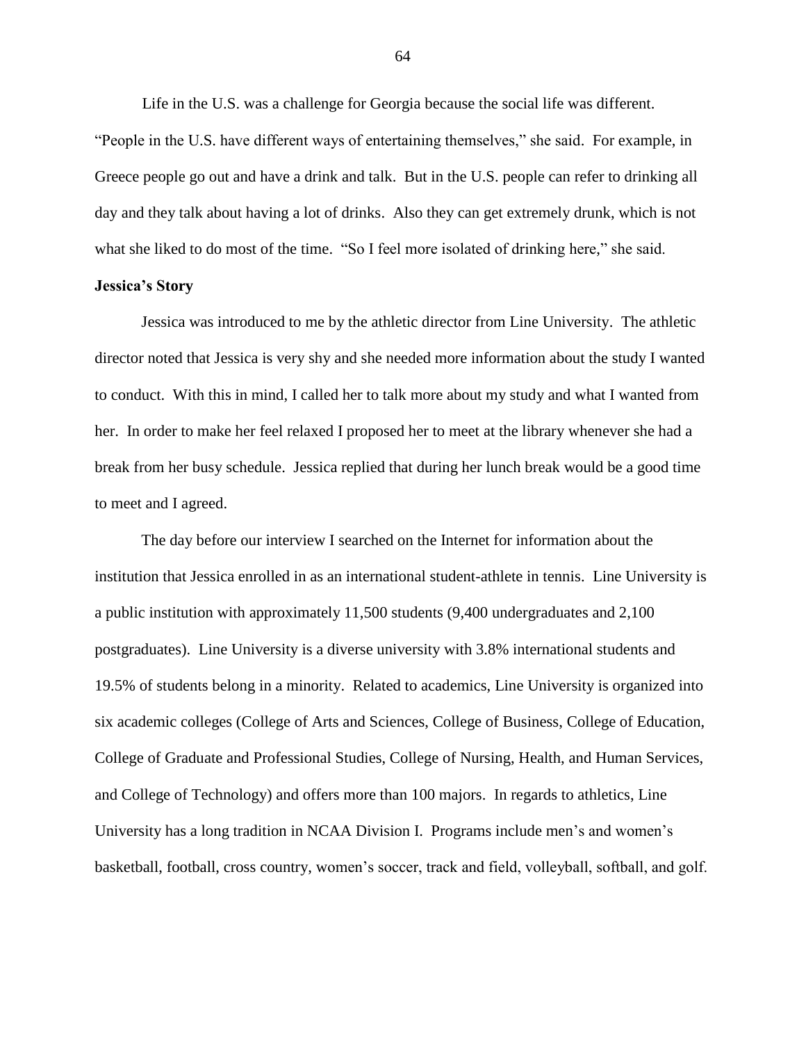Life in the U.S. was a challenge for Georgia because the social life was different. “People in the U.S. have different ways of entertaining themselves,” she said. For example, in Greece people go out and have a drink and talk. But in the U.S. people can refer to drinking all day and they talk about having a lot of drinks. Also they can get extremely drunk, which is not what she liked to do most of the time. “So I feel more isolated of drinking here,” she said.

**Jessica’s Story**

Jessica was introduced to me by the athletic director from Line University. The athletic director noted that Jessica is very shy and she needed more information about the study I wanted to conduct. With this in mind, I called her to talk more about my study and what I wanted from her. In order to make her feel relaxed I proposed her to meet at the library whenever she had a break from her busy schedule. Jessica replied that during her lunch break would be a good time to meet and I agreed.

The day before our interview I searched on the Internet for information about the institution that Jessica enrolled in as an international student-athlete in tennis. Line University is a public institution with approximately 11,500 students (9,400 undergraduates and 2,100 postgraduates). Line University is a diverse university with 3.8% international students and 19.5% of students belong in a minority. Related to academics, Line University is organized into six academic colleges (College of Arts and Sciences, College of Business, College of Education, College of Graduate and Professional Studies, College of Nursing, Health, and Human Services, and College of Technology) and offers more than 100 majors. In regards to athletics, Line University has a long tradition in NCAA Division I. Programs include men’s and women’s basketball, football, cross country, women’s soccer, track and field, volleyball, softball, and golf.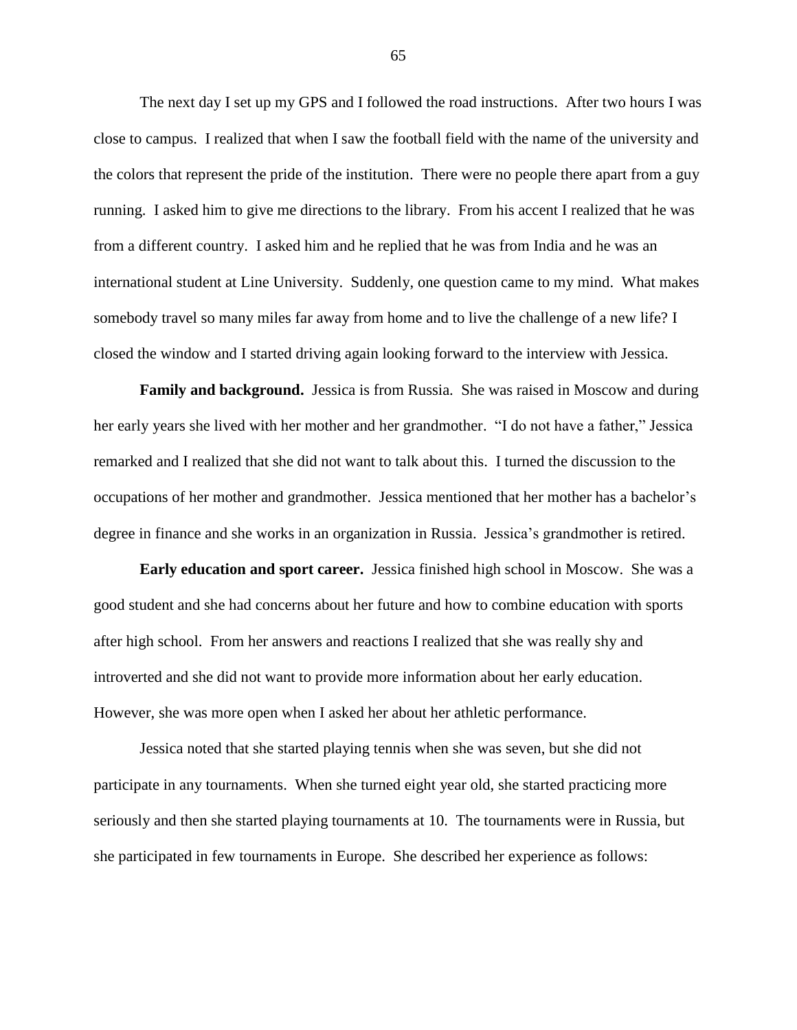The next day I set up my GPS and I followed the road instructions. After two hours I was close to campus. I realized that when I saw the football field with the name of the university and the colors that represent the pride of the institution. There were no people there apart from a guy running. I asked him to give me directions to the library. From his accent I realized that he was from a different country. I asked him and he replied that he was from India and he was an international student at Line University. Suddenly, one question came to my mind. What makes somebody travel so many miles far away from home and to live the challenge of a new life? I closed the window and I started driving again looking forward to the interview with Jessica.

**Family and background.** Jessica is from Russia. She was raised in Moscow and during her early years she lived with her mother and her grandmother. "I do not have a father," Jessica remarked and I realized that she did not want to talk about this. I turned the discussion to the occupations of her mother and grandmother. Jessica mentioned that her mother has a bachelor's degree in finance and she works in an organization in Russia. Jessica's grandmother is retired.

**Early education and sport career.** Jessica finished high school in Moscow. She was a good student and she had concerns about her future and how to combine education with sports after high school. From her answers and reactions I realized that she was really shy and introverted and she did not want to provide more information about her early education. However, she was more open when I asked her about her athletic performance.

Jessica noted that she started playing tennis when she was seven, but she did not participate in any tournaments. When she turned eight year old, she started practicing more seriously and then she started playing tournaments at 10. The tournaments were in Russia, but she participated in few tournaments in Europe. She described her experience as follows: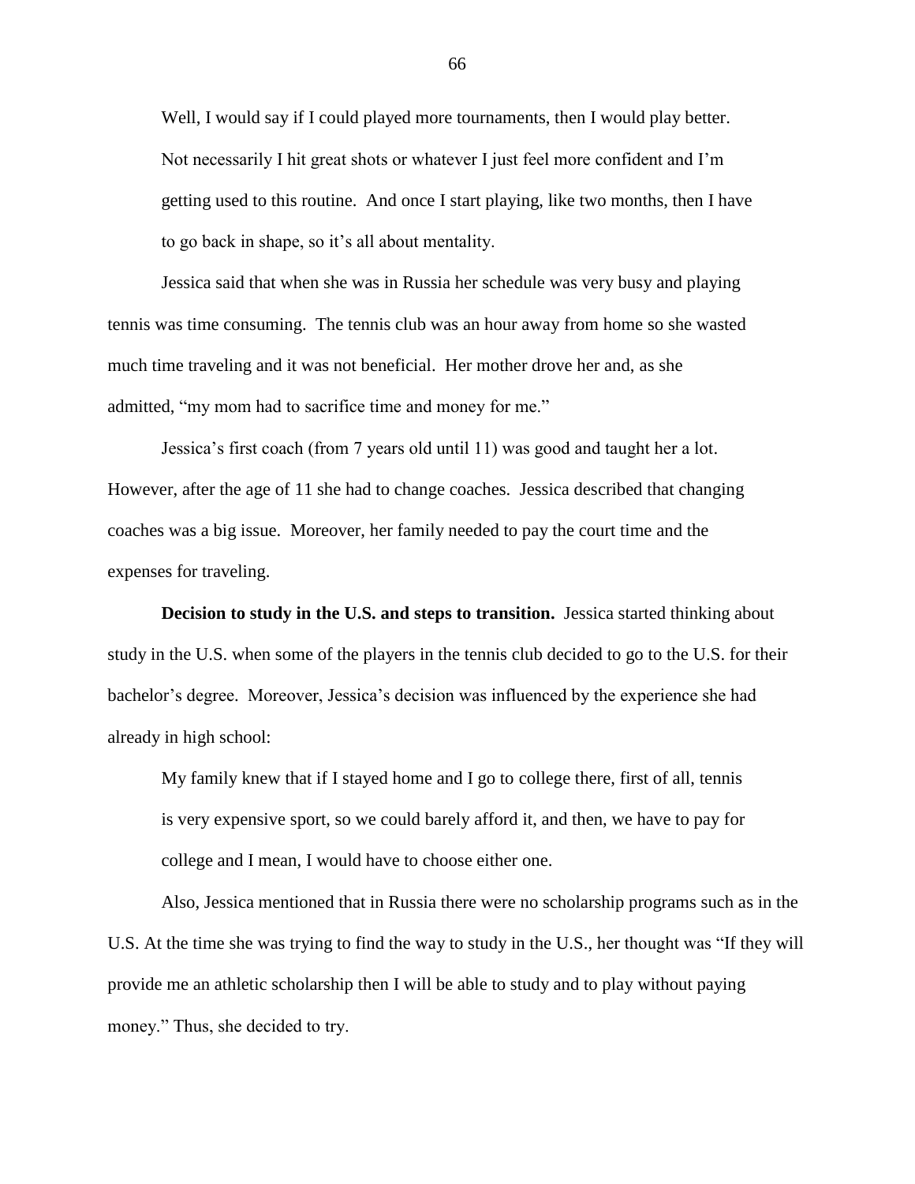> Well, I would say if I could played more tournaments, then I would play better. Not necessarily I hit great shots or whatever I just feel more confident and I'm getting used to this routine. And once I start playing, like two months, then I have to go back in shape, so it's all about mentality.

Jessica said that when she was in Russia her schedule was very busy and playing tennis was time consuming. The tennis club was an hour away from home so she wasted much time traveling and it was not beneficial. Her mother drove her and, as she admitted, "my mom had to sacrifice time and money for me."

Jessica's first coach (from 7 years old until 11) was good and taught her a lot. However, after the age of 11 she had to change coaches. Jessica described that changing coaches was a big issue. Moreover, her family needed to pay the court time and the expenses for traveling.

**Decision to study in the U.S. and steps to transition.** Jessica started thinking about study in the U.S. when some of the players in the tennis club decided to go to the U.S. for their bachelor's degree. Moreover, Jessica's decision was influenced by the experience she had already in high school:

> My family knew that if I stayed home and I go to college there, first of all, tennis is very expensive sport, so we could barely afford it, and then, we have to pay for college and I mean, I would have to choose either one.

Also, Jessica mentioned that in Russia there were no scholarship programs such as in the U.S. At the time she was trying to find the way to study in the U.S., her thought was "If they will provide me an athletic scholarship then I will be able to study and to play without paying money." Thus, she decided to try.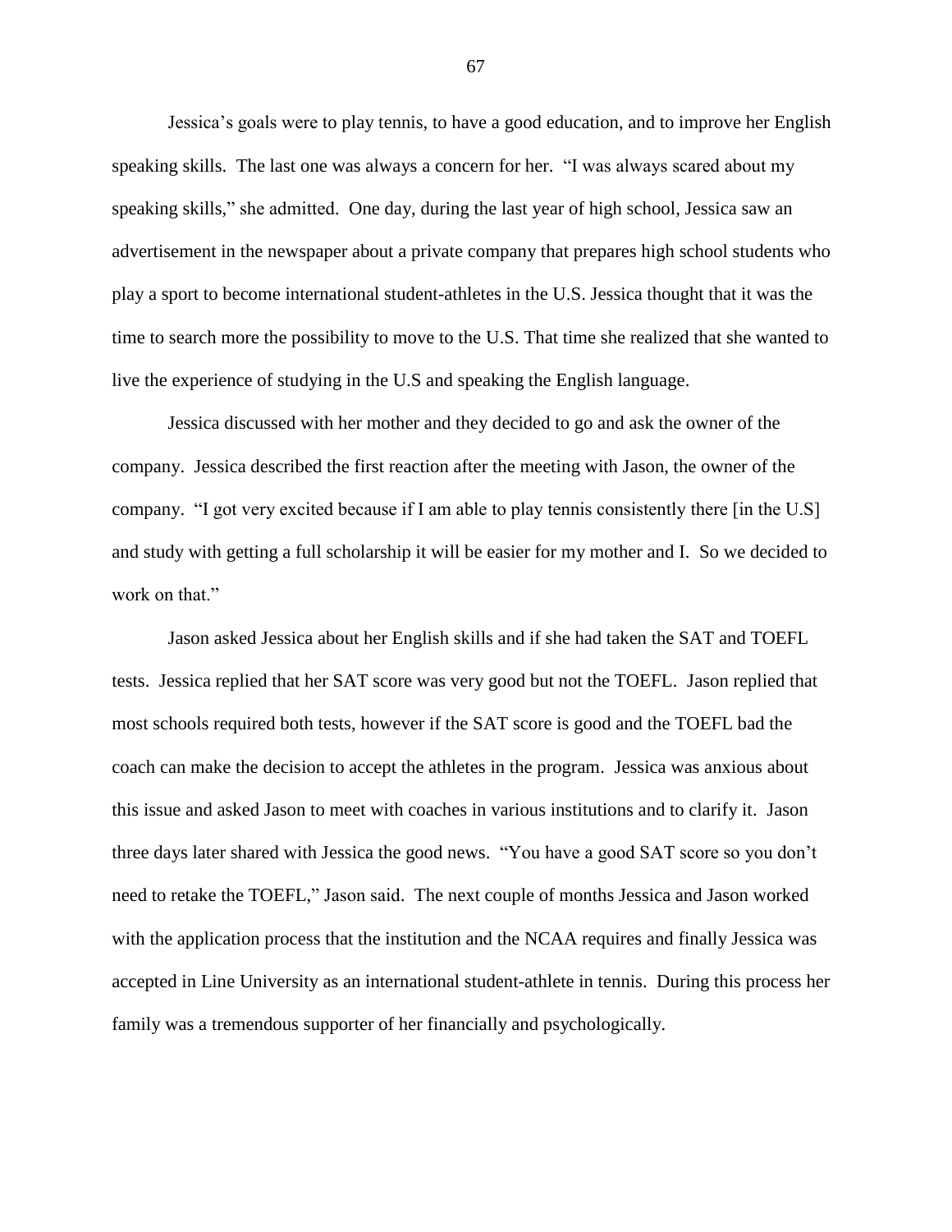Jessica's goals were to play tennis, to have a good education, and to improve her English speaking skills. The last one was always a concern for her. "I was always scared about my speaking skills," she admitted. One day, during the last year of high school, Jessica saw an advertisement in the newspaper about a private company that prepares high school students who play a sport to become international student-athletes in the U.S. Jessica thought that it was the time to search more the possibility to move to the U.S. That time she realized that she wanted to live the experience of studying in the U.S and speaking the English language.

Jessica discussed with her mother and they decided to go and ask the owner of the company. Jessica described the first reaction after the meeting with Jason, the owner of the company. "I got very excited because if I am able to play tennis consistently there [in the U.S] and study with getting a full scholarship it will be easier for my mother and I. So we decided to work on that."

Jason asked Jessica about her English skills and if she had taken the SAT and TOEFL tests. Jessica replied that her SAT score was very good but not the TOEFL. Jason replied that most schools required both tests, however if the SAT score is good and the TOEFL bad the coach can make the decision to accept the athletes in the program. Jessica was anxious about this issue and asked Jason to meet with coaches in various institutions and to clarify it. Jason three days later shared with Jessica the good news. "You have a good SAT score so you don't need to retake the TOEFL," Jason said. The next couple of months Jessica and Jason worked with the application process that the institution and the NCAA requires and finally Jessica was accepted in Line University as an international student-athlete in tennis. During this process her family was a tremendous supporter of her financially and psychologically.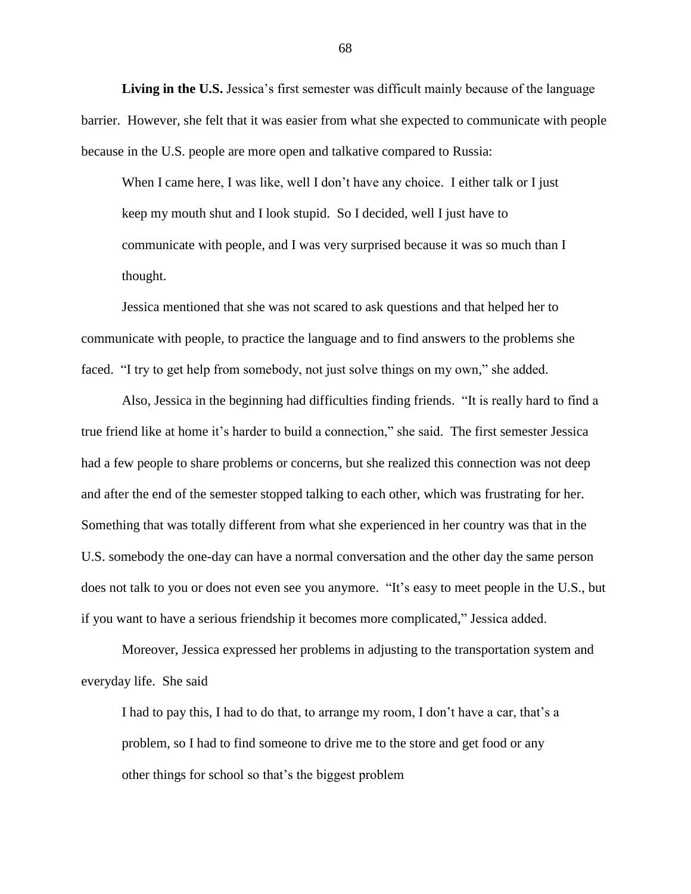**Living in the U.S.** Jessica's first semester was difficult mainly because of the language barrier. However, she felt that it was easier from what she expected to communicate with people because in the U.S. people are more open and talkative compared to Russia:

> When I came here, I was like, well I don't have any choice. I either talk or I just keep my mouth shut and I look stupid. So I decided, well I just have to communicate with people, and I was very surprised because it was so much than I thought.

Jessica mentioned that she was not scared to ask questions and that helped her to communicate with people, to practice the language and to find answers to the problems she faced. "I try to get help from somebody, not just solve things on my own," she added.

Also, Jessica in the beginning had difficulties finding friends. "It is really hard to find a true friend like at home it's harder to build a connection," she said. The first semester Jessica had a few people to share problems or concerns, but she realized this connection was not deep and after the end of the semester stopped talking to each other, which was frustrating for her. Something that was totally different from what she experienced in her country was that in the U.S. somebody the one-day can have a normal conversation and the other day the same person does not talk to you or does not even see you anymore. "It's easy to meet people in the U.S., but if you want to have a serious friendship it becomes more complicated," Jessica added.

Moreover, Jessica expressed her problems in adjusting to the transportation system and everyday life. She said

> I had to pay this, I had to do that, to arrange my room, I don't have a car, that's a problem, so I had to find someone to drive me to the store and get food or any other things for school so that's the biggest problem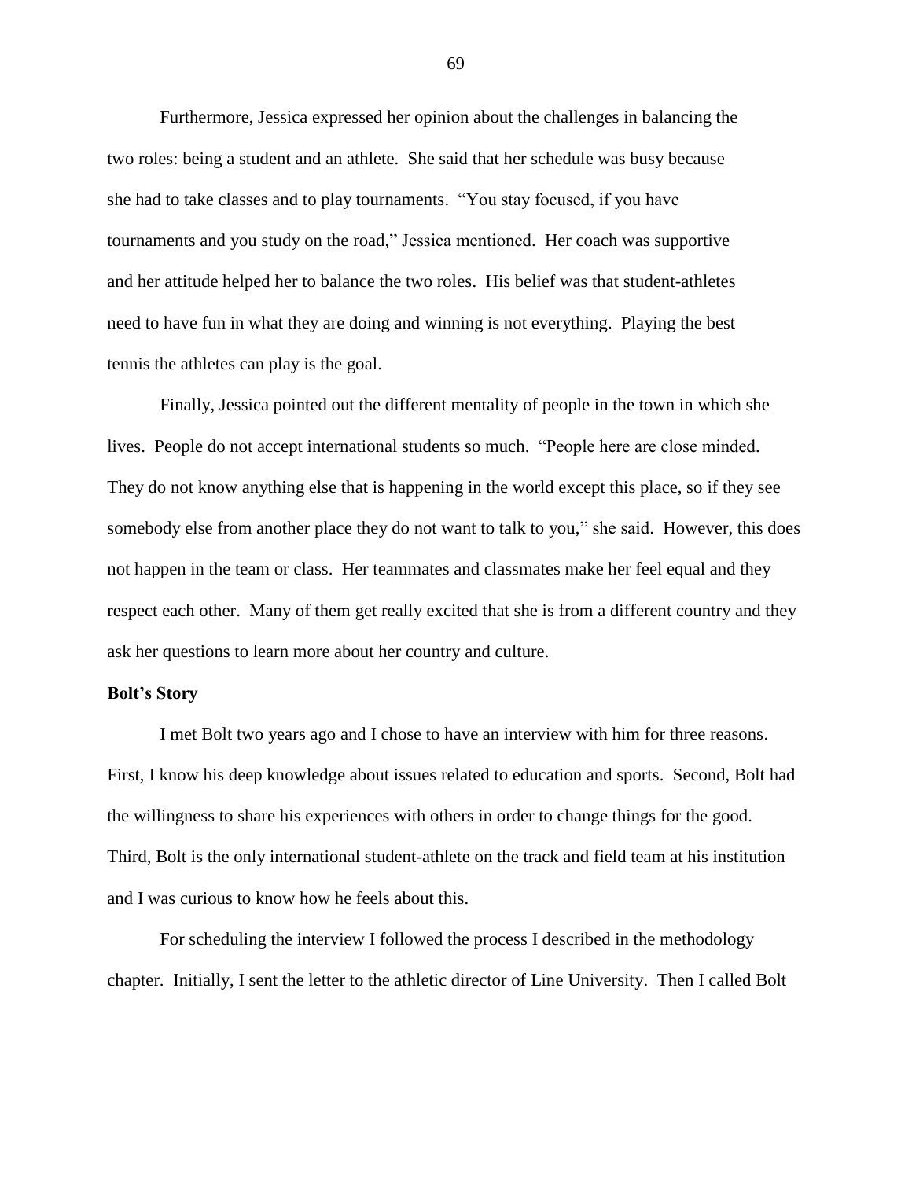Furthermore, Jessica expressed her opinion about the challenges in balancing the two roles: being a student and an athlete. She said that her schedule was busy because she had to take classes and to play tournaments. "You stay focused, if you have tournaments and you study on the road," Jessica mentioned. Her coach was supportive and her attitude helped her to balance the two roles. His belief was that student-athletes need to have fun in what they are doing and winning is not everything. Playing the best tennis the athletes can play is the goal.

Finally, Jessica pointed out the different mentality of people in the town in which she lives. People do not accept international students so much. "People here are close minded. They do not know anything else that is happening in the world except this place, so if they see somebody else from another place they do not want to talk to you," she said. However, this does not happen in the team or class. Her teammates and classmates make her feel equal and they respect each other. Many of them get really excited that she is from a different country and they ask her questions to learn more about her country and culture.

**Bolt's Story**

I met Bolt two years ago and I chose to have an interview with him for three reasons. First, I know his deep knowledge about issues related to education and sports. Second, Bolt had the willingness to share his experiences with others in order to change things for the good. Third, Bolt is the only international student-athlete on the track and field team at his institution and I was curious to know how he feels about this.

For scheduling the interview I followed the process I described in the methodology chapter. Initially, I sent the letter to the athletic director of Line University. Then I called Bolt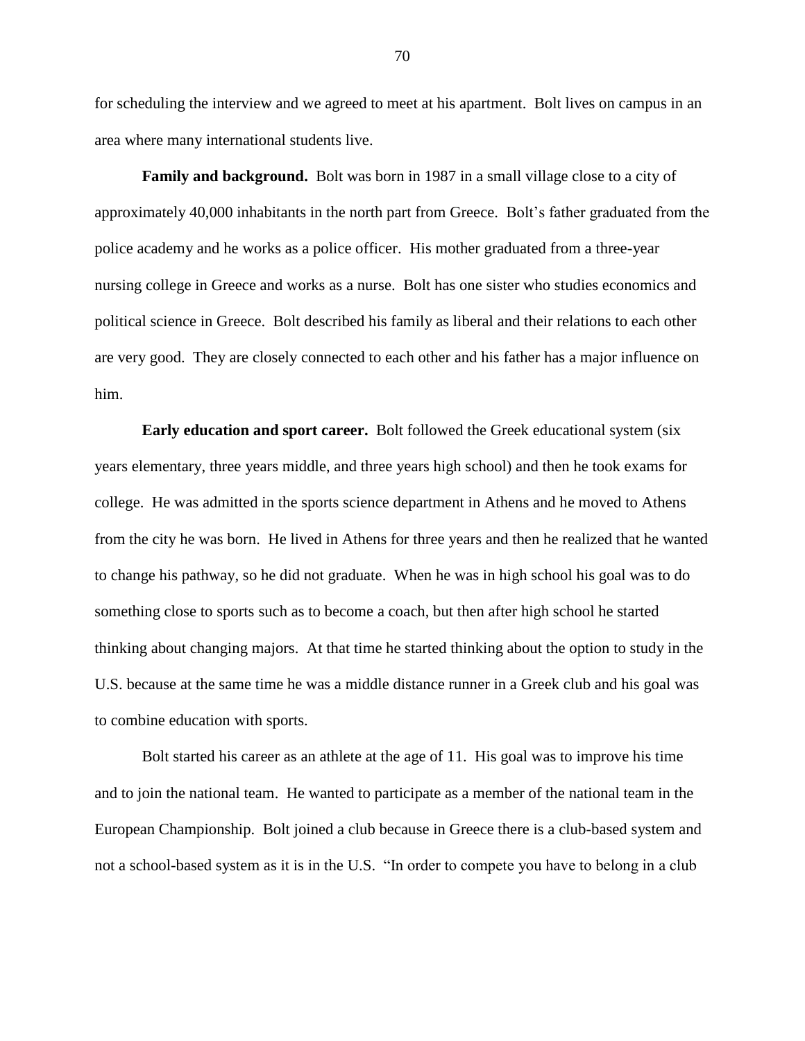for scheduling the interview and we agreed to meet at his apartment. Bolt lives on campus in an area where many international students live.

**Family and background.** Bolt was born in 1987 in a small village close to a city of approximately 40,000 inhabitants in the north part from Greece. Bolt's father graduated from the police academy and he works as a police officer. His mother graduated from a three-year nursing college in Greece and works as a nurse. Bolt has one sister who studies economics and political science in Greece. Bolt described his family as liberal and their relations to each other are very good. They are closely connected to each other and his father has a major influence on him.

**Early education and sport career.** Bolt followed the Greek educational system (six years elementary, three years middle, and three years high school) and then he took exams for college. He was admitted in the sports science department in Athens and he moved to Athens from the city he was born. He lived in Athens for three years and then he realized that he wanted to change his pathway, so he did not graduate. When he was in high school his goal was to do something close to sports such as to become a coach, but then after high school he started thinking about changing majors. At that time he started thinking about the option to study in the U.S. because at the same time he was a middle distance runner in a Greek club and his goal was to combine education with sports.

Bolt started his career as an athlete at the age of 11. His goal was to improve his time and to join the national team. He wanted to participate as a member of the national team in the European Championship. Bolt joined a club because in Greece there is a club-based system and not a school-based system as it is in the U.S. "In order to compete you have to belong in a club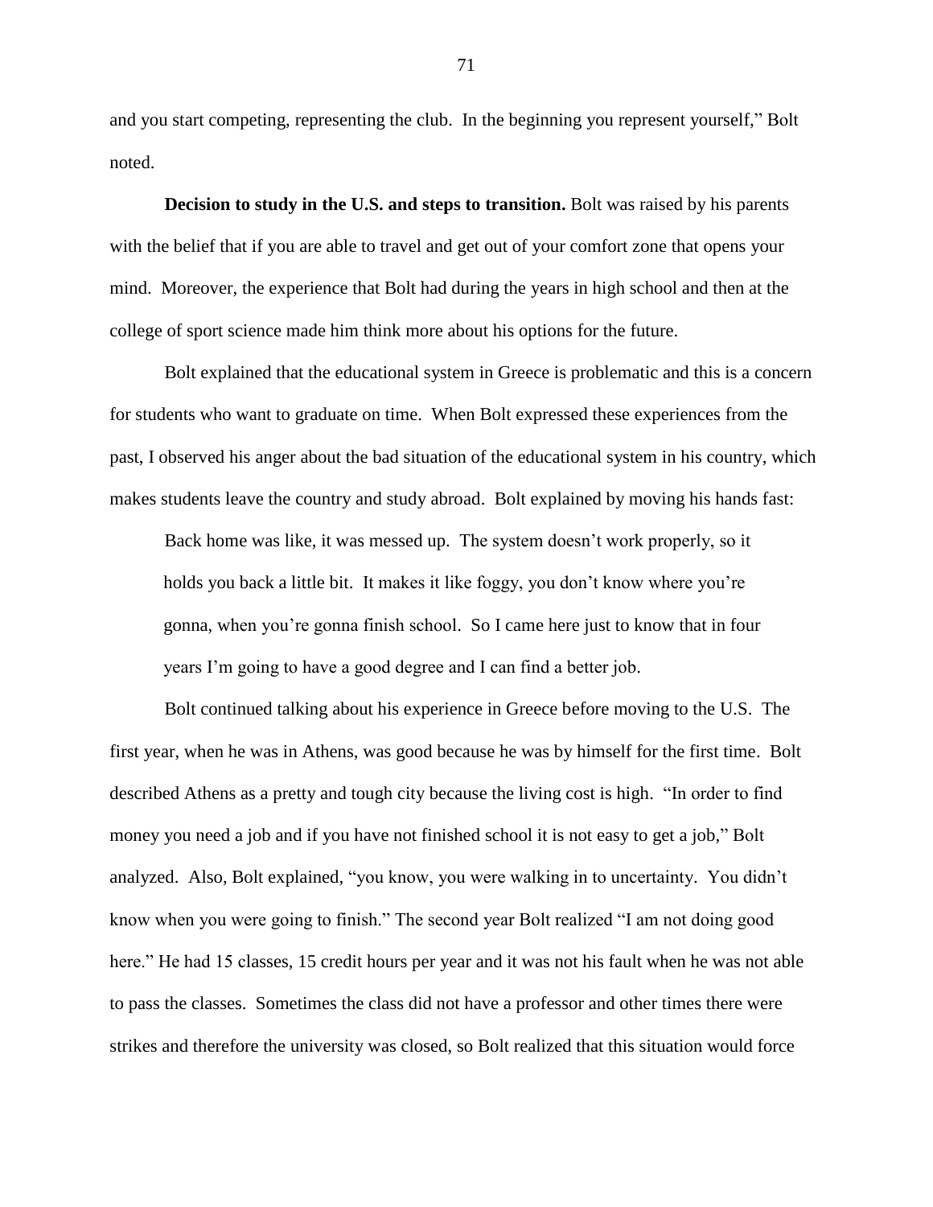and you start competing, representing the club. In the beginning you represent yourself," Bolt noted.

**Decision to study in the U.S. and steps to transition.** Bolt was raised by his parents with the belief that if you are able to travel and get out of your comfort zone that opens your mind. Moreover, the experience that Bolt had during the years in high school and then at the college of sport science made him think more about his options for the future.

Bolt explained that the educational system in Greece is problematic and this is a concern for students who want to graduate on time. When Bolt expressed these experiences from the past, I observed his anger about the bad situation of the educational system in his country, which makes students leave the country and study abroad. Bolt explained by moving his hands fast:

> Back home was like, it was messed up. The system doesn't work properly, so it holds you back a little bit. It makes it like foggy, you don't know where you're gonna, when you're gonna finish school. So I came here just to know that in four years I'm going to have a good degree and I can find a better job.

Bolt continued talking about his experience in Greece before moving to the U.S. The first year, when he was in Athens, was good because he was by himself for the first time. Bolt described Athens as a pretty and tough city because the living cost is high. "In order to find money you need a job and if you have not finished school it is not easy to get a job," Bolt analyzed. Also, Bolt explained, "you know, you were walking in to uncertainty. You didn't know when you were going to finish." The second year Bolt realized "I am not doing good here." He had 15 classes, 15 credit hours per year and it was not his fault when he was not able to pass the classes. Sometimes the class did not have a professor and other times there were strikes and therefore the university was closed, so Bolt realized that this situation would force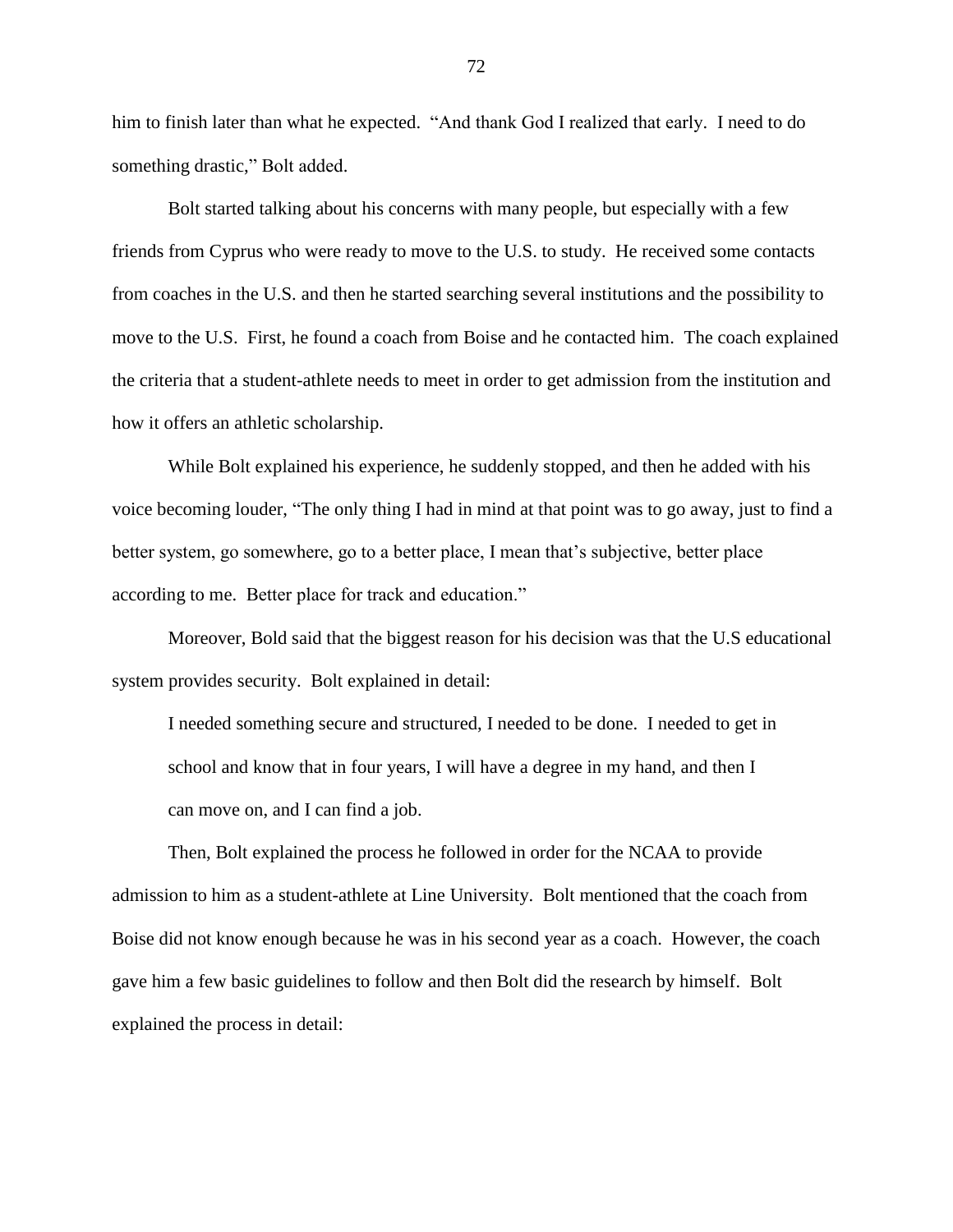him to finish later than what he expected. "And thank God I realized that early. I need to do something drastic," Bolt added.

Bolt started talking about his concerns with many people, but especially with a few friends from Cyprus who were ready to move to the U.S. to study. He received some contacts from coaches in the U.S. and then he started searching several institutions and the possibility to move to the U.S. First, he found a coach from Boise and he contacted him. The coach explained the criteria that a student-athlete needs to meet in order to get admission from the institution and how it offers an athletic scholarship.

While Bolt explained his experience, he suddenly stopped, and then he added with his voice becoming louder, "The only thing I had in mind at that point was to go away, just to find a better system, go somewhere, go to a better place, I mean that's subjective, better place according to me. Better place for track and education."

Moreover, Bold said that the biggest reason for his decision was that the U.S educational system provides security. Bolt explained in detail:

> I needed something secure and structured, I needed to be done. I needed to get in school and know that in four years, I will have a degree in my hand, and then I can move on, and I can find a job.

Then, Bolt explained the process he followed in order for the NCAA to provide admission to him as a student-athlete at Line University. Bolt mentioned that the coach from Boise did not know enough because he was in his second year as a coach. However, the coach gave him a few basic guidelines to follow and then Bolt did the research by himself. Bolt explained the process in detail: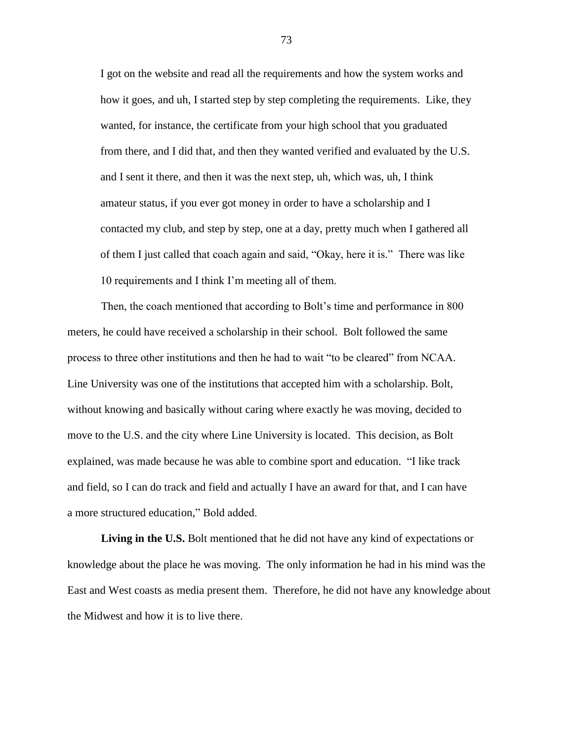> I got on the website and read all the requirements and how the system works and how it goes, and uh, I started step by step completing the requirements. Like, they wanted, for instance, the certificate from your high school that you graduated from there, and I did that, and then they wanted verified and evaluated by the U.S. and I sent it there, and then it was the next step, uh, which was, uh, I think amateur status, if you ever got money in order to have a scholarship and I contacted my club, and step by step, one at a day, pretty much when I gathered all of them I just called that coach again and said, "Okay, here it is." There was like 10 requirements and I think I'm meeting all of them.

Then, the coach mentioned that according to Bolt's time and performance in 800 meters, he could have received a scholarship in their school. Bolt followed the same process to three other institutions and then he had to wait "to be cleared" from NCAA. Line University was one of the institutions that accepted him with a scholarship. Bolt, without knowing and basically without caring where exactly he was moving, decided to move to the U.S. and the city where Line University is located. This decision, as Bolt explained, was made because he was able to combine sport and education. "I like track and field, so I can do track and field and actually I have an award for that, and I can have a more structured education," Bold added.

**Living in the U.S.** Bolt mentioned that he did not have any kind of expectations or knowledge about the place he was moving. The only information he had in his mind was the East and West coasts as media present them. Therefore, he did not have any knowledge about the Midwest and how it is to live there.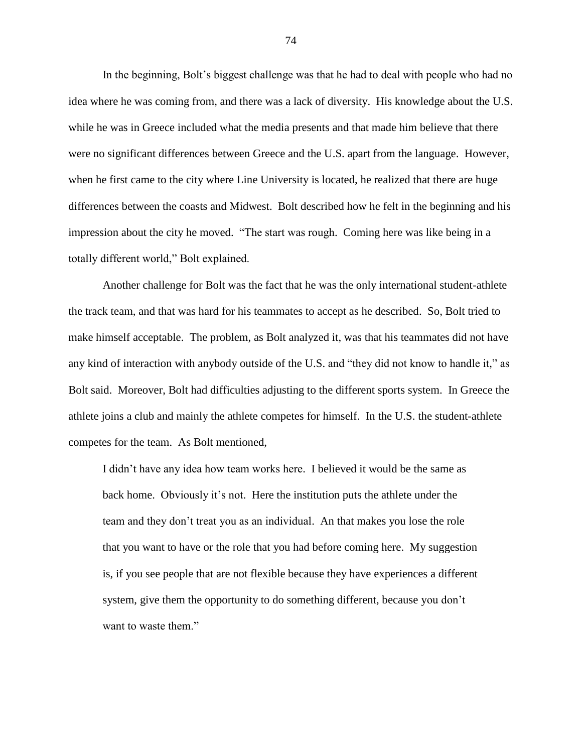In the beginning, Bolt's biggest challenge was that he had to deal with people who had no idea where he was coming from, and there was a lack of diversity. His knowledge about the U.S. while he was in Greece included what the media presents and that made him believe that there were no significant differences between Greece and the U.S. apart from the language. However, when he first came to the city where Line University is located, he realized that there are huge differences between the coasts and Midwest. Bolt described how he felt in the beginning and his impression about the city he moved. "The start was rough. Coming here was like being in a totally different world," Bolt explained.

Another challenge for Bolt was the fact that he was the only international student-athlete the track team, and that was hard for his teammates to accept as he described. So, Bolt tried to make himself acceptable. The problem, as Bolt analyzed it, was that his teammates did not have any kind of interaction with anybody outside of the U.S. and "they did not know to handle it," as Bolt said. Moreover, Bolt had difficulties adjusting to the different sports system. In Greece the athlete joins a club and mainly the athlete competes for himself. In the U.S. the student-athlete competes for the team. As Bolt mentioned,

> I didn't have any idea how team works here. I believed it would be the same as back home. Obviously it's not. Here the institution puts the athlete under the team and they don't treat you as an individual. An that makes you lose the role that you want to have or the role that you had before coming here. My suggestion is, if you see people that are not flexible because they have experiences a different system, give them the opportunity to do something different, because you don't want to waste them."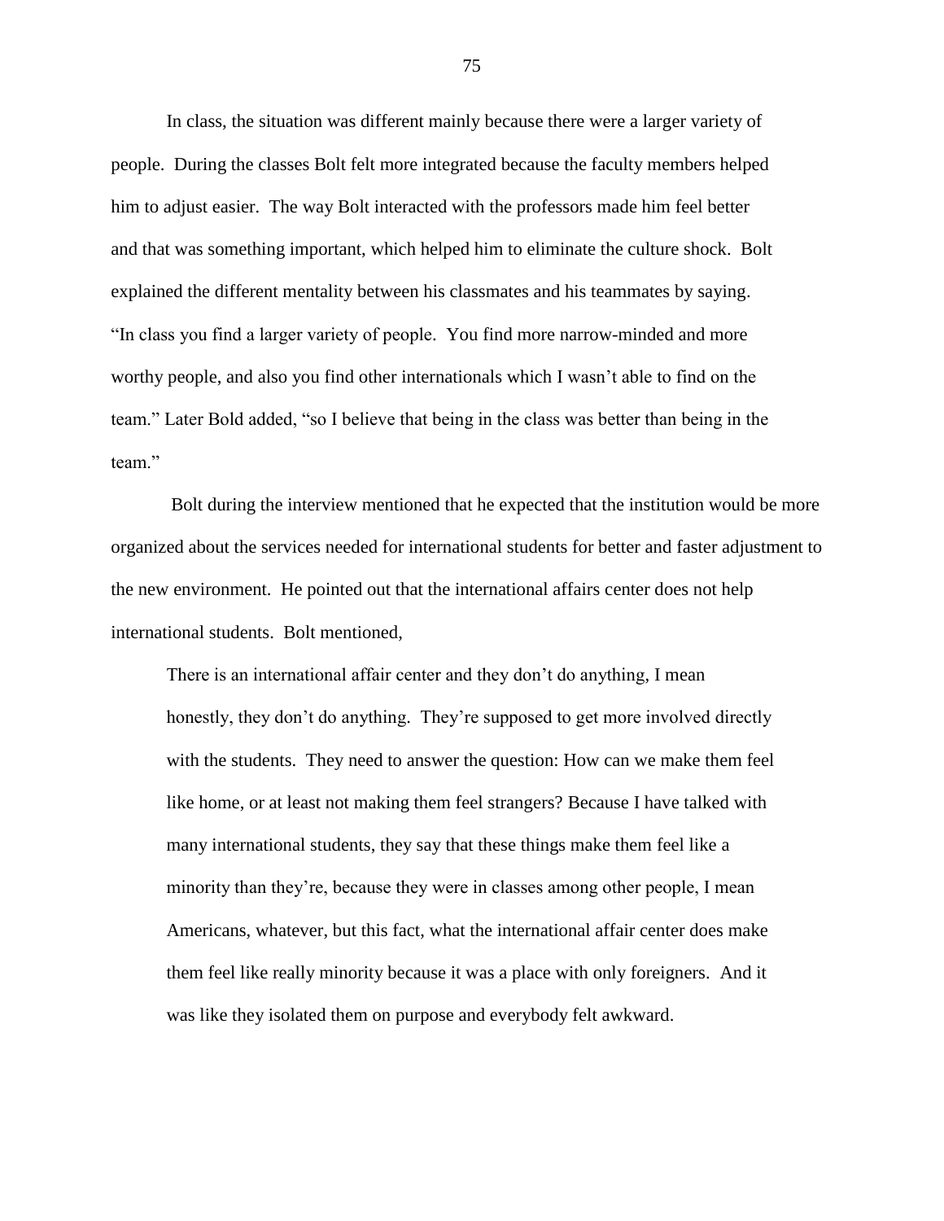In class, the situation was different mainly because there were a larger variety of people. During the classes Bolt felt more integrated because the faculty members helped him to adjust easier. The way Bolt interacted with the professors made him feel better and that was something important, which helped him to eliminate the culture shock. Bolt explained the different mentality between his classmates and his teammates by saying. "In class you find a larger variety of people. You find more narrow-minded and more worthy people, and also you find other internationals which I wasn't able to find on the team." Later Bold added, "so I believe that being in the class was better than being in the team."

Bolt during the interview mentioned that he expected that the institution would be more organized about the services needed for international students for better and faster adjustment to the new environment. He pointed out that the international affairs center does not help international students. Bolt mentioned,

> There is an international affair center and they don't do anything, I mean honestly, they don't do anything. They're supposed to get more involved directly with the students. They need to answer the question: How can we make them feel like home, or at least not making them feel strangers? Because I have talked with many international students, they say that these things make them feel like a minority than they're, because they were in classes among other people, I mean Americans, whatever, but this fact, what the international affair center does make them feel like really minority because it was a place with only foreigners. And it was like they isolated them on purpose and everybody felt awkward.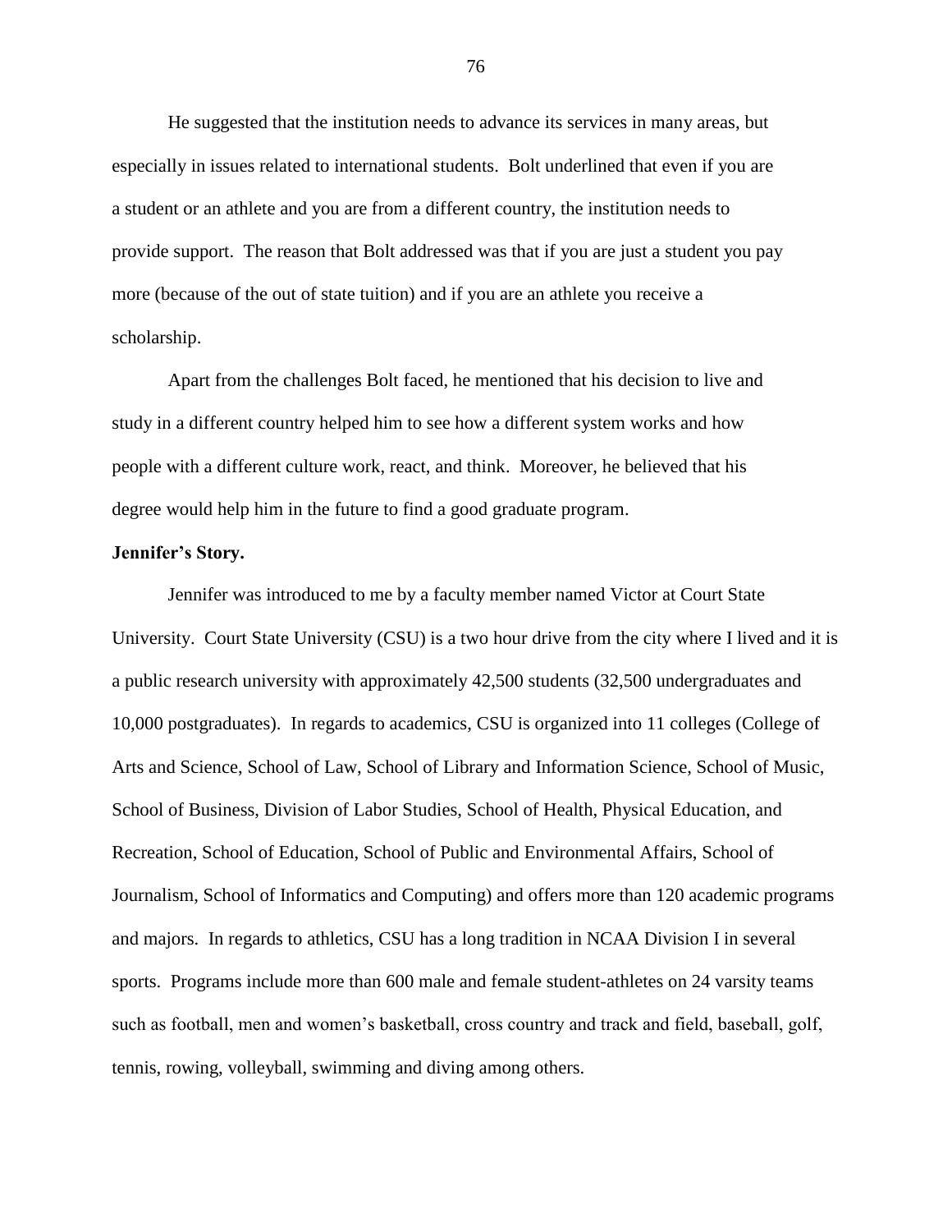He suggested that the institution needs to advance its services in many areas, but especially in issues related to international students. Bolt underlined that even if you are a student or an athlete and you are from a different country, the institution needs to provide support. The reason that Bolt addressed was that if you are just a student you pay more (because of the out of state tuition) and if you are an athlete you receive a scholarship.

Apart from the challenges Bolt faced, he mentioned that his decision to live and study in a different country helped him to see how a different system works and how people with a different culture work, react, and think. Moreover, he believed that his degree would help him in the future to find a good graduate program.

**Jennifer's Story.**

Jennifer was introduced to me by a faculty member named Victor at Court State University. Court State University (CSU) is a two hour drive from the city where I lived and it is a public research university with approximately 42,500 students (32,500 undergraduates and 10,000 postgraduates). In regards to academics, CSU is organized into 11 colleges (College of Arts and Science, School of Law, School of Library and Information Science, School of Music, School of Business, Division of Labor Studies, School of Health, Physical Education, and Recreation, School of Education, School of Public and Environmental Affairs, School of Journalism, School of Informatics and Computing) and offers more than 120 academic programs and majors. In regards to athletics, CSU has a long tradition in NCAA Division I in several sports. Programs include more than 600 male and female student-athletes on 24 varsity teams such as football, men and women's basketball, cross country and track and field, baseball, golf, tennis, rowing, volleyball, swimming and diving among others.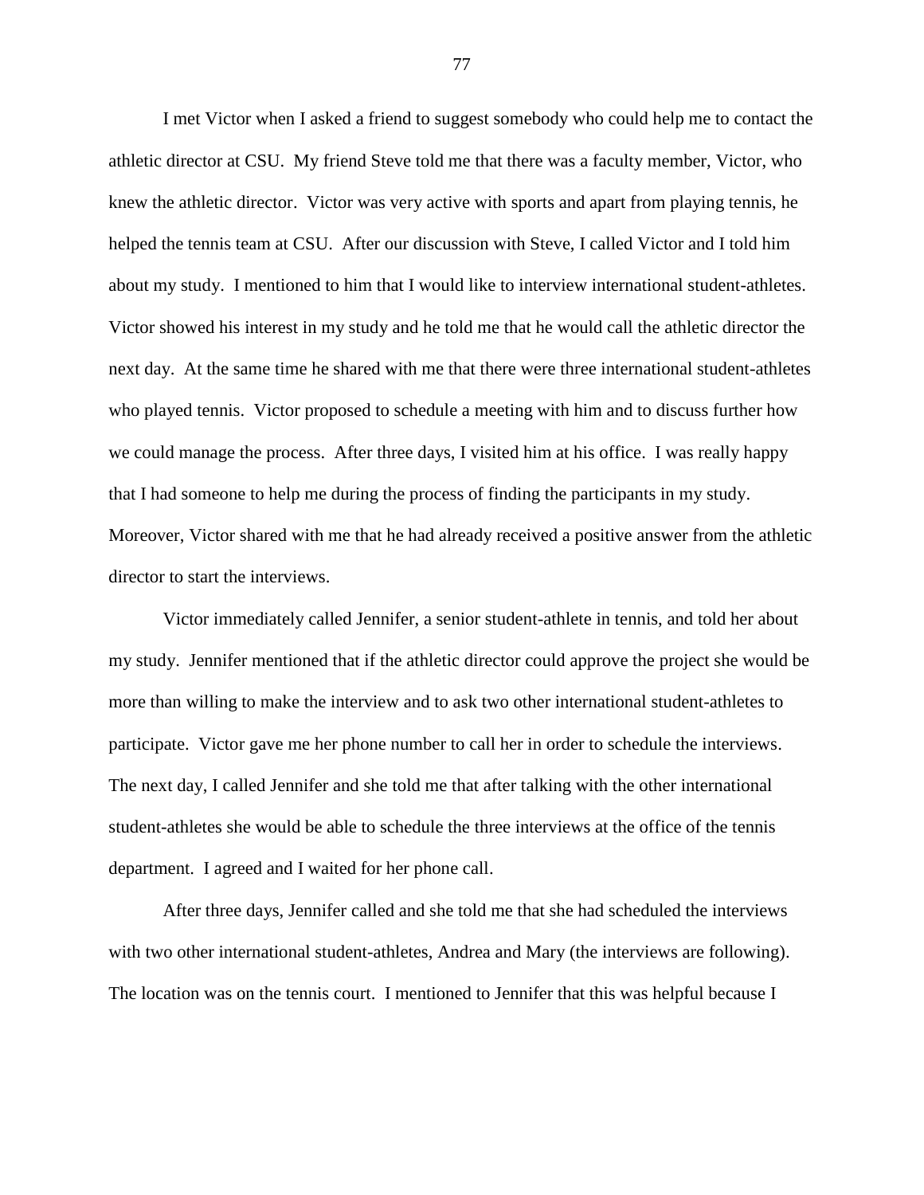I met Victor when I asked a friend to suggest somebody who could help me to contact the athletic director at CSU. My friend Steve told me that there was a faculty member, Victor, who knew the athletic director. Victor was very active with sports and apart from playing tennis, he helped the tennis team at CSU. After our discussion with Steve, I called Victor and I told him about my study. I mentioned to him that I would like to interview international student-athletes. Victor showed his interest in my study and he told me that he would call the athletic director the next day. At the same time he shared with me that there were three international student-athletes who played tennis. Victor proposed to schedule a meeting with him and to discuss further how we could manage the process. After three days, I visited him at his office. I was really happy that I had someone to help me during the process of finding the participants in my study. Moreover, Victor shared with me that he had already received a positive answer from the athletic director to start the interviews.

Victor immediately called Jennifer, a senior student-athlete in tennis, and told her about my study. Jennifer mentioned that if the athletic director could approve the project she would be more than willing to make the interview and to ask two other international student-athletes to participate. Victor gave me her phone number to call her in order to schedule the interviews. The next day, I called Jennifer and she told me that after talking with the other international student-athletes she would be able to schedule the three interviews at the office of the tennis department. I agreed and I waited for her phone call.

After three days, Jennifer called and she told me that she had scheduled the interviews with two other international student-athletes, Andrea and Mary (the interviews are following). The location was on the tennis court. I mentioned to Jennifer that this was helpful because I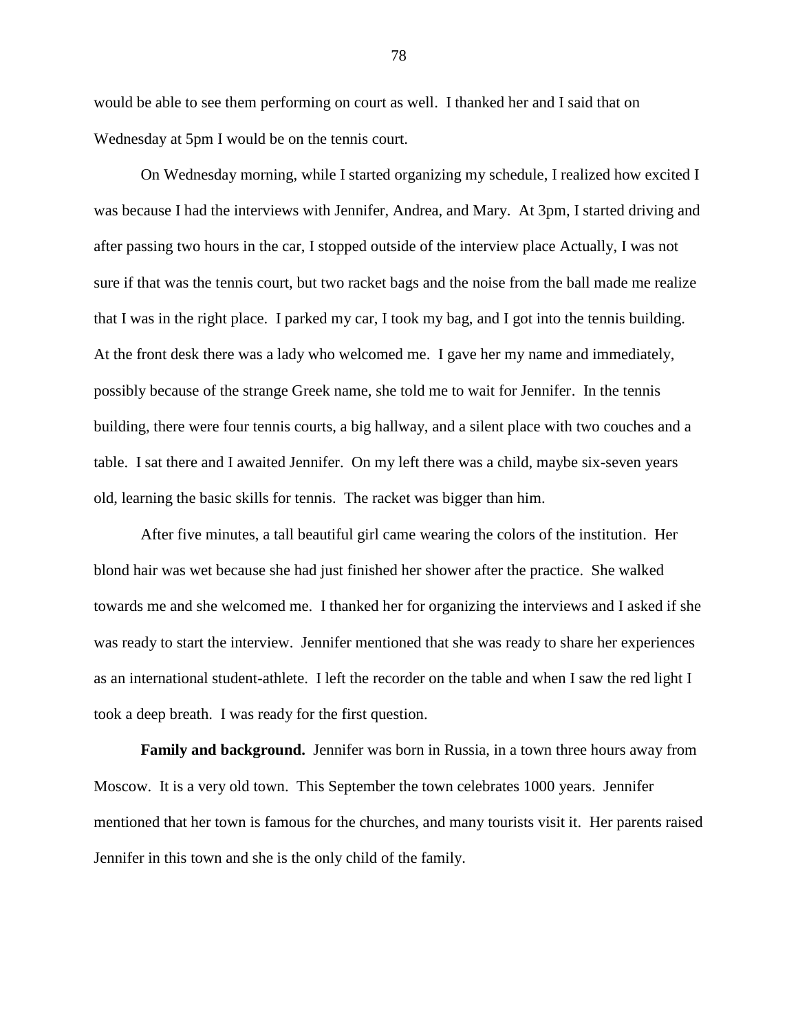would be able to see them performing on court as well. I thanked her and I said that on Wednesday at 5pm I would be on the tennis court.

On Wednesday morning, while I started organizing my schedule, I realized how excited I was because I had the interviews with Jennifer, Andrea, and Mary. At 3pm, I started driving and after passing two hours in the car, I stopped outside of the interview place Actually, I was not sure if that was the tennis court, but two racket bags and the noise from the ball made me realize that I was in the right place. I parked my car, I took my bag, and I got into the tennis building. At the front desk there was a lady who welcomed me. I gave her my name and immediately, possibly because of the strange Greek name, she told me to wait for Jennifer. In the tennis building, there were four tennis courts, a big hallway, and a silent place with two couches and a table. I sat there and I awaited Jennifer. On my left there was a child, maybe six-seven years old, learning the basic skills for tennis. The racket was bigger than him.

After five minutes, a tall beautiful girl came wearing the colors of the institution. Her blond hair was wet because she had just finished her shower after the practice. She walked towards me and she welcomed me. I thanked her for organizing the interviews and I asked if she was ready to start the interview. Jennifer mentioned that she was ready to share her experiences as an international student-athlete. I left the recorder on the table and when I saw the red light I took a deep breath. I was ready for the first question.

**Family and background.** Jennifer was born in Russia, in a town three hours away from Moscow. It is a very old town. This September the town celebrates 1000 years. Jennifer mentioned that her town is famous for the churches, and many tourists visit it. Her parents raised Jennifer in this town and she is the only child of the family.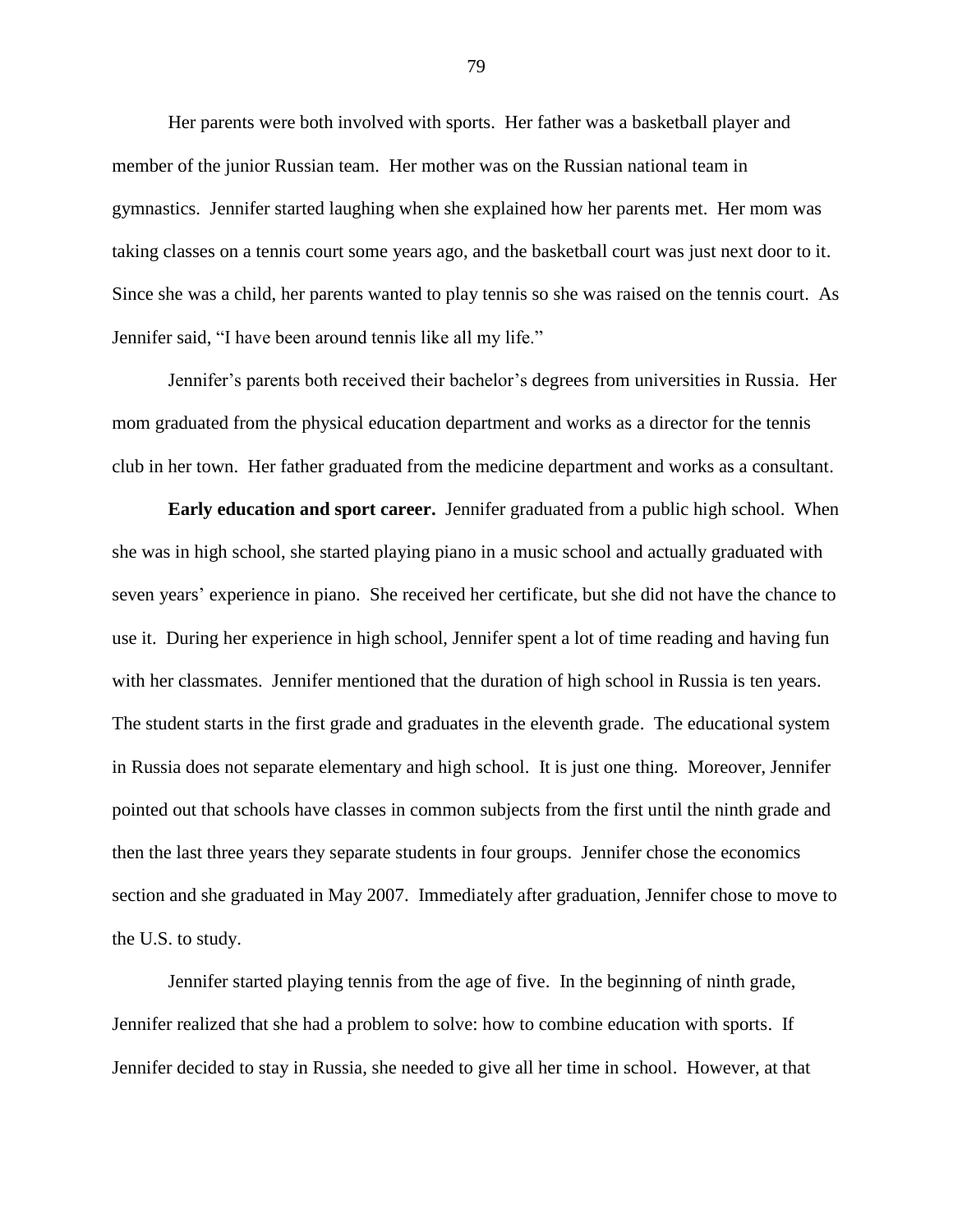Her parents were both involved with sports. Her father was a basketball player and member of the junior Russian team. Her mother was on the Russian national team in gymnastics. Jennifer started laughing when she explained how her parents met. Her mom was taking classes on a tennis court some years ago, and the basketball court was just next door to it. Since she was a child, her parents wanted to play tennis so she was raised on the tennis court. As Jennifer said, "I have been around tennis like all my life."

Jennifer's parents both received their bachelor's degrees from universities in Russia. Her mom graduated from the physical education department and works as a director for the tennis club in her town. Her father graduated from the medicine department and works as a consultant.

**Early education and sport career.** Jennifer graduated from a public high school. When she was in high school, she started playing piano in a music school and actually graduated with seven years' experience in piano. She received her certificate, but she did not have the chance to use it. During her experience in high school, Jennifer spent a lot of time reading and having fun with her classmates. Jennifer mentioned that the duration of high school in Russia is ten years. The student starts in the first grade and graduates in the eleventh grade. The educational system in Russia does not separate elementary and high school. It is just one thing. Moreover, Jennifer pointed out that schools have classes in common subjects from the first until the ninth grade and then the last three years they separate students in four groups. Jennifer chose the economics section and she graduated in May 2007. Immediately after graduation, Jennifer chose to move to the U.S. to study.

Jennifer started playing tennis from the age of five. In the beginning of ninth grade, Jennifer realized that she had a problem to solve: how to combine education with sports. If Jennifer decided to stay in Russia, she needed to give all her time in school. However, at that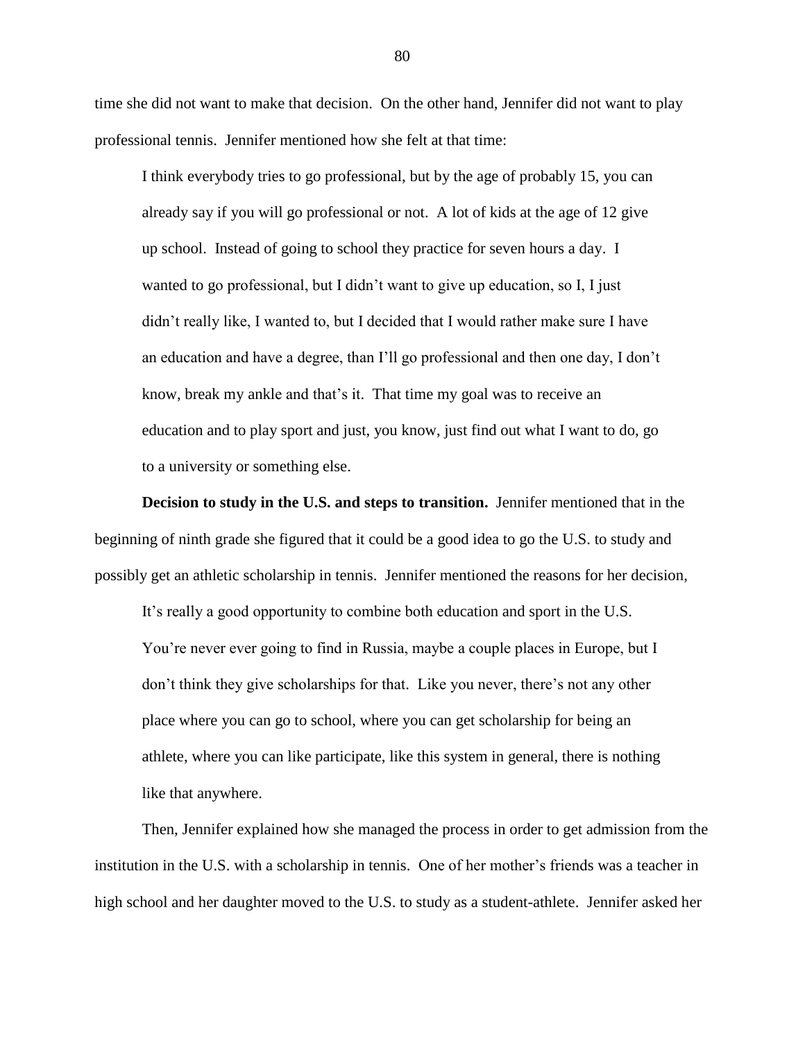time she did not want to make that decision. On the other hand, Jennifer did not want to play professional tennis. Jennifer mentioned how she felt at that time:

> I think everybody tries to go professional, but by the age of probably 15, you can already say if you will go professional or not. A lot of kids at the age of 12 give up school. Instead of going to school they practice for seven hours a day. I wanted to go professional, but I didn't want to give up education, so I, I just didn't really like, I wanted to, but I decided that I would rather make sure I have an education and have a degree, than I'll go professional and then one day, I don't know, break my ankle and that's it. That time my goal was to receive an education and to play sport and just, you know, just find out what I want to do, go to a university or something else.

**Decision to study in the U.S. and steps to transition.** Jennifer mentioned that in the beginning of ninth grade she figured that it could be a good idea to go the U.S. to study and possibly get an athletic scholarship in tennis. Jennifer mentioned the reasons for her decision,

> It's really a good opportunity to combine both education and sport in the U.S. You're never ever going to find in Russia, maybe a couple places in Europe, but I don't think they give scholarships for that. Like you never, there's not any other place where you can go to school, where you can get scholarship for being an athlete, where you can like participate, like this system in general, there is nothing like that anywhere.

Then, Jennifer explained how she managed the process in order to get admission from the institution in the U.S. with a scholarship in tennis. One of her mother's friends was a teacher in high school and her daughter moved to the U.S. to study as a student-athlete. Jennifer asked her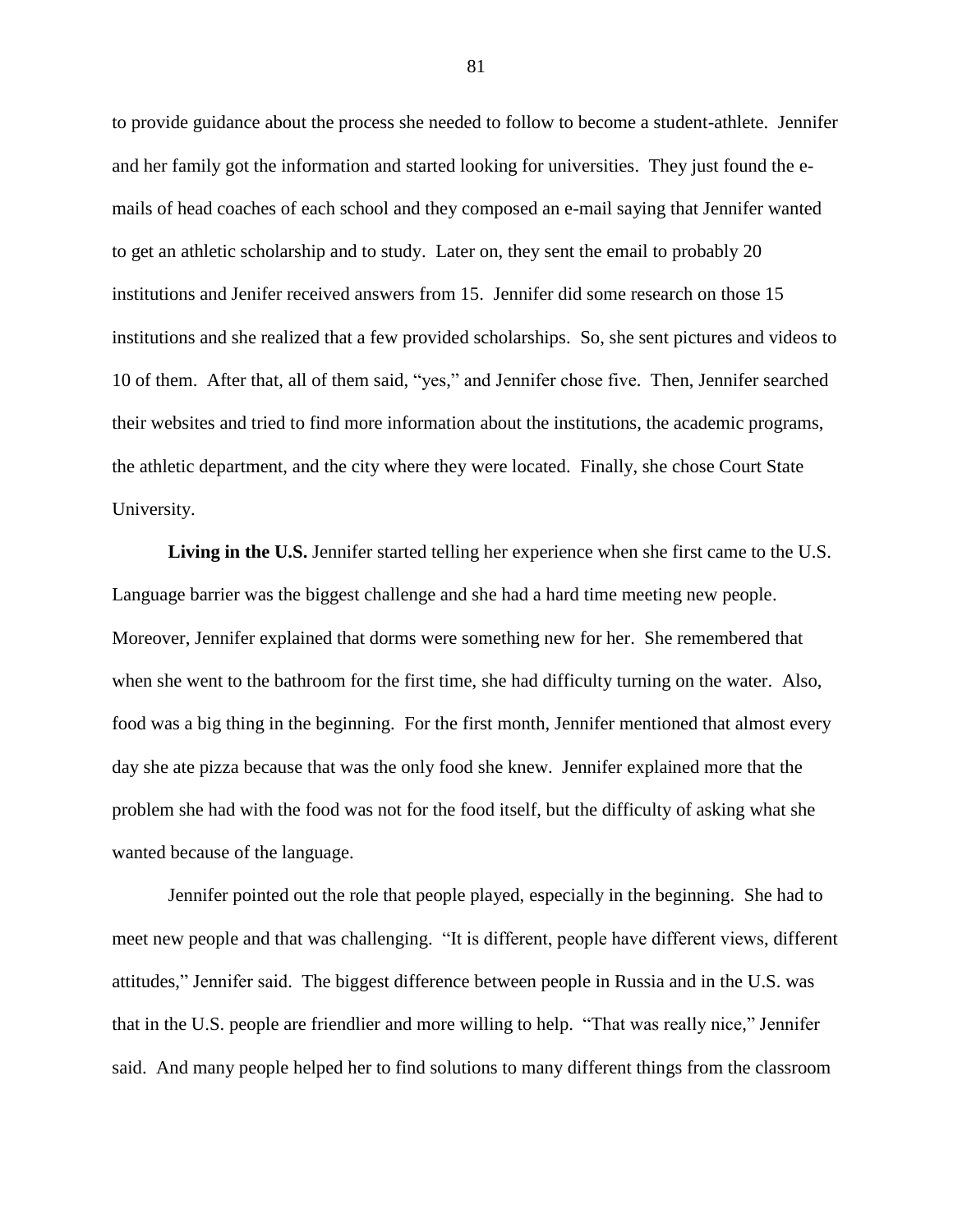to provide guidance about the process she needed to follow to become a student-athlete. Jennifer and her family got the information and started looking for universities. They just found the e-mails of head coaches of each school and they composed an e-mail saying that Jennifer wanted to get an athletic scholarship and to study. Later on, they sent the email to probably 20 institutions and Jenifer received answers from 15. Jennifer did some research on those 15 institutions and she realized that a few provided scholarships. So, she sent pictures and videos to 10 of them. After that, all of them said, "yes," and Jennifer chose five. Then, Jennifer searched their websites and tried to find more information about the institutions, the academic programs, the athletic department, and the city where they were located. Finally, she chose Court State University.

**Living in the U.S.** Jennifer started telling her experience when she first came to the U.S. Language barrier was the biggest challenge and she had a hard time meeting new people. Moreover, Jennifer explained that dorms were something new for her. She remembered that when she went to the bathroom for the first time, she had difficulty turning on the water. Also, food was a big thing in the beginning. For the first month, Jennifer mentioned that almost every day she ate pizza because that was the only food she knew. Jennifer explained more that the problem she had with the food was not for the food itself, but the difficulty of asking what she wanted because of the language.

Jennifer pointed out the role that people played, especially in the beginning. She had to meet new people and that was challenging. "It is different, people have different views, different attitudes," Jennifer said. The biggest difference between people in Russia and in the U.S. was that in the U.S. people are friendlier and more willing to help. "That was really nice," Jennifer said. And many people helped her to find solutions to many different things from the classroom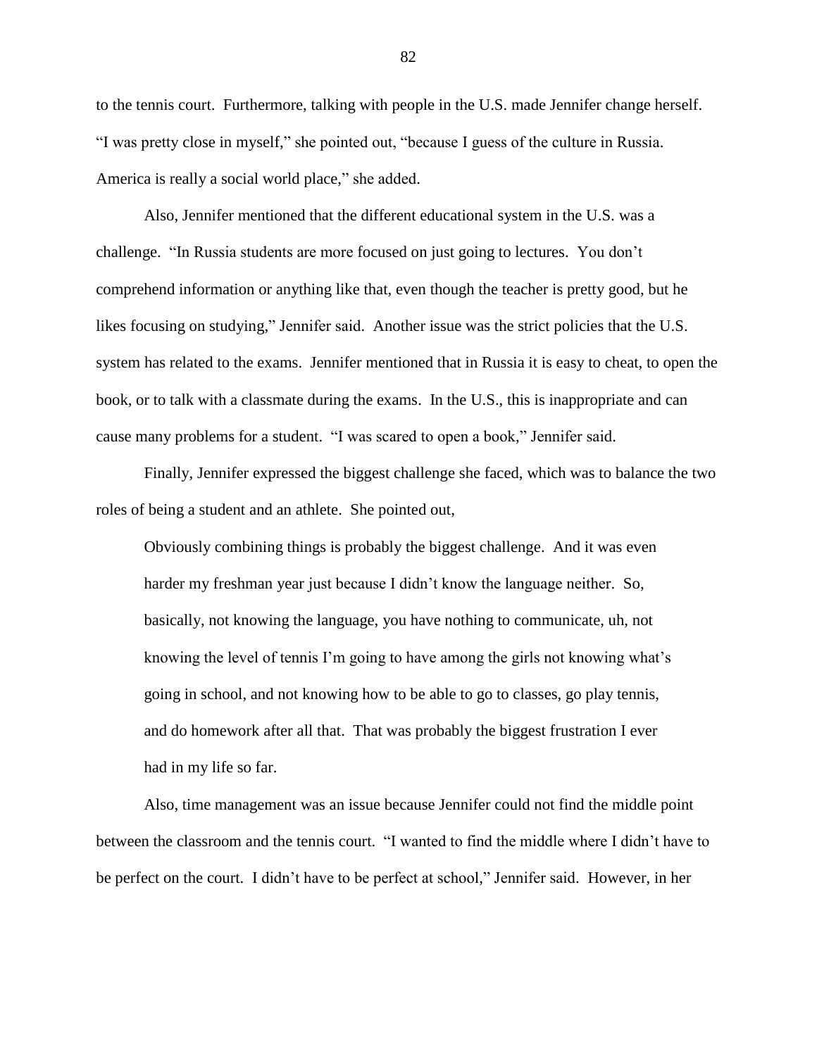to the tennis court. Furthermore, talking with people in the U.S. made Jennifer change herself. "I was pretty close in myself," she pointed out, "because I guess of the culture in Russia. America is really a social world place," she added.

Also, Jennifer mentioned that the different educational system in the U.S. was a challenge. "In Russia students are more focused on just going to lectures. You don't comprehend information or anything like that, even though the teacher is pretty good, but he likes focusing on studying," Jennifer said. Another issue was the strict policies that the U.S. system has related to the exams. Jennifer mentioned that in Russia it is easy to cheat, to open the book, or to talk with a classmate during the exams. In the U.S., this is inappropriate and can cause many problems for a student. "I was scared to open a book," Jennifer said.

Finally, Jennifer expressed the biggest challenge she faced, which was to balance the two roles of being a student and an athlete. She pointed out,

> Obviously combining things is probably the biggest challenge. And it was even harder my freshman year just because I didn't know the language neither. So, basically, not knowing the language, you have nothing to communicate, uh, not knowing the level of tennis I'm going to have among the girls not knowing what's going in school, and not knowing how to be able to go to classes, go play tennis, and do homework after all that. That was probably the biggest frustration I ever had in my life so far.

Also, time management was an issue because Jennifer could not find the middle point between the classroom and the tennis court. "I wanted to find the middle where I didn't have to be perfect on the court. I didn't have to be perfect at school," Jennifer said. However, in her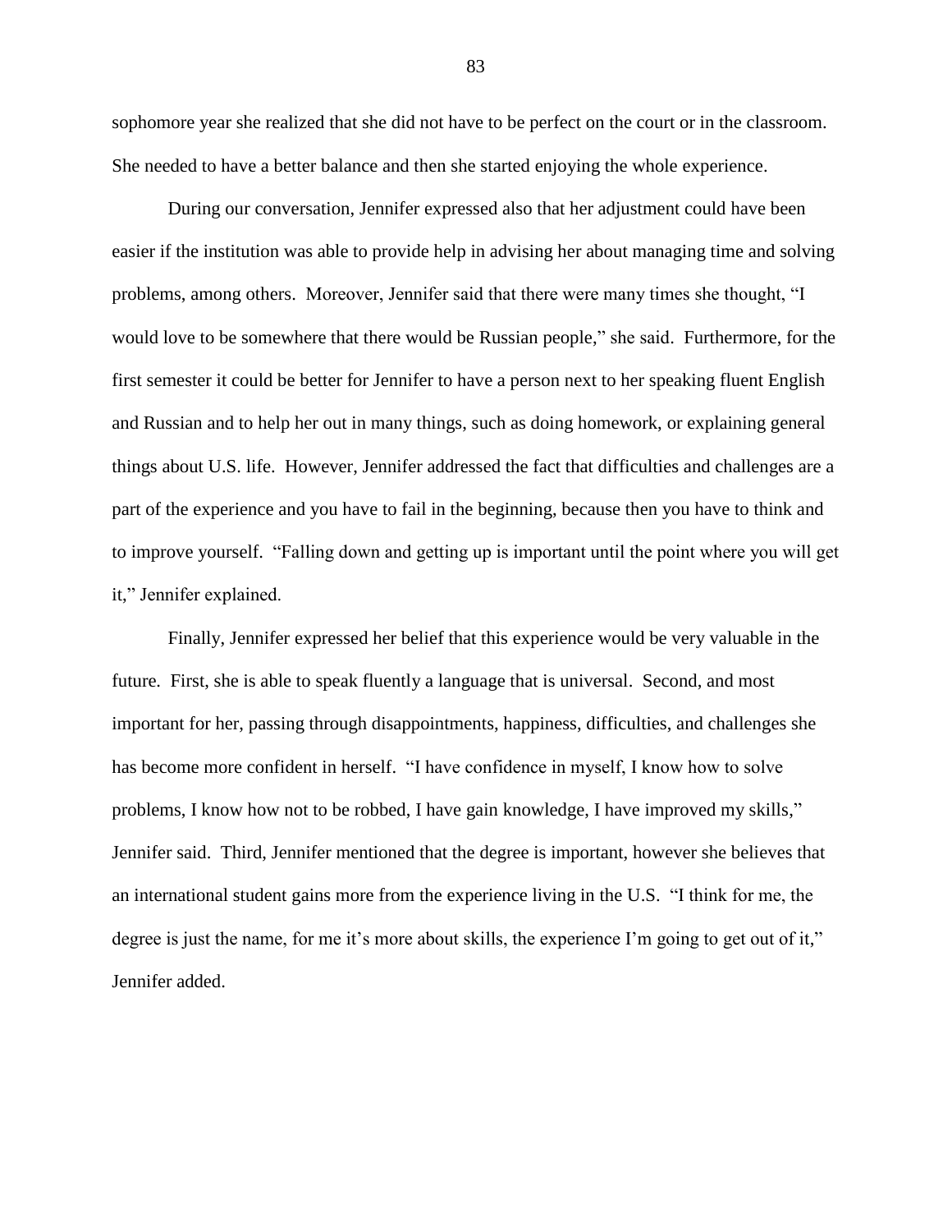sophomore year she realized that she did not have to be perfect on the court or in the classroom. She needed to have a better balance and then she started enjoying the whole experience.

During our conversation, Jennifer expressed also that her adjustment could have been easier if the institution was able to provide help in advising her about managing time and solving problems, among others. Moreover, Jennifer said that there were many times she thought, "I would love to be somewhere that there would be Russian people," she said. Furthermore, for the first semester it could be better for Jennifer to have a person next to her speaking fluent English and Russian and to help her out in many things, such as doing homework, or explaining general things about U.S. life. However, Jennifer addressed the fact that difficulties and challenges are a part of the experience and you have to fail in the beginning, because then you have to think and to improve yourself. "Falling down and getting up is important until the point where you will get it," Jennifer explained.

Finally, Jennifer expressed her belief that this experience would be very valuable in the future. First, she is able to speak fluently a language that is universal. Second, and most important for her, passing through disappointments, happiness, difficulties, and challenges she has become more confident in herself. "I have confidence in myself, I know how to solve problems, I know how not to be robbed, I have gain knowledge, I have improved my skills," Jennifer said. Third, Jennifer mentioned that the degree is important, however she believes that an international student gains more from the experience living in the U.S. "I think for me, the degree is just the name, for me it's more about skills, the experience I'm going to get out of it," Jennifer added.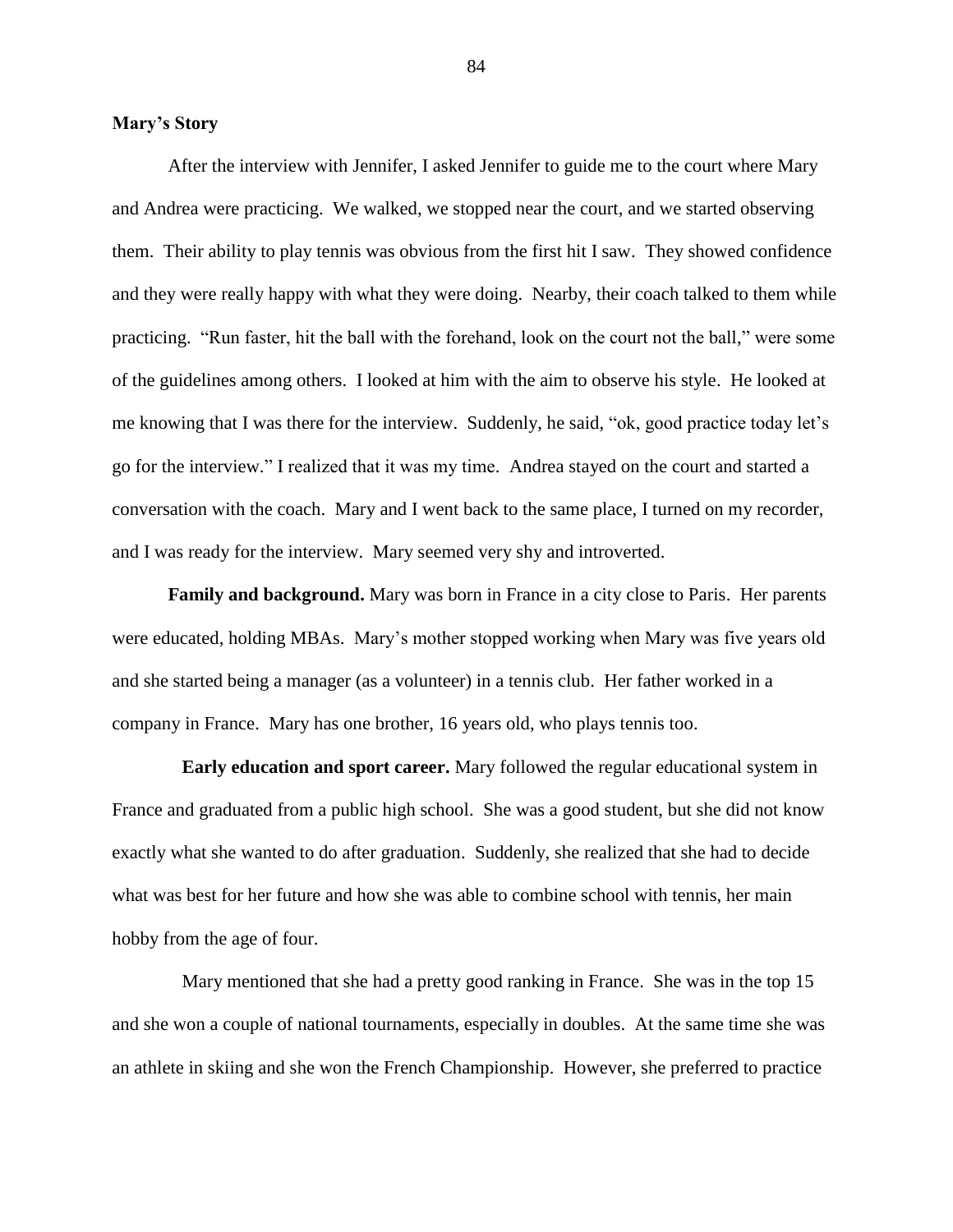**Mary's Story**

After the interview with Jennifer, I asked Jennifer to guide me to the court where Mary and Andrea were practicing. We walked, we stopped near the court, and we started observing them. Their ability to play tennis was obvious from the first hit I saw. They showed confidence and they were really happy with what they were doing. Nearby, their coach talked to them while practicing. "Run faster, hit the ball with the forehand, look on the court not the ball," were some of the guidelines among others. I looked at him with the aim to observe his style. He looked at me knowing that I was there for the interview. Suddenly, he said, "ok, good practice today let's go for the interview." I realized that it was my time. Andrea stayed on the court and started a conversation with the coach. Mary and I went back to the same place, I turned on my recorder, and I was ready for the interview. Mary seemed very shy and introverted.

**Family and background.** Mary was born in France in a city close to Paris. Her parents were educated, holding MBAs. Mary's mother stopped working when Mary was five years old and she started being a manager (as a volunteer) in a tennis club. Her father worked in a company in France. Mary has one brother, 16 years old, who plays tennis too.

**Early education and sport career.** Mary followed the regular educational system in France and graduated from a public high school. She was a good student, but she did not know exactly what she wanted to do after graduation. Suddenly, she realized that she had to decide what was best for her future and how she was able to combine school with tennis, her main hobby from the age of four.

Mary mentioned that she had a pretty good ranking in France. She was in the top 15 and she won a couple of national tournaments, especially in doubles. At the same time she was an athlete in skiing and she won the French Championship. However, she preferred to practice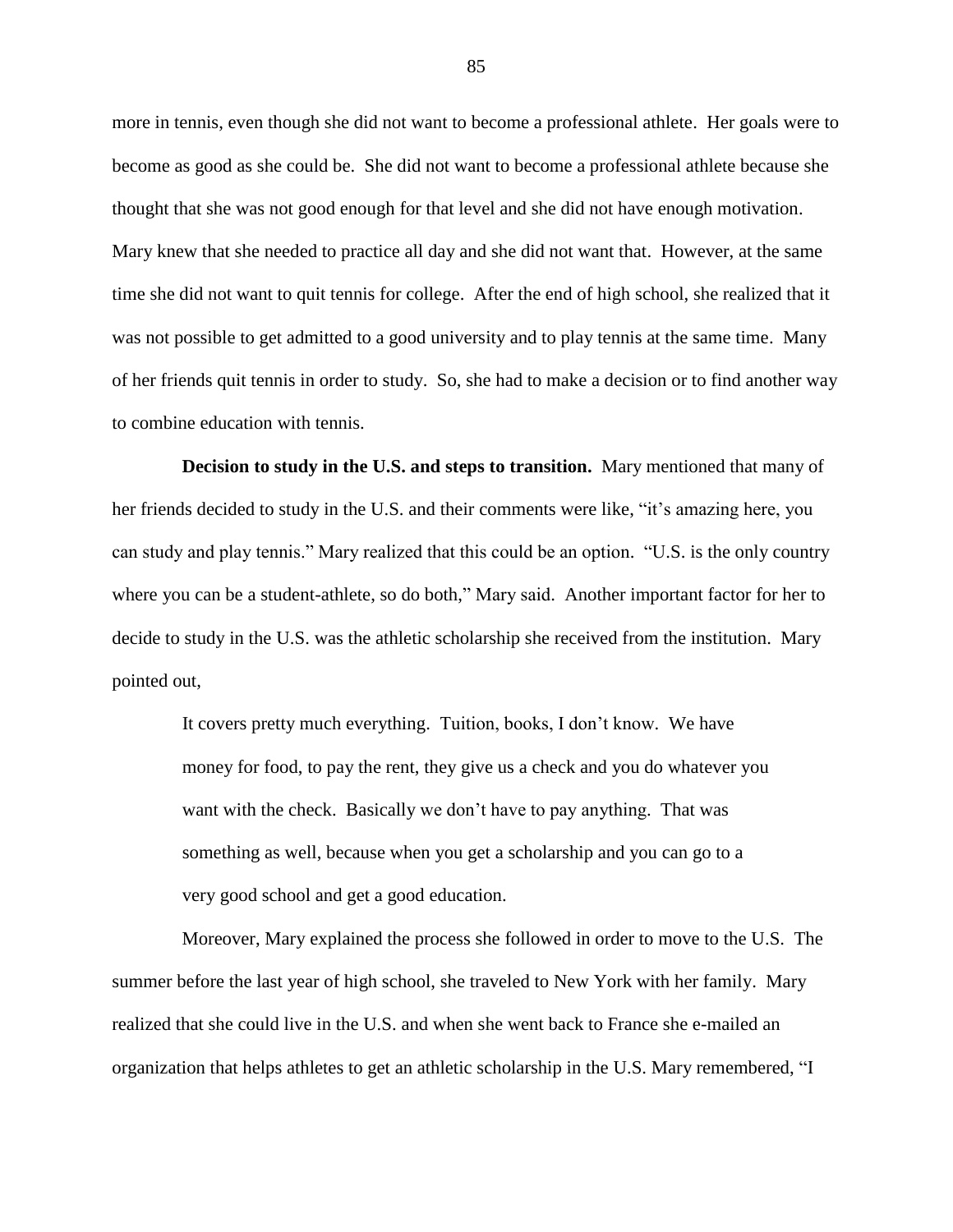more in tennis, even though she did not want to become a professional athlete. Her goals were to become as good as she could be. She did not want to become a professional athlete because she thought that she was not good enough for that level and she did not have enough motivation. Mary knew that she needed to practice all day and she did not want that. However, at the same time she did not want to quit tennis for college. After the end of high school, she realized that it was not possible to get admitted to a good university and to play tennis at the same time. Many of her friends quit tennis in order to study. So, she had to make a decision or to find another way to combine education with tennis.

**Decision to study in the U.S. and steps to transition.** Mary mentioned that many of her friends decided to study in the U.S. and their comments were like, "it's amazing here, you can study and play tennis." Mary realized that this could be an option. "U.S. is the only country where you can be a student-athlete, so do both," Mary said. Another important factor for her to decide to study in the U.S. was the athletic scholarship she received from the institution. Mary pointed out,

> It covers pretty much everything. Tuition, books, I don't know. We have money for food, to pay the rent, they give us a check and you do whatever you want with the check. Basically we don't have to pay anything. That was something as well, because when you get a scholarship and you can go to a very good school and get a good education.

Moreover, Mary explained the process she followed in order to move to the U.S. The summer before the last year of high school, she traveled to New York with her family. Mary realized that she could live in the U.S. and when she went back to France she e-mailed an organization that helps athletes to get an athletic scholarship in the U.S. Mary remembered, "I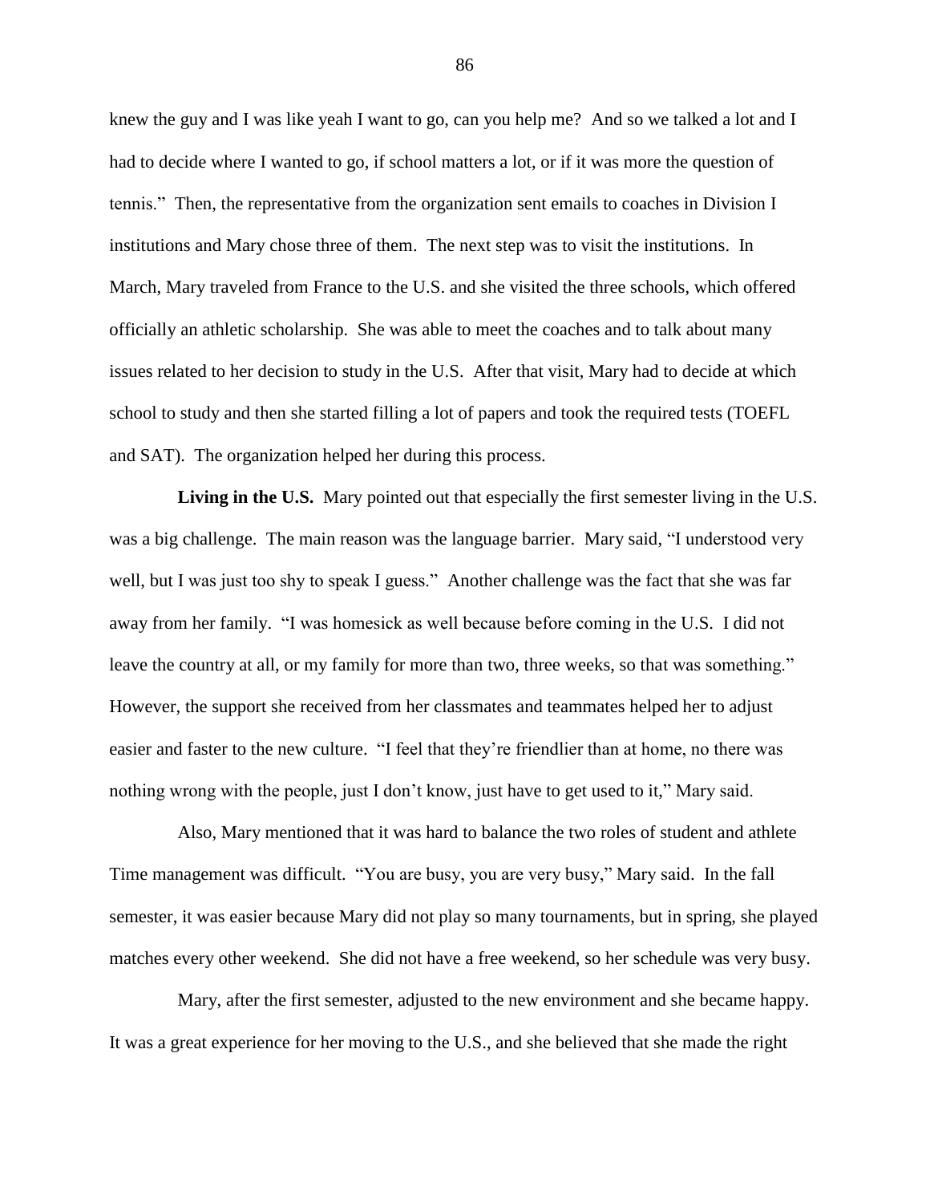knew the guy and I was like yeah I want to go, can you help me? And so we talked a lot and I had to decide where I wanted to go, if school matters a lot, or if it was more the question of tennis." Then, the representative from the organization sent emails to coaches in Division I institutions and Mary chose three of them. The next step was to visit the institutions. In March, Mary traveled from France to the U.S. and she visited the three schools, which offered officially an athletic scholarship. She was able to meet the coaches and to talk about many issues related to her decision to study in the U.S. After that visit, Mary had to decide at which school to study and then she started filling a lot of papers and took the required tests (TOEFL and SAT). The organization helped her during this process.

**Living in the U.S.** Mary pointed out that especially the first semester living in the U.S. was a big challenge. The main reason was the language barrier. Mary said, "I understood very well, but I was just too shy to speak I guess." Another challenge was the fact that she was far away from her family. "I was homesick as well because before coming in the U.S. I did not leave the country at all, or my family for more than two, three weeks, so that was something." However, the support she received from her classmates and teammates helped her to adjust easier and faster to the new culture. "I feel that they're friendlier than at home, no there was nothing wrong with the people, just I don't know, just have to get used to it," Mary said.

Also, Mary mentioned that it was hard to balance the two roles of student and athlete Time management was difficult. "You are busy, you are very busy," Mary said. In the fall semester, it was easier because Mary did not play so many tournaments, but in spring, she played matches every other weekend. She did not have a free weekend, so her schedule was very busy.

Mary, after the first semester, adjusted to the new environment and she became happy. It was a great experience for her moving to the U.S., and she believed that she made the right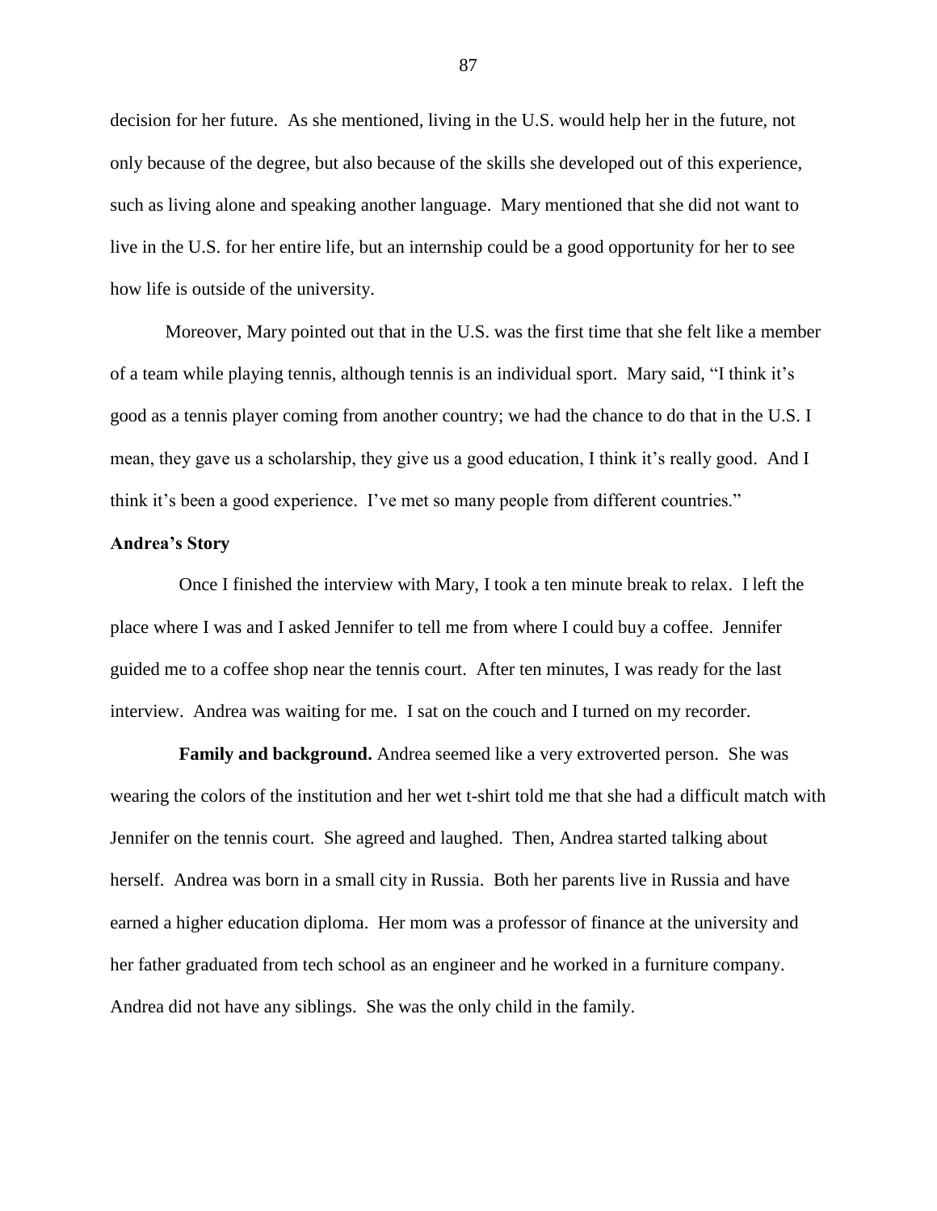decision for her future. As she mentioned, living in the U.S. would help her in the future, not only because of the degree, but also because of the skills she developed out of this experience, such as living alone and speaking another language. Mary mentioned that she did not want to live in the U.S. for her entire life, but an internship could be a good opportunity for her to see how life is outside of the university.

Moreover, Mary pointed out that in the U.S. was the first time that she felt like a member of a team while playing tennis, although tennis is an individual sport. Mary said, "I think it's good as a tennis player coming from another country; we had the chance to do that in the U.S. I mean, they gave us a scholarship, they give us a good education, I think it's really good. And I think it's been a good experience. I've met so many people from different countries."

### Andrea's Story

Once I finished the interview with Mary, I took a ten minute break to relax. I left the place where I was and I asked Jennifer to tell me from where I could buy a coffee. Jennifer guided me to a coffee shop near the tennis court. After ten minutes, I was ready for the last interview. Andrea was waiting for me. I sat on the couch and I turned on my recorder.

**Family and background.** Andrea seemed like a very extroverted person. She was wearing the colors of the institution and her wet t-shirt told me that she had a difficult match with Jennifer on the tennis court. She agreed and laughed. Then, Andrea started talking about herself. Andrea was born in a small city in Russia. Both her parents live in Russia and have earned a higher education diploma. Her mom was a professor of finance at the university and her father graduated from tech school as an engineer and he worked in a furniture company. Andrea did not have any siblings. She was the only child in the family.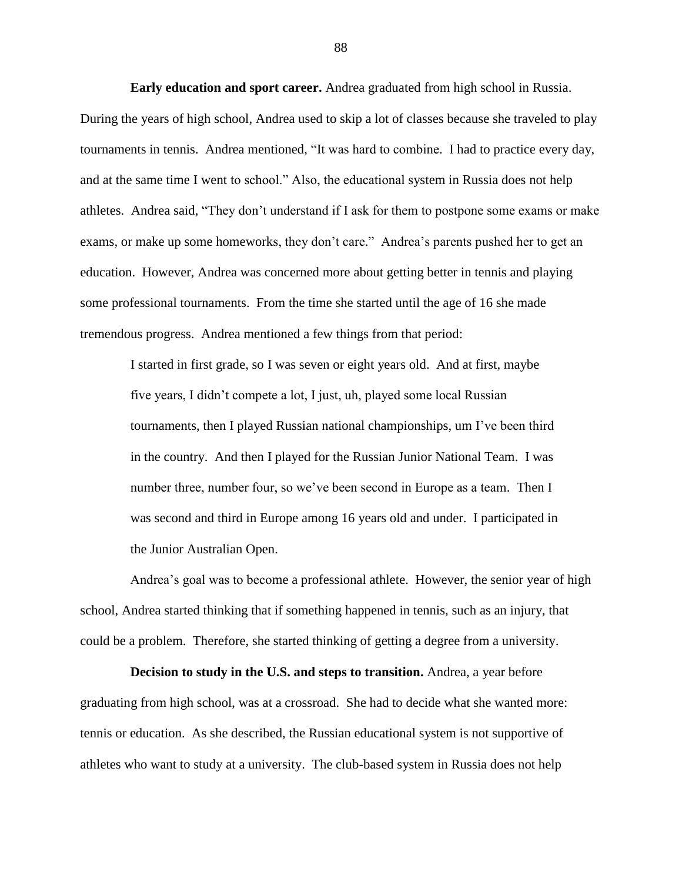**Early education and sport career.** Andrea graduated from high school in Russia. During the years of high school, Andrea used to skip a lot of classes because she traveled to play tournaments in tennis. Andrea mentioned, "It was hard to combine. I had to practice every day, and at the same time I went to school." Also, the educational system in Russia does not help athletes. Andrea said, "They don't understand if I ask for them to postpone some exams or make exams, or make up some homeworks, they don't care." Andrea's parents pushed her to get an education. However, Andrea was concerned more about getting better in tennis and playing some professional tournaments. From the time she started until the age of 16 she made tremendous progress. Andrea mentioned a few things from that period:

> I started in first grade, so I was seven or eight years old. And at first, maybe five years, I didn't compete a lot, I just, uh, played some local Russian tournaments, then I played Russian national championships, um I've been third in the country. And then I played for the Russian Junior National Team. I was number three, number four, so we've been second in Europe as a team. Then I was second and third in Europe among 16 years old and under. I participated in the Junior Australian Open.

Andrea's goal was to become a professional athlete. However, the senior year of high school, Andrea started thinking that if something happened in tennis, such as an injury, that could be a problem. Therefore, she started thinking of getting a degree from a university.

**Decision to study in the U.S. and steps to transition.** Andrea, a year before graduating from high school, was at a crossroad. She had to decide what she wanted more: tennis or education. As she described, the Russian educational system is not supportive of athletes who want to study at a university. The club-based system in Russia does not help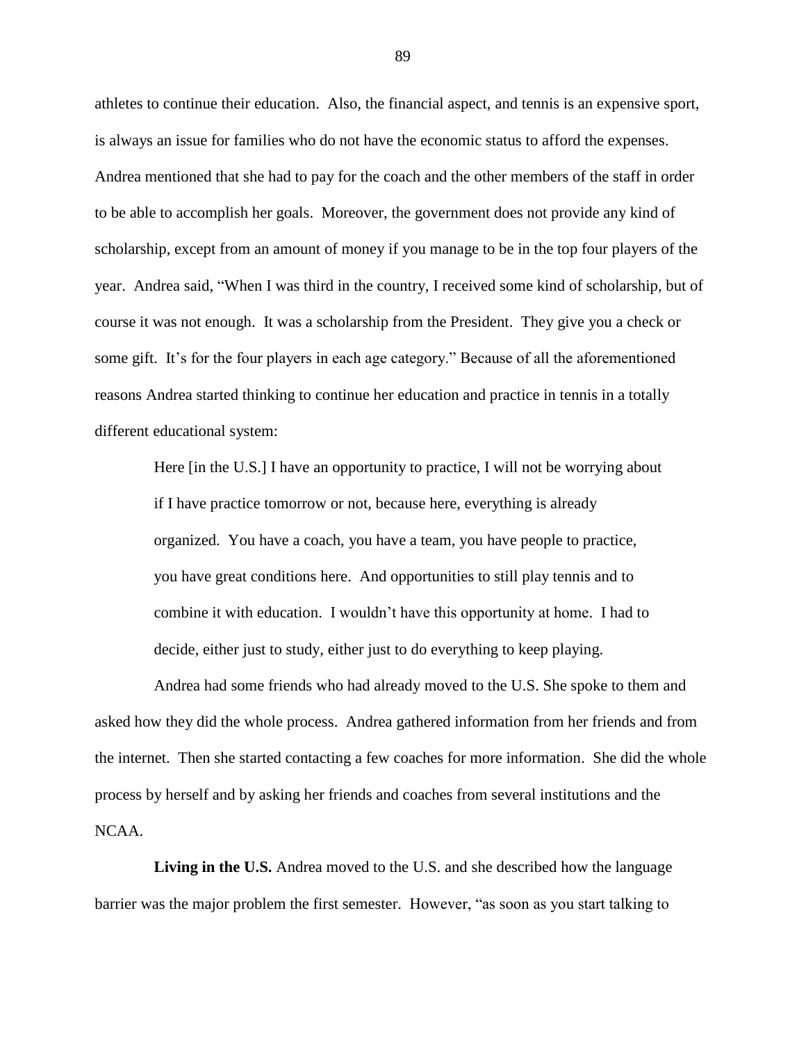athletes to continue their education. Also, the financial aspect, and tennis is an expensive sport, is always an issue for families who do not have the economic status to afford the expenses. Andrea mentioned that she had to pay for the coach and the other members of the staff in order to be able to accomplish her goals. Moreover, the government does not provide any kind of scholarship, except from an amount of money if you manage to be in the top four players of the year. Andrea said, "When I was third in the country, I received some kind of scholarship, but of course it was not enough. It was a scholarship from the President. They give you a check or some gift. It's for the four players in each age category." Because of all the aforementioned reasons Andrea started thinking to continue her education and practice in tennis in a totally different educational system:

> Here [in the U.S.] I have an opportunity to practice, I will not be worrying about if I have practice tomorrow or not, because here, everything is already organized. You have a coach, you have a team, you have people to practice, you have great conditions here. And opportunities to still play tennis and to combine it with education. I wouldn't have this opportunity at home. I had to decide, either just to study, either just to do everything to keep playing.

Andrea had some friends who had already moved to the U.S. She spoke to them and asked how they did the whole process. Andrea gathered information from her friends and from the internet. Then she started contacting a few coaches for more information. She did the whole process by herself and by asking her friends and coaches from several institutions and the NCAA.

**Living in the U.S.** Andrea moved to the U.S. and she described how the language barrier was the major problem the first semester. However, "as soon as you start talking to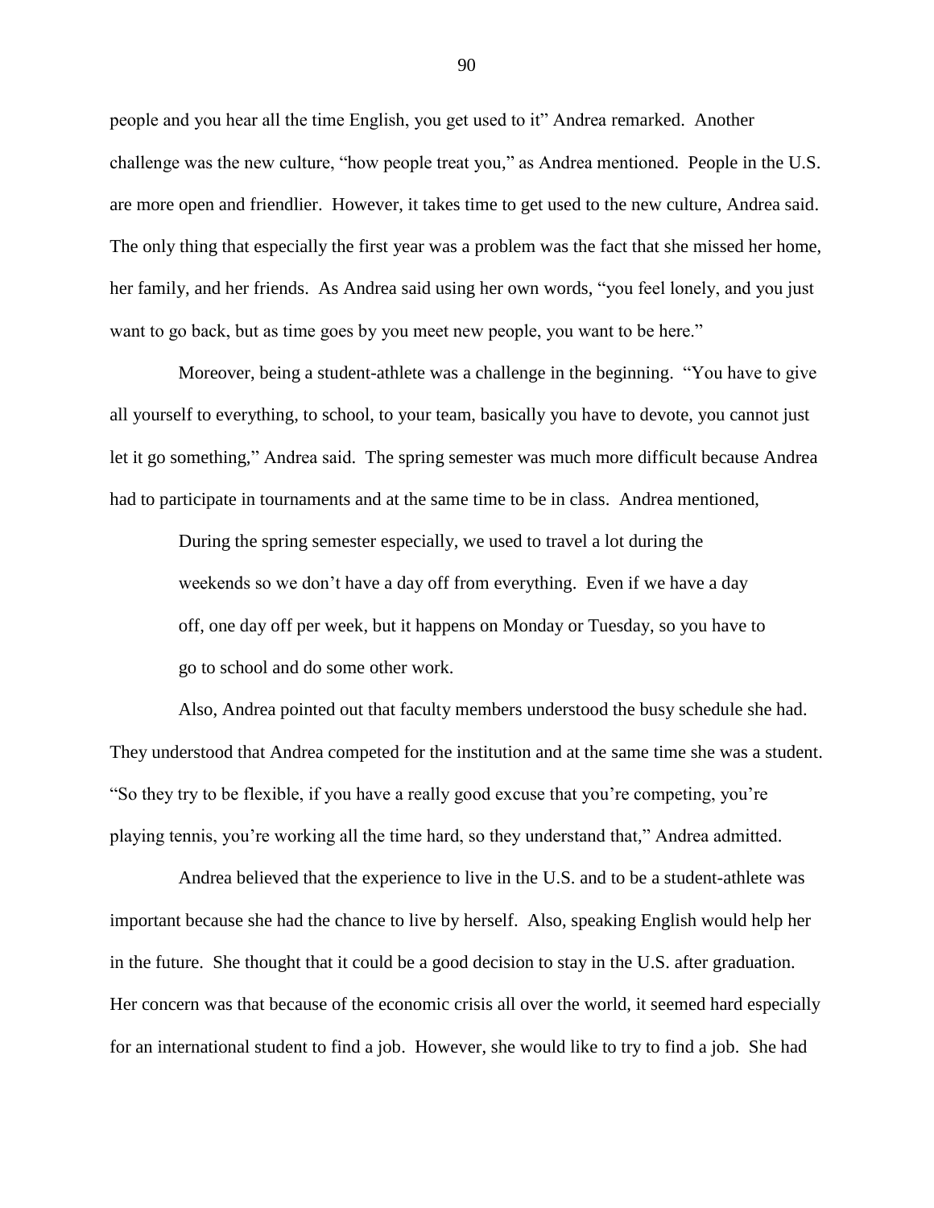people and you hear all the time English, you get used to it" Andrea remarked. Another challenge was the new culture, "how people treat you," as Andrea mentioned. People in the U.S. are more open and friendlier. However, it takes time to get used to the new culture, Andrea said. The only thing that especially the first year was a problem was the fact that she missed her home, her family, and her friends. As Andrea said using her own words, "you feel lonely, and you just want to go back, but as time goes by you meet new people, you want to be here."

Moreover, being a student-athlete was a challenge in the beginning. "You have to give all yourself to everything, to school, to your team, basically you have to devote, you cannot just let it go something," Andrea said. The spring semester was much more difficult because Andrea had to participate in tournaments and at the same time to be in class. Andrea mentioned,

> During the spring semester especially, we used to travel a lot during the weekends so we don't have a day off from everything. Even if we have a day off, one day off per week, but it happens on Monday or Tuesday, so you have to go to school and do some other work.

Also, Andrea pointed out that faculty members understood the busy schedule she had. They understood that Andrea competed for the institution and at the same time she was a student. "So they try to be flexible, if you have a really good excuse that you're competing, you're playing tennis, you're working all the time hard, so they understand that," Andrea admitted.

Andrea believed that the experience to live in the U.S. and to be a student-athlete was important because she had the chance to live by herself. Also, speaking English would help her in the future. She thought that it could be a good decision to stay in the U.S. after graduation. Her concern was that because of the economic crisis all over the world, it seemed hard especially for an international student to find a job. However, she would like to try to find a job. She had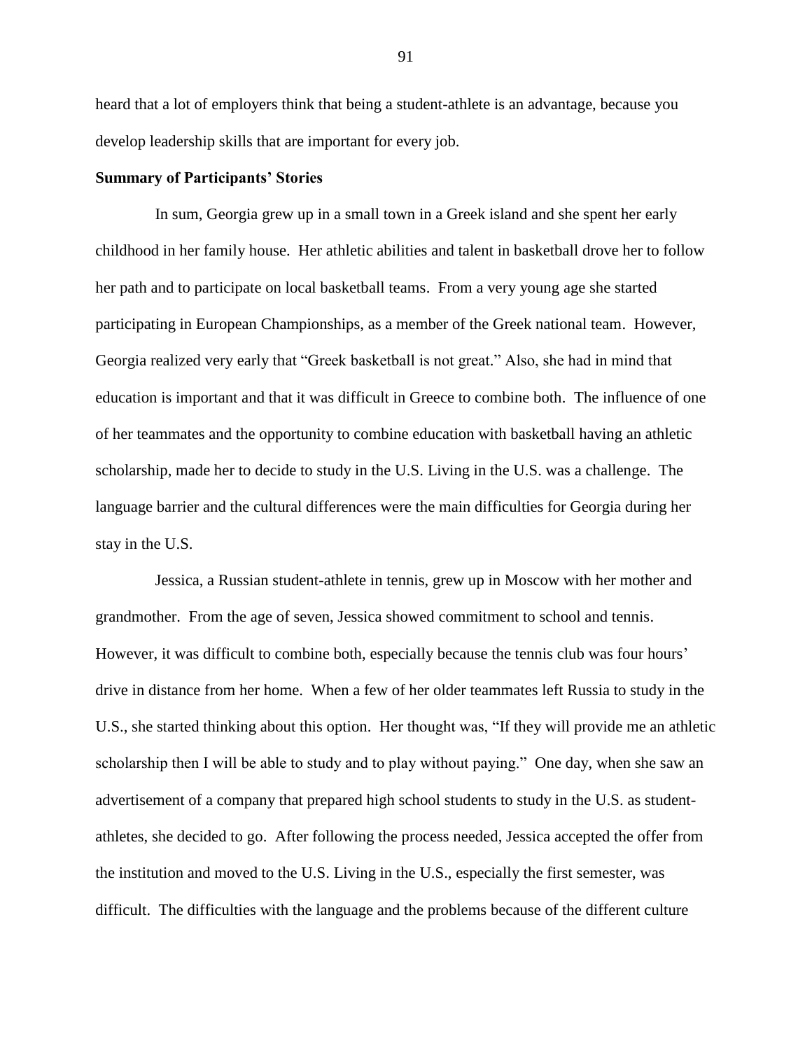heard that a lot of employers think that being a student-athlete is an advantage, because you develop leadership skills that are important for every job.

**Summary of Participants' Stories**

In sum, Georgia grew up in a small town in a Greek island and she spent her early childhood in her family house. Her athletic abilities and talent in basketball drove her to follow her path and to participate on local basketball teams. From a very young age she started participating in European Championships, as a member of the Greek national team. However, Georgia realized very early that "Greek basketball is not great." Also, she had in mind that education is important and that it was difficult in Greece to combine both. The influence of one of her teammates and the opportunity to combine education with basketball having an athletic scholarship, made her to decide to study in the U.S. Living in the U.S. was a challenge. The language barrier and the cultural differences were the main difficulties for Georgia during her stay in the U.S.

Jessica, a Russian student-athlete in tennis, grew up in Moscow with her mother and grandmother. From the age of seven, Jessica showed commitment to school and tennis. However, it was difficult to combine both, especially because the tennis club was four hours' drive in distance from her home. When a few of her older teammates left Russia to study in the U.S., she started thinking about this option. Her thought was, "If they will provide me an athletic scholarship then I will be able to study and to play without paying." One day, when she saw an advertisement of a company that prepared high school students to study in the U.S. as student-athletes, she decided to go. After following the process needed, Jessica accepted the offer from the institution and moved to the U.S. Living in the U.S., especially the first semester, was difficult. The difficulties with the language and the problems because of the different culture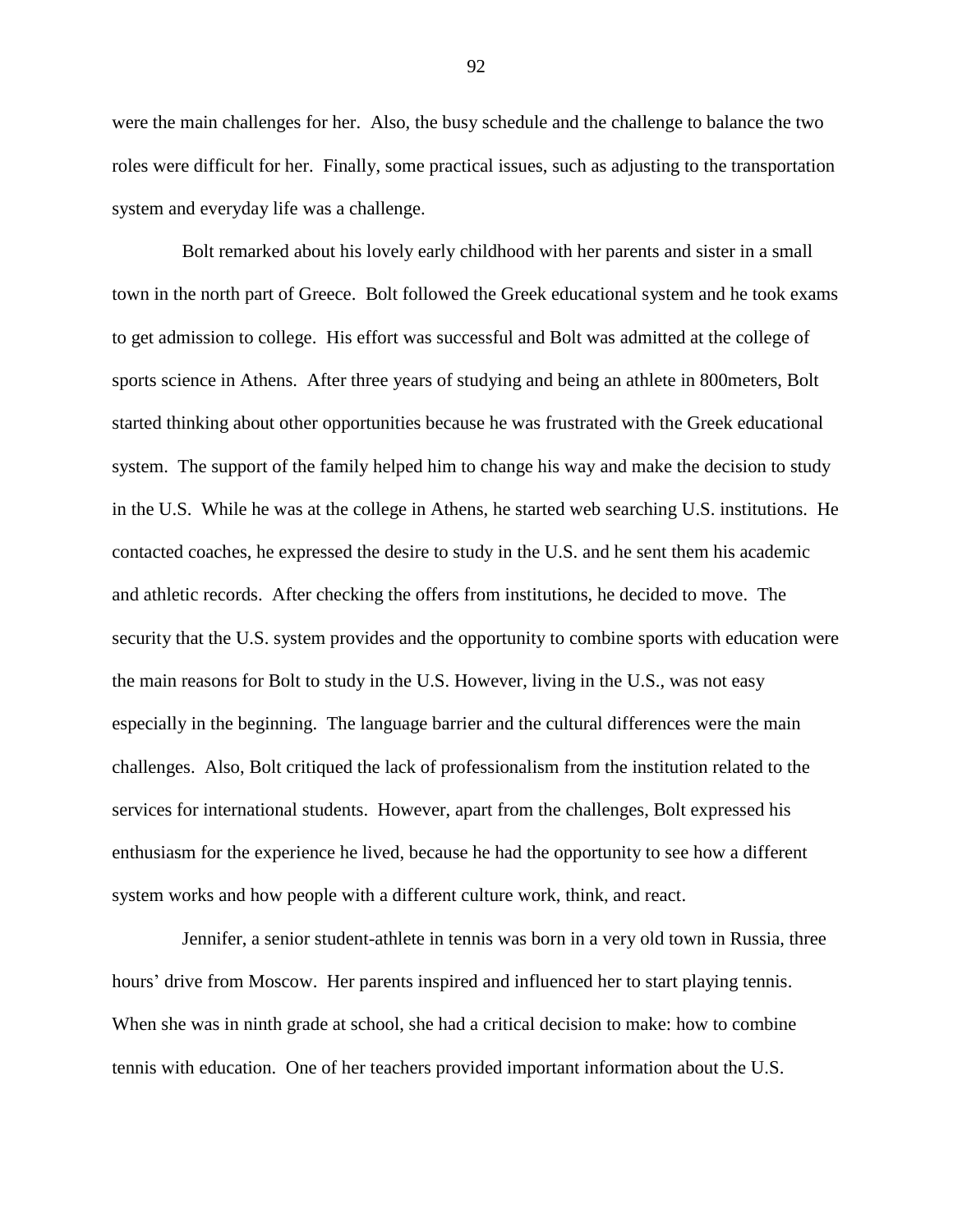were the main challenges for her. Also, the busy schedule and the challenge to balance the two roles were difficult for her. Finally, some practical issues, such as adjusting to the transportation system and everyday life was a challenge.

Bolt remarked about his lovely early childhood with her parents and sister in a small town in the north part of Greece. Bolt followed the Greek educational system and he took exams to get admission to college. His effort was successful and Bolt was admitted at the college of sports science in Athens. After three years of studying and being an athlete in 800meters, Bolt started thinking about other opportunities because he was frustrated with the Greek educational system. The support of the family helped him to change his way and make the decision to study in the U.S. While he was at the college in Athens, he started web searching U.S. institutions. He contacted coaches, he expressed the desire to study in the U.S. and he sent them his academic and athletic records. After checking the offers from institutions, he decided to move. The security that the U.S. system provides and the opportunity to combine sports with education were the main reasons for Bolt to study in the U.S. However, living in the U.S., was not easy especially in the beginning. The language barrier and the cultural differences were the main challenges. Also, Bolt critiqued the lack of professionalism from the institution related to the services for international students. However, apart from the challenges, Bolt expressed his enthusiasm for the experience he lived, because he had the opportunity to see how a different system works and how people with a different culture work, think, and react.

Jennifer, a senior student-athlete in tennis was born in a very old town in Russia, three hours' drive from Moscow. Her parents inspired and influenced her to start playing tennis. When she was in ninth grade at school, she had a critical decision to make: how to combine tennis with education. One of her teachers provided important information about the U.S.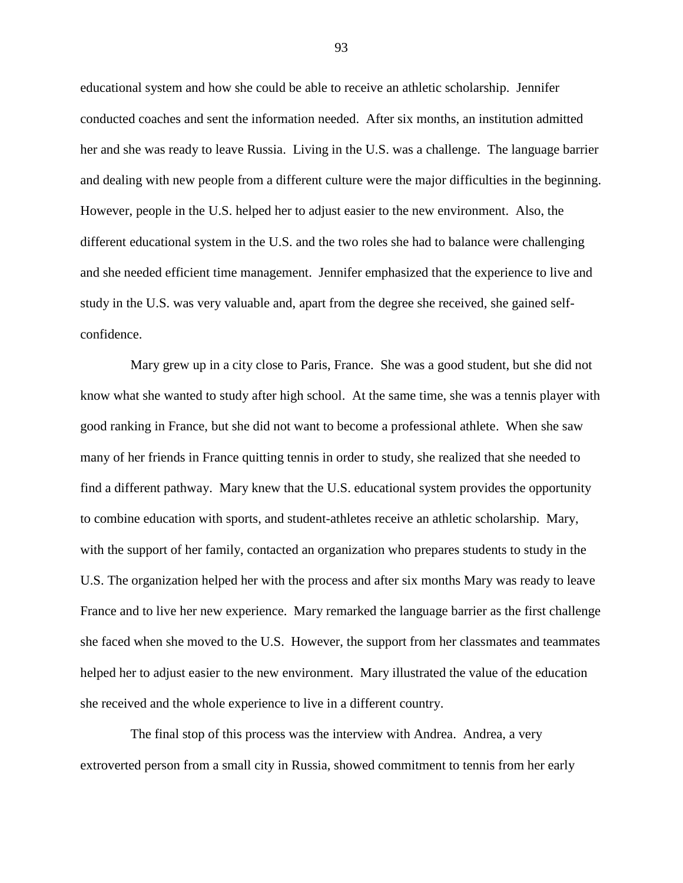educational system and how she could be able to receive an athletic scholarship. Jennifer conducted coaches and sent the information needed. After six months, an institution admitted her and she was ready to leave Russia. Living in the U.S. was a challenge. The language barrier and dealing with new people from a different culture were the major difficulties in the beginning. However, people in the U.S. helped her to adjust easier to the new environment. Also, the different educational system in the U.S. and the two roles she had to balance were challenging and she needed efficient time management. Jennifer emphasized that the experience to live and study in the U.S. was very valuable and, apart from the degree she received, she gained self-confidence.

Mary grew up in a city close to Paris, France. She was a good student, but she did not know what she wanted to study after high school. At the same time, she was a tennis player with good ranking in France, but she did not want to become a professional athlete. When she saw many of her friends in France quitting tennis in order to study, she realized that she needed to find a different pathway. Mary knew that the U.S. educational system provides the opportunity to combine education with sports, and student-athletes receive an athletic scholarship. Mary, with the support of her family, contacted an organization who prepares students to study in the U.S. The organization helped her with the process and after six months Mary was ready to leave France and to live her new experience. Mary remarked the language barrier as the first challenge she faced when she moved to the U.S. However, the support from her classmates and teammates helped her to adjust easier to the new environment. Mary illustrated the value of the education she received and the whole experience to live in a different country.

The final stop of this process was the interview with Andrea. Andrea, a very extroverted person from a small city in Russia, showed commitment to tennis from her early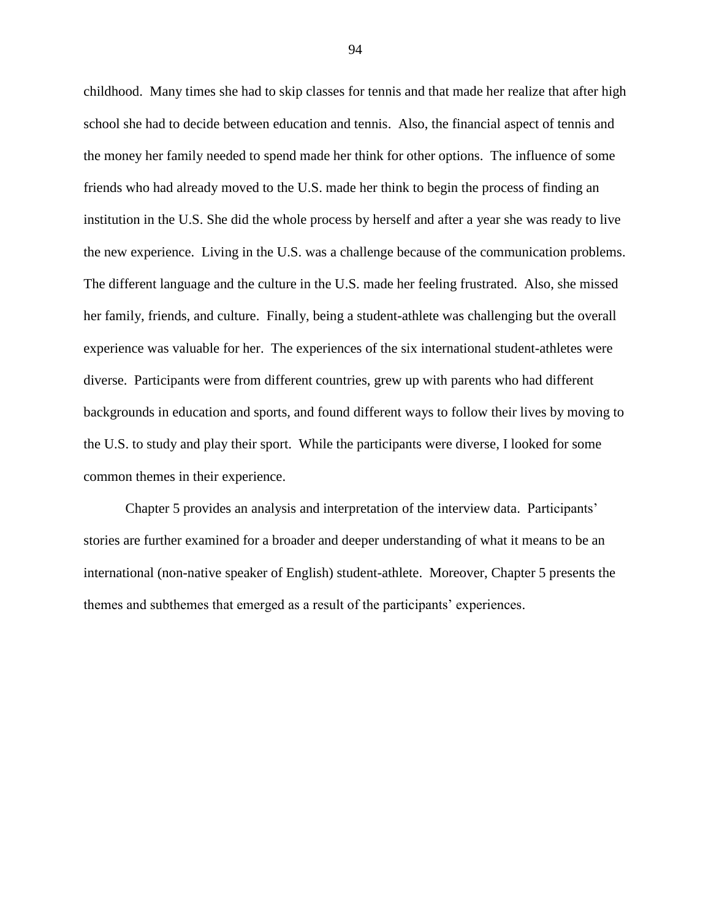childhood. Many times she had to skip classes for tennis and that made her realize that after high school she had to decide between education and tennis. Also, the financial aspect of tennis and the money her family needed to spend made her think for other options. The influence of some friends who had already moved to the U.S. made her think to begin the process of finding an institution in the U.S. She did the whole process by herself and after a year she was ready to live the new experience. Living in the U.S. was a challenge because of the communication problems. The different language and the culture in the U.S. made her feeling frustrated. Also, she missed her family, friends, and culture. Finally, being a student-athlete was challenging but the overall experience was valuable for her. The experiences of the six international student-athletes were diverse. Participants were from different countries, grew up with parents who had different backgrounds in education and sports, and found different ways to follow their lives by moving to the U.S. to study and play their sport. While the participants were diverse, I looked for some common themes in their experience.

Chapter 5 provides an analysis and interpretation of the interview data. Participants' stories are further examined for a broader and deeper understanding of what it means to be an international (non-native speaker of English) student-athlete. Moreover, Chapter 5 presents the themes and subthemes that emerged as a result of the participants' experiences.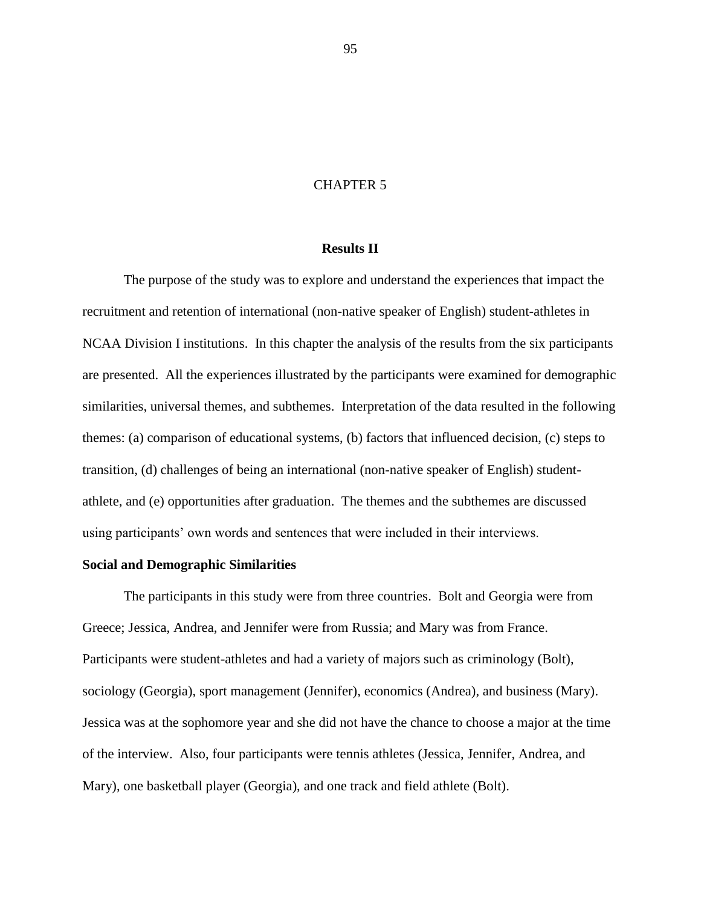# CHAPTER 5

## Results II

The purpose of the study was to explore and understand the experiences that impact the recruitment and retention of international (non-native speaker of English) student-athletes in NCAA Division I institutions. In this chapter the analysis of the results from the six participants are presented. All the experiences illustrated by the participants were examined for demographic similarities, universal themes, and subthemes. Interpretation of the data resulted in the following themes: (a) comparison of educational systems, (b) factors that influenced decision, (c) steps to transition, (d) challenges of being an international (non-native speaker of English) student-athlete, and (e) opportunities after graduation. The themes and the subthemes are discussed using participants' own words and sentences that were included in their interviews.

### Social and Demographic Similarities

The participants in this study were from three countries. Bolt and Georgia were from Greece; Jessica, Andrea, and Jennifer were from Russia; and Mary was from France. Participants were student-athletes and had a variety of majors such as criminology (Bolt), sociology (Georgia), sport management (Jennifer), economics (Andrea), and business (Mary). Jessica was at the sophomore year and she did not have the chance to choose a major at the time of the interview. Also, four participants were tennis athletes (Jessica, Jennifer, Andrea, and Mary), one basketball player (Georgia), and one track and field athlete (Bolt).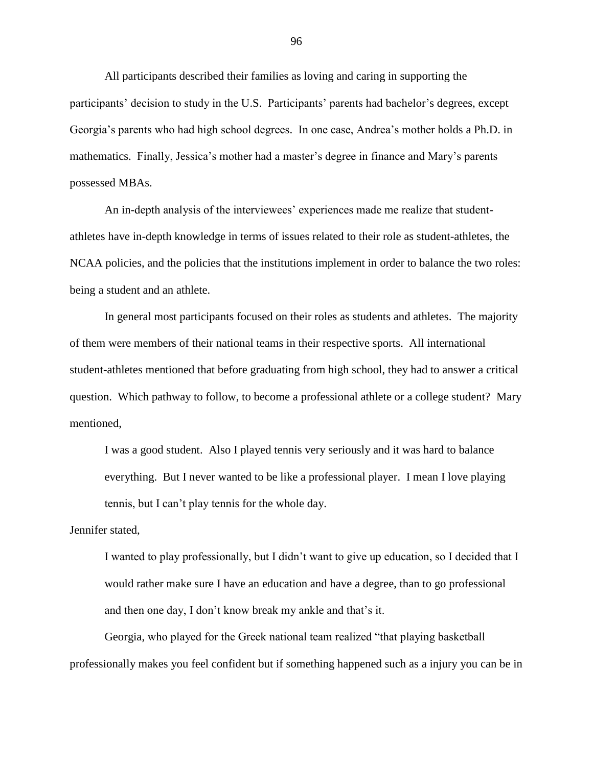All participants described their families as loving and caring in supporting the participants' decision to study in the U.S. Participants' parents had bachelor's degrees, except Georgia's parents who had high school degrees. In one case, Andrea's mother holds a Ph.D. in mathematics. Finally, Jessica's mother had a master's degree in finance and Mary's parents possessed MBAs.

An in-depth analysis of the interviewees' experiences made me realize that student-athletes have in-depth knowledge in terms of issues related to their role as student-athletes, the NCAA policies, and the policies that the institutions implement in order to balance the two roles: being a student and an athlete.

In general most participants focused on their roles as students and athletes. The majority of them were members of their national teams in their respective sports. All international student-athletes mentioned that before graduating from high school, they had to answer a critical question. Which pathway to follow, to become a professional athlete or a college student? Mary mentioned,

> I was a good student. Also I played tennis very seriously and it was hard to balance everything. But I never wanted to be like a professional player. I mean I love playing tennis, but I can't play tennis for the whole day.

Jennifer stated,

> I wanted to play professionally, but I didn't want to give up education, so I decided that I would rather make sure I have an education and have a degree, than to go professional and then one day, I don't know break my ankle and that's it.

Georgia, who played for the Greek national team realized "that playing basketball professionally makes you feel confident but if something happened such as a injury you can be in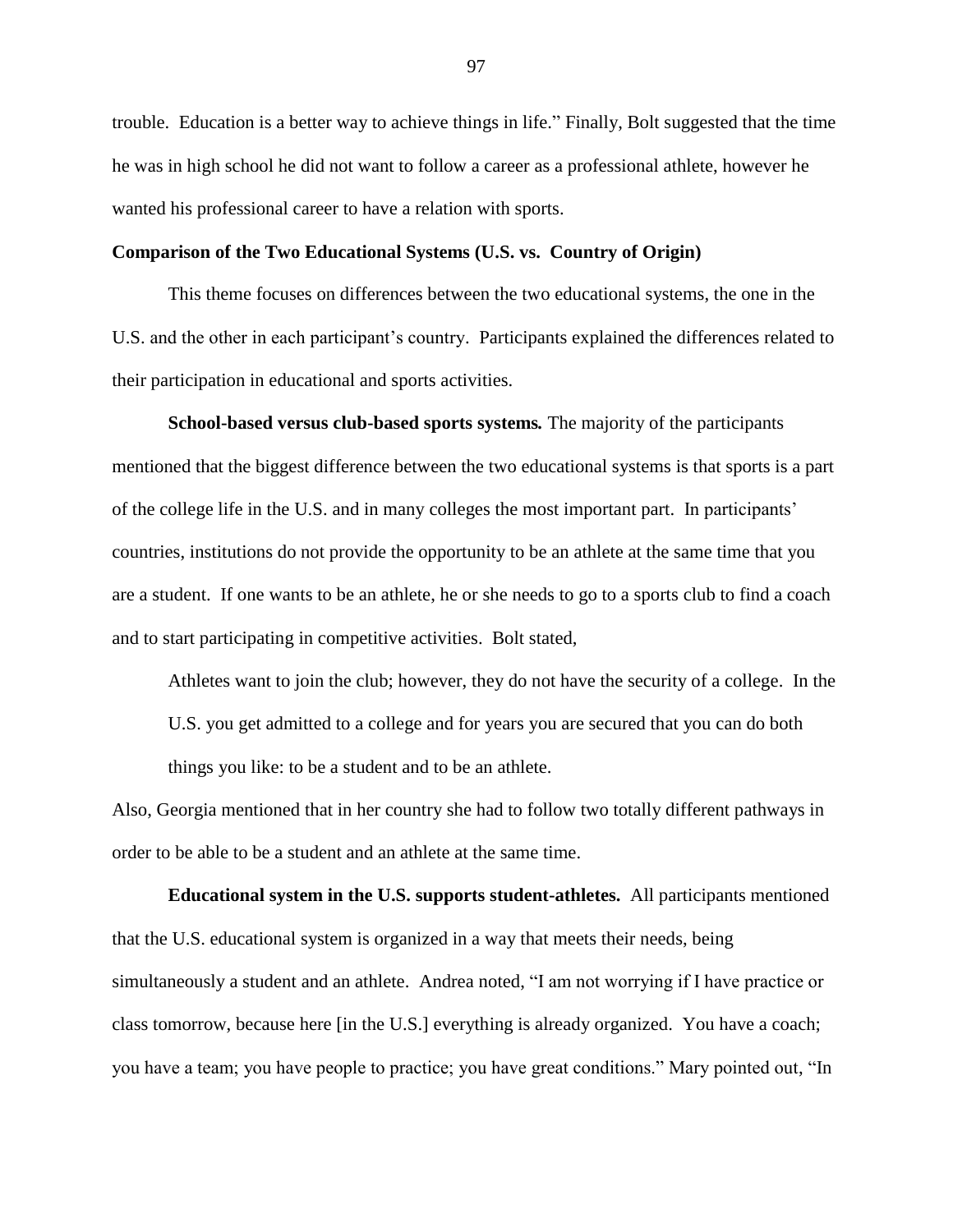trouble. Education is a better way to achieve things in life." Finally, Bolt suggested that the time he was in high school he did not want to follow a career as a professional athlete, however he wanted his professional career to have a relation with sports.

**Comparison of the Two Educational Systems (U.S. vs. Country of Origin)**

This theme focuses on differences between the two educational systems, the one in the U.S. and the other in each participant's country. Participants explained the differences related to their participation in educational and sports activities.

**School-based versus club-based sports systems.** The majority of the participants mentioned that the biggest difference between the two educational systems is that sports is a part of the college life in the U.S. and in many colleges the most important part. In participants' countries, institutions do not provide the opportunity to be an athlete at the same time that you are a student. If one wants to be an athlete, he or she needs to go to a sports club to find a coach and to start participating in competitive activities. Bolt stated,

> Athletes want to join the club; however, they do not have the security of a college. In the U.S. you get admitted to a college and for years you are secured that you can do both things you like: to be a student and to be an athlete.

Also, Georgia mentioned that in her country she had to follow two totally different pathways in order to be able to be a student and an athlete at the same time.

**Educational system in the U.S. supports student-athletes.** All participants mentioned that the U.S. educational system is organized in a way that meets their needs, being simultaneously a student and an athlete. Andrea noted, "I am not worrying if I have practice or class tomorrow, because here [in the U.S.] everything is already organized. You have a coach; you have a team; you have people to practice; you have great conditions." Mary pointed out, "In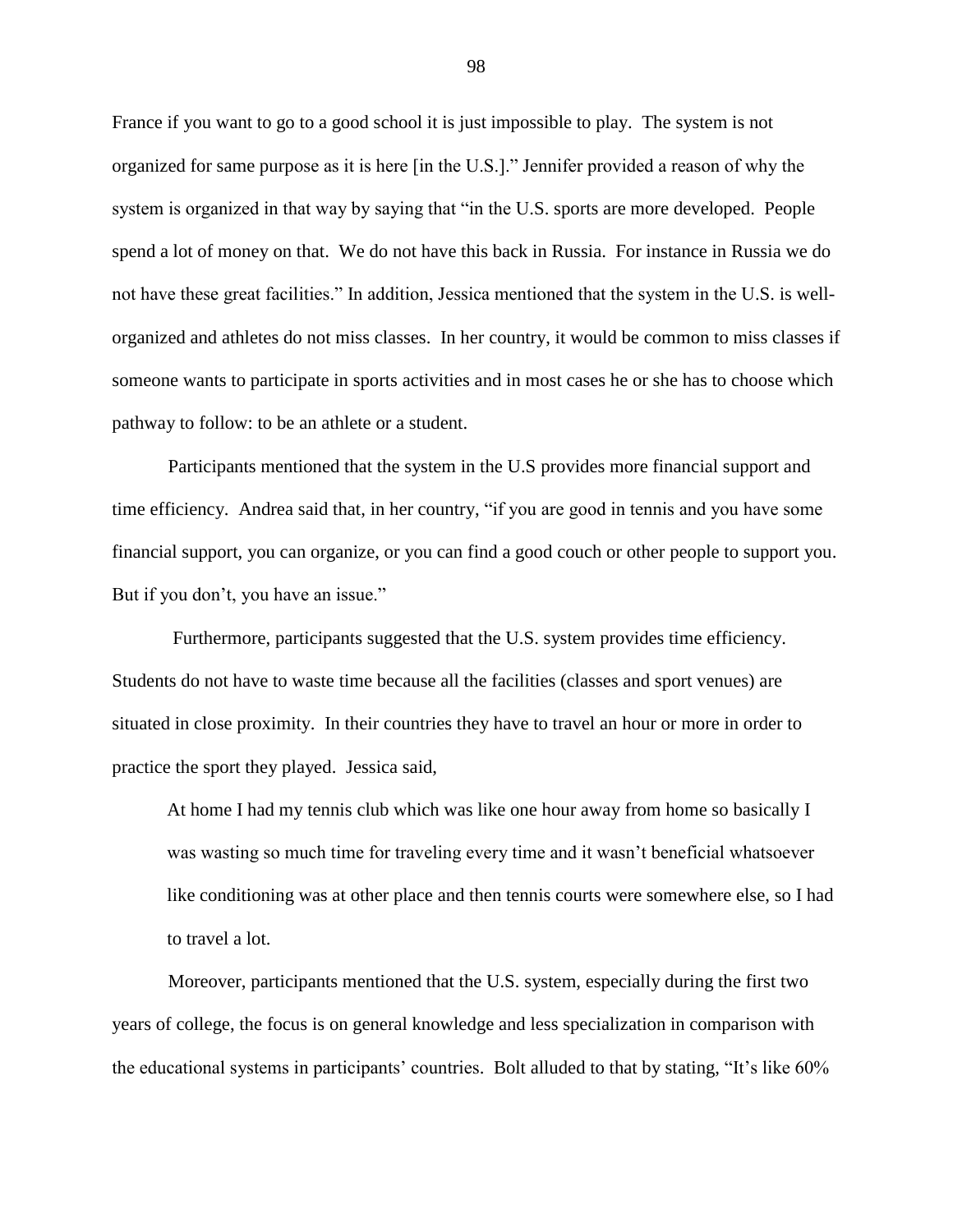France if you want to go to a good school it is just impossible to play. The system is not organized for same purpose as it is here [in the U.S.]." Jennifer provided a reason of why the system is organized in that way by saying that "in the U.S. sports are more developed. People spend a lot of money on that. We do not have this back in Russia. For instance in Russia we do not have these great facilities." In addition, Jessica mentioned that the system in the U.S. is well-organized and athletes do not miss classes. In her country, it would be common to miss classes if someone wants to participate in sports activities and in most cases he or she has to choose which pathway to follow: to be an athlete or a student.

Participants mentioned that the system in the U.S provides more financial support and time efficiency. Andrea said that, in her country, "if you are good in tennis and you have some financial support, you can organize, or you can find a good couch or other people to support you. But if you don't, you have an issue."

Furthermore, participants suggested that the U.S. system provides time efficiency. Students do not have to waste time because all the facilities (classes and sport venues) are situated in close proximity. In their countries they have to travel an hour or more in order to practice the sport they played. Jessica said,

> At home I had my tennis club which was like one hour away from home so basically I was wasting so much time for traveling every time and it wasn't beneficial whatsoever like conditioning was at other place and then tennis courts were somewhere else, so I had to travel a lot.

Moreover, participants mentioned that the U.S. system, especially during the first two years of college, the focus is on general knowledge and less specialization in comparison with the educational systems in participants' countries. Bolt alluded to that by stating, "It's like 60%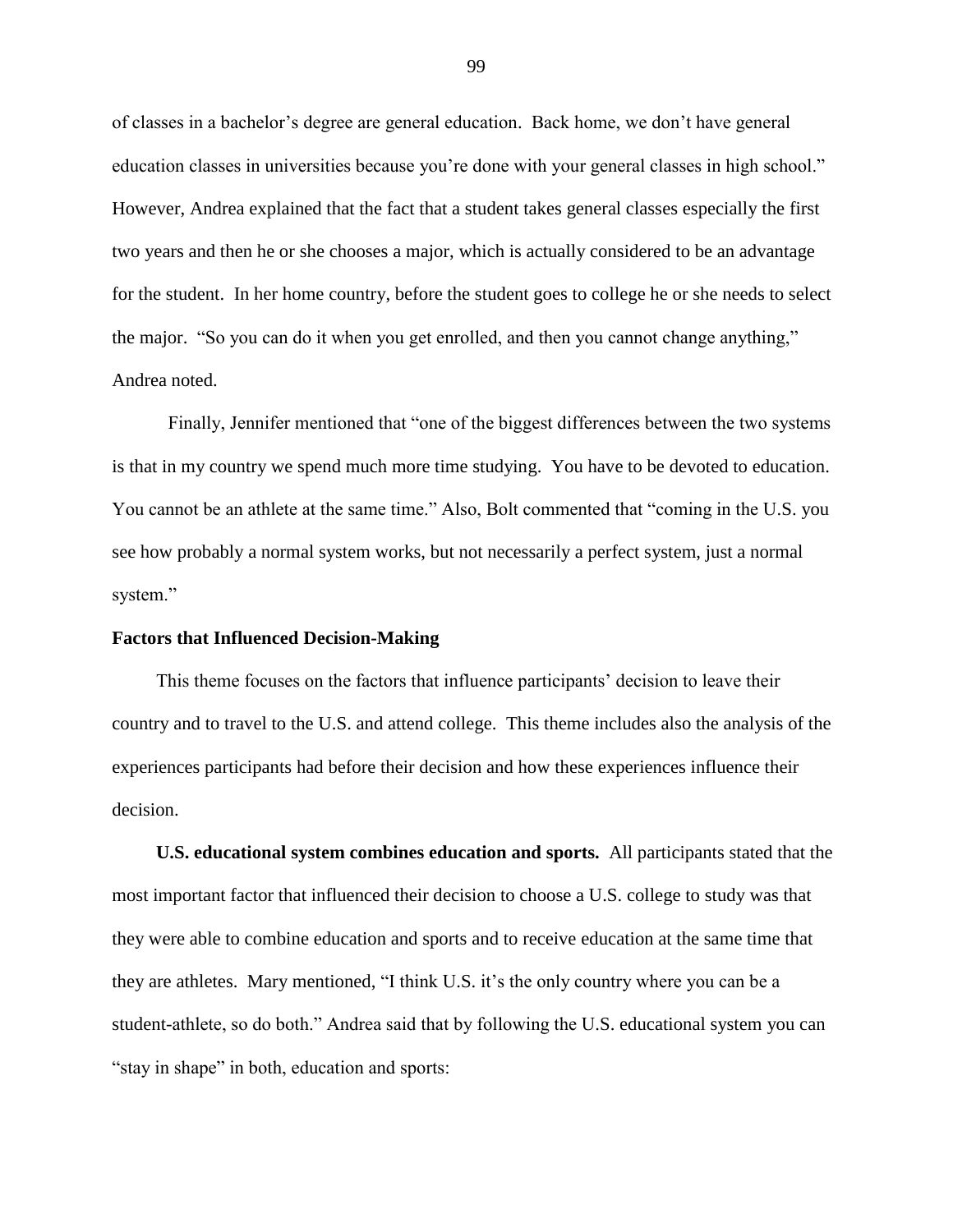of classes in a bachelor's degree are general education. Back home, we don't have general education classes in universities because you're done with your general classes in high school." However, Andrea explained that the fact that a student takes general classes especially the first two years and then he or she chooses a major, which is actually considered to be an advantage for the student. In her home country, before the student goes to college he or she needs to select the major. "So you can do it when you get enrolled, and then you cannot change anything," Andrea noted.

Finally, Jennifer mentioned that "one of the biggest differences between the two systems is that in my country we spend much more time studying. You have to be devoted to education. You cannot be an athlete at the same time." Also, Bolt commented that "coming in the U.S. you see how probably a normal system works, but not necessarily a perfect system, just a normal system."

### Factors that Influenced Decision-Making

This theme focuses on the factors that influence participants' decision to leave their country and to travel to the U.S. and attend college. This theme includes also the analysis of the experiences participants had before their decision and how these experiences influence their decision.

**U.S. educational system combines education and sports.** All participants stated that the most important factor that influenced their decision to choose a U.S. college to study was that they were able to combine education and sports and to receive education at the same time that they are athletes. Mary mentioned, "I think U.S. it's the only country where you can be a student-athlete, so do both." Andrea said that by following the U.S. educational system you can "stay in shape" in both, education and sports: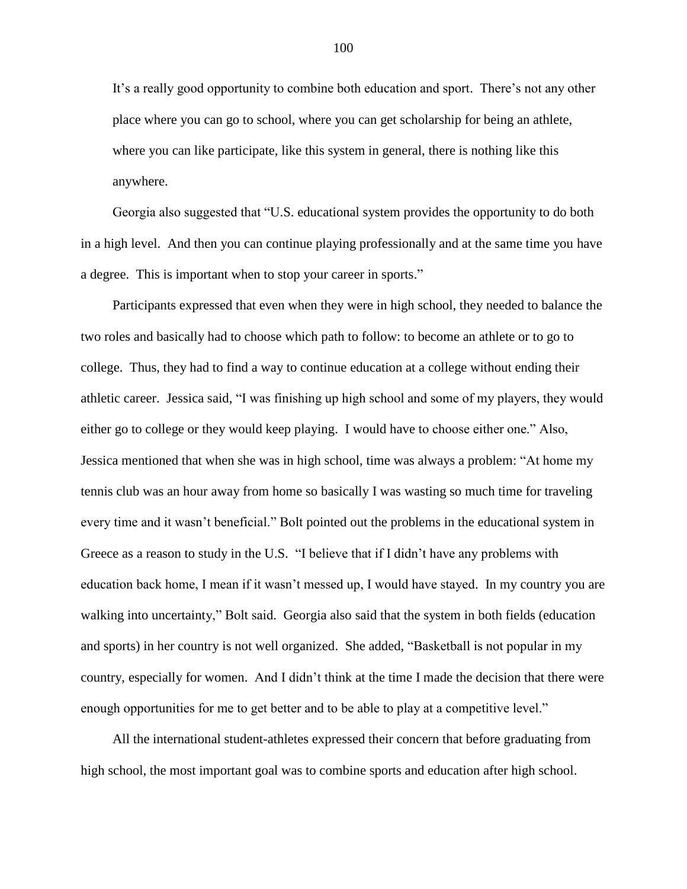> It's a really good opportunity to combine both education and sport. There's not any other place where you can go to school, where you can get scholarship for being an athlete, where you can like participate, like this system in general, there is nothing like this anywhere.

Georgia also suggested that "U.S. educational system provides the opportunity to do both in a high level. And then you can continue playing professionally and at the same time you have a degree. This is important when to stop your career in sports."

Participants expressed that even when they were in high school, they needed to balance the two roles and basically had to choose which path to follow: to become an athlete or to go to college. Thus, they had to find a way to continue education at a college without ending their athletic career. Jessica said, "I was finishing up high school and some of my players, they would either go to college or they would keep playing. I would have to choose either one." Also, Jessica mentioned that when she was in high school, time was always a problem: "At home my tennis club was an hour away from home so basically I was wasting so much time for traveling every time and it wasn't beneficial." Bolt pointed out the problems in the educational system in Greece as a reason to study in the U.S. "I believe that if I didn't have any problems with education back home, I mean if it wasn't messed up, I would have stayed. In my country you are walking into uncertainty," Bolt said. Georgia also said that the system in both fields (education and sports) in her country is not well organized. She added, "Basketball is not popular in my country, especially for women. And I didn't think at the time I made the decision that there were enough opportunities for me to get better and to be able to play at a competitive level."

All the international student-athletes expressed their concern that before graduating from high school, the most important goal was to combine sports and education after high school.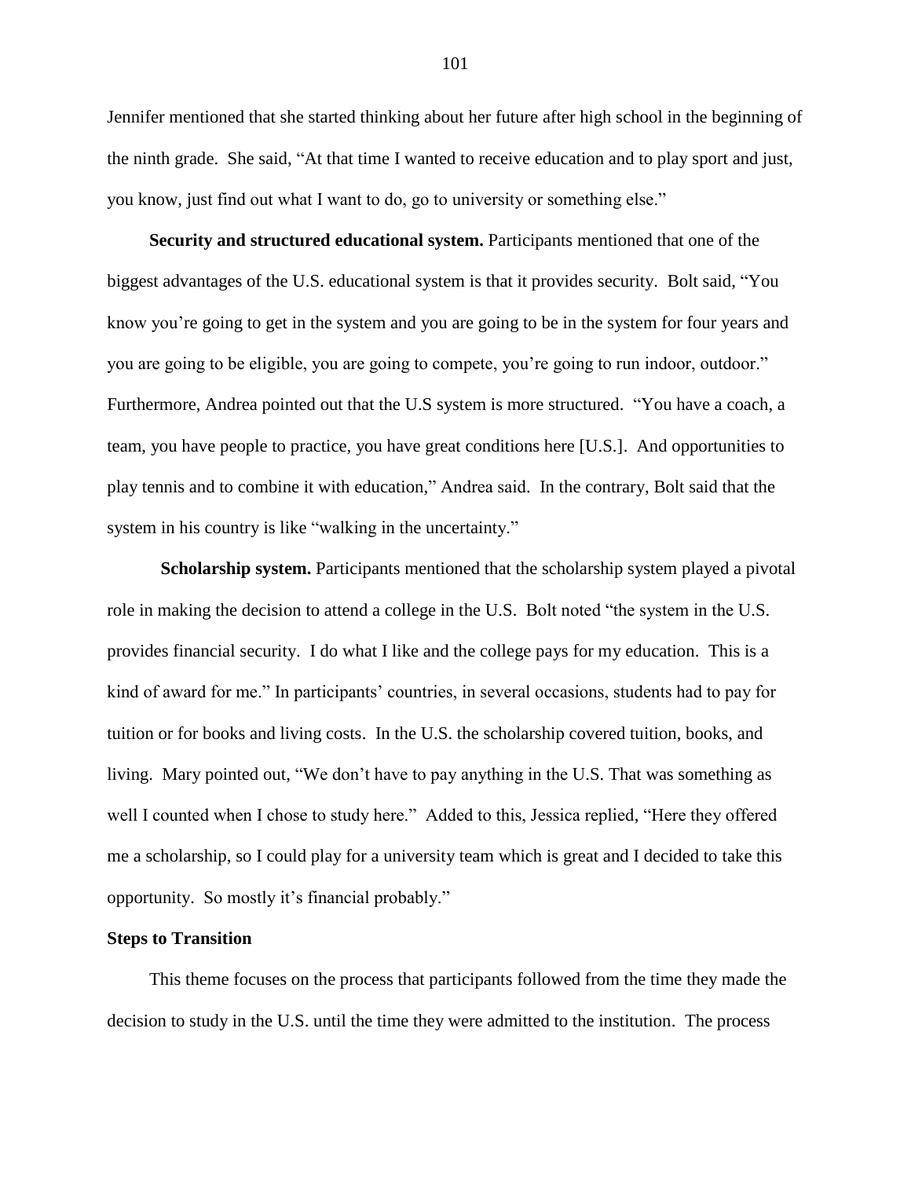Jennifer mentioned that she started thinking about her future after high school in the beginning of the ninth grade. She said, "At that time I wanted to receive education and to play sport and just, you know, just find out what I want to do, go to university or something else."

**Security and structured educational system.** Participants mentioned that one of the biggest advantages of the U.S. educational system is that it provides security. Bolt said, "You know you're going to get in the system and you are going to be in the system for four years and you are going to be eligible, you are going to compete, you're going to run indoor, outdoor." Furthermore, Andrea pointed out that the U.S system is more structured. "You have a coach, a team, you have people to practice, you have great conditions here [U.S.]. And opportunities to play tennis and to combine it with education," Andrea said. In the contrary, Bolt said that the system in his country is like "walking in the uncertainty."

**Scholarship system.** Participants mentioned that the scholarship system played a pivotal role in making the decision to attend a college in the U.S. Bolt noted "the system in the U.S. provides financial security. I do what I like and the college pays for my education. This is a kind of award for me." In participants' countries, in several occasions, students had to pay for tuition or for books and living costs. In the U.S. the scholarship covered tuition, books, and living. Mary pointed out, "We don't have to pay anything in the U.S. That was something as well I counted when I chose to study here." Added to this, Jessica replied, "Here they offered me a scholarship, so I could play for a university team which is great and I decided to take this opportunity. So mostly it's financial probably."

### Steps to Transition

This theme focuses on the process that participants followed from the time they made the decision to study in the U.S. until the time they were admitted to the institution. The process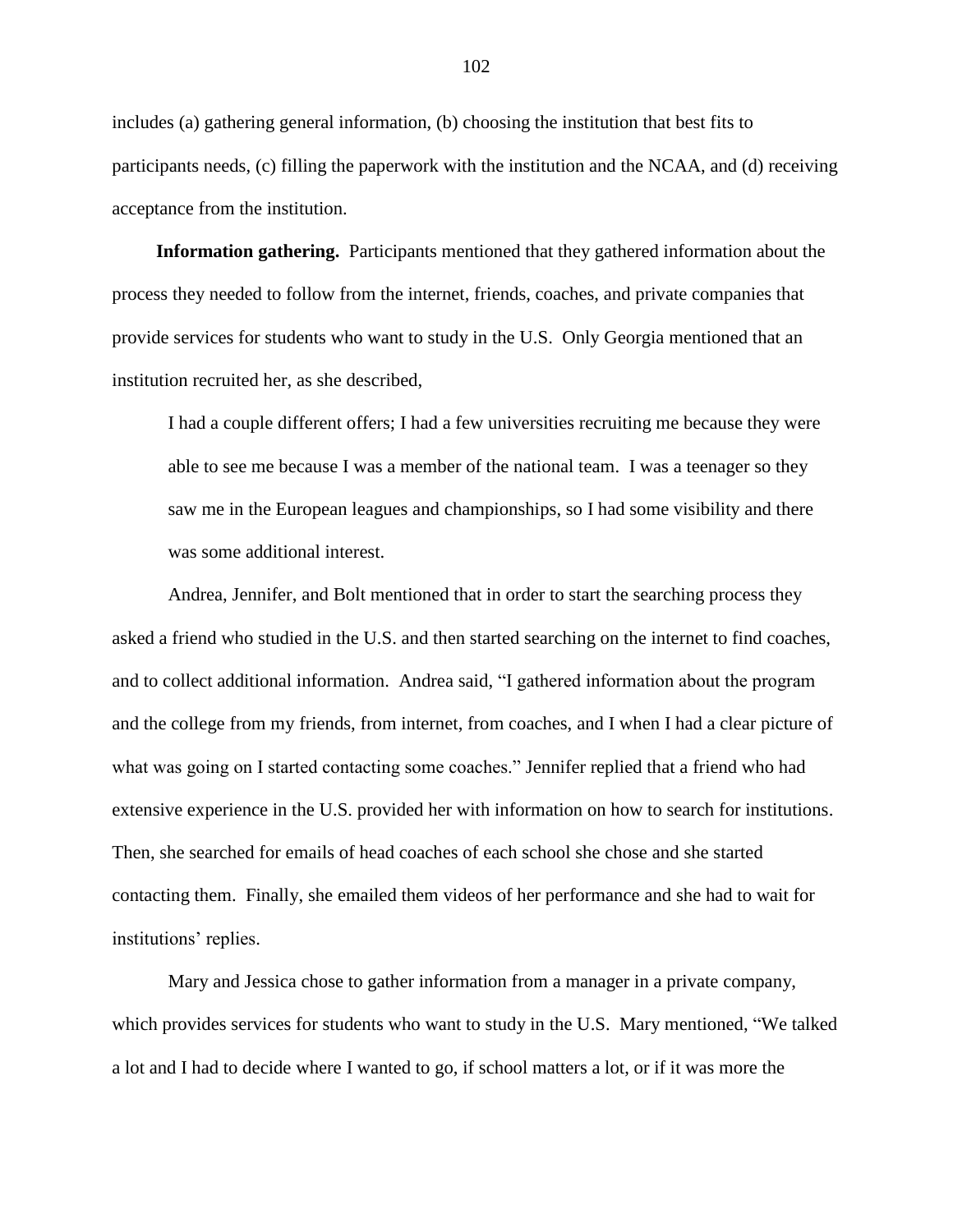includes (a) gathering general information, (b) choosing the institution that best fits to participants needs, (c) filling the paperwork with the institution and the NCAA, and (d) receiving acceptance from the institution.

**Information gathering.** Participants mentioned that they gathered information about the process they needed to follow from the internet, friends, coaches, and private companies that provide services for students who want to study in the U.S. Only Georgia mentioned that an institution recruited her, as she described,

> I had a couple different offers; I had a few universities recruiting me because they were able to see me because I was a member of the national team. I was a teenager so they saw me in the European leagues and championships, so I had some visibility and there was some additional interest.

Andrea, Jennifer, and Bolt mentioned that in order to start the searching process they asked a friend who studied in the U.S. and then started searching on the internet to find coaches, and to collect additional information. Andrea said, "I gathered information about the program and the college from my friends, from internet, from coaches, and I when I had a clear picture of what was going on I started contacting some coaches." Jennifer replied that a friend who had extensive experience in the U.S. provided her with information on how to search for institutions. Then, she searched for emails of head coaches of each school she chose and she started contacting them. Finally, she emailed them videos of her performance and she had to wait for institutions' replies.

Mary and Jessica chose to gather information from a manager in a private company, which provides services for students who want to study in the U.S. Mary mentioned, "We talked a lot and I had to decide where I wanted to go, if school matters a lot, or if it was more the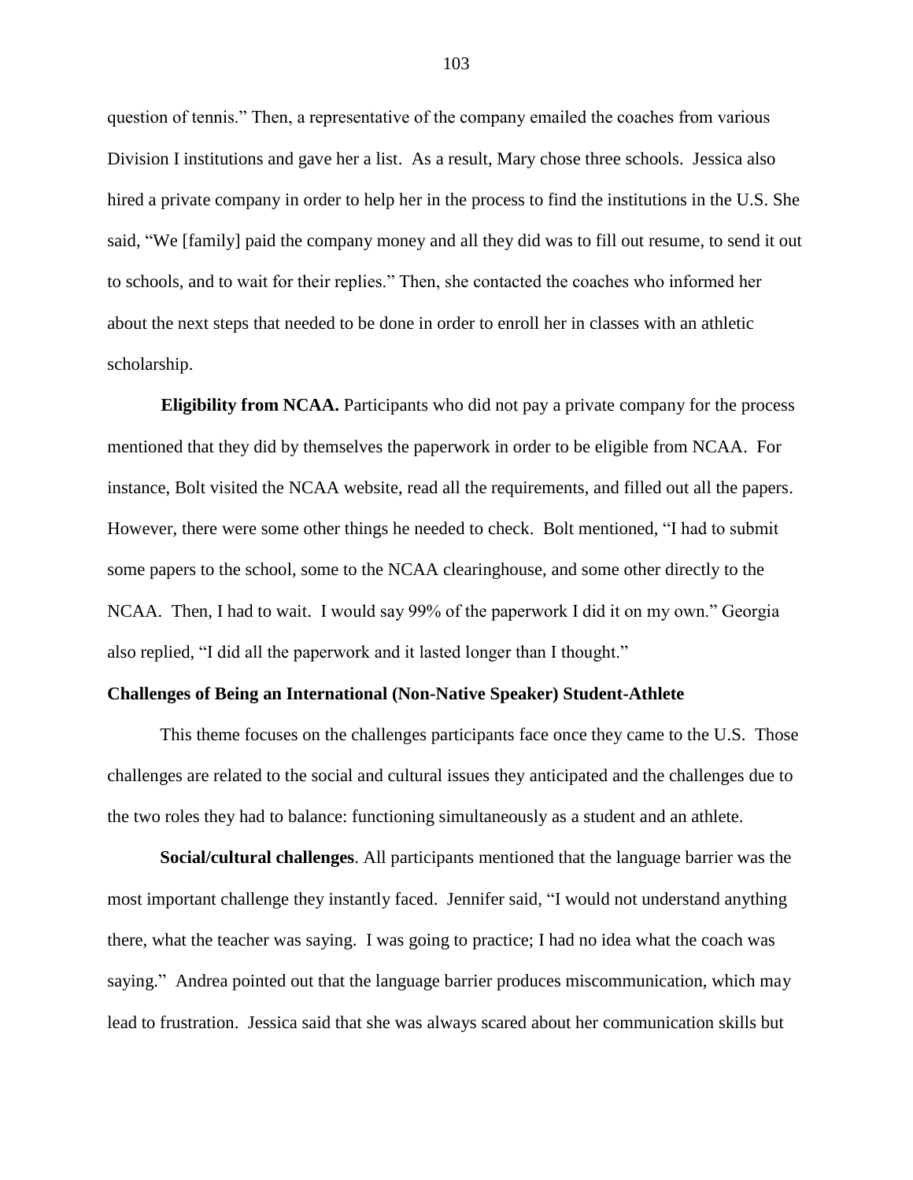question of tennis." Then, a representative of the company emailed the coaches from various Division I institutions and gave her a list. As a result, Mary chose three schools. Jessica also hired a private company in order to help her in the process to find the institutions in the U.S. She said, "We [family] paid the company money and all they did was to fill out resume, to send it out to schools, and to wait for their replies." Then, she contacted the coaches who informed her about the next steps that needed to be done in order to enroll her in classes with an athletic scholarship.

**Eligibility from NCAA.** Participants who did not pay a private company for the process mentioned that they did by themselves the paperwork in order to be eligible from NCAA. For instance, Bolt visited the NCAA website, read all the requirements, and filled out all the papers. However, there were some other things he needed to check. Bolt mentioned, "I had to submit some papers to the school, some to the NCAA clearinghouse, and some other directly to the NCAA. Then, I had to wait. I would say 99% of the paperwork I did it on my own." Georgia also replied, "I did all the paperwork and it lasted longer than I thought."

### Challenges of Being an International (Non-Native Speaker) Student-Athlete

This theme focuses on the challenges participants face once they came to the U.S. Those challenges are related to the social and cultural issues they anticipated and the challenges due to the two roles they had to balance: functioning simultaneously as a student and an athlete.

**Social/cultural challenges**. All participants mentioned that the language barrier was the most important challenge they instantly faced. Jennifer said, "I would not understand anything there, what the teacher was saying. I was going to practice; I had no idea what the coach was saying." Andrea pointed out that the language barrier produces miscommunication, which may lead to frustration. Jessica said that she was always scared about her communication skills but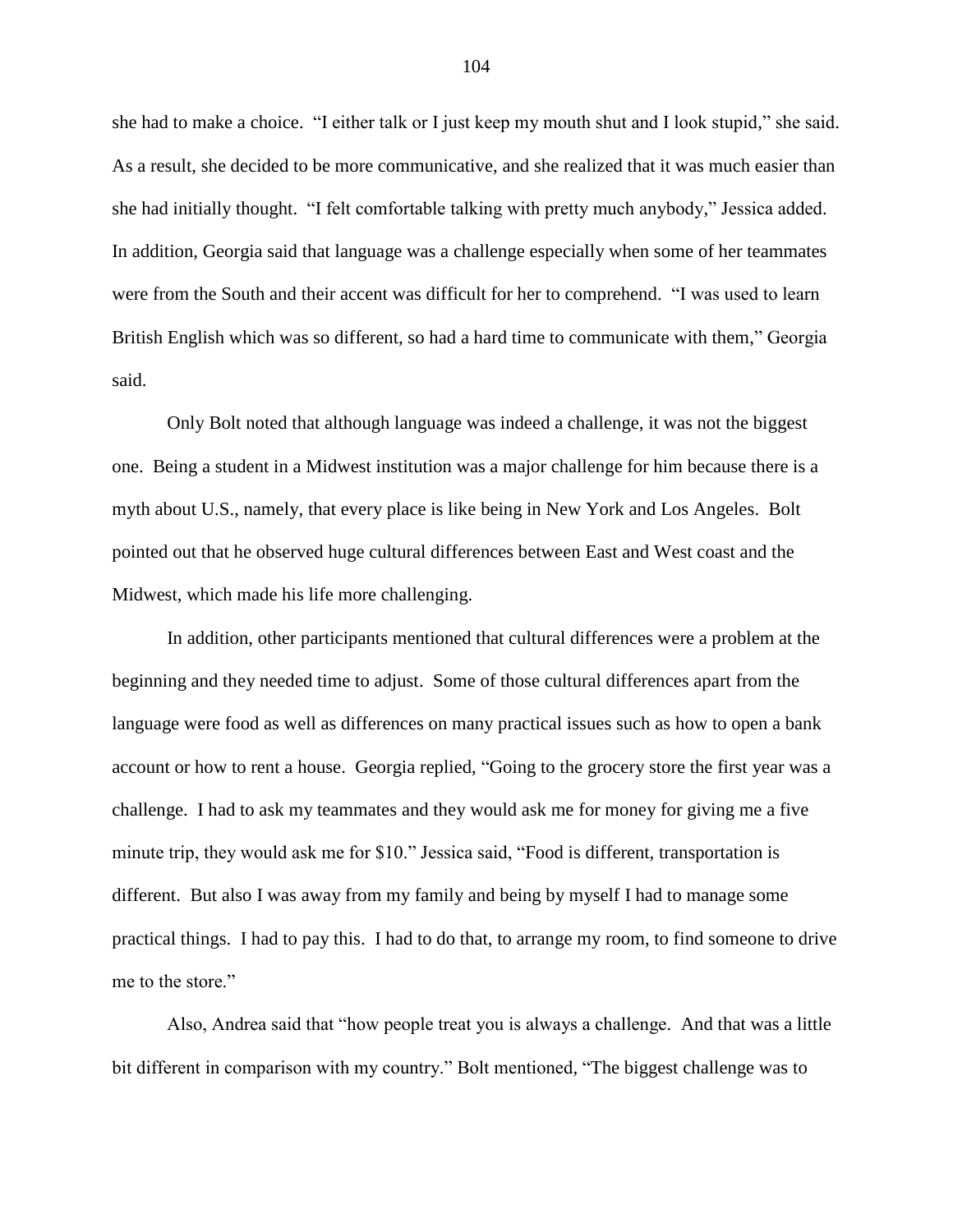she had to make a choice. "I either talk or I just keep my mouth shut and I look stupid," she said. As a result, she decided to be more communicative, and she realized that it was much easier than she had initially thought. "I felt comfortable talking with pretty much anybody," Jessica added. In addition, Georgia said that language was a challenge especially when some of her teammates were from the South and their accent was difficult for her to comprehend. "I was used to learn British English which was so different, so had a hard time to communicate with them," Georgia said.

Only Bolt noted that although language was indeed a challenge, it was not the biggest one. Being a student in a Midwest institution was a major challenge for him because there is a myth about U.S., namely, that every place is like being in New York and Los Angeles. Bolt pointed out that he observed huge cultural differences between East and West coast and the Midwest, which made his life more challenging.

In addition, other participants mentioned that cultural differences were a problem at the beginning and they needed time to adjust. Some of those cultural differences apart from the language were food as well as differences on many practical issues such as how to open a bank account or how to rent a house. Georgia replied, "Going to the grocery store the first year was a challenge. I had to ask my teammates and they would ask me for money for giving me a five minute trip, they would ask me for $10." Jessica said, "Food is different, transportation is different. But also I was away from my family and being by myself I had to manage some practical things. I had to pay this. I had to do that, to arrange my room, to find someone to drive me to the store."

Also, Andrea said that "how people treat you is always a challenge. And that was a little bit different in comparison with my country." Bolt mentioned, "The biggest challenge was to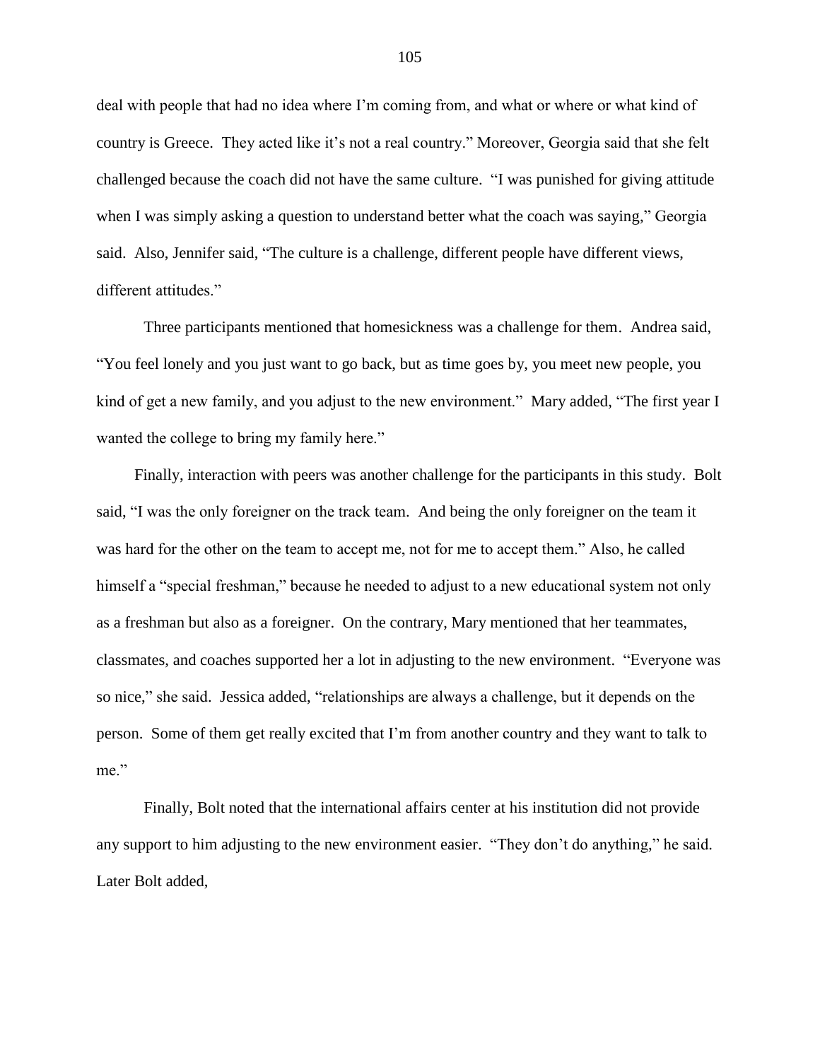deal with people that had no idea where I'm coming from, and what or where or what kind of country is Greece. They acted like it's not a real country." Moreover, Georgia said that she felt challenged because the coach did not have the same culture. "I was punished for giving attitude when I was simply asking a question to understand better what the coach was saying," Georgia said. Also, Jennifer said, "The culture is a challenge, different people have different views, different attitudes."

Three participants mentioned that homesickness was a challenge for them. Andrea said, "You feel lonely and you just want to go back, but as time goes by, you meet new people, you kind of get a new family, and you adjust to the new environment." Mary added, "The first year I wanted the college to bring my family here."

Finally, interaction with peers was another challenge for the participants in this study. Bolt said, "I was the only foreigner on the track team. And being the only foreigner on the team it was hard for the other on the team to accept me, not for me to accept them." Also, he called himself a "special freshman," because he needed to adjust to a new educational system not only as a freshman but also as a foreigner. On the contrary, Mary mentioned that her teammates, classmates, and coaches supported her a lot in adjusting to the new environment. "Everyone was so nice," she said. Jessica added, "relationships are always a challenge, but it depends on the person. Some of them get really excited that I'm from another country and they want to talk to me."

Finally, Bolt noted that the international affairs center at his institution did not provide any support to him adjusting to the new environment easier. "They don't do anything," he said. Later Bolt added,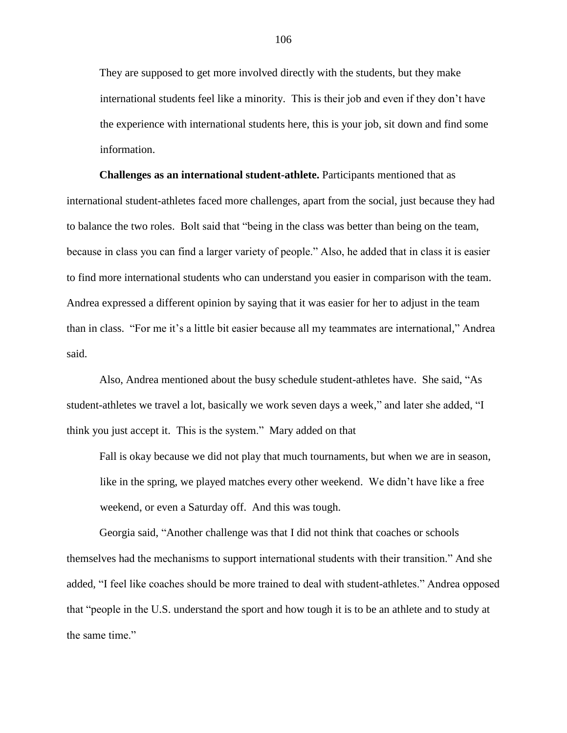They are supposed to get more involved directly with the students, but they make international students feel like a minority. This is their job and even if they don't have the experience with international students here, this is your job, sit down and find some information.

**Challenges as an international student-athlete.** Participants mentioned that as international student-athletes faced more challenges, apart from the social, just because they had to balance the two roles. Bolt said that "being in the class was better than being on the team, because in class you can find a larger variety of people." Also, he added that in class it is easier to find more international students who can understand you easier in comparison with the team. Andrea expressed a different opinion by saying that it was easier for her to adjust in the team than in class. "For me it's a little bit easier because all my teammates are international," Andrea said.

Also, Andrea mentioned about the busy schedule student-athletes have. She said, "As student-athletes we travel a lot, basically we work seven days a week," and later she added, "I think you just accept it. This is the system." Mary added on that

> Fall is okay because we did not play that much tournaments, but when we are in season, like in the spring, we played matches every other weekend. We didn't have like a free weekend, or even a Saturday off. And this was tough.

Georgia said, "Another challenge was that I did not think that coaches or schools themselves had the mechanisms to support international students with their transition." And she added, "I feel like coaches should be more trained to deal with student-athletes." Andrea opposed that "people in the U.S. understand the sport and how tough it is to be an athlete and to study at the same time."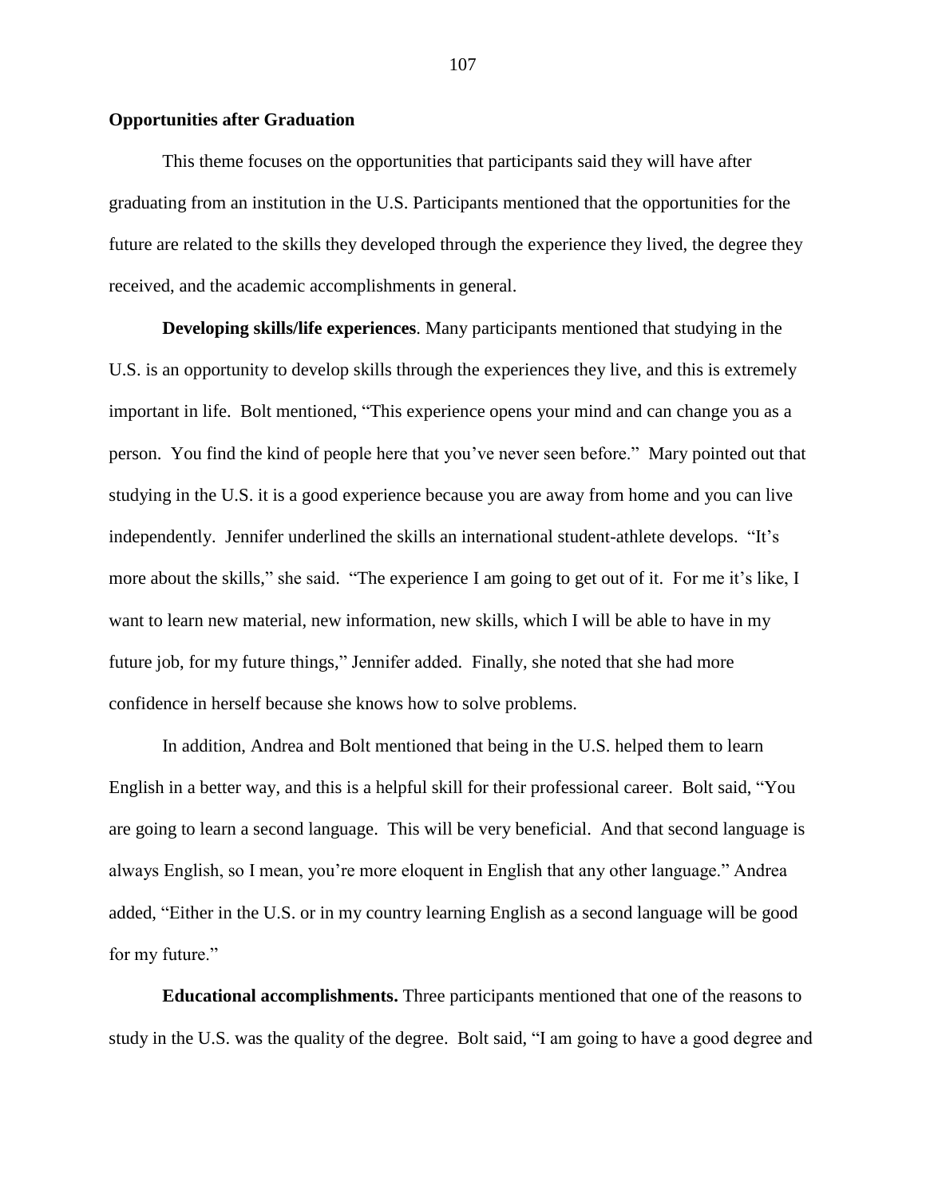**Opportunities after Graduation**

This theme focuses on the opportunities that participants said they will have after graduating from an institution in the U.S. Participants mentioned that the opportunities for the future are related to the skills they developed through the experience they lived, the degree they received, and the academic accomplishments in general.

**Developing skills/life experiences**. Many participants mentioned that studying in the U.S. is an opportunity to develop skills through the experiences they live, and this is extremely important in life. Bolt mentioned, "This experience opens your mind and can change you as a person. You find the kind of people here that you've never seen before." Mary pointed out that studying in the U.S. it is a good experience because you are away from home and you can live independently. Jennifer underlined the skills an international student-athlete develops. "It's more about the skills," she said. "The experience I am going to get out of it. For me it's like, I want to learn new material, new information, new skills, which I will be able to have in my future job, for my future things," Jennifer added. Finally, she noted that she had more confidence in herself because she knows how to solve problems.

In addition, Andrea and Bolt mentioned that being in the U.S. helped them to learn English in a better way, and this is a helpful skill for their professional career. Bolt said, "You are going to learn a second language. This will be very beneficial. And that second language is always English, so I mean, you're more eloquent in English that any other language." Andrea added, "Either in the U.S. or in my country learning English as a second language will be good for my future."

**Educational accomplishments.** Three participants mentioned that one of the reasons to study in the U.S. was the quality of the degree. Bolt said, "I am going to have a good degree and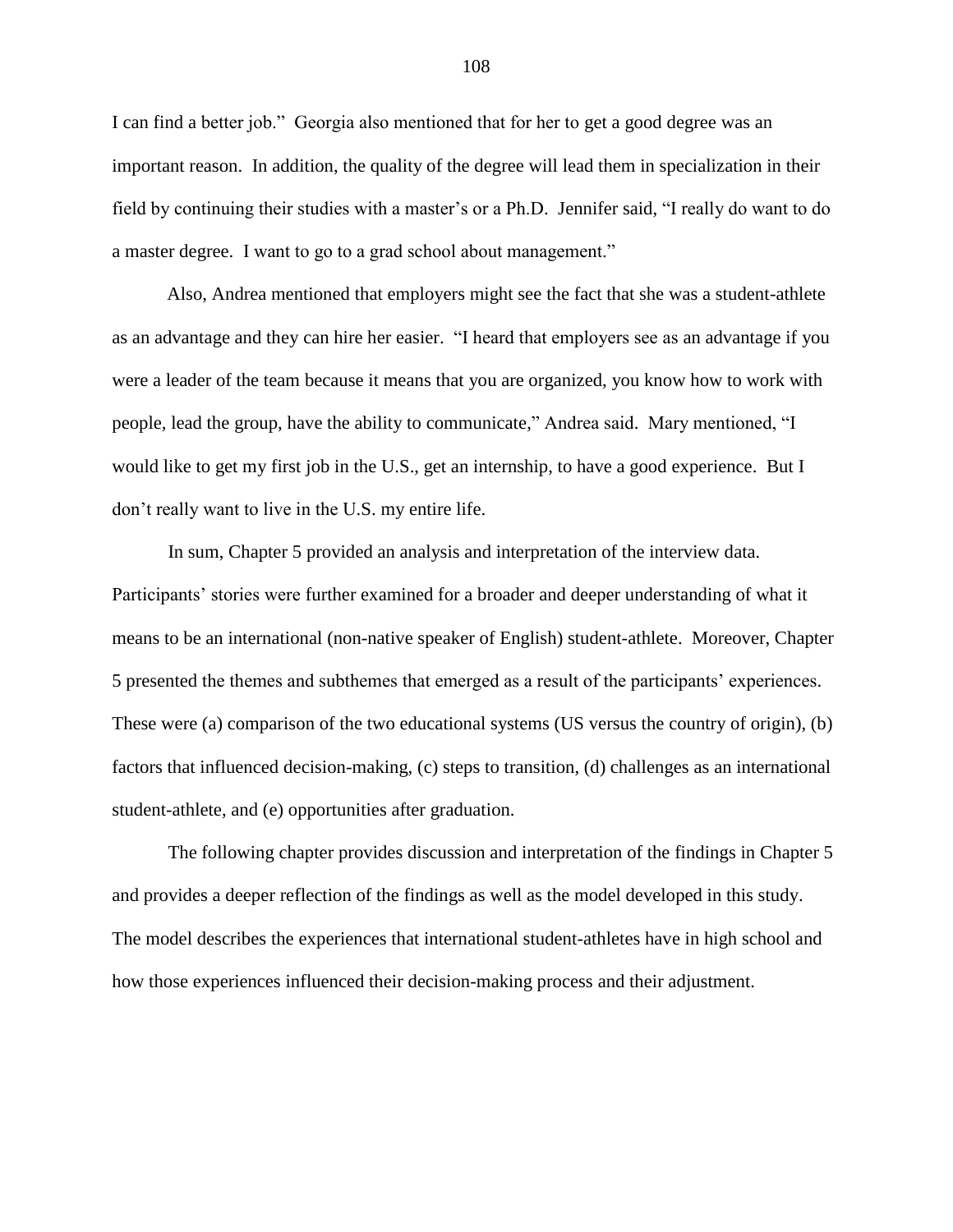I can find a better job." Georgia also mentioned that for her to get a good degree was an important reason. In addition, the quality of the degree will lead them in specialization in their field by continuing their studies with a master's or a Ph.D. Jennifer said, "I really do want to do a master degree. I want to go to a grad school about management."

Also, Andrea mentioned that employers might see the fact that she was a student-athlete as an advantage and they can hire her easier. "I heard that employers see as an advantage if you were a leader of the team because it means that you are organized, you know how to work with people, lead the group, have the ability to communicate," Andrea said. Mary mentioned, "I would like to get my first job in the U.S., get an internship, to have a good experience. But I don't really want to live in the U.S. my entire life.

In sum, Chapter 5 provided an analysis and interpretation of the interview data. Participants' stories were further examined for a broader and deeper understanding of what it means to be an international (non-native speaker of English) student-athlete. Moreover, Chapter 5 presented the themes and subthemes that emerged as a result of the participants' experiences. These were (a) comparison of the two educational systems (US versus the country of origin), (b) factors that influenced decision-making, (c) steps to transition, (d) challenges as an international student-athlete, and (e) opportunities after graduation.

The following chapter provides discussion and interpretation of the findings in Chapter 5 and provides a deeper reflection of the findings as well as the model developed in this study. The model describes the experiences that international student-athletes have in high school and how those experiences influenced their decision-making process and their adjustment.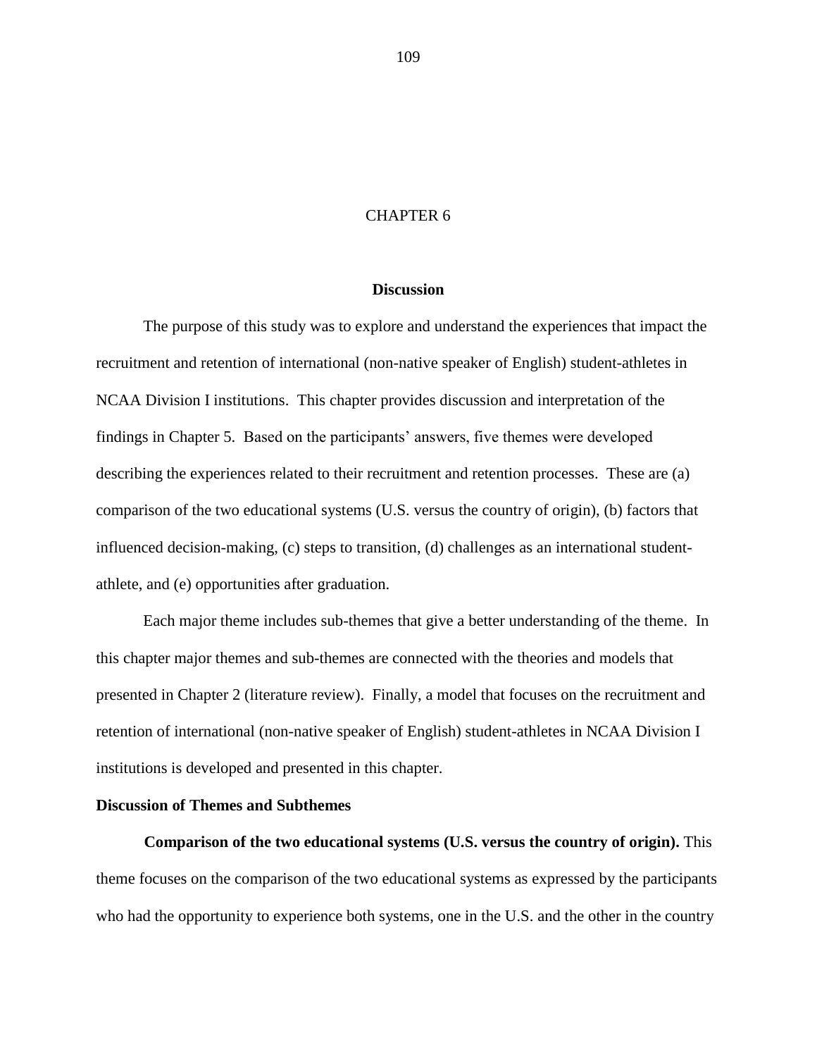# CHAPTER 6

## Discussion

The purpose of this study was to explore and understand the experiences that impact the recruitment and retention of international (non-native speaker of English) student-athletes in NCAA Division I institutions. This chapter provides discussion and interpretation of the findings in Chapter 5. Based on the participants' answers, five themes were developed describing the experiences related to their recruitment and retention processes. These are (a) comparison of the two educational systems (U.S. versus the country of origin), (b) factors that influenced decision-making, (c) steps to transition, (d) challenges as an international student-athlete, and (e) opportunities after graduation.

Each major theme includes sub-themes that give a better understanding of the theme. In this chapter major themes and sub-themes are connected with the theories and models that presented in Chapter 2 (literature review). Finally, a model that focuses on the recruitment and retention of international (non-native speaker of English) student-athletes in NCAA Division I institutions is developed and presented in this chapter.

### Discussion of Themes and Subthemes

**Comparison of the two educational systems (U.S. versus the country of origin).** This theme focuses on the comparison of the two educational systems as expressed by the participants who had the opportunity to experience both systems, one in the U.S. and the other in the country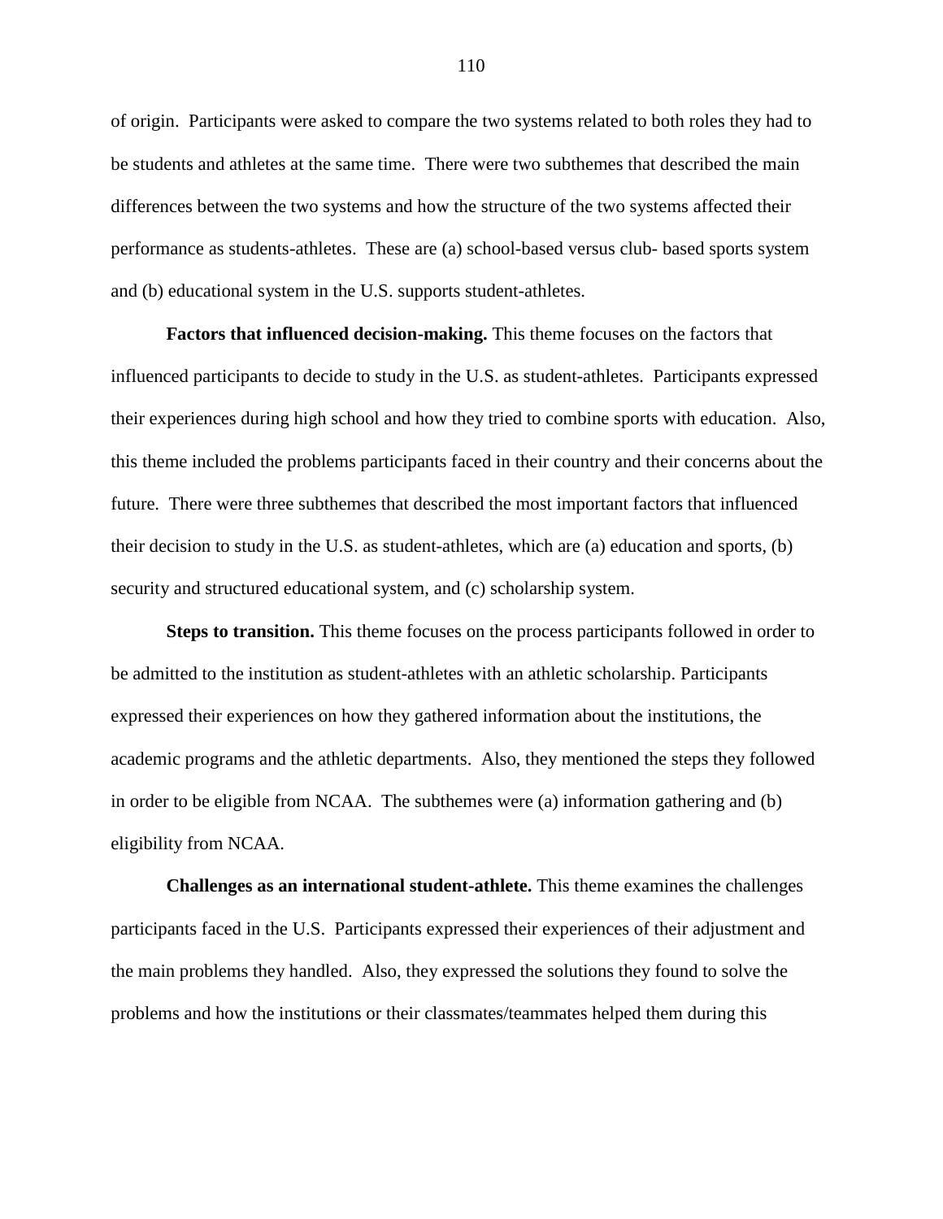of origin. Participants were asked to compare the two systems related to both roles they had to be students and athletes at the same time. There were two subthemes that described the main differences between the two systems and how the structure of the two systems affected their performance as students-athletes. These are (a) school-based versus club- based sports system and (b) educational system in the U.S. supports student-athletes.

**Factors that influenced decision-making.** This theme focuses on the factors that influenced participants to decide to study in the U.S. as student-athletes. Participants expressed their experiences during high school and how they tried to combine sports with education. Also, this theme included the problems participants faced in their country and their concerns about the future. There were three subthemes that described the most important factors that influenced their decision to study in the U.S. as student-athletes, which are (a) education and sports, (b) security and structured educational system, and (c) scholarship system.

**Steps to transition.** This theme focuses on the process participants followed in order to be admitted to the institution as student-athletes with an athletic scholarship. Participants expressed their experiences on how they gathered information about the institutions, the academic programs and the athletic departments. Also, they mentioned the steps they followed in order to be eligible from NCAA. The subthemes were (a) information gathering and (b) eligibility from NCAA.

**Challenges as an international student-athlete.** This theme examines the challenges participants faced in the U.S. Participants expressed their experiences of their adjustment and the main problems they handled. Also, they expressed the solutions they found to solve the problems and how the institutions or their classmates/teammates helped them during this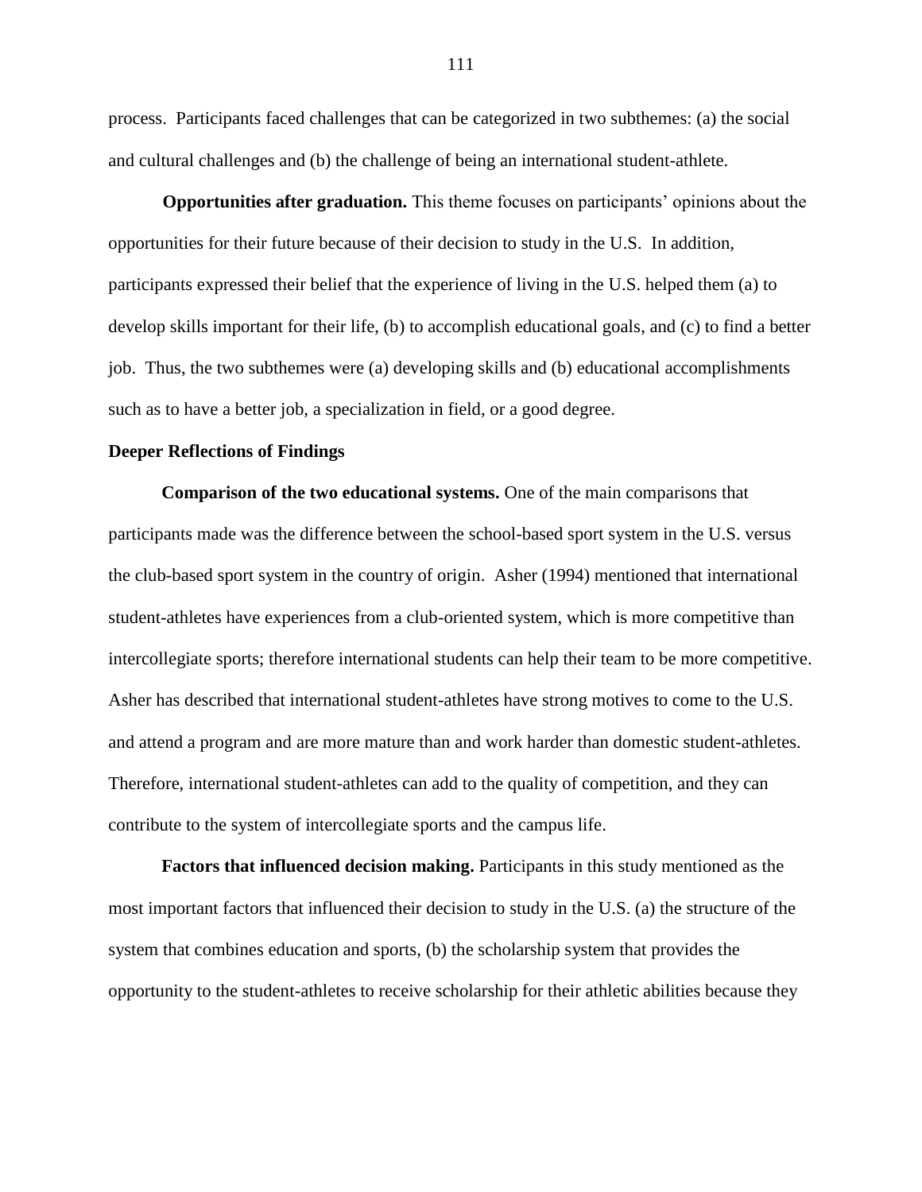process. Participants faced challenges that can be categorized in two subthemes: (a) the social and cultural challenges and (b) the challenge of being an international student-athlete.

**Opportunities after graduation.** This theme focuses on participants' opinions about the opportunities for their future because of their decision to study in the U.S. In addition, participants expressed their belief that the experience of living in the U.S. helped them (a) to develop skills important for their life, (b) to accomplish educational goals, and (c) to find a better job. Thus, the two subthemes were (a) developing skills and (b) educational accomplishments such as to have a better job, a specialization in field, or a good degree.

## Deeper Reflections of Findings

**Comparison of the two educational systems.** One of the main comparisons that participants made was the difference between the school-based sport system in the U.S. versus the club-based sport system in the country of origin. Asher (1994) mentioned that international student-athletes have experiences from a club-oriented system, which is more competitive than intercollegiate sports; therefore international students can help their team to be more competitive. Asher has described that international student-athletes have strong motives to come to the U.S. and attend a program and are more mature than and work harder than domestic student-athletes. Therefore, international student-athletes can add to the quality of competition, and they can contribute to the system of intercollegiate sports and the campus life.

**Factors that influenced decision making.** Participants in this study mentioned as the most important factors that influenced their decision to study in the U.S. (a) the structure of the system that combines education and sports, (b) the scholarship system that provides the opportunity to the student-athletes to receive scholarship for their athletic abilities because they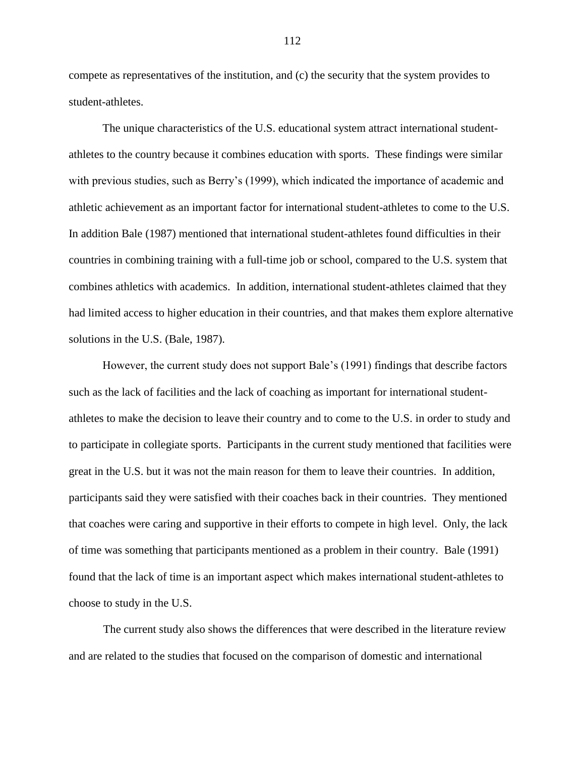compete as representatives of the institution, and (c) the security that the system provides to student-athletes.

The unique characteristics of the U.S. educational system attract international student-athletes to the country because it combines education with sports. These findings were similar with previous studies, such as Berry's (1999), which indicated the importance of academic and athletic achievement as an important factor for international student-athletes to come to the U.S. In addition Bale (1987) mentioned that international student-athletes found difficulties in their countries in combining training with a full-time job or school, compared to the U.S. system that combines athletics with academics. In addition, international student-athletes claimed that they had limited access to higher education in their countries, and that makes them explore alternative solutions in the U.S. (Bale, 1987).

However, the current study does not support Bale's (1991) findings that describe factors such as the lack of facilities and the lack of coaching as important for international student-athletes to make the decision to leave their country and to come to the U.S. in order to study and to participate in collegiate sports. Participants in the current study mentioned that facilities were great in the U.S. but it was not the main reason for them to leave their countries. In addition, participants said they were satisfied with their coaches back in their countries. They mentioned that coaches were caring and supportive in their efforts to compete in high level. Only, the lack of time was something that participants mentioned as a problem in their country. Bale (1991) found that the lack of time is an important aspect which makes international student-athletes to choose to study in the U.S.

The current study also shows the differences that were described in the literature review and are related to the studies that focused on the comparison of domestic and international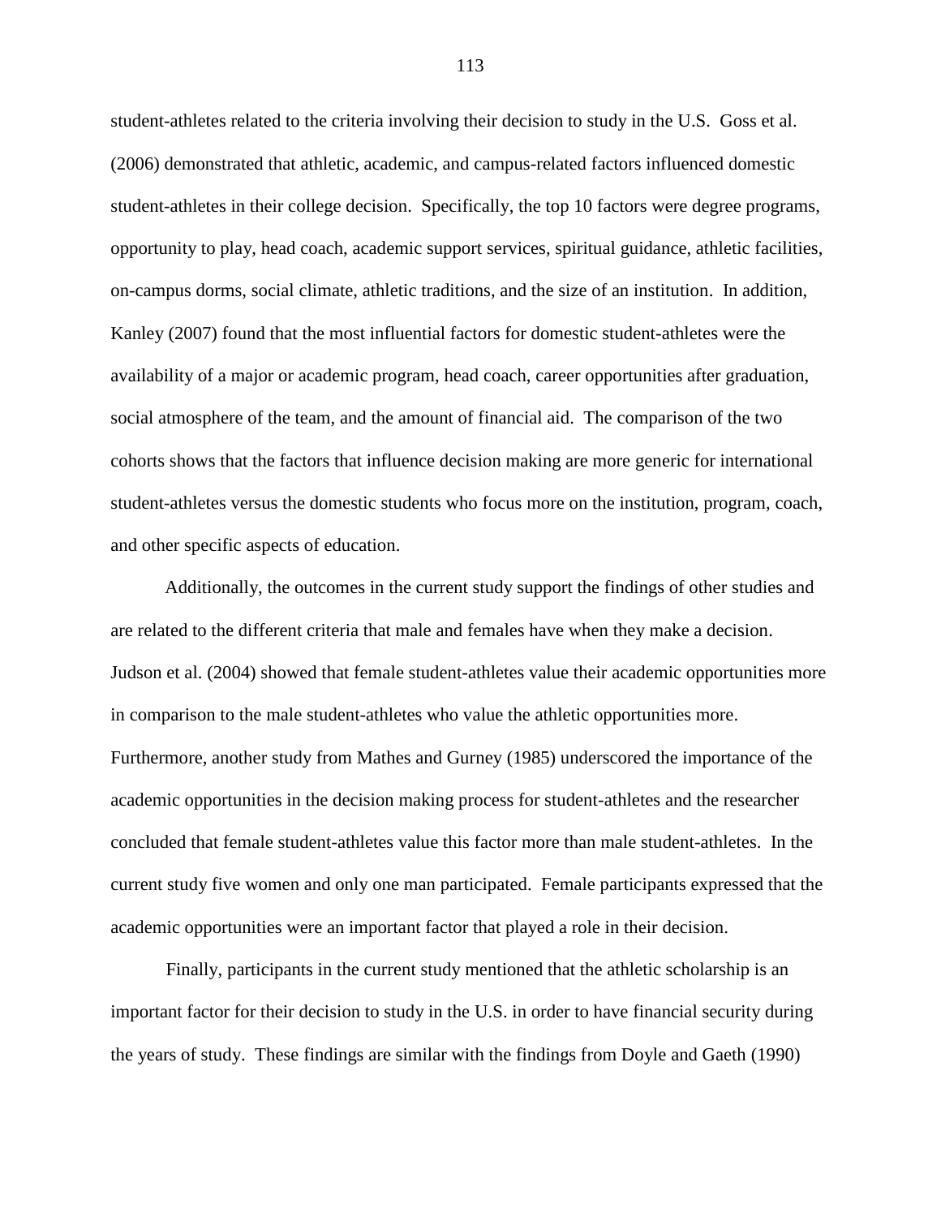student-athletes related to the criteria involving their decision to study in the U.S. Goss et al. (2006) demonstrated that athletic, academic, and campus-related factors influenced domestic student-athletes in their college decision. Specifically, the top 10 factors were degree programs, opportunity to play, head coach, academic support services, spiritual guidance, athletic facilities, on-campus dorms, social climate, athletic traditions, and the size of an institution. In addition, Kanley (2007) found that the most influential factors for domestic student-athletes were the availability of a major or academic program, head coach, career opportunities after graduation, social atmosphere of the team, and the amount of financial aid. The comparison of the two cohorts shows that the factors that influence decision making are more generic for international student-athletes versus the domestic students who focus more on the institution, program, coach, and other specific aspects of education.

Additionally, the outcomes in the current study support the findings of other studies and are related to the different criteria that male and females have when they make a decision. Judson et al. (2004) showed that female student-athletes value their academic opportunities more in comparison to the male student-athletes who value the athletic opportunities more. Furthermore, another study from Mathes and Gurney (1985) underscored the importance of the academic opportunities in the decision making process for student-athletes and the researcher concluded that female student-athletes value this factor more than male student-athletes. In the current study five women and only one man participated. Female participants expressed that the academic opportunities were an important factor that played a role in their decision.

Finally, participants in the current study mentioned that the athletic scholarship is an important factor for their decision to study in the U.S. in order to have financial security during the years of study. These findings are similar with the findings from Doyle and Gaeth (1990)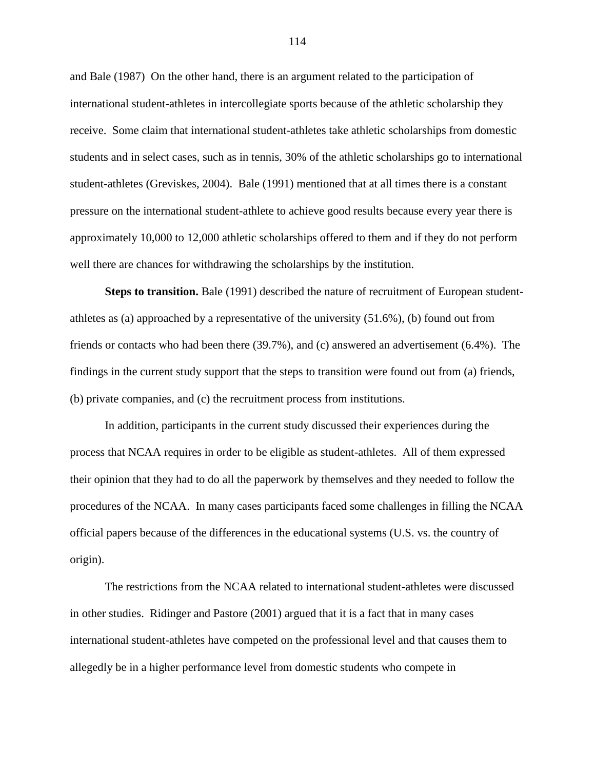and Bale (1987)  On the other hand, there is an argument related to the participation of international student-athletes in intercollegiate sports because of the athletic scholarship they receive.  Some claim that international student-athletes take athletic scholarships from domestic students and in select cases, such as in tennis, 30% of the athletic scholarships go to international student-athletes (Greviskes, 2004).  Bale (1991) mentioned that at all times there is a constant pressure on the international student-athlete to achieve good results because every year there is approximately 10,000 to 12,000 athletic scholarships offered to them and if they do not perform well there are chances for withdrawing the scholarships by the institution.

**Steps to transition.** Bale (1991) described the nature of recruitment of European student-athletes as (a) approached by a representative of the university (51.6%), (b) found out from friends or contacts who had been there (39.7%), and (c) answered an advertisement (6.4%).  The findings in the current study support that the steps to transition were found out from (a) friends, (b) private companies, and (c) the recruitment process from institutions.

In addition, participants in the current study discussed their experiences during the process that NCAA requires in order to be eligible as student-athletes.  All of them expressed their opinion that they had to do all the paperwork by themselves and they needed to follow the procedures of the NCAA.  In many cases participants faced some challenges in filling the NCAA official papers because of the differences in the educational systems (U.S. vs. the country of origin).

The restrictions from the NCAA related to international student-athletes were discussed in other studies.  Ridinger and Pastore (2001) argued that it is a fact that in many cases international student-athletes have competed on the professional level and that causes them to allegedly be in a higher performance level from domestic students who compete in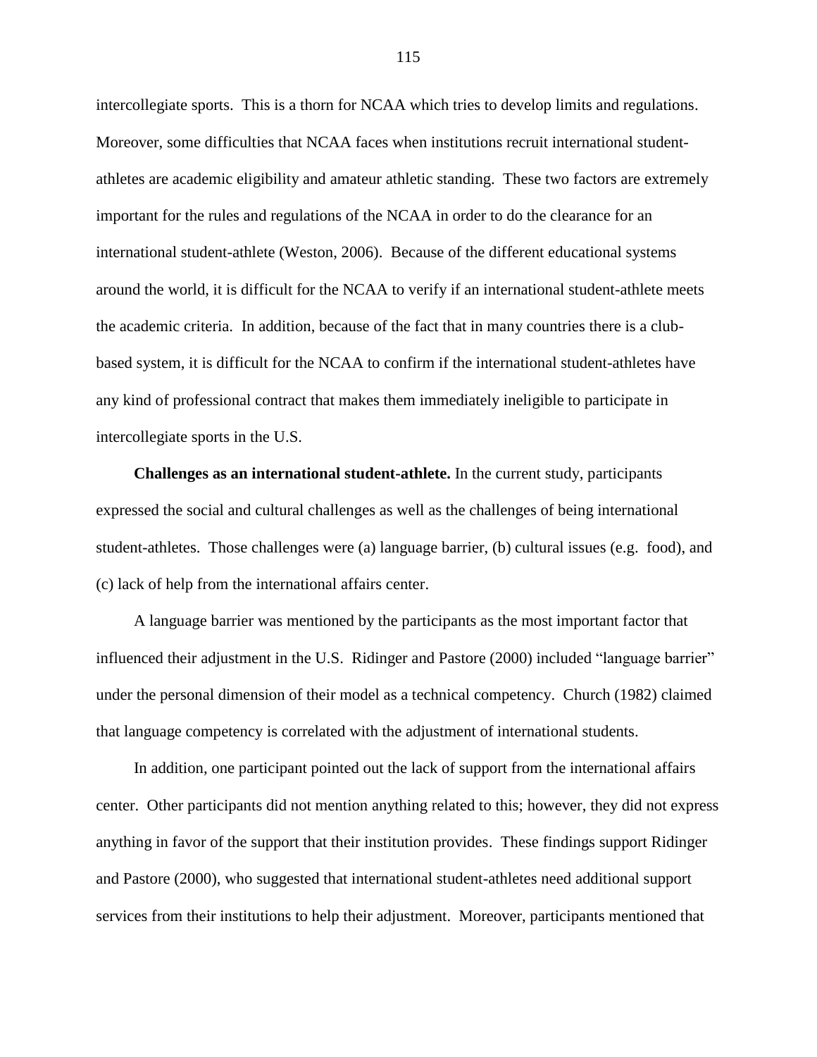intercollegiate sports. This is a thorn for NCAA which tries to develop limits and regulations. Moreover, some difficulties that NCAA faces when institutions recruit international student-athletes are academic eligibility and amateur athletic standing. These two factors are extremely important for the rules and regulations of the NCAA in order to do the clearance for an international student-athlete (Weston, 2006). Because of the different educational systems around the world, it is difficult for the NCAA to verify if an international student-athlete meets the academic criteria. In addition, because of the fact that in many countries there is a club-based system, it is difficult for the NCAA to confirm if the international student-athletes have any kind of professional contract that makes them immediately ineligible to participate in intercollegiate sports in the U.S.

**Challenges as an international student-athlete.** In the current study, participants expressed the social and cultural challenges as well as the challenges of being international student-athletes. Those challenges were (a) language barrier, (b) cultural issues (e.g. food), and (c) lack of help from the international affairs center.

A language barrier was mentioned by the participants as the most important factor that influenced their adjustment in the U.S. Ridinger and Pastore (2000) included "language barrier" under the personal dimension of their model as a technical competency. Church (1982) claimed that language competency is correlated with the adjustment of international students.

In addition, one participant pointed out the lack of support from the international affairs center. Other participants did not mention anything related to this; however, they did not express anything in favor of the support that their institution provides. These findings support Ridinger and Pastore (2000), who suggested that international student-athletes need additional support services from their institutions to help their adjustment. Moreover, participants mentioned that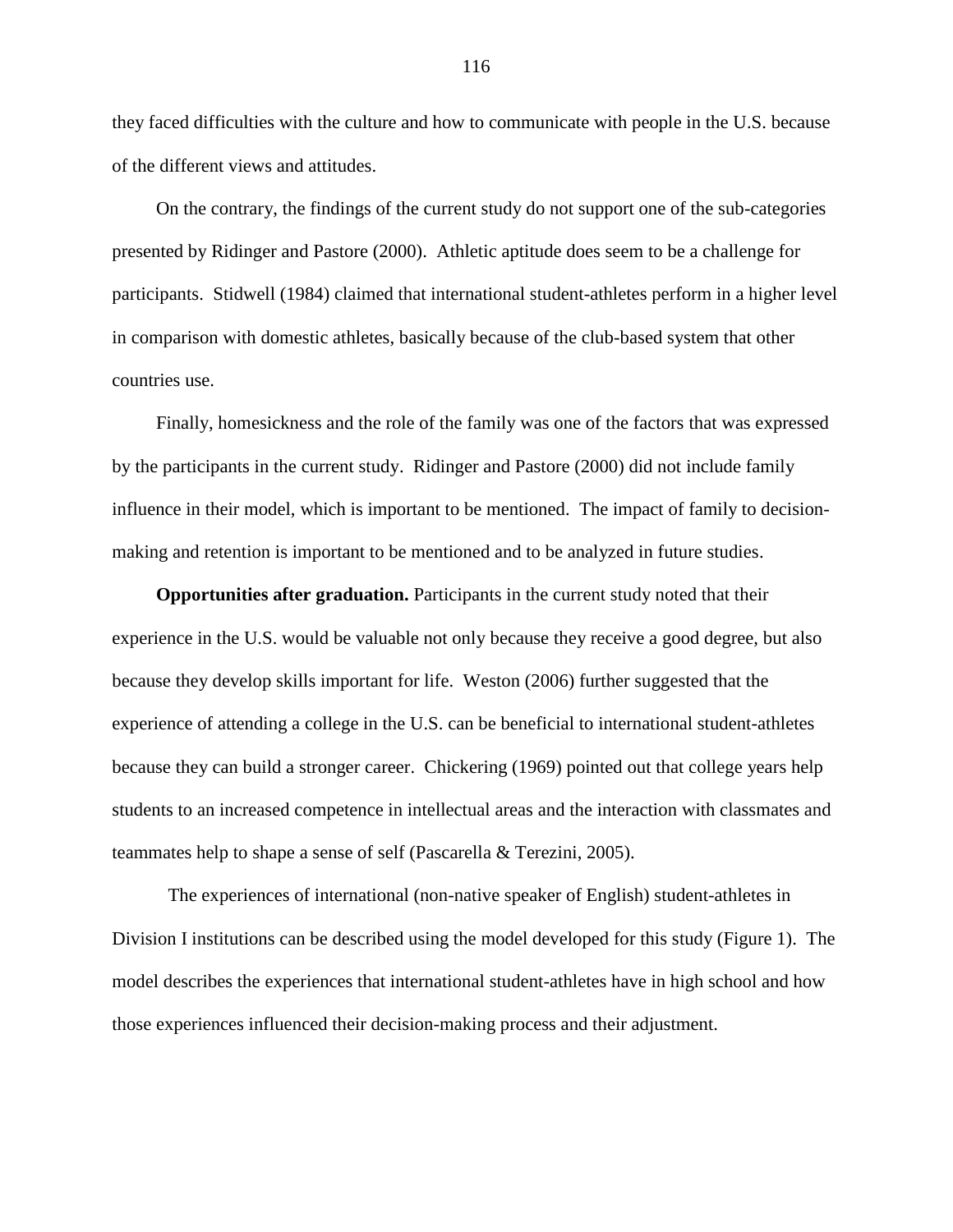they faced difficulties with the culture and how to communicate with people in the U.S. because of the different views and attitudes.

On the contrary, the findings of the current study do not support one of the sub-categories presented by Ridinger and Pastore (2000). Athletic aptitude does seem to be a challenge for participants. Stidwell (1984) claimed that international student-athletes perform in a higher level in comparison with domestic athletes, basically because of the club-based system that other countries use.

Finally, homesickness and the role of the family was one of the factors that was expressed by the participants in the current study. Ridinger and Pastore (2000) did not include family influence in their model, which is important to be mentioned. The impact of family to decision-making and retention is important to be mentioned and to be analyzed in future studies.

**Opportunities after graduation.** Participants in the current study noted that their experience in the U.S. would be valuable not only because they receive a good degree, but also because they develop skills important for life. Weston (2006) further suggested that the experience of attending a college in the U.S. can be beneficial to international student-athletes because they can build a stronger career. Chickering (1969) pointed out that college years help students to an increased competence in intellectual areas and the interaction with classmates and teammates help to shape a sense of self (Pascarella & Terezini, 2005).

The experiences of international (non-native speaker of English) student-athletes in Division I institutions can be described using the model developed for this study (Figure 1). The model describes the experiences that international student-athletes have in high school and how those experiences influenced their decision-making process and their adjustment.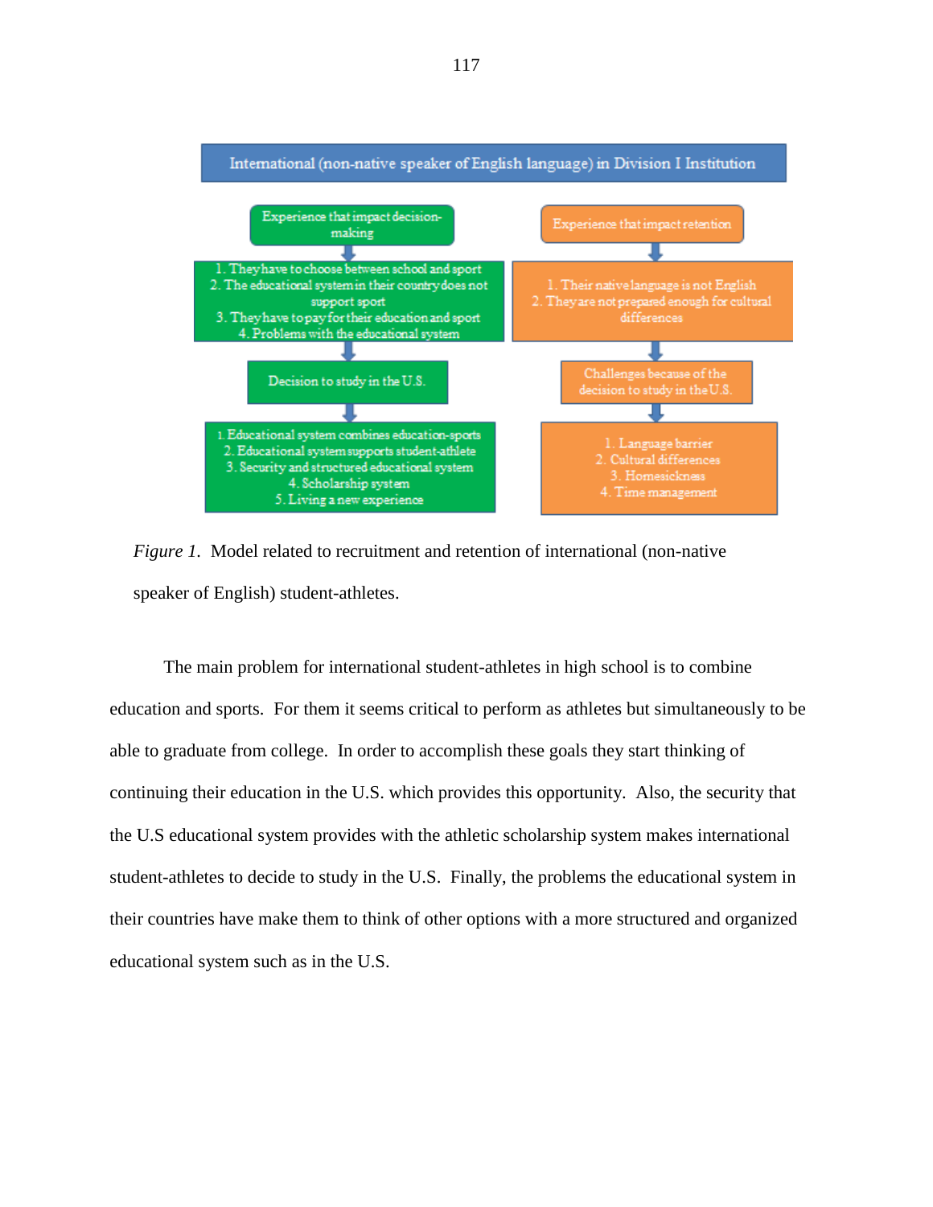International (non-native speaker of English language) in Division I Institution

| Experience that impact decision-making | Experience that impact retention |
|---|---|
| 1. They have to choose between school and sport<br>2. The educational system in their country does not support sport<br>3. They have to pay for their education and sport<br>4. Problems with the educational system | 1. Their native language is not English<br>2. They are not prepared enough for cultural differences |
| Decision to study in the U.S. | Challenges because of the decision to study in the U.S. |
| 1. Educational system combines education-sports<br>2. Educational system supports student-athlete<br>3. Security and structured educational system<br>4. Scholarship system<br>5. Living a new experience | 1. Language barrier<br>2. Cultural differences<br>3. Homesickness<br>4. Time management |

*Figure 1.* Model related to recruitment and retention of international (non-native speaker of English) student-athletes.

The main problem for international student-athletes in high school is to combine education and sports. For them it seems critical to perform as athletes but simultaneously to be able to graduate from college. In order to accomplish these goals they start thinking of continuing their education in the U.S. which provides this opportunity. Also, the security that the U.S educational system provides with the athletic scholarship system makes international student-athletes to decide to study in the U.S. Finally, the problems the educational system in their countries have make them to think of other options with a more structured and organized educational system such as in the U.S.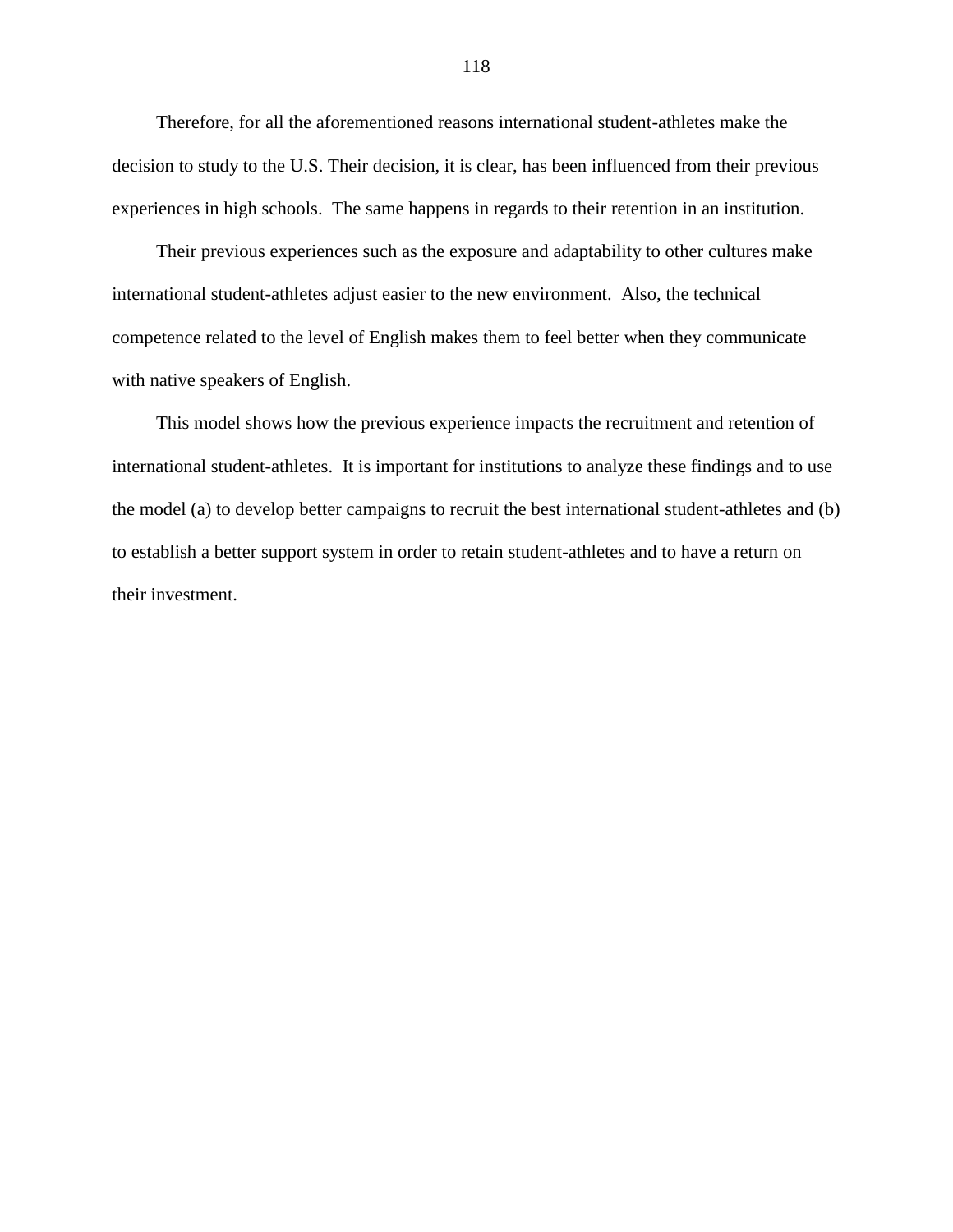Therefore, for all the aforementioned reasons international student-athletes make the decision to study to the U.S. Their decision, it is clear, has been influenced from their previous experiences in high schools.  The same happens in regards to their retention in an institution.

Their previous experiences such as the exposure and adaptability to other cultures make international student-athletes adjust easier to the new environment.  Also, the technical competence related to the level of English makes them to feel better when they communicate with native speakers of English.

This model shows how the previous experience impacts the recruitment and retention of international student-athletes.  It is important for institutions to analyze these findings and to use the model (a) to develop better campaigns to recruit the best international student-athletes and (b) to establish a better support system in order to retain student-athletes and to have a return on their investment.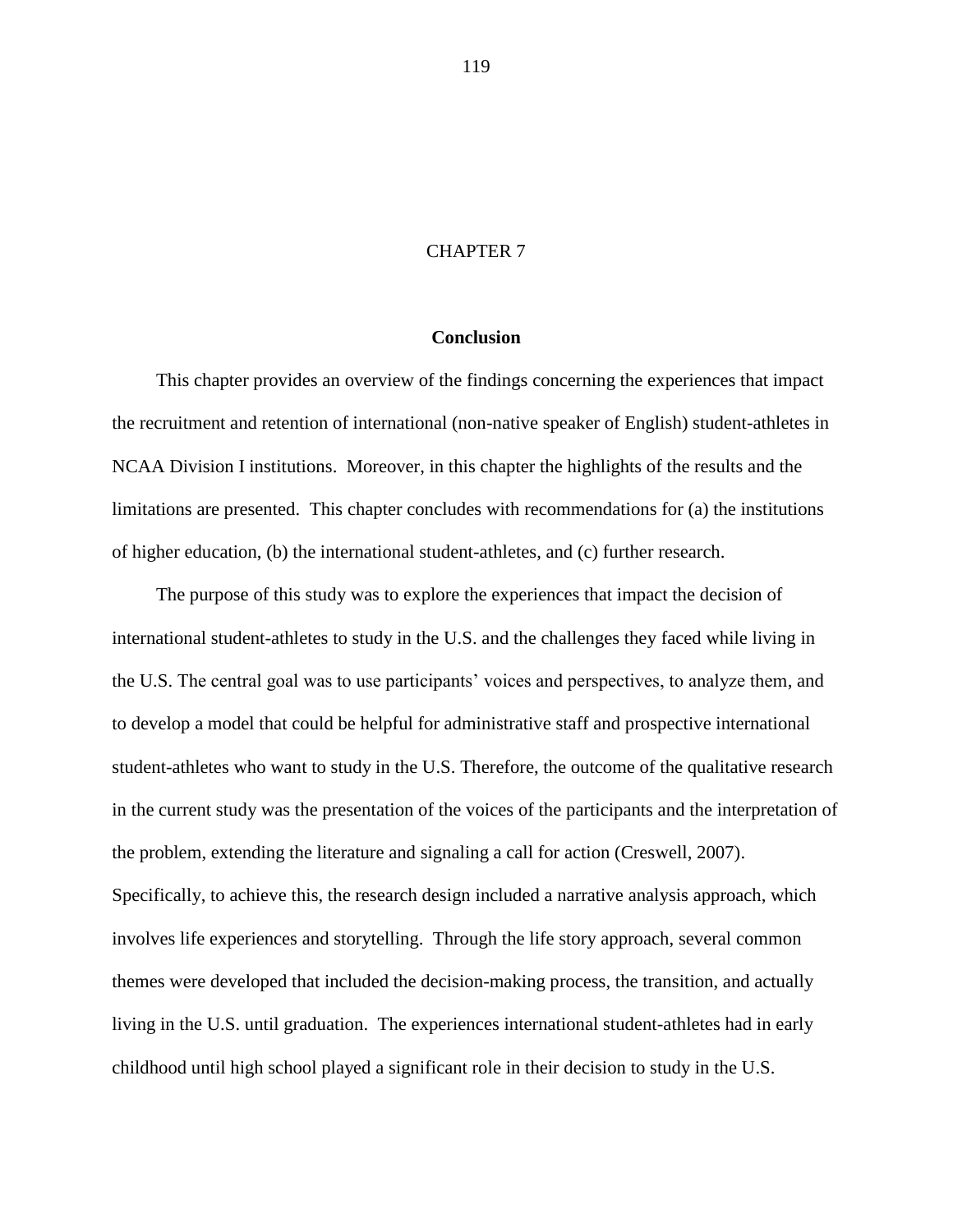# CHAPTER 7

## Conclusion

This chapter provides an overview of the findings concerning the experiences that impact the recruitment and retention of international (non-native speaker of English) student-athletes in NCAA Division I institutions. Moreover, in this chapter the highlights of the results and the limitations are presented. This chapter concludes with recommendations for (a) the institutions of higher education, (b) the international student-athletes, and (c) further research.

The purpose of this study was to explore the experiences that impact the decision of international student-athletes to study in the U.S. and the challenges they faced while living in the U.S. The central goal was to use participants' voices and perspectives, to analyze them, and to develop a model that could be helpful for administrative staff and prospective international student-athletes who want to study in the U.S. Therefore, the outcome of the qualitative research in the current study was the presentation of the voices of the participants and the interpretation of the problem, extending the literature and signaling a call for action (Creswell, 2007). Specifically, to achieve this, the research design included a narrative analysis approach, which involves life experiences and storytelling. Through the life story approach, several common themes were developed that included the decision-making process, the transition, and actually living in the U.S. until graduation. The experiences international student-athletes had in early childhood until high school played a significant role in their decision to study in the U.S.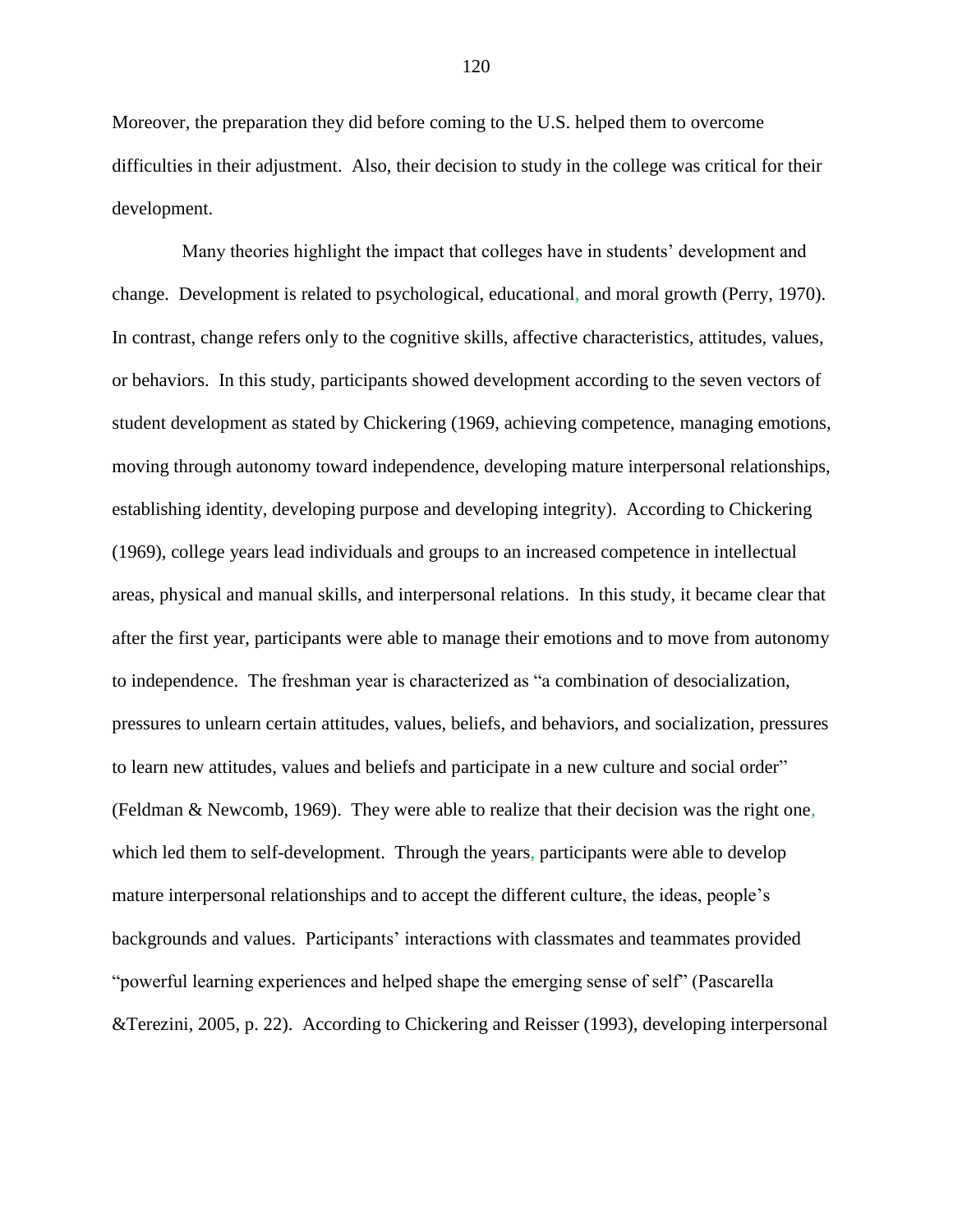Moreover, the preparation they did before coming to the U.S. helped them to overcome difficulties in their adjustment. Also, their decision to study in the college was critical for their development.

Many theories highlight the impact that colleges have in students' development and change. Development is related to psychological, educational, and moral growth (Perry, 1970). In contrast, change refers only to the cognitive skills, affective characteristics, attitudes, values, or behaviors. In this study, participants showed development according to the seven vectors of student development as stated by Chickering (1969, achieving competence, managing emotions, moving through autonomy toward independence, developing mature interpersonal relationships, establishing identity, developing purpose and developing integrity). According to Chickering (1969), college years lead individuals and groups to an increased competence in intellectual areas, physical and manual skills, and interpersonal relations. In this study, it became clear that after the first year, participants were able to manage their emotions and to move from autonomy to independence. The freshman year is characterized as "a combination of desocialization, pressures to unlearn certain attitudes, values, beliefs, and behaviors, and socialization, pressures to learn new attitudes, values and beliefs and participate in a new culture and social order" (Feldman & Newcomb, 1969). They were able to realize that their decision was the right one, which led them to self-development. Through the years, participants were able to develop mature interpersonal relationships and to accept the different culture, the ideas, people's backgrounds and values. Participants' interactions with classmates and teammates provided "powerful learning experiences and helped shape the emerging sense of self" (Pascarella &Terezini, 2005, p. 22). According to Chickering and Reisser (1993), developing interpersonal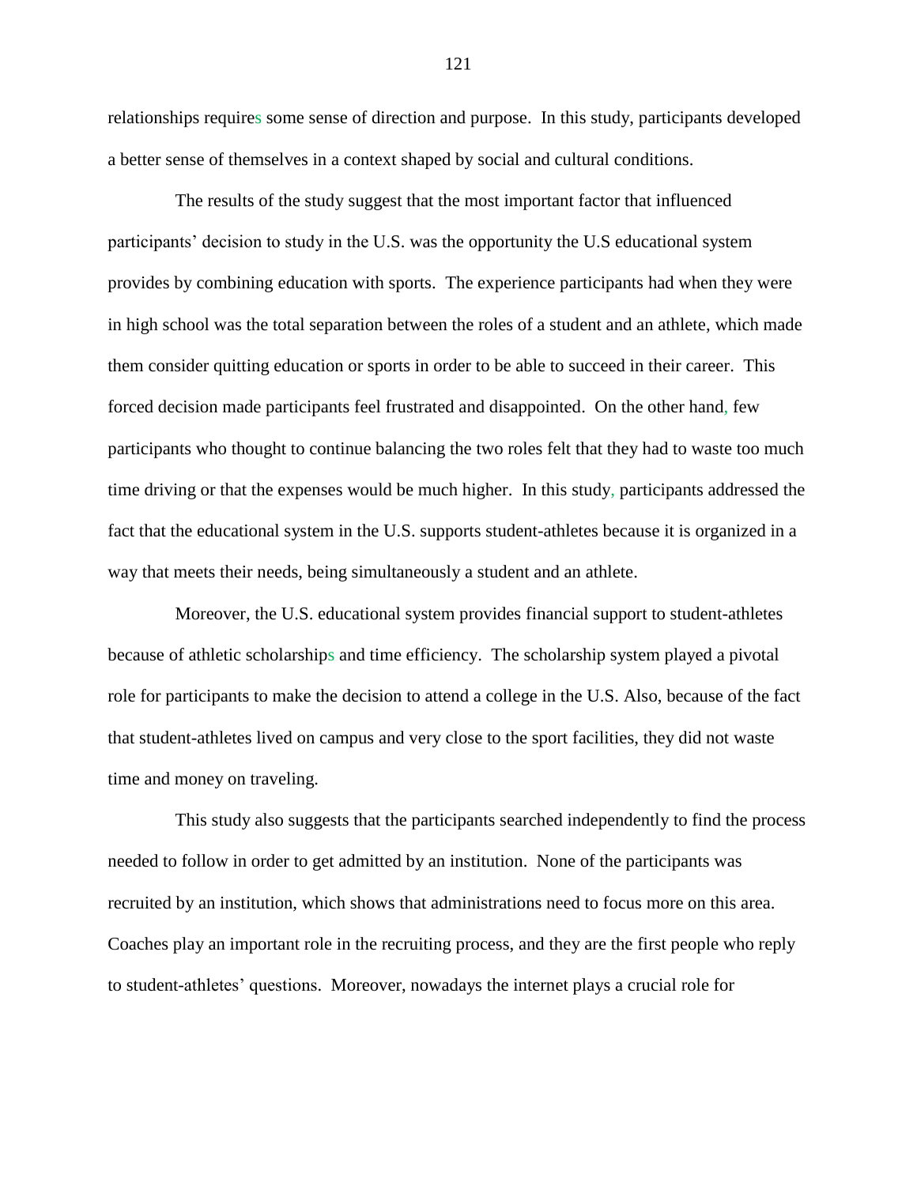relationships requires some sense of direction and purpose. In this study, participants developed a better sense of themselves in a context shaped by social and cultural conditions.

The results of the study suggest that the most important factor that influenced participants' decision to study in the U.S. was the opportunity the U.S educational system provides by combining education with sports. The experience participants had when they were in high school was the total separation between the roles of a student and an athlete, which made them consider quitting education or sports in order to be able to succeed in their career. This forced decision made participants feel frustrated and disappointed. On the other hand, few participants who thought to continue balancing the two roles felt that they had to waste too much time driving or that the expenses would be much higher. In this study, participants addressed the fact that the educational system in the U.S. supports student-athletes because it is organized in a way that meets their needs, being simultaneously a student and an athlete.

Moreover, the U.S. educational system provides financial support to student-athletes because of athletic scholarships and time efficiency. The scholarship system played a pivotal role for participants to make the decision to attend a college in the U.S. Also, because of the fact that student-athletes lived on campus and very close to the sport facilities, they did not waste time and money on traveling.

This study also suggests that the participants searched independently to find the process needed to follow in order to get admitted by an institution. None of the participants was recruited by an institution, which shows that administrations need to focus more on this area. Coaches play an important role in the recruiting process, and they are the first people who reply to student-athletes' questions. Moreover, nowadays the internet plays a crucial role for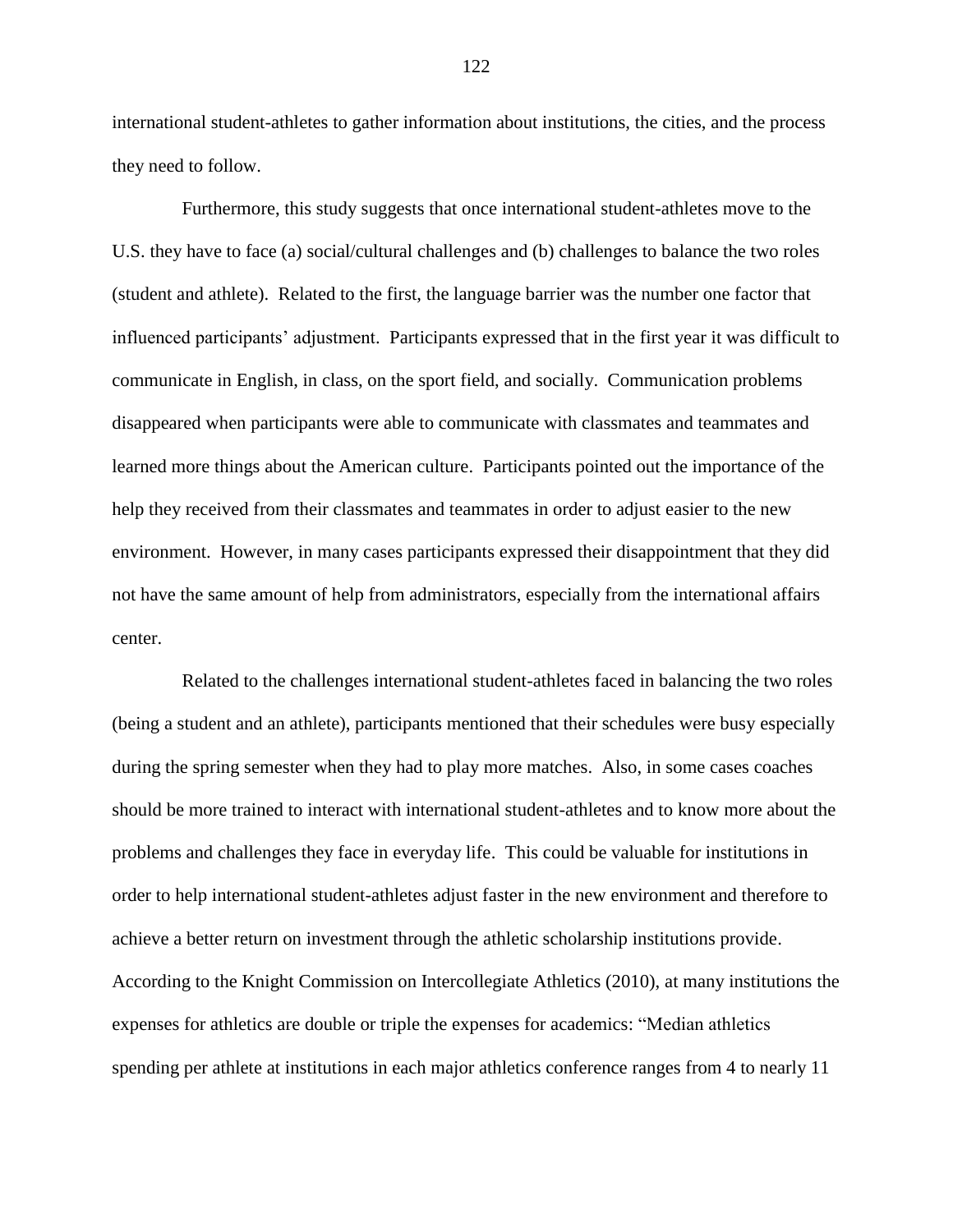international student-athletes to gather information about institutions, the cities, and the process they need to follow.

Furthermore, this study suggests that once international student-athletes move to the U.S. they have to face (a) social/cultural challenges and (b) challenges to balance the two roles (student and athlete). Related to the first, the language barrier was the number one factor that influenced participants' adjustment. Participants expressed that in the first year it was difficult to communicate in English, in class, on the sport field, and socially. Communication problems disappeared when participants were able to communicate with classmates and teammates and learned more things about the American culture. Participants pointed out the importance of the help they received from their classmates and teammates in order to adjust easier to the new environment. However, in many cases participants expressed their disappointment that they did not have the same amount of help from administrators, especially from the international affairs center.

Related to the challenges international student-athletes faced in balancing the two roles (being a student and an athlete), participants mentioned that their schedules were busy especially during the spring semester when they had to play more matches. Also, in some cases coaches should be more trained to interact with international student-athletes and to know more about the problems and challenges they face in everyday life. This could be valuable for institutions in order to help international student-athletes adjust faster in the new environment and therefore to achieve a better return on investment through the athletic scholarship institutions provide. According to the Knight Commission on Intercollegiate Athletics (2010), at many institutions the expenses for athletics are double or triple the expenses for academics: "Median athletics spending per athlete at institutions in each major athletics conference ranges from 4 to nearly 11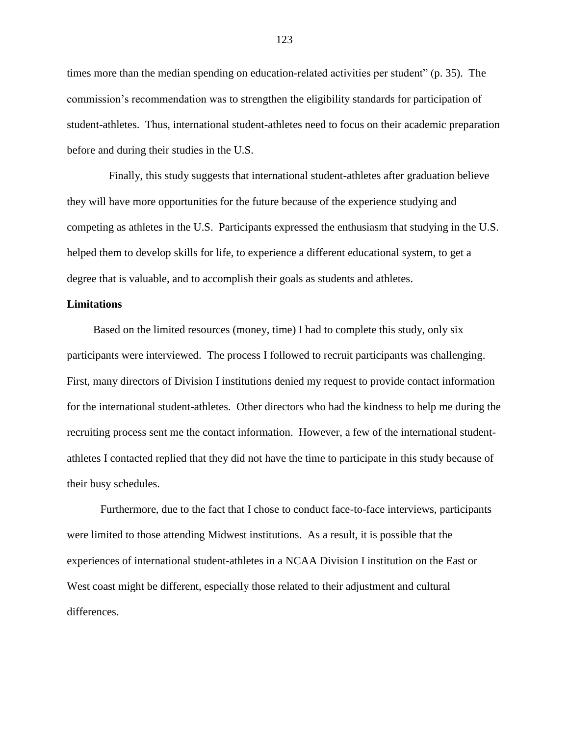times more than the median spending on education-related activities per student" (p. 35). The commission's recommendation was to strengthen the eligibility standards for participation of student-athletes. Thus, international student-athletes need to focus on their academic preparation before and during their studies in the U.S.

Finally, this study suggests that international student-athletes after graduation believe they will have more opportunities for the future because of the experience studying and competing as athletes in the U.S. Participants expressed the enthusiasm that studying in the U.S. helped them to develop skills for life, to experience a different educational system, to get a degree that is valuable, and to accomplish their goals as students and athletes.

**Limitations**

Based on the limited resources (money, time) I had to complete this study, only six participants were interviewed. The process I followed to recruit participants was challenging. First, many directors of Division I institutions denied my request to provide contact information for the international student-athletes. Other directors who had the kindness to help me during the recruiting process sent me the contact information. However, a few of the international student-athletes I contacted replied that they did not have the time to participate in this study because of their busy schedules.

Furthermore, due to the fact that I chose to conduct face-to-face interviews, participants were limited to those attending Midwest institutions. As a result, it is possible that the experiences of international student-athletes in a NCAA Division I institution on the East or West coast might be different, especially those related to their adjustment and cultural differences.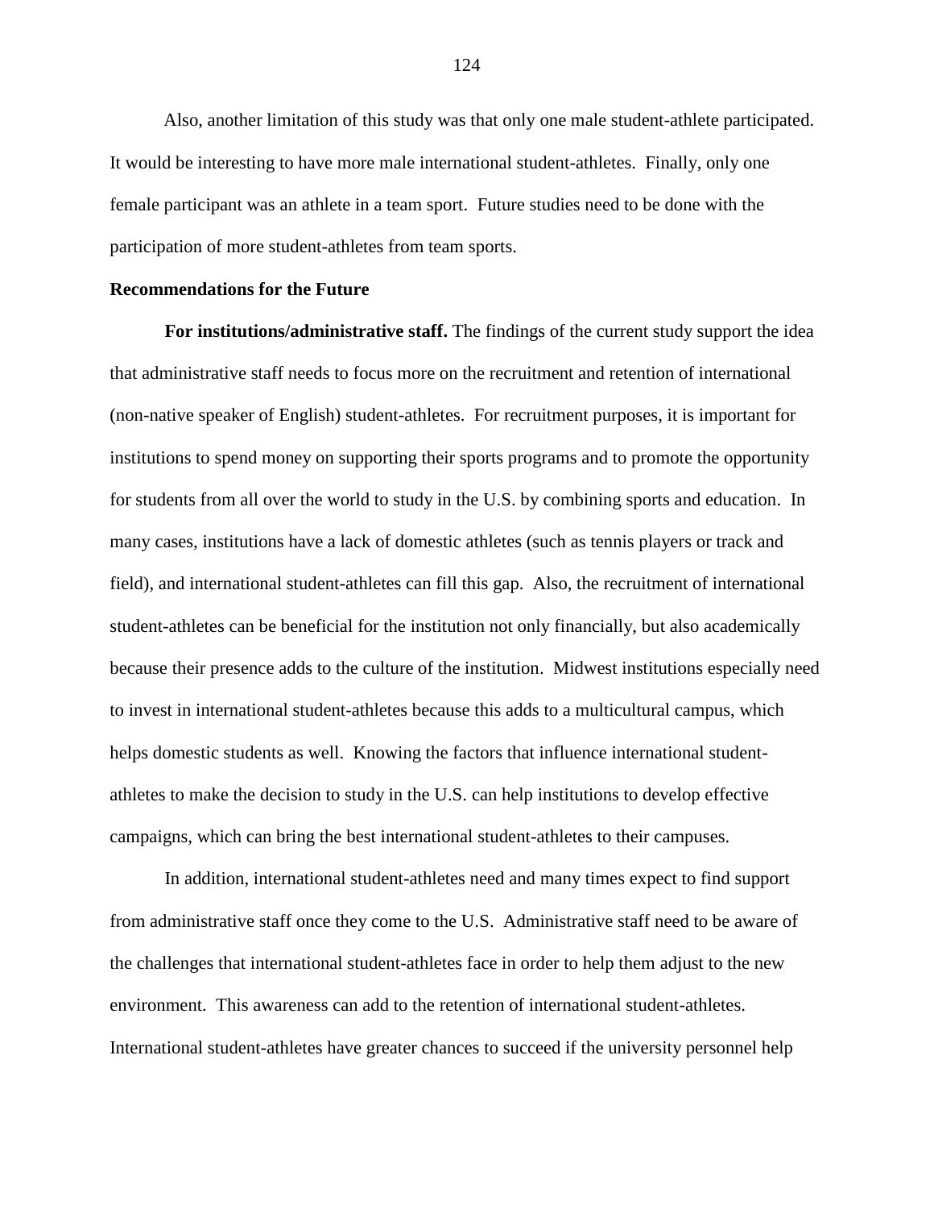Also, another limitation of this study was that only one male student-athlete participated. It would be interesting to have more male international student-athletes. Finally, only one female participant was an athlete in a team sport. Future studies need to be done with the participation of more student-athletes from team sports.

**Recommendations for the Future**

**For institutions/administrative staff.** The findings of the current study support the idea that administrative staff needs to focus more on the recruitment and retention of international (non-native speaker of English) student-athletes. For recruitment purposes, it is important for institutions to spend money on supporting their sports programs and to promote the opportunity for students from all over the world to study in the U.S. by combining sports and education. In many cases, institutions have a lack of domestic athletes (such as tennis players or track and field), and international student-athletes can fill this gap. Also, the recruitment of international student-athletes can be beneficial for the institution not only financially, but also academically because their presence adds to the culture of the institution. Midwest institutions especially need to invest in international student-athletes because this adds to a multicultural campus, which helps domestic students as well. Knowing the factors that influence international student-athletes to make the decision to study in the U.S. can help institutions to develop effective campaigns, which can bring the best international student-athletes to their campuses.

In addition, international student-athletes need and many times expect to find support from administrative staff once they come to the U.S. Administrative staff need to be aware of the challenges that international student-athletes face in order to help them adjust to the new environment. This awareness can add to the retention of international student-athletes. International student-athletes have greater chances to succeed if the university personnel help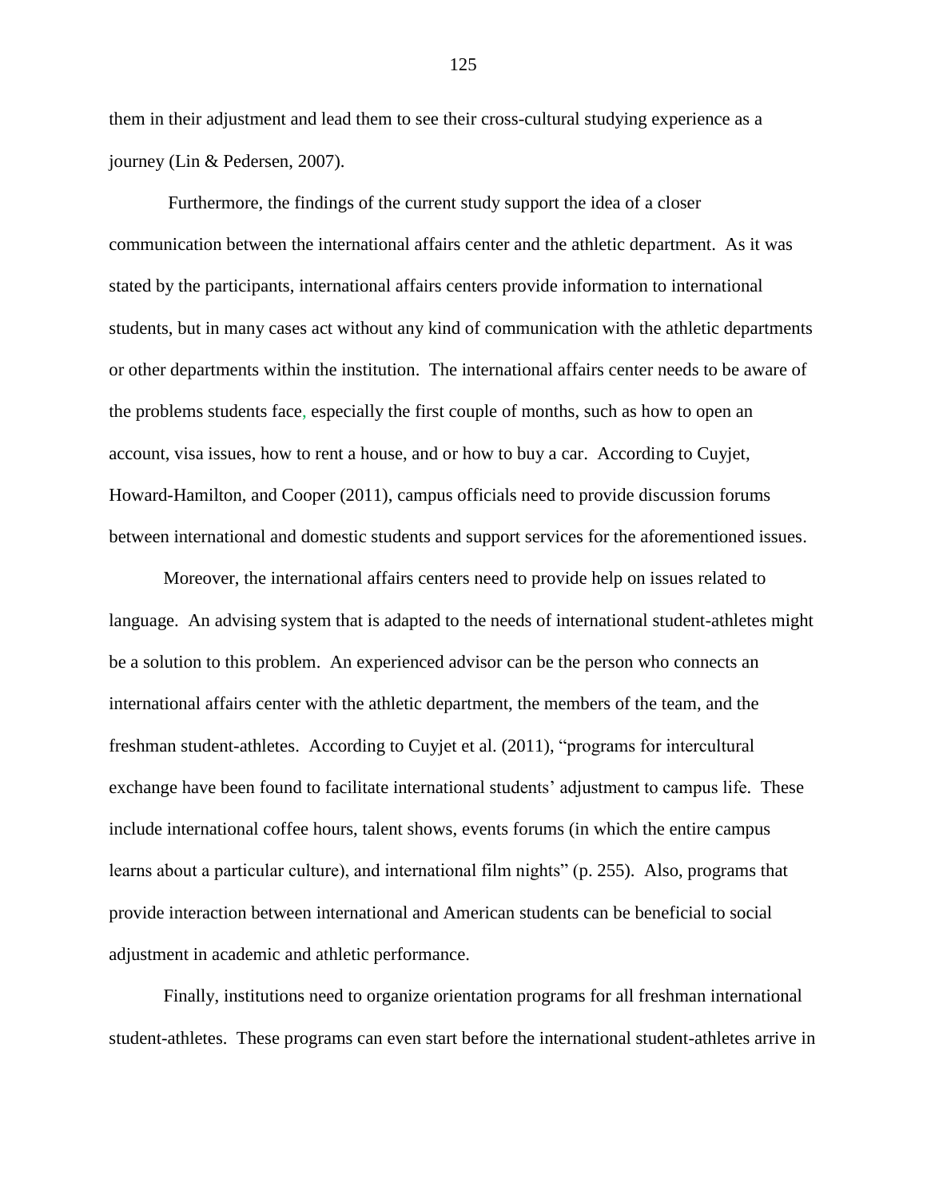them in their adjustment and lead them to see their cross-cultural studying experience as a journey (Lin & Pedersen, 2007).

Furthermore, the findings of the current study support the idea of a closer communication between the international affairs center and the athletic department. As it was stated by the participants, international affairs centers provide information to international students, but in many cases act without any kind of communication with the athletic departments or other departments within the institution. The international affairs center needs to be aware of the problems students face, especially the first couple of months, such as how to open an account, visa issues, how to rent a house, and or how to buy a car. According to Cuyjet, Howard-Hamilton, and Cooper (2011), campus officials need to provide discussion forums between international and domestic students and support services for the aforementioned issues.

Moreover, the international affairs centers need to provide help on issues related to language. An advising system that is adapted to the needs of international student-athletes might be a solution to this problem. An experienced advisor can be the person who connects an international affairs center with the athletic department, the members of the team, and the freshman student-athletes. According to Cuyjet et al. (2011), "programs for intercultural exchange have been found to facilitate international students' adjustment to campus life. These include international coffee hours, talent shows, events forums (in which the entire campus learns about a particular culture), and international film nights" (p. 255). Also, programs that provide interaction between international and American students can be beneficial to social adjustment in academic and athletic performance.

Finally, institutions need to organize orientation programs for all freshman international student-athletes. These programs can even start before the international student-athletes arrive in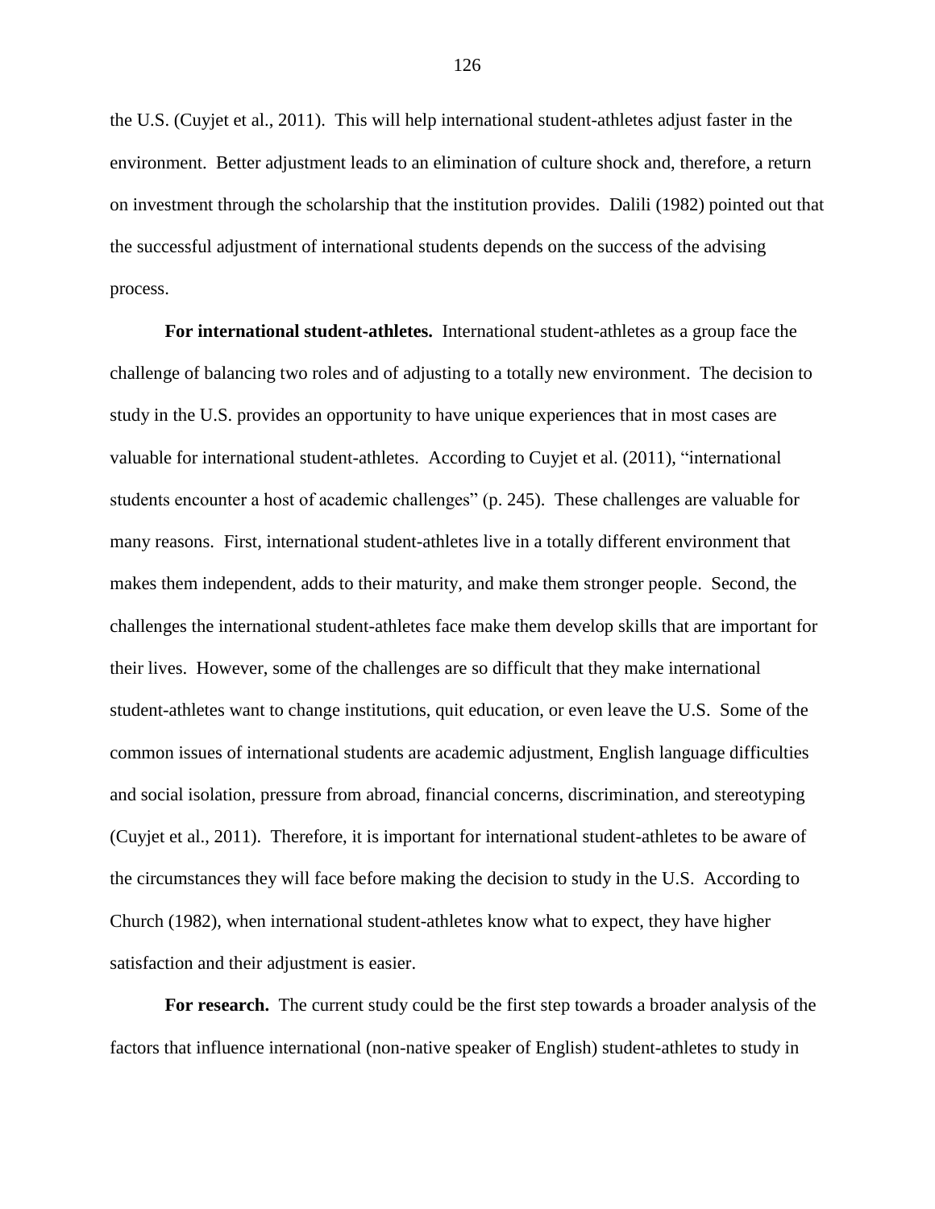the U.S. (Cuyjet et al., 2011). This will help international student-athletes adjust faster in the environment. Better adjustment leads to an elimination of culture shock and, therefore, a return on investment through the scholarship that the institution provides. Dalili (1982) pointed out that the successful adjustment of international students depends on the success of the advising process.

**For international student-athletes.** International student-athletes as a group face the challenge of balancing two roles and of adjusting to a totally new environment. The decision to study in the U.S. provides an opportunity to have unique experiences that in most cases are valuable for international student-athletes. According to Cuyjet et al. (2011), "international students encounter a host of academic challenges" (p. 245). These challenges are valuable for many reasons. First, international student-athletes live in a totally different environment that makes them independent, adds to their maturity, and make them stronger people. Second, the challenges the international student-athletes face make them develop skills that are important for their lives. However, some of the challenges are so difficult that they make international student-athletes want to change institutions, quit education, or even leave the U.S. Some of the common issues of international students are academic adjustment, English language difficulties and social isolation, pressure from abroad, financial concerns, discrimination, and stereotyping (Cuyjet et al., 2011). Therefore, it is important for international student-athletes to be aware of the circumstances they will face before making the decision to study in the U.S. According to Church (1982), when international student-athletes know what to expect, they have higher satisfaction and their adjustment is easier.

**For research.** The current study could be the first step towards a broader analysis of the factors that influence international (non-native speaker of English) student-athletes to study in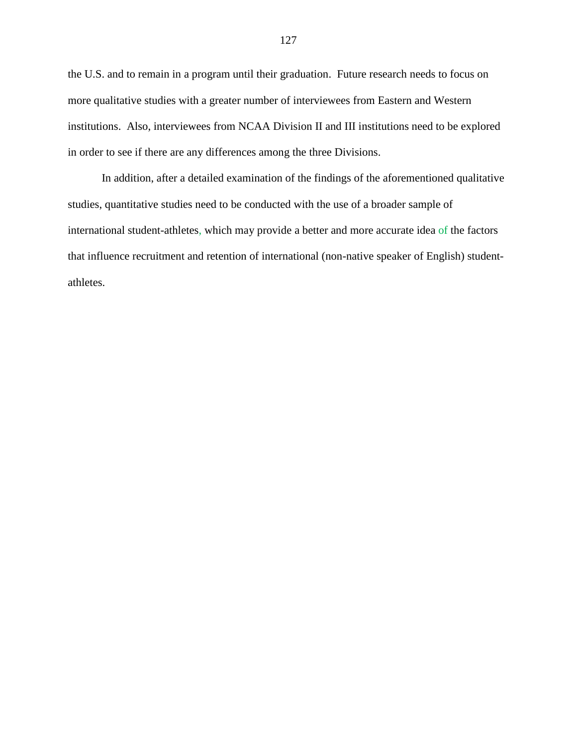the U.S. and to remain in a program until their graduation. Future research needs to focus on more qualitative studies with a greater number of interviewees from Eastern and Western institutions. Also, interviewees from NCAA Division II and III institutions need to be explored in order to see if there are any differences among the three Divisions.

In addition, after a detailed examination of the findings of the aforementioned qualitative studies, quantitative studies need to be conducted with the use of a broader sample of international student-athletes, which may provide a better and more accurate idea of the factors that influence recruitment and retention of international (non-native speaker of English) student-athletes.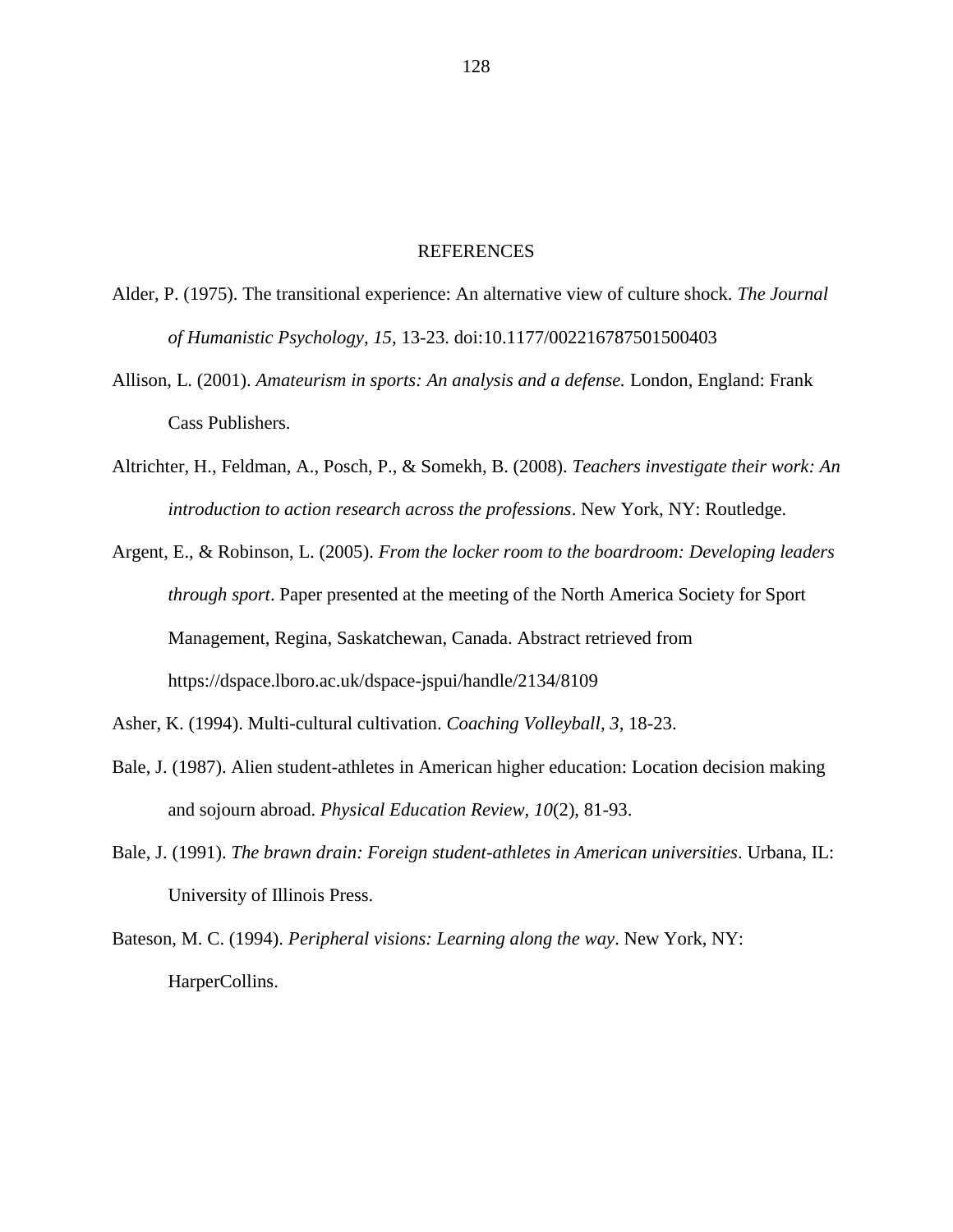# REFERENCES

Alder, P. (1975). The transitional experience: An alternative view of culture shock. *The Journal of Humanistic Psychology, 15,* 13-23. doi:10.1177/002216787501500403

Allison, L. (2001). *Amateurism in sports: An analysis and a defense.* London, England: Frank Cass Publishers.

Altrichter, H., Feldman, A., Posch, P., & Somekh, B. (2008). *Teachers investigate their work: An introduction to action research across the professions*. New York, NY: Routledge.

Argent, E., & Robinson, L. (2005). *From the locker room to the boardroom: Developing leaders through sport*. Paper presented at the meeting of the North America Society for Sport Management, Regina, Saskatchewan, Canada. Abstract retrieved from https://dspace.lboro.ac.uk/dspace-jspui/handle/2134/8109

Asher, K. (1994). Multi-cultural cultivation. *Coaching Volleyball, 3,* 18-23.

Bale, J. (1987). Alien student-athletes in American higher education: Location decision making and sojourn abroad. *Physical Education Review, 10*(2), 81-93.

Bale, J. (1991). *The brawn drain: Foreign student-athletes in American universities*. Urbana, IL: University of Illinois Press.

Bateson, M. C. (1994). *Peripheral visions: Learning along the way*. New York, NY: HarperCollins.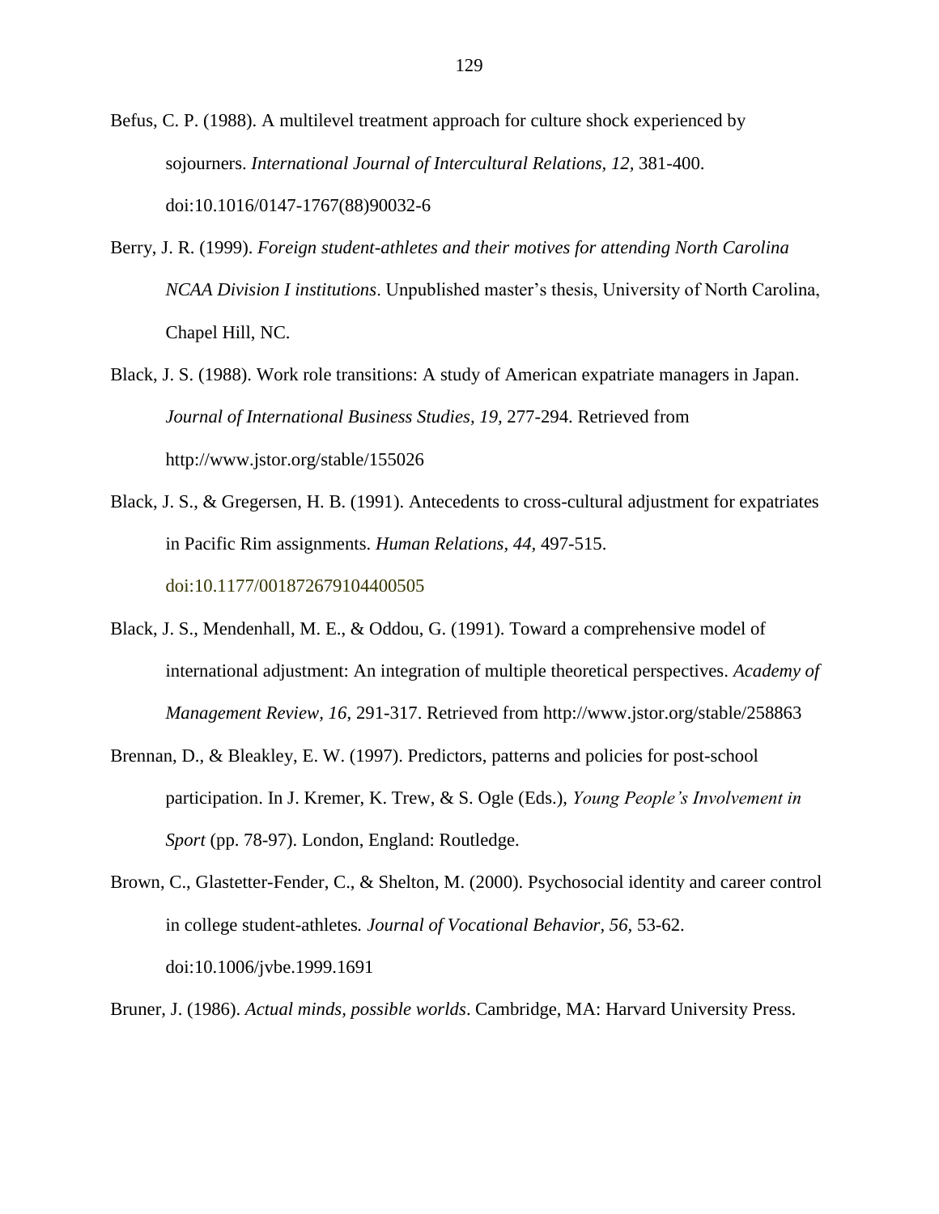Befus, C. P. (1988). A multilevel treatment approach for culture shock experienced by sojourners. *International Journal of Intercultural Relations, 12,* 381-400. doi:10.1016/0147-1767(88)90032-6

Berry, J. R. (1999). *Foreign student-athletes and their motives for attending North Carolina NCAA Division I institutions*. Unpublished master's thesis, University of North Carolina, Chapel Hill, NC.

Black, J. S. (1988). Work role transitions: A study of American expatriate managers in Japan. *Journal of International Business Studies, 19,* 277-294. Retrieved from http://www.jstor.org/stable/155026

Black, J. S., & Gregersen, H. B. (1991). Antecedents to cross-cultural adjustment for expatriates in Pacific Rim assignments. *Human Relations, 44,* 497-515. doi:10.1177/001872679104400505

Black, J. S., Mendenhall, M. E., & Oddou, G. (1991). Toward a comprehensive model of international adjustment: An integration of multiple theoretical perspectives. *Academy of Management Review, 16*, 291-317. Retrieved from http://www.jstor.org/stable/258863

Brennan, D., & Bleakley, E. W. (1997). Predictors, patterns and policies for post-school participation. In J. Kremer, K. Trew, & S. Ogle (Eds.), *Young People's Involvement in Sport* (pp. 78-97). London, England: Routledge.

Brown, C., Glastetter-Fender, C., & Shelton, M. (2000). Psychosocial identity and career control in college student-athletes. *Journal of Vocational Behavior, 56*, 53-62. doi:10.1006/jvbe.1999.1691

Bruner, J. (1986). *Actual minds, possible worlds*. Cambridge, MA: Harvard University Press.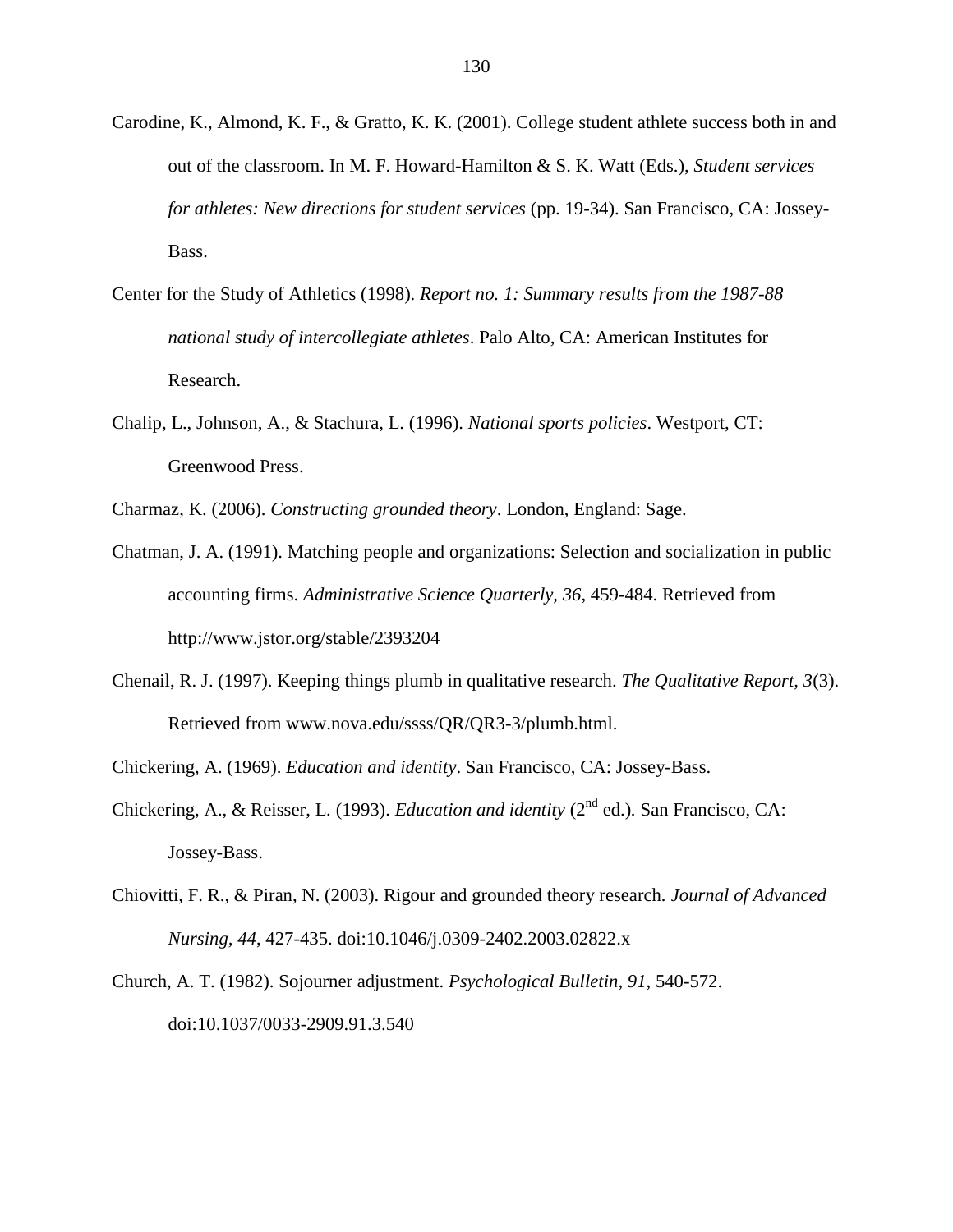Carodine, K., Almond, K. F., & Gratto, K. K. (2001). College student athlete success both in and out of the classroom. In M. F. Howard-Hamilton & S. K. Watt (Eds.), *Student services for athletes: New directions for student services* (pp. 19-34). San Francisco, CA: Jossey-Bass.

Center for the Study of Athletics (1998). *Report no. 1: Summary results from the 1987-88 national study of intercollegiate athletes*. Palo Alto, CA: American Institutes for Research.

Chalip, L., Johnson, A., & Stachura, L. (1996). *National sports policies*. Westport, CT: Greenwood Press.

Charmaz, K. (2006). *Constructing grounded theory*. London, England: Sage.

Chatman, J. A. (1991). Matching people and organizations: Selection and socialization in public accounting firms. *Administrative Science Quarterly, 36,* 459-484. Retrieved from http://www.jstor.org/stable/2393204

Chenail, R. J. (1997). Keeping things plumb in qualitative research. *The Qualitative Report, 3*(3). Retrieved from www.nova.edu/ssss/QR/QR3-3/plumb.html.

Chickering, A. (1969). *Education and identity*. San Francisco, CA: Jossey-Bass.

Chickering, A., & Reisser, L. (1993). *Education and identity* (2nd ed.). San Francisco, CA: Jossey-Bass.

Chiovitti, F. R., & Piran, N. (2003). Rigour and grounded theory research. *Journal of Advanced Nursing, 44*, 427-435. doi:10.1046/j.0309-2402.2003.02822.x

Church, A. T. (1982). Sojourner adjustment. *Psychological Bulletin, 91,* 540-572. doi:10.1037/0033-2909.91.3.540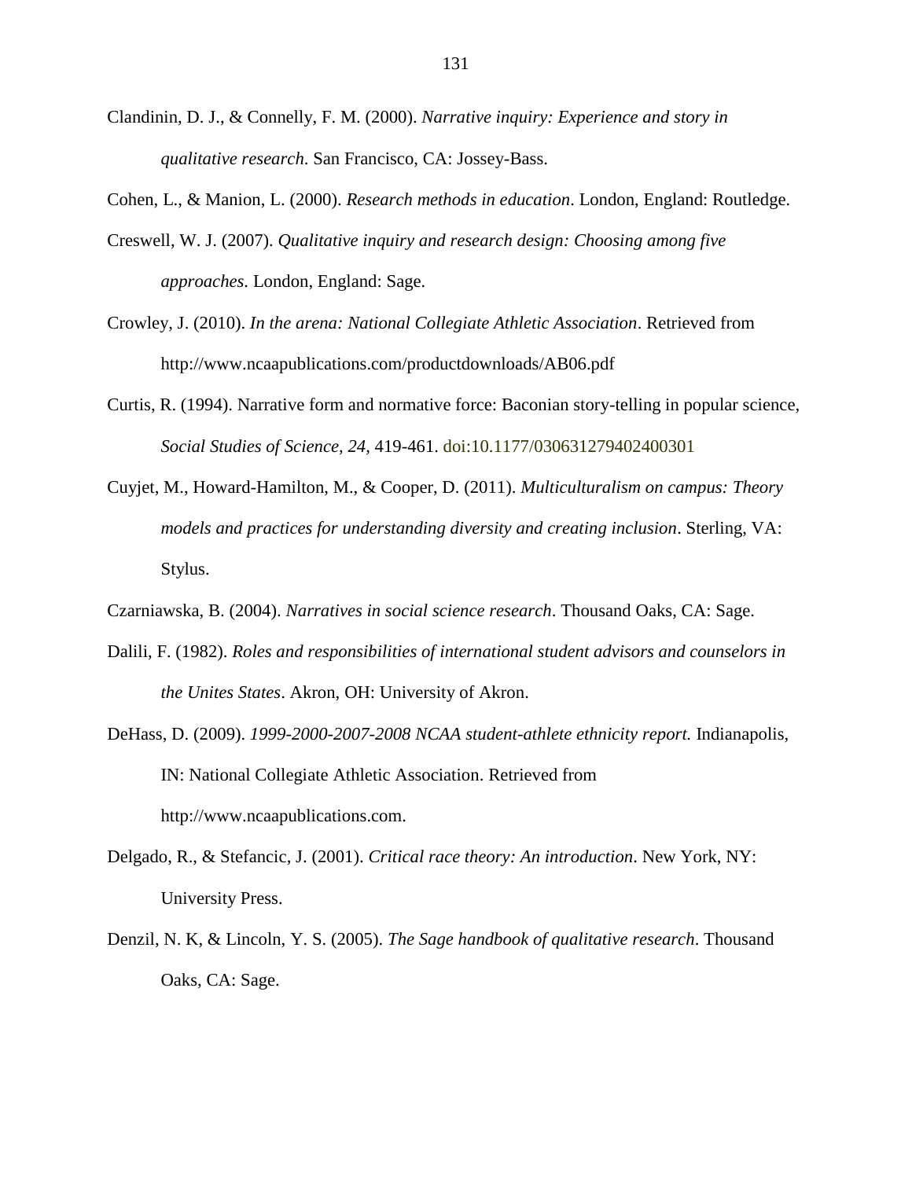Clandinin, D. J., & Connelly, F. M. (2000). *Narrative inquiry: Experience and story in qualitative research*. San Francisco, CA: Jossey-Bass.

Cohen, L., & Manion, L. (2000). *Research methods in education*. London, England: Routledge.

Creswell, W. J. (2007). *Qualitative inquiry and research design: Choosing among five approaches*. London, England: Sage.

Crowley, J. (2010). *In the arena: National Collegiate Athletic Association*. Retrieved from http://www.ncaapublications.com/productdownloads/AB06.pdf

Curtis, R. (1994). Narrative form and normative force: Baconian story-telling in popular science, *Social Studies of Science, 24,* 419-461. doi:10.1177/030631279402400301

Cuyjet, M., Howard-Hamilton, M., & Cooper, D. (2011). *Multiculturalism on campus: Theory models and practices for understanding diversity and creating inclusion*. Sterling, VA: Stylus.

Czarniawska, B. (2004). *Narratives in social science research*. Thousand Oaks, CA: Sage.

Dalili, F. (1982). *Roles and responsibilities of international student advisors and counselors in the Unites States*. Akron, OH: University of Akron.

DeHass, D. (2009). *1999-2000-2007-2008 NCAA student-athlete ethnicity report.* Indianapolis, IN: National Collegiate Athletic Association. Retrieved from http://www.ncaapublications.com.

Delgado, R., & Stefancic, J. (2001). *Critical race theory: An introduction*. New York, NY: University Press.

Denzil, N. K, & Lincoln, Y. S. (2005). *The Sage handbook of qualitative research*. Thousand Oaks, CA: Sage.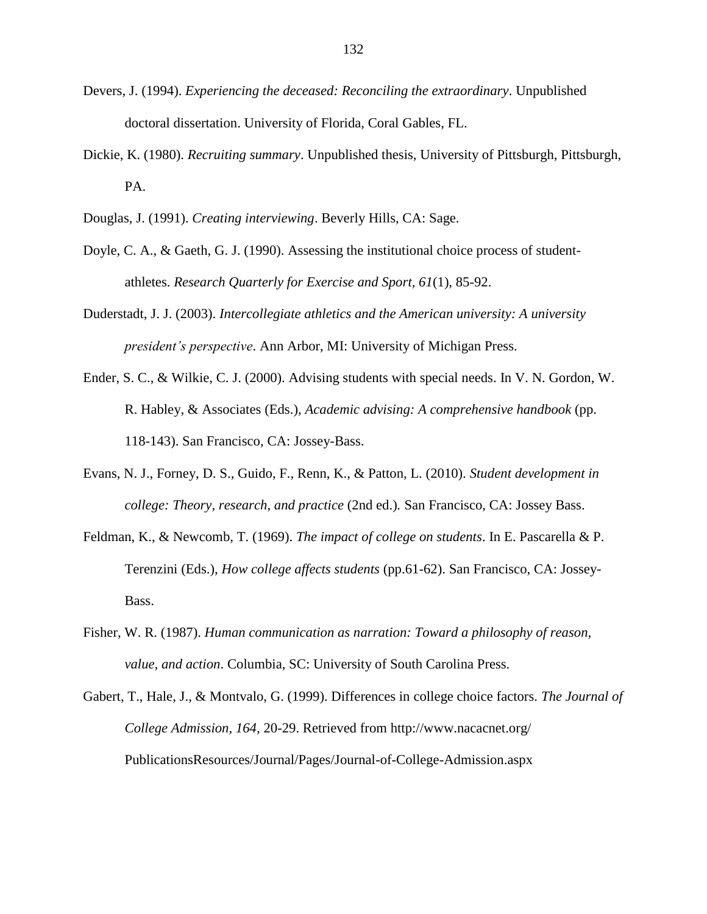Devers, J. (1994). *Experiencing the deceased: Reconciling the extraordinary*. Unpublished doctoral dissertation. University of Florida, Coral Gables, FL.

Dickie, K. (1980). *Recruiting summary*. Unpublished thesis, University of Pittsburgh, Pittsburgh, PA.

Douglas, J. (1991). *Creating interviewing*. Beverly Hills, CA: Sage.

Doyle, C. A., & Gaeth, G. J. (1990). Assessing the institutional choice process of student-athletes. *Research Quarterly for Exercise and Sport, 61*(1), 85-92.

Duderstadt, J. J. (2003). *Intercollegiate athletics and the American university: A university president's perspective*. Ann Arbor, MI: University of Michigan Press.

Ender, S. C., & Wilkie, C. J. (2000). Advising students with special needs. In V. N. Gordon, W. R. Habley, & Associates (Eds.), *Academic advising: A comprehensive handbook* (pp. 118-143). San Francisco, CA: Jossey-Bass.

Evans, N. J., Forney, D. S., Guido, F., Renn, K., & Patton, L. (2010). *Student development in college: Theory, research, and practice* (2nd ed.). San Francisco, CA: Jossey Bass.

Feldman, K., & Newcomb, T. (1969). *The impact of college on students*. In E. Pascarella & P. Terenzini (Eds.), *How college affects students* (pp.61-62). San Francisco, CA: Jossey-Bass.

Fisher, W. R. (1987). *Human communication as narration: Toward a philosophy of reason, value, and action*. Columbia, SC: University of South Carolina Press.

Gabert, T., Hale, J., & Montvalo, G. (1999). Differences in college choice factors. *The Journal of College Admission, 164,* 20-29. Retrieved from http://www.nacacnet.org/PublicationsResources/Journal/Pages/Journal-of-College-Admission.aspx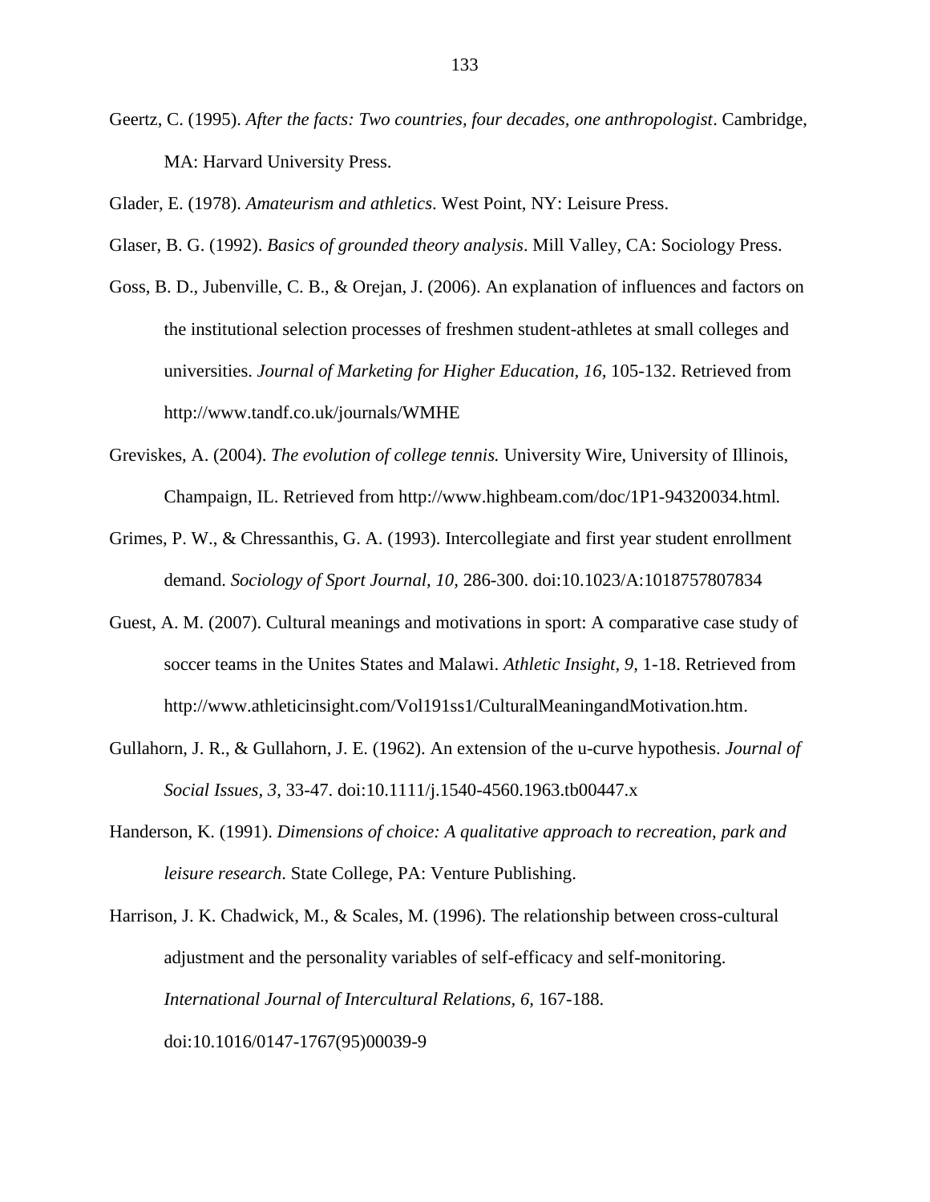Geertz, C. (1995). *After the facts: Two countries, four decades, one anthropologist*. Cambridge, MA: Harvard University Press.

Glader, E. (1978). *Amateurism and athletics*. West Point, NY: Leisure Press.

Glaser, B. G. (1992). *Basics of grounded theory analysis*. Mill Valley, CA: Sociology Press.

Goss, B. D., Jubenville, C. B., & Orejan, J. (2006). An explanation of influences and factors on the institutional selection processes of freshmen student-athletes at small colleges and universities. *Journal of Marketing for Higher Education, 16*, 105-132. Retrieved from http://www.tandf.co.uk/journals/WMHE

Greviskes, A. (2004). *The evolution of college tennis.* University Wire, University of Illinois, Champaign, IL. Retrieved from http://www.highbeam.com/doc/1P1-94320034.html.

Grimes, P. W., & Chressanthis, G. A. (1993). Intercollegiate and first year student enrollment demand. *Sociology of Sport Journal, 10*, 286-300. doi:10.1023/A:1018757807834

Guest, A. M. (2007). Cultural meanings and motivations in sport: A comparative case study of soccer teams in the Unites States and Malawi. *Athletic Insight, 9*, 1-18. Retrieved from http://www.athleticinsight.com/Vol191ss1/CulturalMeaningandMotivation.htm.

Gullahorn, J. R., & Gullahorn, J. E. (1962). An extension of the u-curve hypothesis. *Journal of Social Issues, 3*, 33-47. doi:10.1111/j.1540-4560.1963.tb00447.x

Handerson, K. (1991). *Dimensions of choice: A qualitative approach to recreation, park and leisure research*. State College, PA: Venture Publishing.

Harrison, J. K. Chadwick, M., & Scales, M. (1996). The relationship between cross-cultural adjustment and the personality variables of self-efficacy and self-monitoring. *International Journal of Intercultural Relations, 6*, 167-188. doi:10.1016/0147-1767(95)00039-9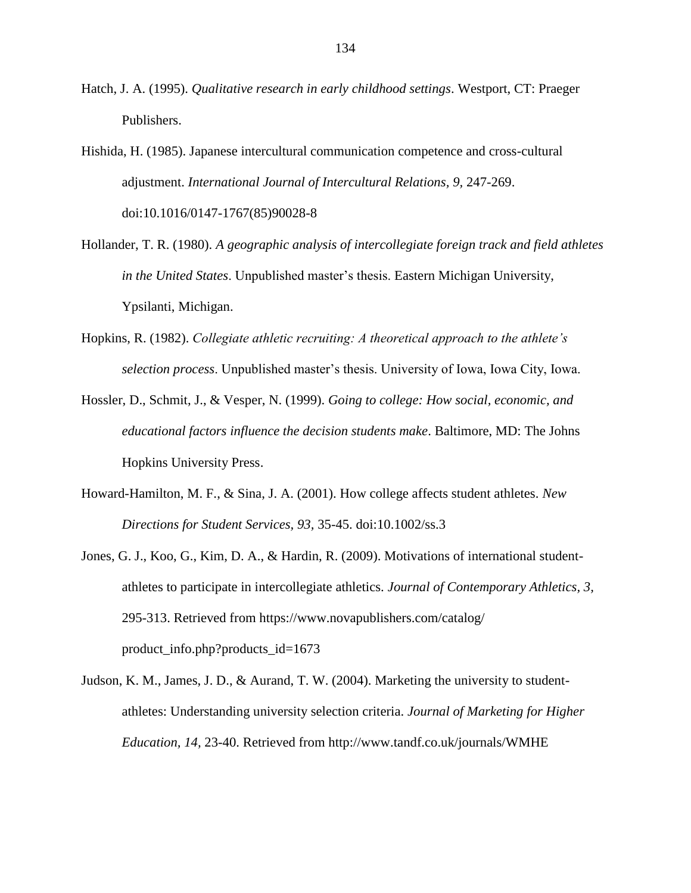Hatch, J. A. (1995). *Qualitative research in early childhood settings*. Westport, CT: Praeger Publishers.

Hishida, H. (1985). Japanese intercultural communication competence and cross-cultural adjustment. *International Journal of Intercultural Relations, 9*, 247-269. doi:10.1016/0147-1767(85)90028-8

Hollander, T. R. (1980). *A geographic analysis of intercollegiate foreign track and field athletes in the United States*. Unpublished master's thesis. Eastern Michigan University, Ypsilanti, Michigan.

Hopkins, R. (1982). *Collegiate athletic recruiting: A theoretical approach to the athlete's selection process*. Unpublished master's thesis. University of Iowa, Iowa City, Iowa.

Hossler, D., Schmit, J., & Vesper, N. (1999). *Going to college: How social, economic, and educational factors influence the decision students make*. Baltimore, MD: The Johns Hopkins University Press.

Howard-Hamilton, M. F., & Sina, J. A. (2001). How college affects student athletes. *New Directions for Student Services, 93*, 35-45. doi:10.1002/ss.3

Jones, G. J., Koo, G., Kim, D. A., & Hardin, R. (2009). Motivations of international student-athletes to participate in intercollegiate athletics. *Journal of Contemporary Athletics, 3*, 295-313. Retrieved from https://www.novapublishers.com/catalog/product_info.php?products_id=1673

Judson, K. M., James, J. D., & Aurand, T. W. (2004). Marketing the university to student-athletes: Understanding university selection criteria. *Journal of Marketing for Higher Education, 14*, 23-40. Retrieved from http://www.tandf.co.uk/journals/WMHE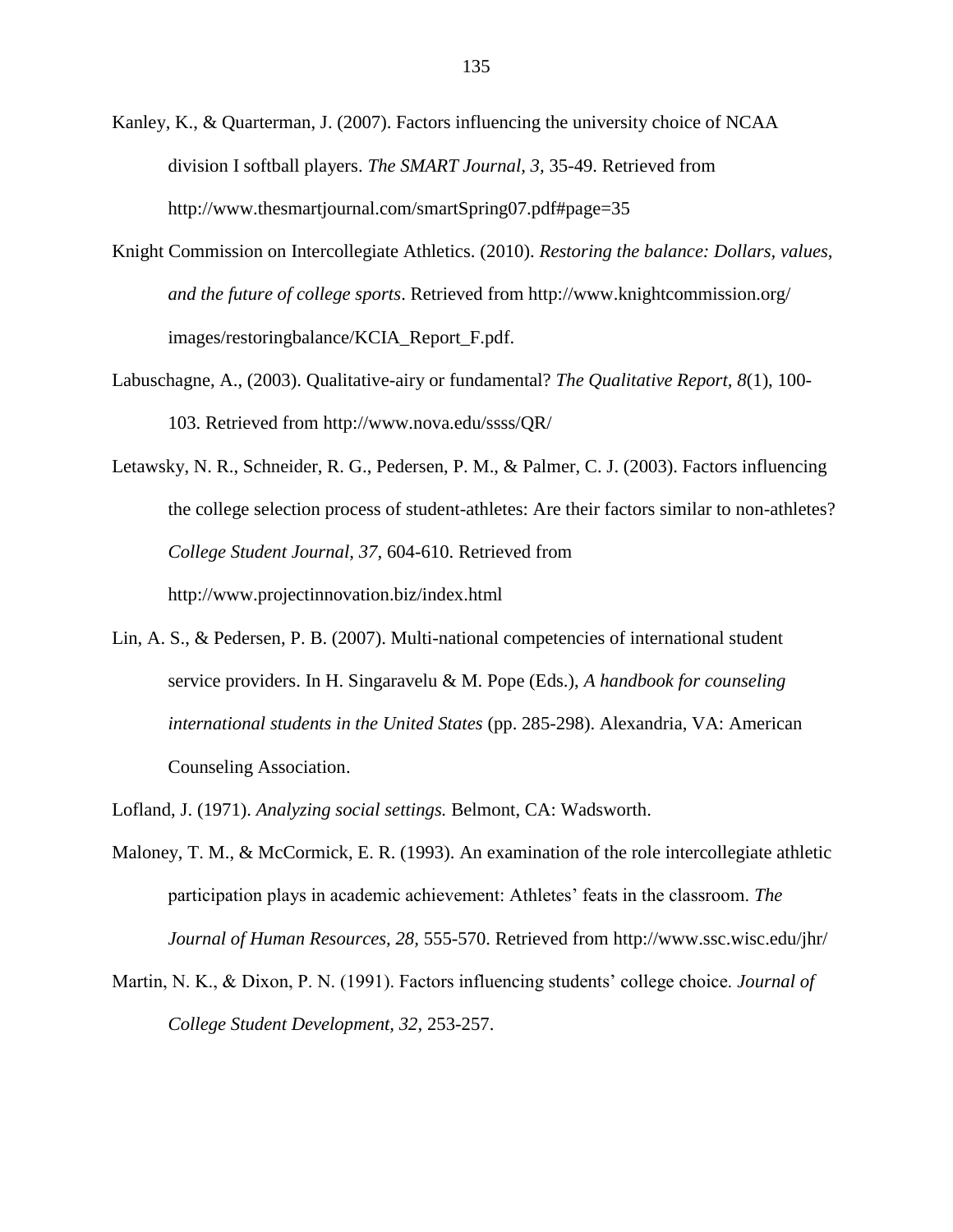Kanley, K., & Quarterman, J. (2007). Factors influencing the university choice of NCAA division I softball players. *The SMART Journal, 3,* 35-49. Retrieved from http://www.thesmartjournal.com/smartSpring07.pdf#page=35

Knight Commission on Intercollegiate Athletics. (2010). *Restoring the balance: Dollars, values, and the future of college sports*. Retrieved from http://www.knightcommission.org/images/restoringbalance/KCIA_Report_F.pdf.

Labuschagne, A., (2003). Qualitative-airy or fundamental? *The Qualitative Report, 8*(1), 100-103. Retrieved from http://www.nova.edu/ssss/QR/

Letawsky, N. R., Schneider, R. G., Pedersen, P. M., & Palmer, C. J. (2003). Factors influencing the college selection process of student-athletes: Are their factors similar to non-athletes? *College Student Journal, 37,* 604-610. Retrieved from http://www.projectinnovation.biz/index.html

Lin, A. S., & Pedersen, P. B. (2007). Multi-national competencies of international student service providers. In H. Singaravelu & M. Pope (Eds.), *A handbook for counseling international students in the United States* (pp. 285-298). Alexandria, VA: American Counseling Association.

Lofland, J. (1971). *Analyzing social settings.* Belmont, CA: Wadsworth.

Maloney, T. M., & McCormick, E. R. (1993). An examination of the role intercollegiate athletic participation plays in academic achievement: Athletes' feats in the classroom. *The Journal of Human Resources, 28,* 555-570. Retrieved from http://www.ssc.wisc.edu/jhr/

Martin, N. K., & Dixon, P. N. (1991). Factors influencing students' college choice. *Journal of College Student Development, 32,* 253-257.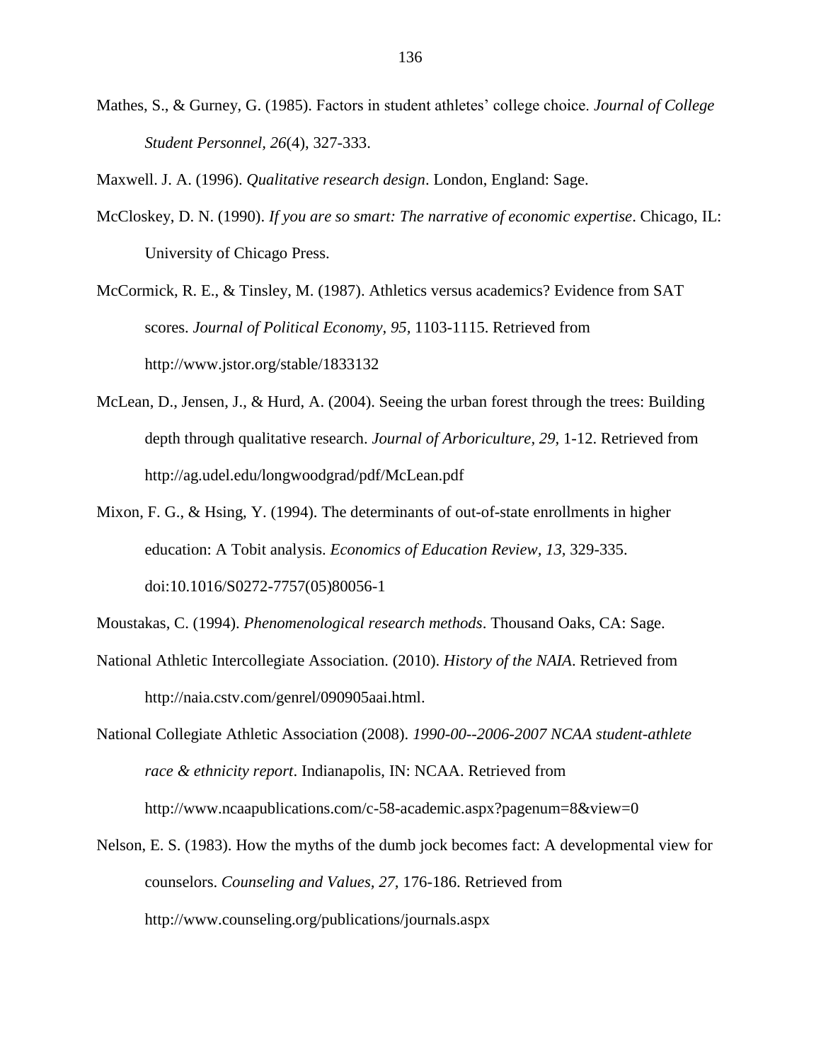Mathes, S., & Gurney, G. (1985). Factors in student athletes' college choice. *Journal of College Student Personnel, 26*(4), 327-333.

Maxwell. J. A. (1996). *Qualitative research design*. London, England: Sage.

McCloskey, D. N. (1990). *If you are so smart: The narrative of economic expertise*. Chicago, IL: University of Chicago Press.

McCormick, R. E., & Tinsley, M. (1987). Athletics versus academics? Evidence from SAT scores. *Journal of Political Economy, 95*, 1103-1115. Retrieved from http://www.jstor.org/stable/1833132

McLean, D., Jensen, J., & Hurd, A. (2004). Seeing the urban forest through the trees: Building depth through qualitative research. *Journal of Arboriculture, 29*, 1-12. Retrieved from http://ag.udel.edu/longwoodgrad/pdf/McLean.pdf

Mixon, F. G., & Hsing, Y. (1994). The determinants of out-of-state enrollments in higher education: A Tobit analysis. *Economics of Education Review, 13*, 329-335. doi:10.1016/S0272-7757(05)80056-1

Moustakas, C. (1994). *Phenomenological research methods*. Thousand Oaks, CA: Sage.

National Athletic Intercollegiate Association. (2010). *History of the NAIA*. Retrieved from http://naia.cstv.com/genrel/090905aai.html.

National Collegiate Athletic Association (2008). *1990-00--2006-2007 NCAA student-athlete race & ethnicity report*. Indianapolis, IN: NCAA. Retrieved from http://www.ncaapublications.com/c-58-academic.aspx?pagenum=8&view=0

Nelson, E. S. (1983). How the myths of the dumb jock becomes fact: A developmental view for counselors. *Counseling and Values, 27*, 176-186. Retrieved from http://www.counseling.org/publications/journals.aspx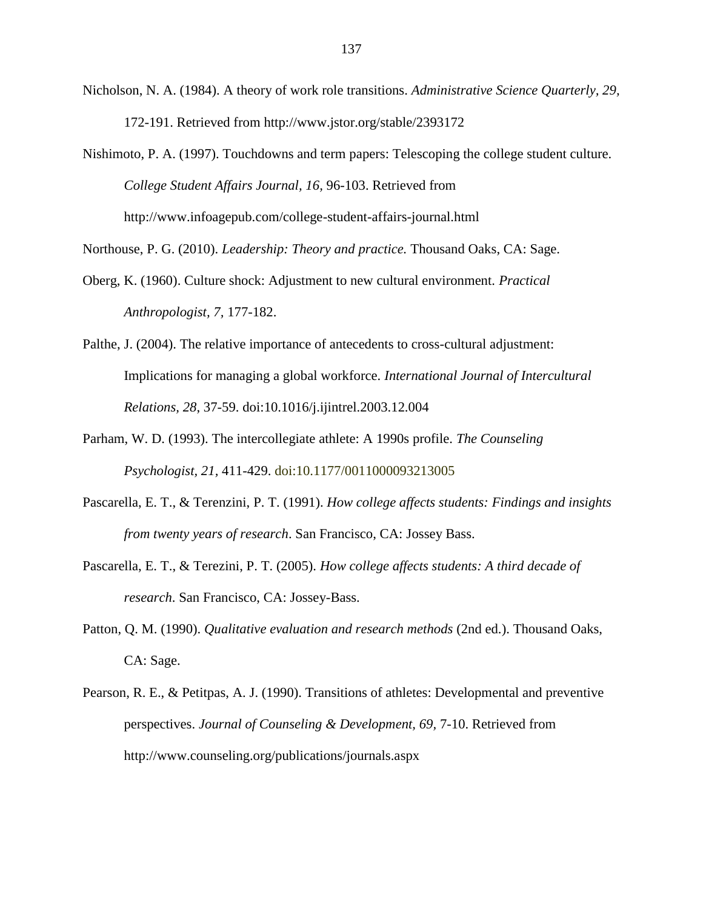Nicholson, N. A. (1984). A theory of work role transitions. *Administrative Science Quarterly, 29*, 172-191. Retrieved from http://www.jstor.org/stable/2393172

Nishimoto, P. A. (1997). Touchdowns and term papers: Telescoping the college student culture. *College Student Affairs Journal, 16*, 96-103. Retrieved from http://www.infoagepub.com/college-student-affairs-journal.html

Northouse, P. G. (2010). *Leadership: Theory and practice.* Thousand Oaks, CA: Sage.

Oberg, K. (1960). Culture shock: Adjustment to new cultural environment. *Practical Anthropologist, 7*, 177-182.

Palthe, J. (2004). The relative importance of antecedents to cross-cultural adjustment: Implications for managing a global workforce. *International Journal of Intercultural Relations*, *28*, 37-59. doi:10.1016/j.ijintrel.2003.12.004

Parham, W. D. (1993). The intercollegiate athlete: A 1990s profile. *The Counseling Psychologist*, *21*, 411-429. doi:10.1177/0011000093213005

Pascarella, E. T., & Terenzini, P. T. (1991). *How college affects students: Findings and insights from twenty years of research*. San Francisco, CA: Jossey Bass.

Pascarella, E. T., & Terezini, P. T. (2005). *How college affects students: A third decade of research*. San Francisco, CA: Jossey-Bass.

Patton, Q. M. (1990). *Qualitative evaluation and research methods* (2nd ed.). Thousand Oaks, CA: Sage.

Pearson, R. E., & Petitpas, A. J. (1990). Transitions of athletes: Developmental and preventive perspectives. *Journal of Counseling & Development, 69*, 7-10. Retrieved from http://www.counseling.org/publications/journals.aspx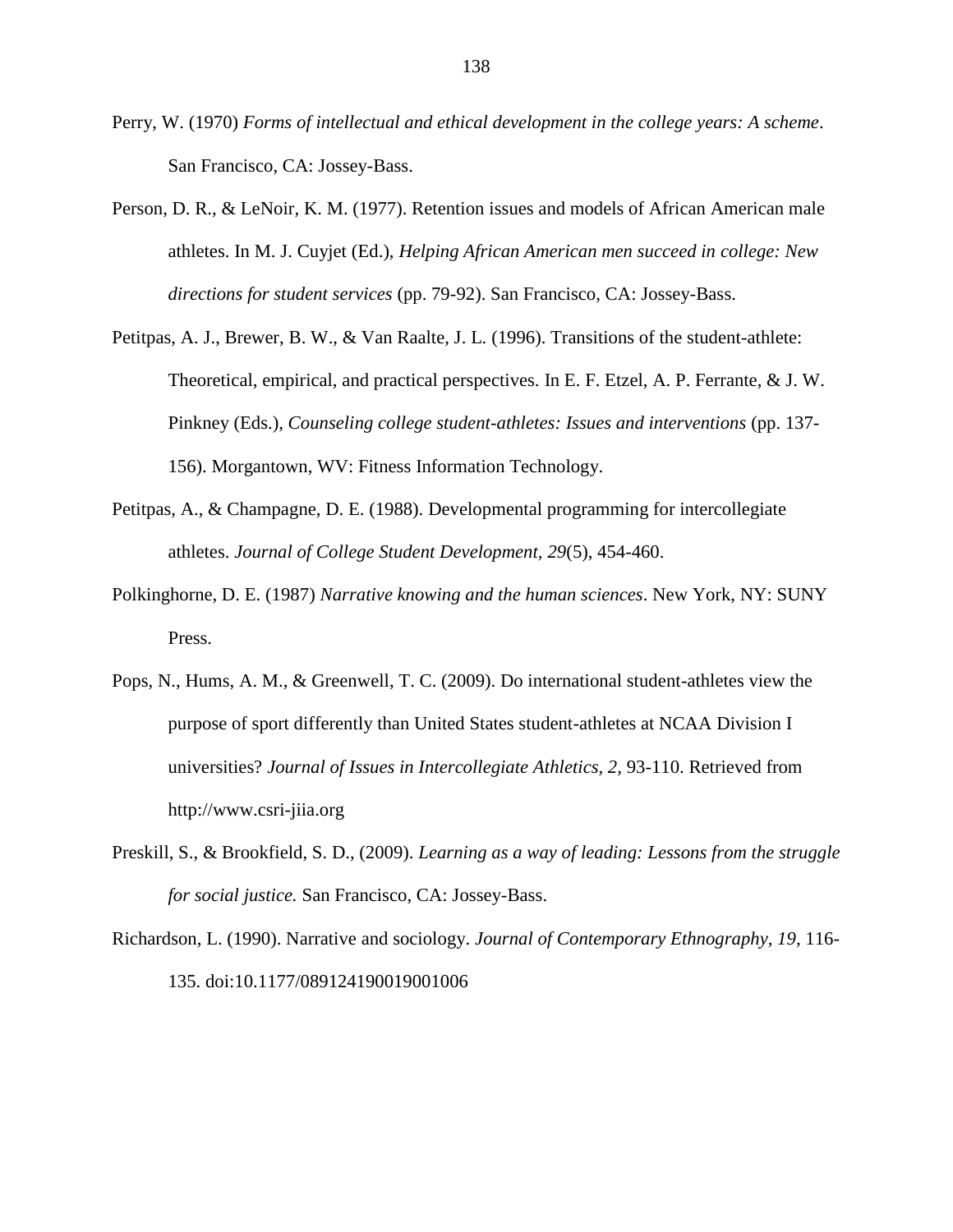Perry, W. (1970) *Forms of intellectual and ethical development in the college years: A scheme*. San Francisco, CA: Jossey-Bass.

Person, D. R., & LeNoir, K. M. (1977). Retention issues and models of African American male athletes. In M. J. Cuyjet (Ed.), *Helping African American men succeed in college: New directions for student services* (pp. 79-92). San Francisco, CA: Jossey-Bass.

Petitpas, A. J., Brewer, B. W., & Van Raalte, J. L. (1996). Transitions of the student-athlete: Theoretical, empirical, and practical perspectives. In E. F. Etzel, A. P. Ferrante, & J. W. Pinkney (Eds.), *Counseling college student-athletes: Issues and interventions* (pp. 137-156). Morgantown, WV: Fitness Information Technology.

Petitpas, A., & Champagne, D. E. (1988). Developmental programming for intercollegiate athletes. *Journal of College Student Development, 29*(5), 454-460.

Polkinghorne, D. E. (1987) *Narrative knowing and the human sciences*. New York, NY: SUNY Press.

Pops, N., Hums, A. M., & Greenwell, T. C. (2009). Do international student-athletes view the purpose of sport differently than United States student-athletes at NCAA Division I universities? *Journal of Issues in Intercollegiate Athletics, 2,* 93-110. Retrieved from http://www.csri-jiia.org

Preskill, S., & Brookfield, S. D., (2009). *Learning as a way of leading: Lessons from the struggle for social justice.* San Francisco, CA: Jossey-Bass.

Richardson, L. (1990). Narrative and sociology. *Journal of Contemporary Ethnography, 19,* 116-135. doi:10.1177/089124190019001006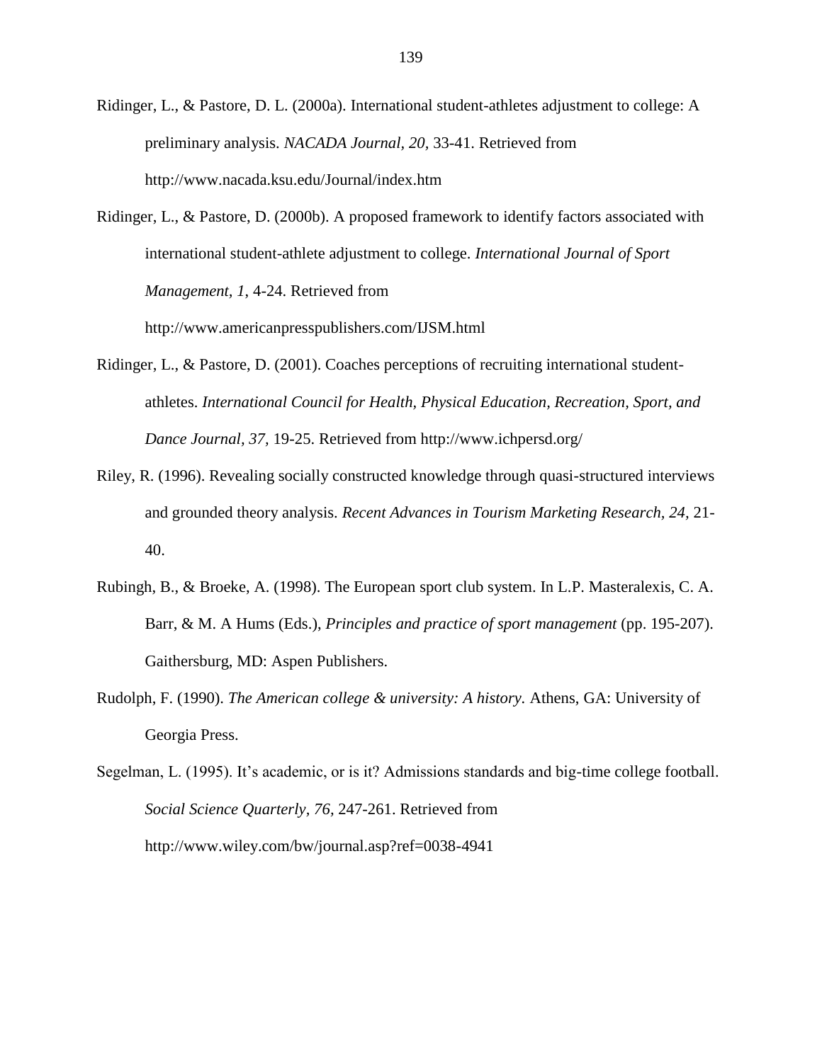Ridinger, L., & Pastore, D. L. (2000a). International student-athletes adjustment to college: A preliminary analysis. *NACADA Journal, 20,* 33-41. Retrieved from http://www.nacada.ksu.edu/Journal/index.htm

Ridinger, L., & Pastore, D. (2000b). A proposed framework to identify factors associated with international student-athlete adjustment to college. *International Journal of Sport Management, 1*, 4-24. Retrieved from http://www.americanpresspublishers.com/IJSM.html

Ridinger, L., & Pastore, D. (2001). Coaches perceptions of recruiting international student-athletes. *International Council for Health, Physical Education, Recreation, Sport, and Dance Journal, 37,* 19-25. Retrieved from http://www.ichpersd.org/

Riley, R. (1996). Revealing socially constructed knowledge through quasi-structured interviews and grounded theory analysis. *Recent Advances in Tourism Marketing Research, 24,* 21-40.

Rubingh, B., & Broeke, A. (1998). The European sport club system. In L.P. Masteralexis, C. A. Barr, & M. A Hums (Eds.), *Principles and practice of sport management* (pp. 195-207). Gaithersburg, MD: Aspen Publishers.

Rudolph, F. (1990). *The American college & university: A history.* Athens, GA: University of Georgia Press.

Segelman, L. (1995). It's academic, or is it? Admissions standards and big-time college football. *Social Science Quarterly, 76,* 247-261. Retrieved from http://www.wiley.com/bw/journal.asp?ref=0038-4941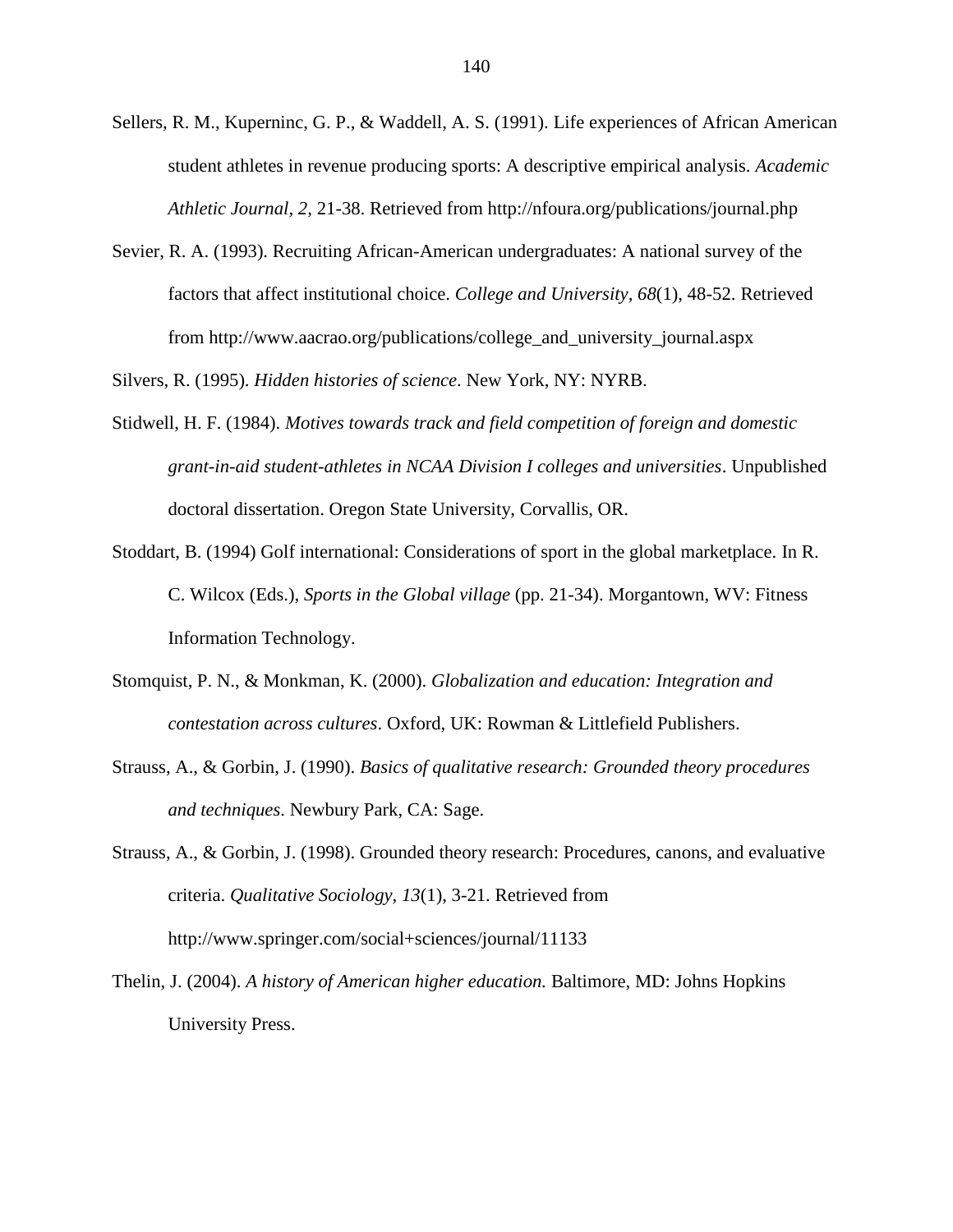Sellers, R. M., Kuperninc, G. P., & Waddell, A. S. (1991). Life experiences of African American student athletes in revenue producing sports: A descriptive empirical analysis. *Academic Athletic Journal*, *2*, 21-38. Retrieved from http://nfoura.org/publications/journal.php

Sevier, R. A. (1993). Recruiting African-American undergraduates: A national survey of the factors that affect institutional choice. *College and University*, *68*(1), 48-52. Retrieved from http://www.aacrao.org/publications/college_and_university_journal.aspx

Silvers, R. (1995). *Hidden histories of science*. New York, NY: NYRB.

Stidwell, H. F. (1984). *Motives towards track and field competition of foreign and domestic grant-in-aid student-athletes in NCAA Division I colleges and universities*. Unpublished doctoral dissertation. Oregon State University, Corvallis, OR.

Stoddart, B. (1994) Golf international: Considerations of sport in the global marketplace. In R. C. Wilcox (Eds.), *Sports in the Global village* (pp. 21-34). Morgantown, WV: Fitness Information Technology.

Stomquist, P. N., & Monkman, K. (2000). *Globalization and education: Integration and contestation across cultures*. Oxford, UK: Rowman & Littlefield Publishers.

Strauss, A., & Gorbin, J. (1990). *Basics of qualitative research: Grounded theory procedures and techniques*. Newbury Park, CA: Sage.

Strauss, A., & Gorbin, J. (1998). Grounded theory research: Procedures, canons, and evaluative criteria. *Qualitative Sociology, 13*(1), 3-21. Retrieved from http://www.springer.com/social+sciences/journal/11133

Thelin, J. (2004). *A history of American higher education.* Baltimore, MD: Johns Hopkins University Press.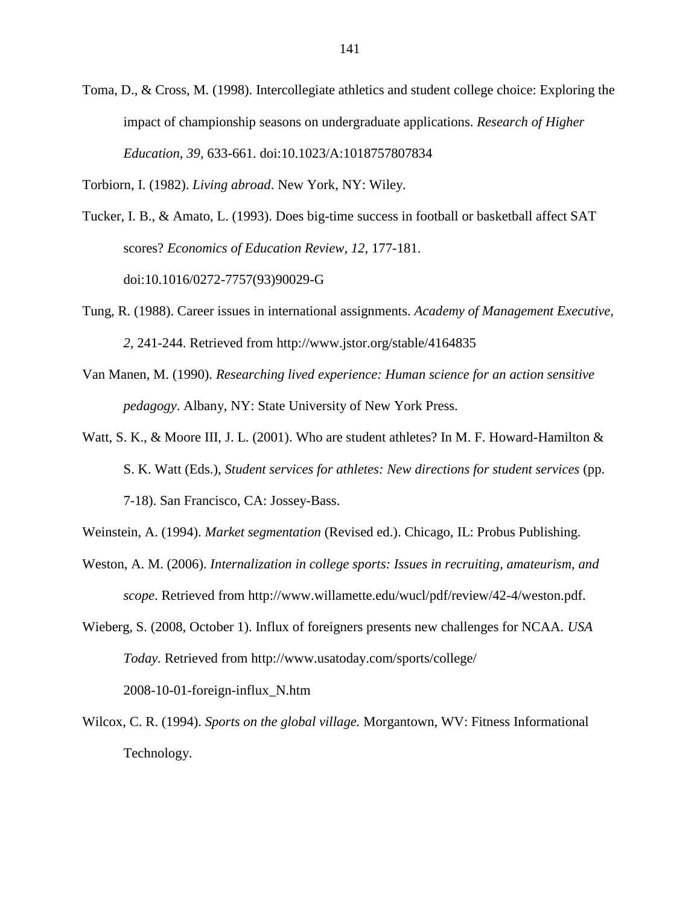Toma, D., & Cross, M. (1998). Intercollegiate athletics and student college choice: Exploring the impact of championship seasons on undergraduate applications. *Research of Higher Education, 39*, 633-661. doi:10.1023/A:1018757807834

Torbiorn, I. (1982). *Living abroad*. New York, NY: Wiley.

Tucker, I. B., & Amato, L. (1993). Does big-time success in football or basketball affect SAT scores? *Economics of Education Review, 12*, 177-181. doi:10.1016/0272-7757(93)90029-G

Tung, R. (1988). Career issues in international assignments. *Academy of Management Executive, 2,* 241-244. Retrieved from http://www.jstor.org/stable/4164835

Van Manen, M. (1990). *Researching lived experience: Human science for an action sensitive pedagogy*. Albany, NY: State University of New York Press.

Watt, S. K., & Moore III, J. L. (2001). Who are student athletes? In M. F. Howard-Hamilton & S. K. Watt (Eds.), *Student services for athletes: New directions for student services* (pp. 7-18). San Francisco, CA: Jossey-Bass.

Weinstein, A. (1994). *Market segmentation* (Revised ed.). Chicago, IL: Probus Publishing.

Weston, A. M. (2006). *Internalization in college sports: Issues in recruiting, amateurism, and scope*. Retrieved from http://www.willamette.edu/wucl/pdf/review/42-4/weston.pdf.

Wieberg, S. (2008, October 1). Influx of foreigners presents new challenges for NCAA. *USA Today.* Retrieved from http://www.usatoday.com/sports/college/2008-10-01-foreign-influx_N.htm

Wilcox, C. R. (1994). *Sports on the global village.* Morgantown, WV: Fitness Informational Technology.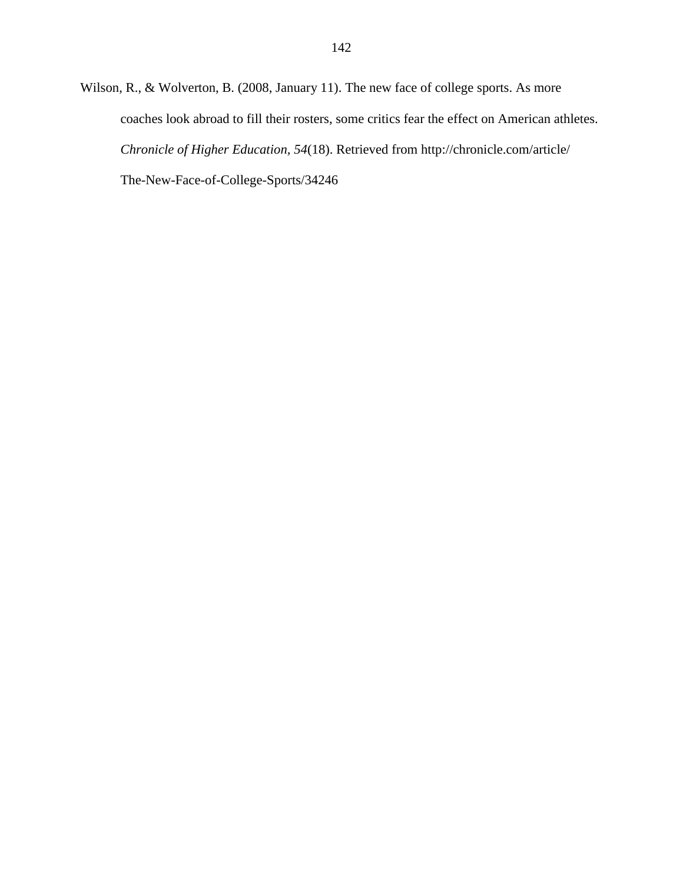Wilson, R., & Wolverton, B. (2008, January 11). The new face of college sports. As more coaches look abroad to fill their rosters, some critics fear the effect on American athletes. *Chronicle of Higher Education, 54*(18). Retrieved from http://chronicle.com/article/The-New-Face-of-College-Sports/34246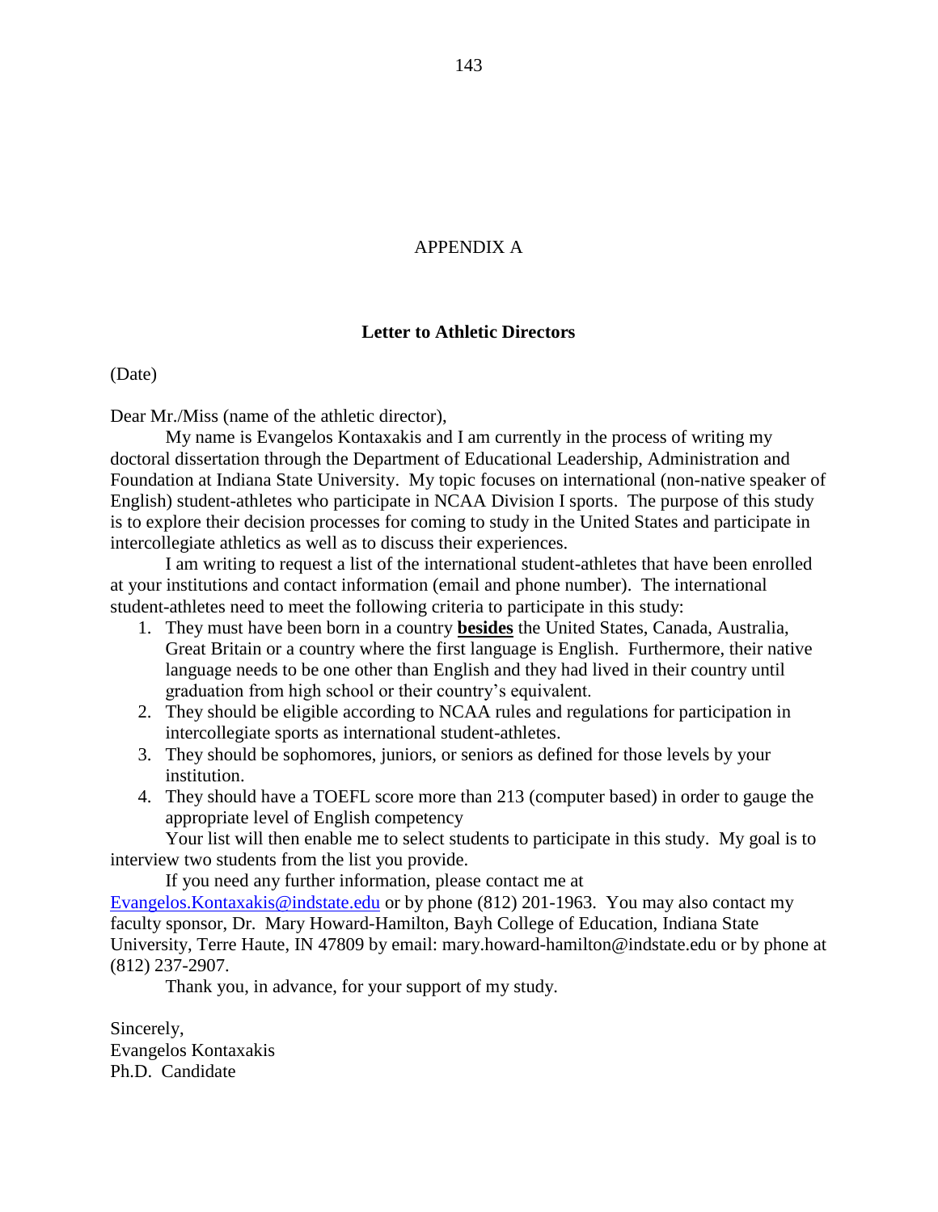# APPENDIX A

## Letter to Athletic Directors

(Date)

Dear Mr./Miss (name of the athletic director),

My name is Evangelos Kontaxakis and I am currently in the process of writing my doctoral dissertation through the Department of Educational Leadership, Administration and Foundation at Indiana State University. My topic focuses on international (non-native speaker of English) student-athletes who participate in NCAA Division I sports. The purpose of this study is to explore their decision processes for coming to study in the United States and participate in intercollegiate athletics as well as to discuss their experiences.

I am writing to request a list of the international student-athletes that have been enrolled at your institutions and contact information (email and phone number). The international student-athletes need to meet the following criteria to participate in this study:

1. They must have been born in a country **besides** the United States, Canada, Australia, Great Britain or a country where the first language is English. Furthermore, their native language needs to be one other than English and they had lived in their country until graduation from high school or their country's equivalent.
2. They should be eligible according to NCAA rules and regulations for participation in intercollegiate sports as international student-athletes.
3. They should be sophomores, juniors, or seniors as defined for those levels by your institution.
4. They should have a TOEFL score more than 213 (computer based) in order to gauge the appropriate level of English competency

Your list will then enable me to select students to participate in this study. My goal is to interview two students from the list you provide.

If you need any further information, please contact me at Evangelos.Kontaxakis@indstate.edu or by phone (812) 201-1963. You may also contact my faculty sponsor, Dr. Mary Howard-Hamilton, Bayh College of Education, Indiana State University, Terre Haute, IN 47809 by email: mary.howard-hamilton@indstate.edu or by phone at (812) 237-2907.

Thank you, in advance, for your support of my study.

Sincerely,
Evangelos Kontaxakis
Ph.D. Candidate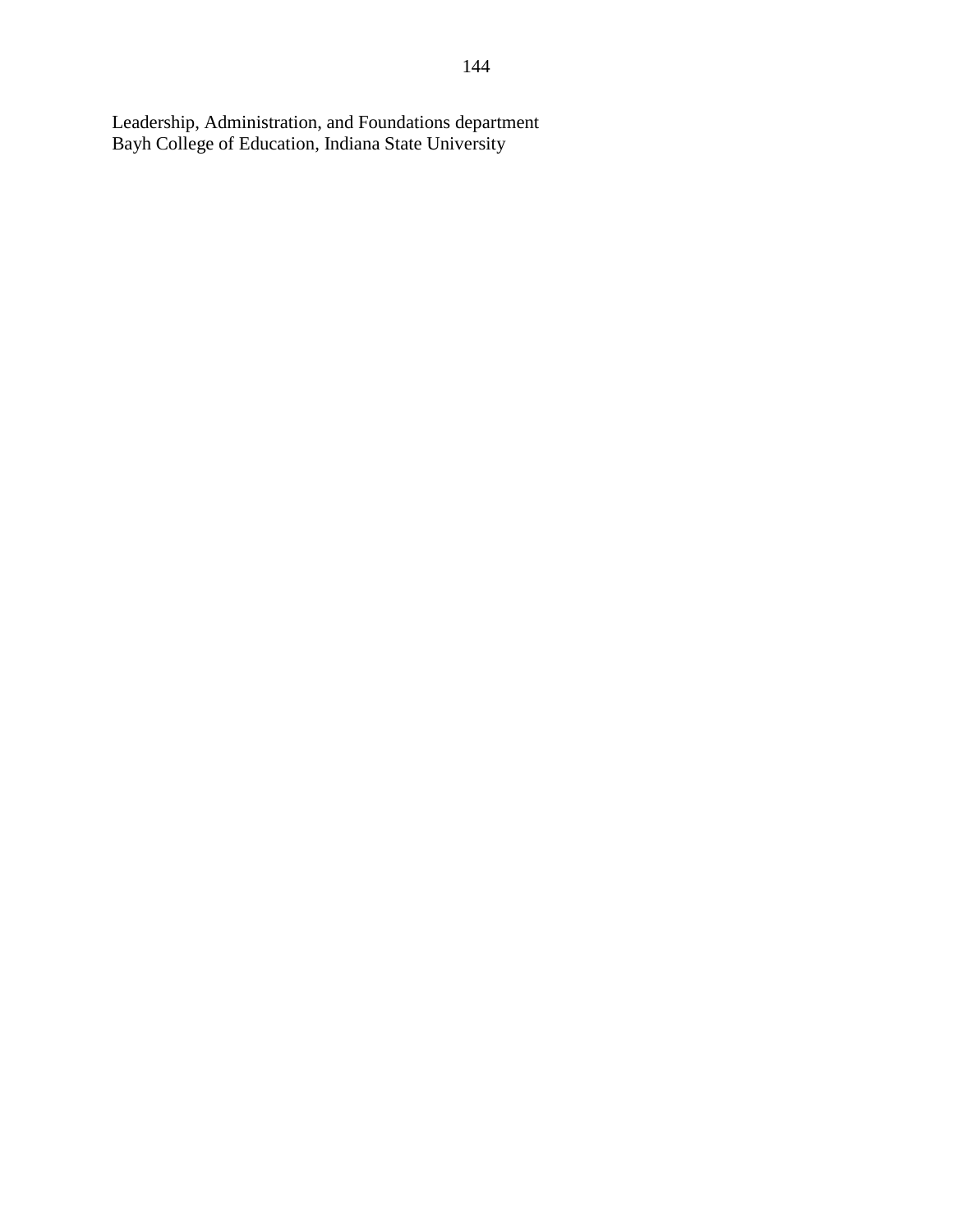Leadership, Administration, and Foundations department
Bayh College of Education, Indiana State University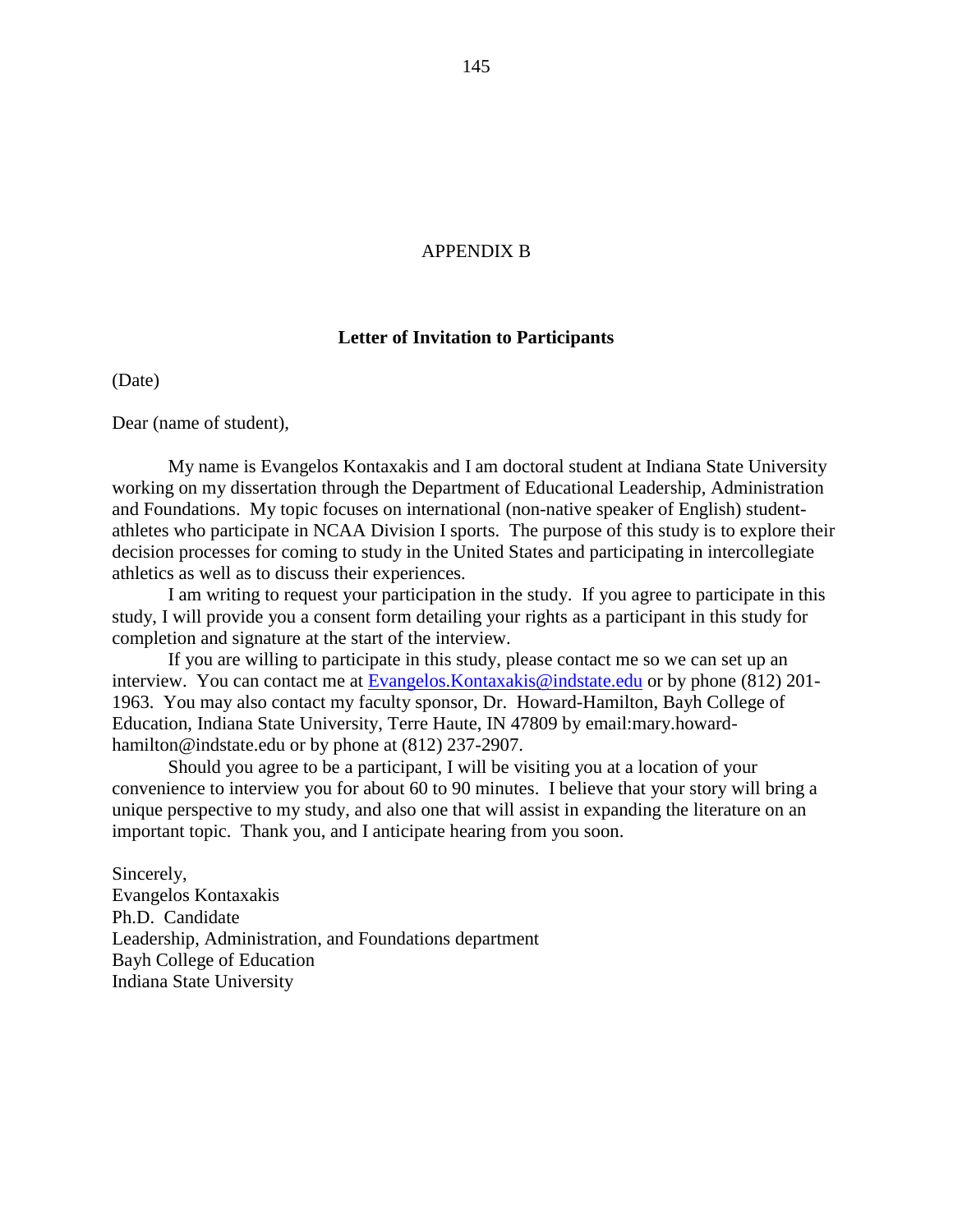# APPENDIX B

## Letter of Invitation to Participants

(Date)

Dear (name of student),

My name is Evangelos Kontaxakis and I am doctoral student at Indiana State University working on my dissertation through the Department of Educational Leadership, Administration and Foundations. My topic focuses on international (non-native speaker of English) student-athletes who participate in NCAA Division I sports. The purpose of this study is to explore their decision processes for coming to study in the United States and participating in intercollegiate athletics as well as to discuss their experiences.

I am writing to request your participation in the study. If you agree to participate in this study, I will provide you a consent form detailing your rights as a participant in this study for completion and signature at the start of the interview.

If you are willing to participate in this study, please contact me so we can set up an interview. You can contact me at Evangelos.Kontaxakis@indstate.edu or by phone (812) 201-1963. You may also contact my faculty sponsor, Dr. Howard-Hamilton, Bayh College of Education, Indiana State University, Terre Haute, IN 47809 by email:mary.howard-hamilton@indstate.edu or by phone at (812) 237-2907.

Should you agree to be a participant, I will be visiting you at a location of your convenience to interview you for about 60 to 90 minutes. I believe that your story will bring a unique perspective to my study, and also one that will assist in expanding the literature on an important topic. Thank you, and I anticipate hearing from you soon.

Sincerely,  
Evangelos Kontaxakis  
Ph.D. Candidate  
Leadership, Administration, and Foundations department  
Bayh College of Education  
Indiana State University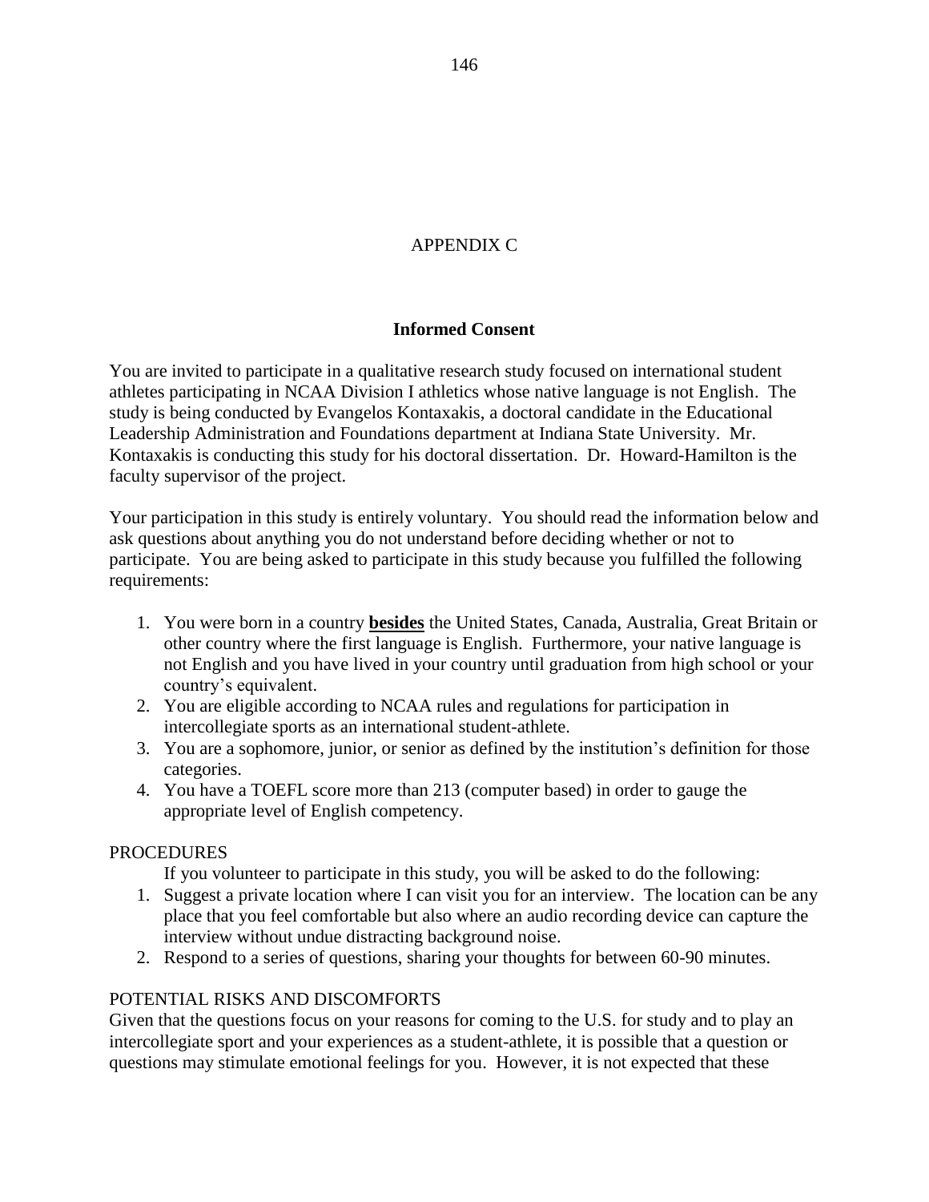# APPENDIX C

## Informed Consent

You are invited to participate in a qualitative research study focused on international student athletes participating in NCAA Division I athletics whose native language is not English. The study is being conducted by Evangelos Kontaxakis, a doctoral candidate in the Educational Leadership Administration and Foundations department at Indiana State University. Mr. Kontaxakis is conducting this study for his doctoral dissertation. Dr. Howard-Hamilton is the faculty supervisor of the project.

Your participation in this study is entirely voluntary. You should read the information below and ask questions about anything you do not understand before deciding whether or not to participate. You are being asked to participate in this study because you fulfilled the following requirements:

1. You were born in a country **besides** the United States, Canada, Australia, Great Britain or other country where the first language is English. Furthermore, your native language is not English and you have lived in your country until graduation from high school or your country's equivalent.
2. You are eligible according to NCAA rules and regulations for participation in intercollegiate sports as an international student-athlete.
3. You are a sophomore, junior, or senior as defined by the institution's definition for those categories.
4. You have a TOEFL score more than 213 (computer based) in order to gauge the appropriate level of English competency.

PROCEDURES

If you volunteer to participate in this study, you will be asked to do the following:

1. Suggest a private location where I can visit you for an interview. The location can be any place that you feel comfortable but also where an audio recording device can capture the interview without undue distracting background noise.
2. Respond to a series of questions, sharing your thoughts for between 60-90 minutes.

POTENTIAL RISKS AND DISCOMFORTS

Given that the questions focus on your reasons for coming to the U.S. for study and to play an intercollegiate sport and your experiences as a student-athlete, it is possible that a question or questions may stimulate emotional feelings for you. However, it is not expected that these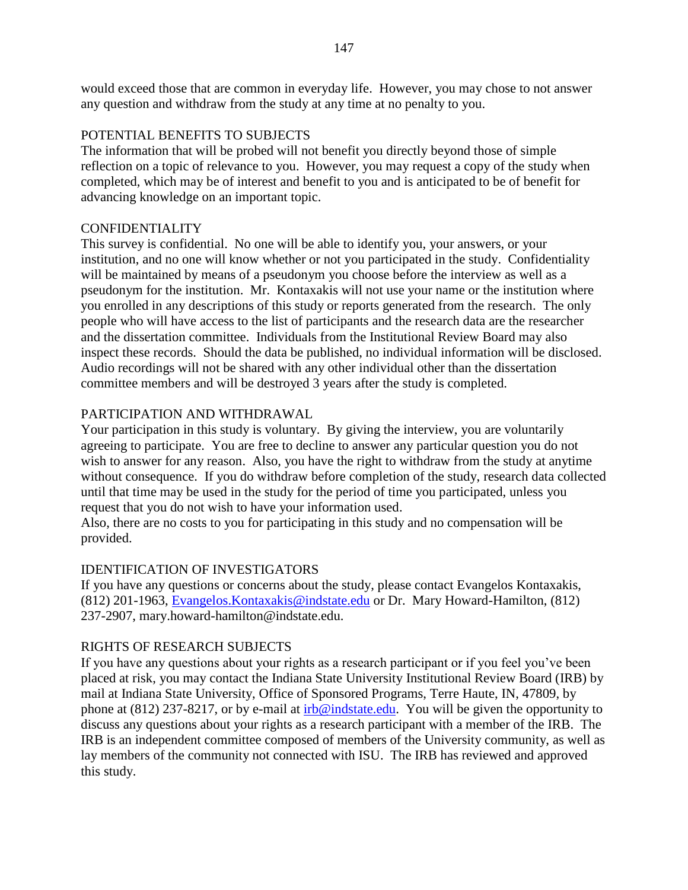would exceed those that are common in everyday life. However, you may chose to not answer any question and withdraw from the study at any time at no penalty to you.

POTENTIAL BENEFITS TO SUBJECTS

The information that will be probed will not benefit you directly beyond those of simple reflection on a topic of relevance to you. However, you may request a copy of the study when completed, which may be of interest and benefit to you and is anticipated to be of benefit for advancing knowledge on an important topic.

CONFIDENTIALITY

This survey is confidential. No one will be able to identify you, your answers, or your institution, and no one will know whether or not you participated in the study. Confidentiality will be maintained by means of a pseudonym you choose before the interview as well as a pseudonym for the institution. Mr. Kontaxakis will not use your name or the institution where you enrolled in any descriptions of this study or reports generated from the research. The only people who will have access to the list of participants and the research data are the researcher and the dissertation committee. Individuals from the Institutional Review Board may also inspect these records. Should the data be published, no individual information will be disclosed. Audio recordings will not be shared with any other individual other than the dissertation committee members and will be destroyed 3 years after the study is completed.

PARTICIPATION AND WITHDRAWAL

Your participation in this study is voluntary. By giving the interview, you are voluntarily agreeing to participate. You are free to decline to answer any particular question you do not wish to answer for any reason. Also, you have the right to withdraw from the study at anytime without consequence. If you do withdraw before completion of the study, research data collected until that time may be used in the study for the period of time you participated, unless you request that you do not wish to have your information used.
Also, there are no costs to you for participating in this study and no compensation will be provided.

IDENTIFICATION OF INVESTIGATORS

If you have any questions or concerns about the study, please contact Evangelos Kontaxakis, (812) 201-1963, Evangelos.Kontaxakis@indstate.edu or Dr. Mary Howard-Hamilton, (812) 237-2907, mary.howard-hamilton@indstate.edu.

RIGHTS OF RESEARCH SUBJECTS

If you have any questions about your rights as a research participant or if you feel you've been placed at risk, you may contact the Indiana State University Institutional Review Board (IRB) by mail at Indiana State University, Office of Sponsored Programs, Terre Haute, IN, 47809, by phone at (812) 237-8217, or by e-mail at irb@indstate.edu. You will be given the opportunity to discuss any questions about your rights as a research participant with a member of the IRB. The IRB is an independent committee composed of members of the University community, as well as lay members of the community not connected with ISU. The IRB has reviewed and approved this study.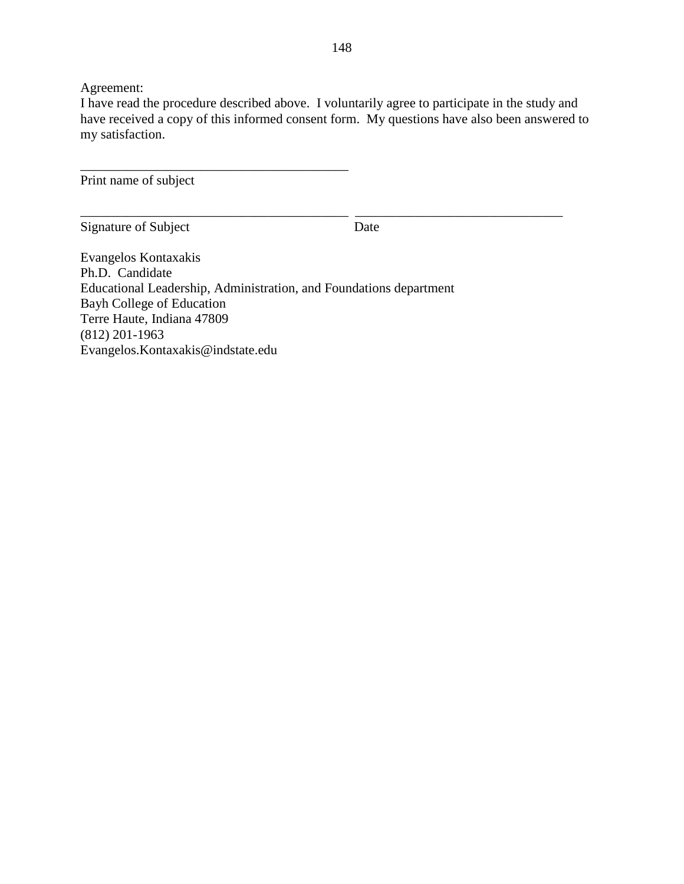Agreement:
I have read the procedure described above. I voluntarily agree to participate in the study and have received a copy of this informed consent form. My questions have also been answered to my satisfaction.

_________________________________________
Print name of subject

_________________________________________ _______________________________
Signature of Subject Date

Evangelos Kontaxakis
Ph.D. Candidate
Educational Leadership, Administration, and Foundations department
Bayh College of Education
Terre Haute, Indiana 47809
(812) 201-1963
Evangelos.Kontaxakis@indstate.edu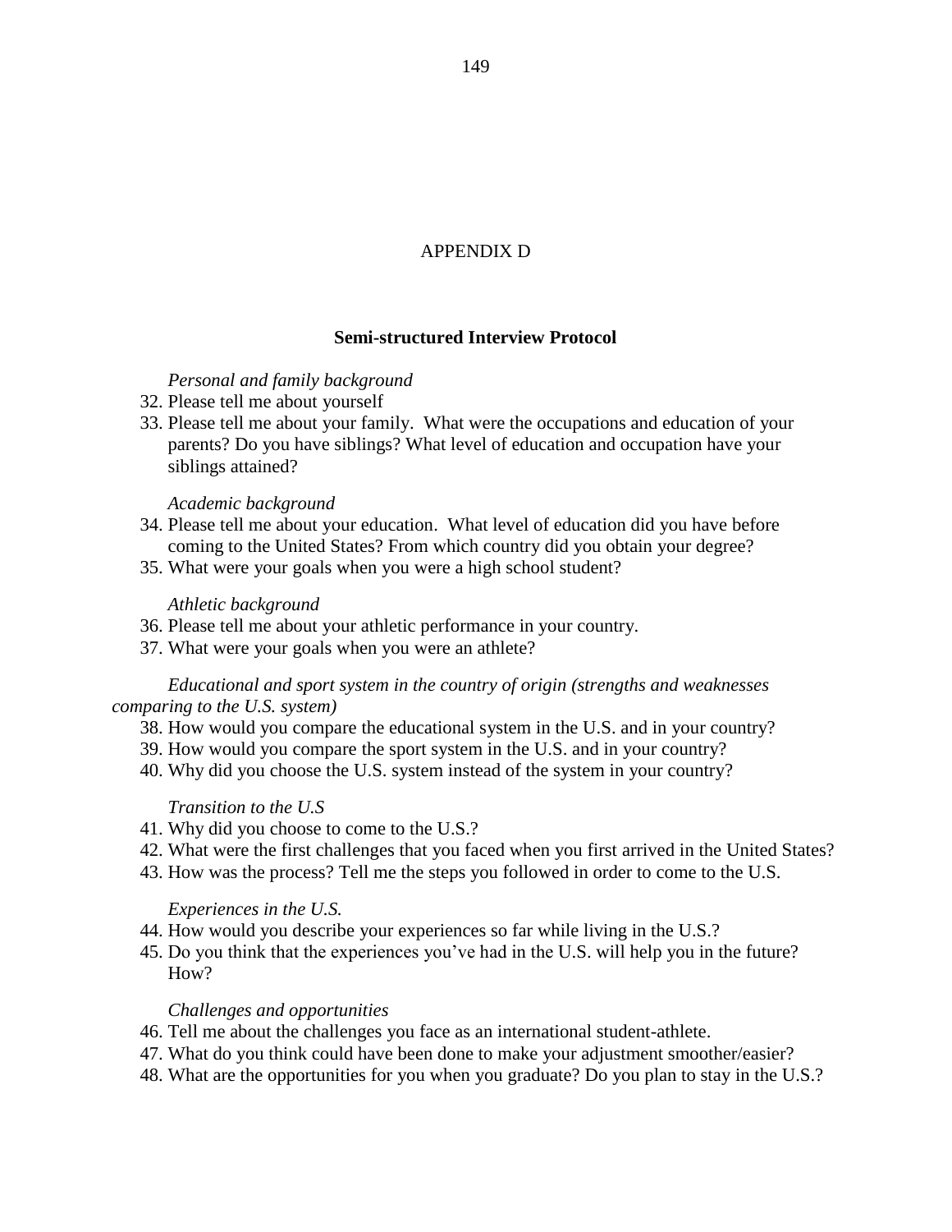# APPENDIX D

## Semi-structured Interview Protocol

*Personal and family background*

32. Please tell me about yourself
33. Please tell me about your family. What were the occupations and education of your parents? Do you have siblings? What level of education and occupation have your siblings attained?

*Academic background*

34. Please tell me about your education. What level of education did you have before coming to the United States? From which country did you obtain your degree?
35. What were your goals when you were a high school student?

*Athletic background*

36. Please tell me about your athletic performance in your country.
37. What were your goals when you were an athlete?

*Educational and sport system in the country of origin (strengths and weaknesses comparing to the U.S. system)*

38. How would you compare the educational system in the U.S. and in your country?
39. How would you compare the sport system in the U.S. and in your country?
40. Why did you choose the U.S. system instead of the system in your country?

*Transition to the U.S*

41. Why did you choose to come to the U.S.?
42. What were the first challenges that you faced when you first arrived in the United States?
43. How was the process? Tell me the steps you followed in order to come to the U.S.

*Experiences in the U.S.*

44. How would you describe your experiences so far while living in the U.S.?
45. Do you think that the experiences you've had in the U.S. will help you in the future? How?

*Challenges and opportunities*

46. Tell me about the challenges you face as an international student-athlete.
47. What do you think could have been done to make your adjustment smoother/easier?
48. What are the opportunities for you when you graduate? Do you plan to stay in the U.S.?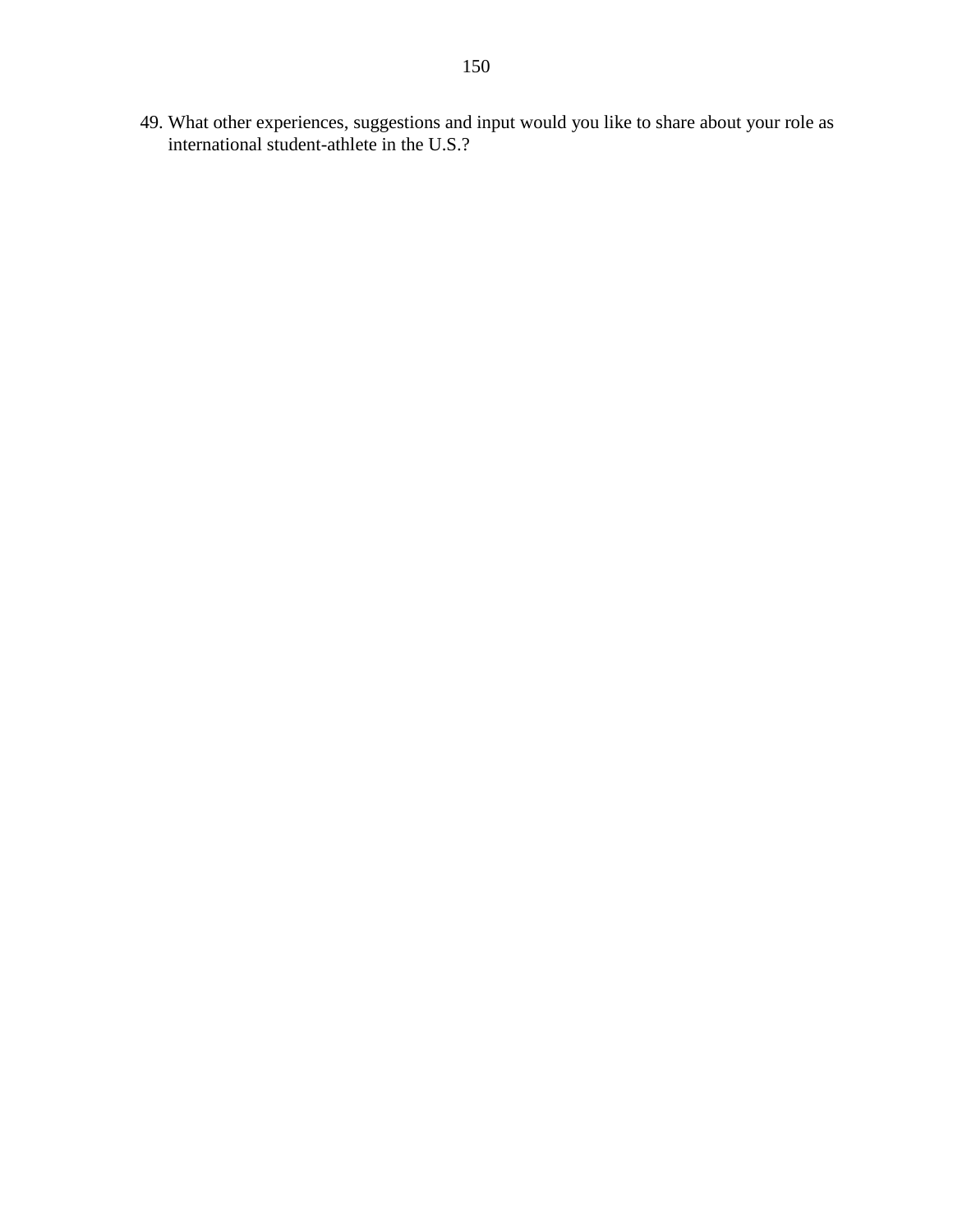49. What other experiences, suggestions and input would you like to share about your role as international student-athlete in the U.S.?